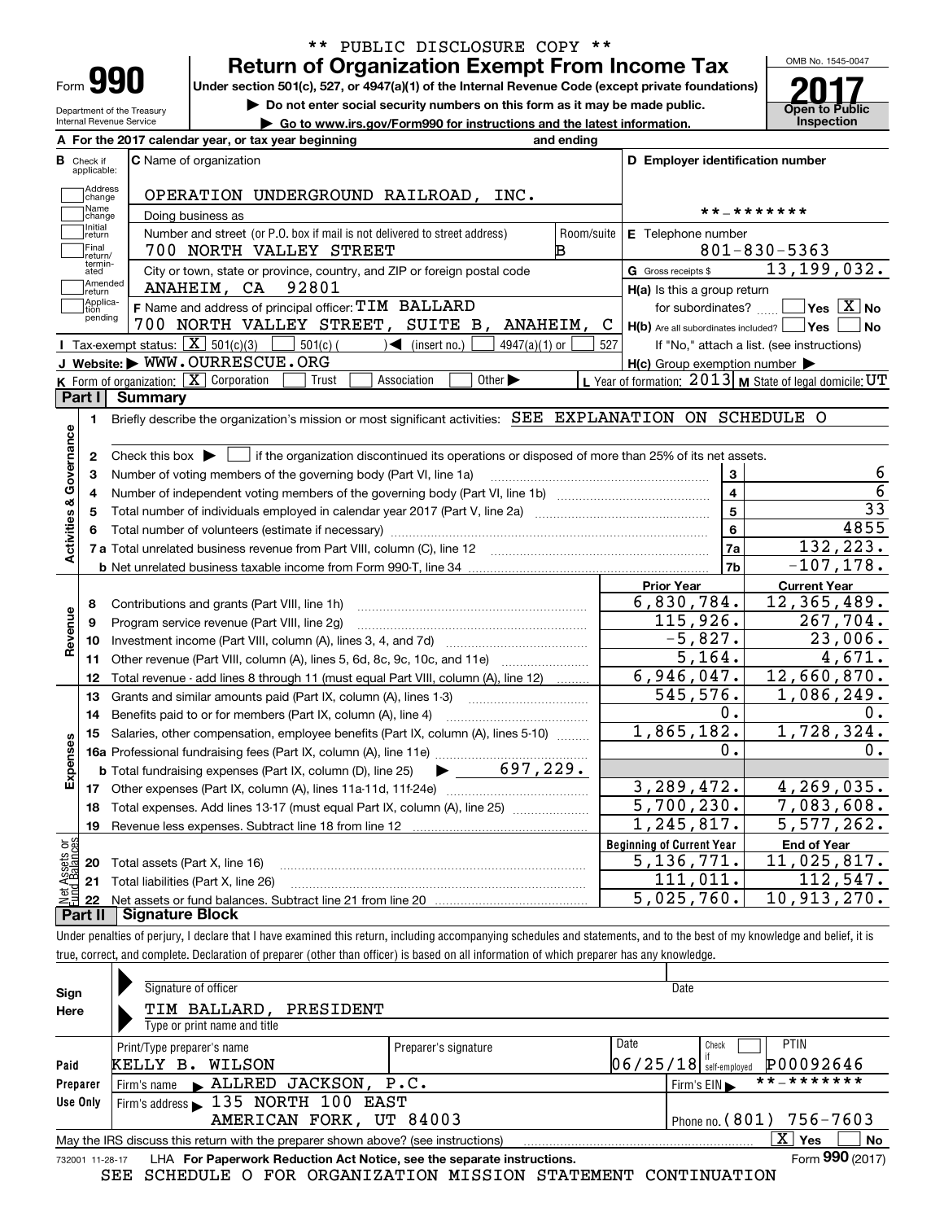** PUBLIC DISCLOSURE COPY **

# Form 990 — Return of Organization Exempt From Income Tax

Under section 501(c), 527, or 4947(a)(1) of the Internal Revenue Code (except private foundations)

▶ Do not enter social security numbers on this form as it may be made public.

▶ Go to www.irs.gov/Form990 for instructions and the latest information.

Department of the Treasury
Internal Revenue Service

OMB No. 1545-0047

**2017**

**Open to Public Inspection**

**A** For the 2017 calendar year, or tax year beginning                    and ending

**B** Check if applicable: Address change; Name change; Initial return; Final return/terminated; Amended return; Application pending

**C** Name of organization: OPERATION UNDERGROUND RAILROAD, INC.

Doing business as

Number and street (or P.O. box if mail is not delivered to street address): 700 NORTH VALLEY STREET — Room/suite: B

City or town, state or province, country, and ZIP or foreign postal code: ANAHEIM, CA 92801

**D** Employer identification number: **-*******

**E** Telephone number: 801-830-5363

**G** Gross receipts $ 13,199,032.

**F** Name and address of principal officer: TIM BALLARD, 700 NORTH VALLEY STREET, SUITE B, ANAHEIM, C

**H(a)** Is this a group return for subordinates? ☐ Yes ☒ No

**H(b)** Are all subordinates included? ☐ Yes ☐ No — If "No," attach a list. (see instructions)

**H(c)** Group exemption number ▶

**I** Tax-exempt status: ☒ 501(c)(3) ☐ 501(c) ( ) ◀ (insert no.) ☐ 4947(a)(1) or ☐ 527

**J** Website: ▶ WWW.OURRESCUE.ORG

**K** Form of organization: ☒ Corporation ☐ Trust ☐ Association ☐ Other ▶

**L** Year of formation: 2013 **M** State of legal domicile: UT

## Part I Summary

**Activities & Governance**

1. Briefly describe the organization's mission or most significant activities: SEE EXPLANATION ON SCHEDULE O
2. Check this box ▶ ☐ if the organization discontinued its operations or disposed of more than 25% of its net assets.

| | | | |
|---|---|---|---|
| 3 | Number of voting members of the governing body (Part VI, line 1a) | 3 | 6 |
| 4 | Number of independent voting members of the governing body (Part VI, line 1b) | 4 | 6 |
| 5 | Total number of individuals employed in calendar year 2017 (Part V, line 2a) | 5 | 33 |
| 6 | Total number of volunteers (estimate if necessary) | 6 | 4855 |
| 7a | Total unrelated business revenue from Part VIII, column (C), line 12 | 7a | 132,223. |
| b | Net unrelated business taxable income from Form 990-T, line 34 | 7b | -107,178. |

| | | Prior Year | Current Year |
|---|---|---|---|
| **Revenue** | | | |
| 8 | Contributions and grants (Part VIII, line 1h) | 6,830,784. | 12,365,489. |
| 9 | Program service revenue (Part VIII, line 2g) | 115,926. | 267,704. |
| 10 | Investment income (Part VIII, column (A), lines 3, 4, and 7d) | -5,827. | 23,006. |
| 11 | Other revenue (Part VIII, column (A), lines 5, 6d, 8c, 9c, 10c, and 11e) | 5,164. | 4,671. |
| 12 | Total revenue - add lines 8 through 11 (must equal Part VIII, column (A), line 12) | 6,946,047. | 12,660,870. |
| **Expenses** | | | |
| 13 | Grants and similar amounts paid (Part IX, column (A), lines 1-3) | 545,576. | 1,086,249. |
| 14 | Benefits paid to or for members (Part IX, column (A), line 4) | 0. | 0. |
| 15 | Salaries, other compensation, employee benefits (Part IX, column (A), lines 5-10) | 1,865,182. | 1,728,324. |
| 16a | Professional fundraising fees (Part IX, column (A), line 11e) | 0. | 0. |
| b | Total fundraising expenses (Part IX, column (D), line 25) ▶ 697,229. | | |
| 17 | Other expenses (Part IX, column (A), lines 11a-11d, 11f-24e) | 3,289,472. | 4,269,035. |
| 18 | Total expenses. Add lines 13-17 (must equal Part IX, column (A), line 25) | 5,700,230. | 7,083,608. |
| 19 | Revenue less expenses. Subtract line 18 from line 12 | 1,245,817. | 5,577,262. |

| **Net Assets or Fund Balances** | | Beginning of Current Year | End of Year |
|---|---|---|---|
| 20 | Total assets (Part X, line 16) | 5,136,771. | 11,025,817. |
| 21 | Total liabilities (Part X, line 26) | 111,011. | 112,547. |
| 22 | Net assets or fund balances. Subtract line 21 from line 20 | 5,025,760. | 10,913,270. |

## Part II Signature Block

Under penalties of perjury, I declare that I have examined this return, including accompanying schedules and statements, and to the best of my knowledge and belief, it is true, correct, and complete. Declaration of preparer (other than officer) is based on all information of which preparer has any knowledge.

**Sign Here**

Signature of officer — Date

TIM BALLARD, PRESIDENT
Type or print name and title

**Paid Preparer Use Only**

| Print/Type preparer's name | Preparer's signature | Date | Check if self-employed | PTIN |
|---|---|---|---|---|
| KELLY B. WILSON | | 06/25/18 | ☐ | P00092646 |

Firm's name ▶ ALLRED JACKSON, P.C. — Firm's EIN ▶ **-*******

Firm's address ▶ 135 NORTH 100 EAST, AMERICAN FORK, UT 84003 — Phone no. (801) 756-7603

May the IRS discuss this return with the preparer shown above? (see instructions) ☒ Yes ☐ No

732001 11-28-17 LHA For Paperwork Reduction Act Notice, see the separate instructions. Form **990** (2017)

SEE SCHEDULE O FOR ORGANIZATION MISSION STATEMENT CONTINUATION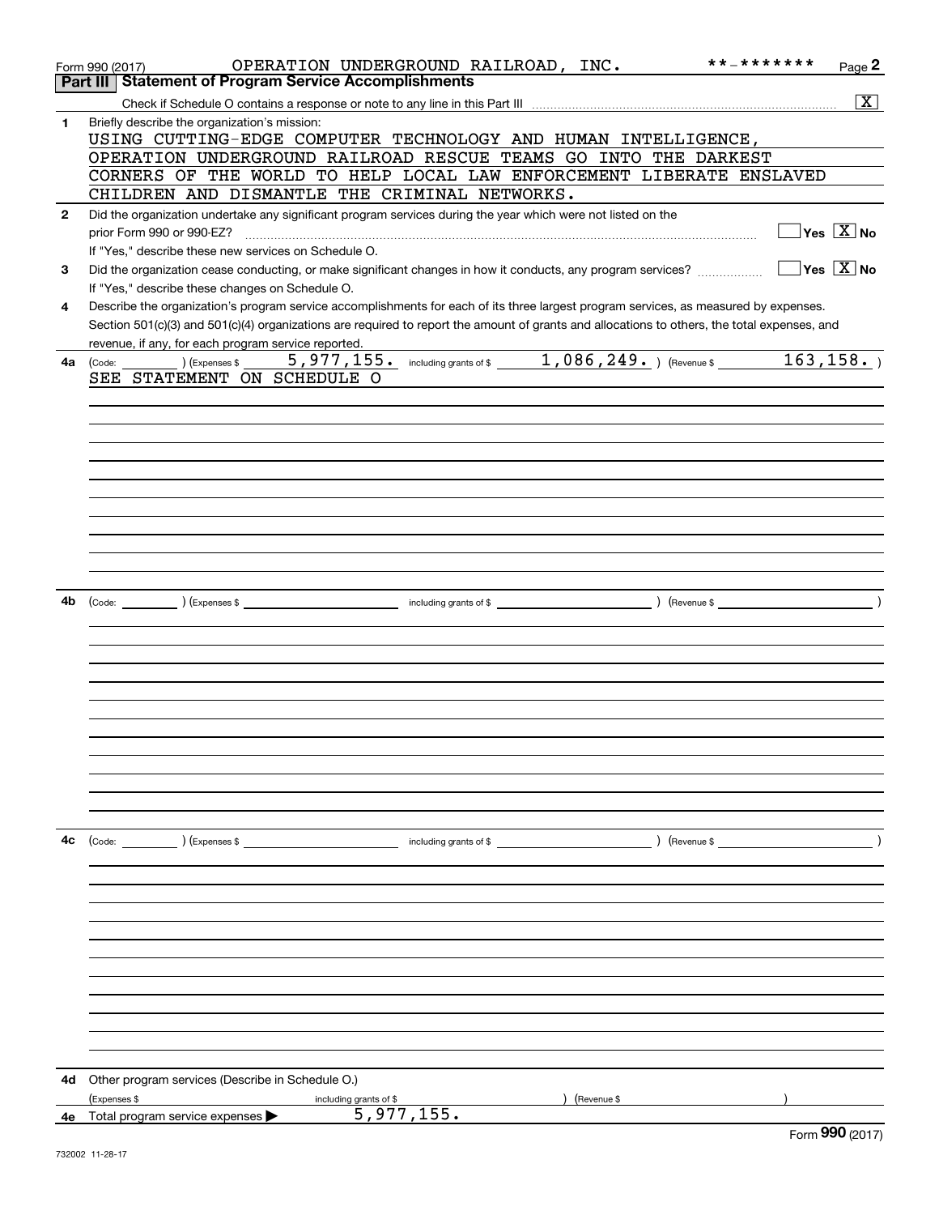Form 990 (2017) OPERATION UNDERGROUND RAILROAD, INC. **-******* Page **2**

## Part III Statement of Program Service Accomplishments

Check if Schedule O contains a response or note to any line in this Part III .......... [X]

**1** Briefly describe the organization's mission:

USING CUTTING-EDGE COMPUTER TECHNOLOGY AND HUMAN INTELLIGENCE, OPERATION UNDERGROUND RAILROAD RESCUE TEAMS GO INTO THE DARKEST CORNERS OF THE WORLD TO HELP LOCAL LAW ENFORCEMENT LIBERATE ENSLAVED CHILDREN AND DISMANTLE THE CRIMINAL NETWORKS.

**2** Did the organization undertake any significant program services during the year which were not listed on the prior Form 990 or 990-EZ? .......... [ ] Yes [X] No

If "Yes," describe these new services on Schedule O.

**3** Did the organization cease conducting, or make significant changes in how it conducts, any program services? .......... [ ] Yes [X] No

If "Yes," describe these changes on Schedule O.

**4** Describe the organization's program service accomplishments for each of its three largest program services, as measured by expenses. Section 501(c)(3) and 501(c)(4) organizations are required to report the amount of grants and allocations to others, the total expenses, and revenue, if any, for each program service reported.

**4a** (Code: ) (Expenses $ 5,977,155. including grants of $ 1,086,249. ) (Revenue $ 163,158. )

SEE STATEMENT ON SCHEDULE O

**4b** (Code: ) (Expenses $ including grants of $ ) (Revenue $ )

**4c** (Code: ) (Expenses $ including grants of $ ) (Revenue $ )

**4d** Other program services (Describe in Schedule O.)

(Expenses $ including grants of $ ) (Revenue $ )

**4e** Total program service expenses ▶ 5,977,155.

Form **990** (2017)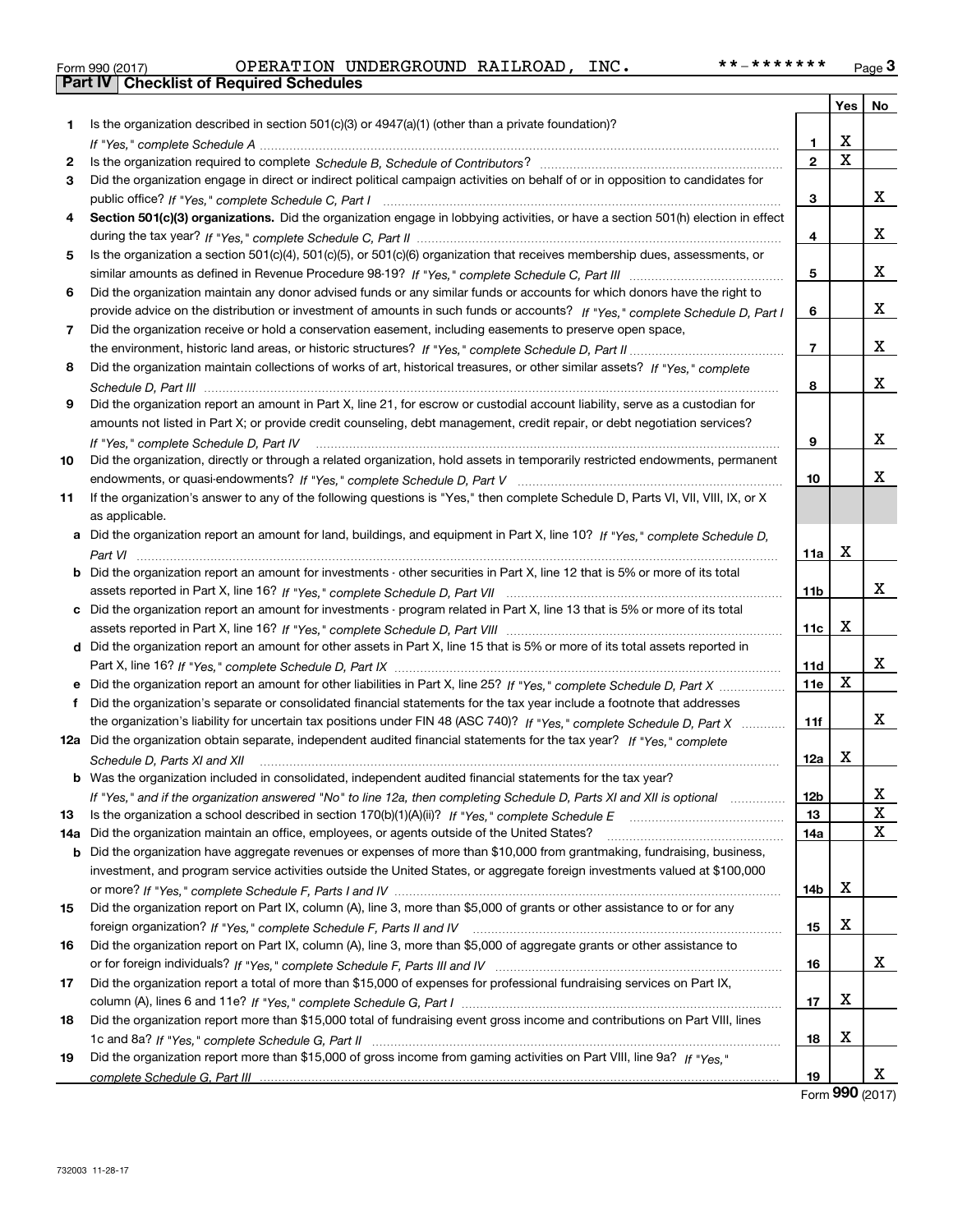Form 990 (2017) OPERATION UNDERGROUND RAILROAD, INC. **-******* Page 3

## Part IV Checklist of Required Schedules

| | | | Yes | No |
|---|---|---|---|---|
| 1 | Is the organization described in section 501(c)(3) or 4947(a)(1) (other than a private foundation)? *If "Yes," complete Schedule A* | 1 | X | |
| 2 | Is the organization required to complete *Schedule B, Schedule of Contributors*? | 2 | X | |
| 3 | Did the organization engage in direct or indirect political campaign activities on behalf of or in opposition to candidates for public office? *If "Yes," complete Schedule C, Part I* | 3 | | X |
| 4 | **Section 501(c)(3) organizations.** Did the organization engage in lobbying activities, or have a section 501(h) election in effect during the tax year? *If "Yes," complete Schedule C, Part II* | 4 | | X |
| 5 | Is the organization a section 501(c)(4), 501(c)(5), or 501(c)(6) organization that receives membership dues, assessments, or similar amounts as defined in Revenue Procedure 98-19? *If "Yes," complete Schedule C, Part III* | 5 | | X |
| 6 | Did the organization maintain any donor advised funds or any similar funds or accounts for which donors have the right to provide advice on the distribution or investment of amounts in such funds or accounts? *If "Yes," complete Schedule D, Part I* | 6 | | X |
| 7 | Did the organization receive or hold a conservation easement, including easements to preserve open space, the environment, historic land areas, or historic structures? *If "Yes," complete Schedule D, Part II* | 7 | | X |
| 8 | Did the organization maintain collections of works of art, historical treasures, or other similar assets? *If "Yes," complete Schedule D, Part III* | 8 | | X |
| 9 | Did the organization report an amount in Part X, line 21, for escrow or custodial account liability, serve as a custodian for amounts not listed in Part X; or provide credit counseling, debt management, credit repair, or debt negotiation services? *If "Yes," complete Schedule D, Part IV* | 9 | | X |
| 10 | Did the organization, directly or through a related organization, hold assets in temporarily restricted endowments, permanent endowments, or quasi-endowments? *If "Yes," complete Schedule D, Part V* | 10 | | X |
| 11 | If the organization's answer to any of the following questions is "Yes," then complete Schedule D, Parts VI, VII, VIII, IX, or X as applicable. | | | |
| a | Did the organization report an amount for land, buildings, and equipment in Part X, line 10? *If "Yes," complete Schedule D, Part VI* | 11a | X | |
| b | Did the organization report an amount for investments - other securities in Part X, line 12 that is 5% or more of its total assets reported in Part X, line 16? *If "Yes," complete Schedule D, Part VII* | 11b | | X |
| c | Did the organization report an amount for investments - program related in Part X, line 13 that is 5% or more of its total assets reported in Part X, line 16? *If "Yes," complete Schedule D, Part VIII* | 11c | X | |
| d | Did the organization report an amount for other assets in Part X, line 15 that is 5% or more of its total assets reported in Part X, line 16? *If "Yes," complete Schedule D, Part IX* | 11d | | X |
| e | Did the organization report an amount for other liabilities in Part X, line 25? *If "Yes," complete Schedule D, Part X* | 11e | X | |
| f | Did the organization's separate or consolidated financial statements for the tax year include a footnote that addresses the organization's liability for uncertain tax positions under FIN 48 (ASC 740)? *If "Yes," complete Schedule D, Part X* | 11f | | X |
| 12a | Did the organization obtain separate, independent audited financial statements for the tax year? *If "Yes," complete Schedule D, Parts XI and XII* | 12a | X | |
| b | Was the organization included in consolidated, independent audited financial statements for the tax year? *If "Yes," and if the organization answered "No" to line 12a, then completing Schedule D, Parts XI and XII is optional* | 12b | | X |
| 13 | Is the organization a school described in section 170(b)(1)(A)(ii)? *If "Yes," complete Schedule E* | 13 | | X |
| 14a | Did the organization maintain an office, employees, or agents outside of the United States? | 14a | | X |
| b | Did the organization have aggregate revenues or expenses of more than $10,000 from grantmaking, fundraising, business, investment, and program service activities outside the United States, or aggregate foreign investments valued at $100,000 or more? *If "Yes," complete Schedule F, Parts I and IV* | 14b | X | |
| 15 | Did the organization report on Part IX, column (A), line 3, more than $5,000 of grants or other assistance to or for any foreign organization? *If "Yes," complete Schedule F, Parts II and IV* | 15 | X | |
| 16 | Did the organization report on Part IX, column (A), line 3, more than $5,000 of aggregate grants or other assistance to or for foreign individuals? *If "Yes," complete Schedule F, Parts III and IV* | 16 | | X |
| 17 | Did the organization report a total of more than $15,000 of expenses for professional fundraising services on Part IX, column (A), lines 6 and 11e? *If "Yes," complete Schedule G, Part I* | 17 | X | |
| 18 | Did the organization report more than $15,000 total of fundraising event gross income and contributions on Part VIII, lines 1c and 8a? *If "Yes," complete Schedule G, Part II* | 18 | X | |
| 19 | Did the organization report more than $15,000 of gross income from gaming activities on Part VIII, line 9a? *If "Yes," complete Schedule G, Part III* | 19 | | X |

Form **990** (2017)

732003 11-28-17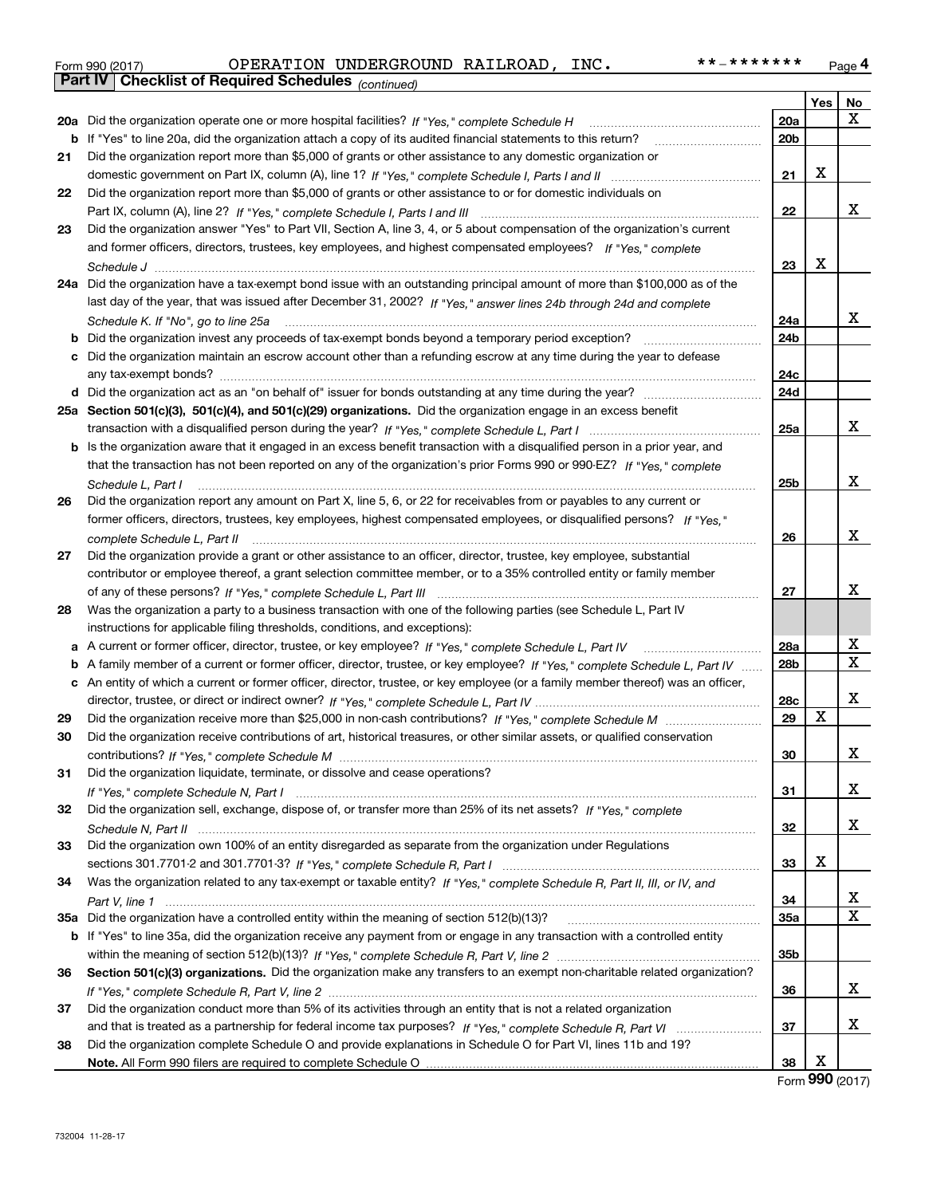Form 990 (2017) OPERATION UNDERGROUND RAILROAD, INC. **-******* Page 4

**Part IV Checklist of Required Schedules** *(continued)*

| | | | Yes | No |
|---|---|---|---|---|
| 20a | Did the organization operate one or more hospital facilities? *If "Yes," complete Schedule H* | 20a | | X |
| b | If "Yes" to line 20a, did the organization attach a copy of its audited financial statements to this return? | 20b | | |
| 21 | Did the organization report more than $5,000 of grants or other assistance to any domestic organization or domestic government on Part IX, column (A), line 1? *If "Yes," complete Schedule I, Parts I and II* | 21 | X | |
| 22 | Did the organization report more than $5,000 of grants or other assistance to or for domestic individuals on Part IX, column (A), line 2? *If "Yes," complete Schedule I, Parts I and III* | 22 | | X |
| 23 | Did the organization answer "Yes" to Part VII, Section A, line 3, 4, or 5 about compensation of the organization's current and former officers, directors, trustees, key employees, and highest compensated employees? *If "Yes," complete Schedule J* | 23 | X | |
| 24a | Did the organization have a tax-exempt bond issue with an outstanding principal amount of more than $100,000 as of the last day of the year, that was issued after December 31, 2002? *If "Yes," answer lines 24b through 24d and complete Schedule K. If "No", go to line 25a* | 24a | | X |
| b | Did the organization invest any proceeds of tax-exempt bonds beyond a temporary period exception? | 24b | | |
| c | Did the organization maintain an escrow account other than a refunding escrow at any time during the year to defease any tax-exempt bonds? | 24c | | |
| d | Did the organization act as an "on behalf of" issuer for bonds outstanding at any time during the year? | 24d | | |
| 25a | **Section 501(c)(3), 501(c)(4), and 501(c)(29) organizations.** Did the organization engage in an excess benefit transaction with a disqualified person during the year? *If "Yes," complete Schedule L, Part I* | 25a | | X |
| b | Is the organization aware that it engaged in an excess benefit transaction with a disqualified person in a prior year, and that the transaction has not been reported on any of the organization's prior Forms 990 or 990-EZ? *If "Yes," complete Schedule L, Part I* | 25b | | X |
| 26 | Did the organization report any amount on Part X, line 5, 6, or 22 for receivables from or payables to any current or former officers, directors, trustees, key employees, highest compensated employees, or disqualified persons? *If "Yes," complete Schedule L, Part II* | 26 | | X |
| 27 | Did the organization provide a grant or other assistance to an officer, director, trustee, key employee, substantial contributor or employee thereof, a grant selection committee member, or to a 35% controlled entity or family member of any of these persons? *If "Yes," complete Schedule L, Part III* | 27 | | X |
| 28 | Was the organization a party to a business transaction with one of the following parties (see Schedule L, Part IV instructions for applicable filing thresholds, conditions, and exceptions): | | | |
| a | A current or former officer, director, trustee, or key employee? *If "Yes," complete Schedule L, Part IV* | 28a | | X |
| b | A family member of a current or former officer, director, trustee, or key employee? *If "Yes," complete Schedule L, Part IV* | 28b | | X |
| c | An entity of which a current or former officer, director, trustee, or key employee (or a family member thereof) was an officer, director, trustee, or direct or indirect owner? *If "Yes," complete Schedule L, Part IV* | 28c | | X |
| 29 | Did the organization receive more than $25,000 in non-cash contributions? *If "Yes," complete Schedule M* | 29 | X | |
| 30 | Did the organization receive contributions of art, historical treasures, or other similar assets, or qualified conservation contributions? *If "Yes," complete Schedule M* | 30 | | X |
| 31 | Did the organization liquidate, terminate, or dissolve and cease operations? *If "Yes," complete Schedule N, Part I* | 31 | | X |
| 32 | Did the organization sell, exchange, dispose of, or transfer more than 25% of its net assets? *If "Yes," complete Schedule N, Part II* | 32 | | X |
| 33 | Did the organization own 100% of an entity disregarded as separate from the organization under Regulations sections 301.7701-2 and 301.7701-3? *If "Yes," complete Schedule R, Part I* | 33 | X | |
| 34 | Was the organization related to any tax-exempt or taxable entity? *If "Yes," complete Schedule R, Part II, III, or IV, and Part V, line 1* | 34 | | X |
| 35a | Did the organization have a controlled entity within the meaning of section 512(b)(13)? | 35a | | X |
| b | If "Yes" to line 35a, did the organization receive any payment from or engage in any transaction with a controlled entity within the meaning of section 512(b)(13)? *If "Yes," complete Schedule R, Part V, line 2* | 35b | | |
| 36 | **Section 501(c)(3) organizations.** Did the organization make any transfers to an exempt non-charitable related organization? *If "Yes," complete Schedule R, Part V, line 2* | 36 | | X |
| 37 | Did the organization conduct more than 5% of its activities through an entity that is not a related organization and that is treated as a partnership for federal income tax purposes? *If "Yes," complete Schedule R, Part VI* | 37 | | X |
| 38 | Did the organization complete Schedule O and provide explanations in Schedule O for Part VI, lines 11b and 19? **Note.** All Form 990 filers are required to complete Schedule O | 38 | X | |

Form **990** (2017)

732004 11-28-17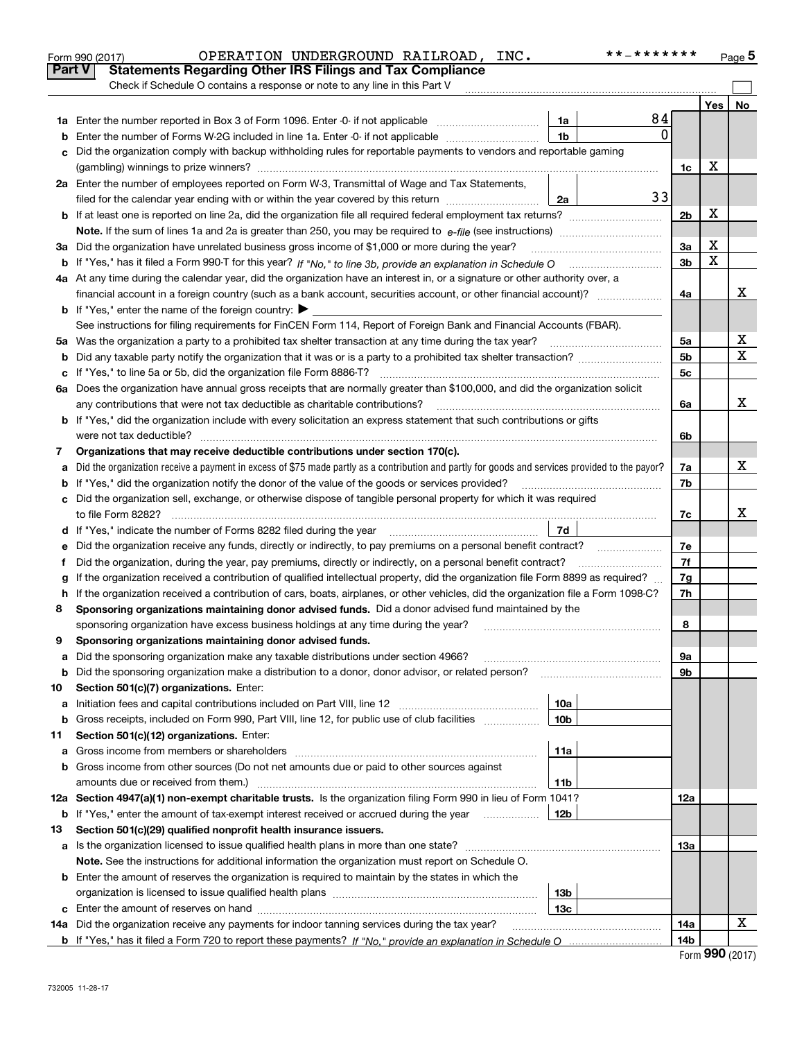Form 990 (2017) OPERATION UNDERGROUND RAILROAD, INC. **-******* Page 5

## Part V Statements Regarding Other IRS Filings and Tax Compliance

Check if Schedule O contains a response or note to any line in this Part V

| | | | | | Yes | No |
|---|---|---|---|---|---|---|
| 1a | Enter the number reported in Box 3 of Form 1096. Enter -0- if not applicable | 1a | 84 | | | |
| b | Enter the number of Forms W-2G included in line 1a. Enter -0- if not applicable | 1b | 0 | | | |
| c | Did the organization comply with backup withholding rules for reportable payments to vendors and reportable gaming (gambling) winnings to prize winners? | | | 1c | X | |
| 2a | Enter the number of employees reported on Form W-3, Transmittal of Wage and Tax Statements, filed for the calendar year ending with or within the year covered by this return | 2a | 33 | | | |
| b | If at least one is reported on line 2a, did the organization file all required federal employment tax returns? | | | 2b | X | |
| | **Note.** If the sum of lines 1a and 2a is greater than 250, you may be required to *e-file* (see instructions) | | | | | |
| 3a | Did the organization have unrelated business gross income of $1,000 or more during the year? | | | 3a | X | |
| b | If "Yes," has it filed a Form 990-T for this year? *If "No," to line 3b, provide an explanation in Schedule O* | | | 3b | X | |
| 4a | At any time during the calendar year, did the organization have an interest in, or a signature or other authority over, a financial account in a foreign country (such as a bank account, securities account, or other financial account)? | | | 4a | | X |
| b | If "Yes," enter the name of the foreign country: ▶ | | | | | |
| | See instructions for filing requirements for FinCEN Form 114, Report of Foreign Bank and Financial Accounts (FBAR). | | | | | |
| 5a | Was the organization a party to a prohibited tax shelter transaction at any time during the tax year? | | | 5a | | X |
| b | Did any taxable party notify the organization that it was or is a party to a prohibited tax shelter transaction? | | | 5b | | X |
| c | If "Yes," to line 5a or 5b, did the organization file Form 8886-T? | | | 5c | | |
| 6a | Does the organization have annual gross receipts that are normally greater than $100,000, and did the organization solicit any contributions that were not tax deductible as charitable contributions? | | | 6a | | X |
| b | If "Yes," did the organization include with every solicitation an express statement that such contributions or gifts were not tax deductible? | | | 6b | | |
| 7 | **Organizations that may receive deductible contributions under section 170(c).** | | | | | |
| a | Did the organization receive a payment in excess of $75 made partly as a contribution and partly for goods and services provided to the payor? | | | 7a | | X |
| b | If "Yes," did the organization notify the donor of the value of the goods or services provided? | | | 7b | | |
| c | Did the organization sell, exchange, or otherwise dispose of tangible personal property for which it was required to file Form 8282? | | | 7c | | X |
| d | If "Yes," indicate the number of Forms 8282 filed during the year | 7d | | | | |
| e | Did the organization receive any funds, directly or indirectly, to pay premiums on a personal benefit contract? | | | 7e | | |
| f | Did the organization, during the year, pay premiums, directly or indirectly, on a personal benefit contract? | | | 7f | | |
| g | If the organization received a contribution of qualified intellectual property, did the organization file Form 8899 as required? | | | 7g | | |
| h | If the organization received a contribution of cars, boats, airplanes, or other vehicles, did the organization file a Form 1098-C? | | | 7h | | |
| 8 | **Sponsoring organizations maintaining donor advised funds.** Did a donor advised fund maintained by the sponsoring organization have excess business holdings at any time during the year? | | | 8 | | |
| 9 | **Sponsoring organizations maintaining donor advised funds.** | | | | | |
| a | Did the sponsoring organization make any taxable distributions under section 4966? | | | 9a | | |
| b | Did the sponsoring organization make a distribution to a donor, donor advisor, or related person? | | | 9b | | |
| 10 | **Section 501(c)(7) organizations.** Enter: | | | | | |
| a | Initiation fees and capital contributions included on Part VIII, line 12 | 10a | | | | |
| b | Gross receipts, included on Form 990, Part VIII, line 12, for public use of club facilities | 10b | | | | |
| 11 | **Section 501(c)(12) organizations.** Enter: | | | | | |
| a | Gross income from members or shareholders | 11a | | | | |
| b | Gross income from other sources (Do not net amounts due or paid to other sources against amounts due or received from them.) | 11b | | | | |
| 12a | **Section 4947(a)(1) non-exempt charitable trusts.** Is the organization filing Form 990 in lieu of Form 1041? | | | 12a | | |
| b | If "Yes," enter the amount of tax-exempt interest received or accrued during the year | 12b | | | | |
| 13 | **Section 501(c)(29) qualified nonprofit health insurance issuers.** | | | | | |
| a | Is the organization licensed to issue qualified health plans in more than one state? | | | 13a | | |
| | **Note.** See the instructions for additional information the organization must report on Schedule O. | | | | | |
| b | Enter the amount of reserves the organization is required to maintain by the states in which the organization is licensed to issue qualified health plans | 13b | | | | |
| c | Enter the amount of reserves on hand | 13c | | | | |
| 14a | Did the organization receive any payments for indoor tanning services during the tax year? | | | 14a | | X |
| b | If "Yes," has it filed a Form 720 to report these payments? *If "No," provide an explanation in Schedule O* | | | 14b | | |

Form **990** (2017)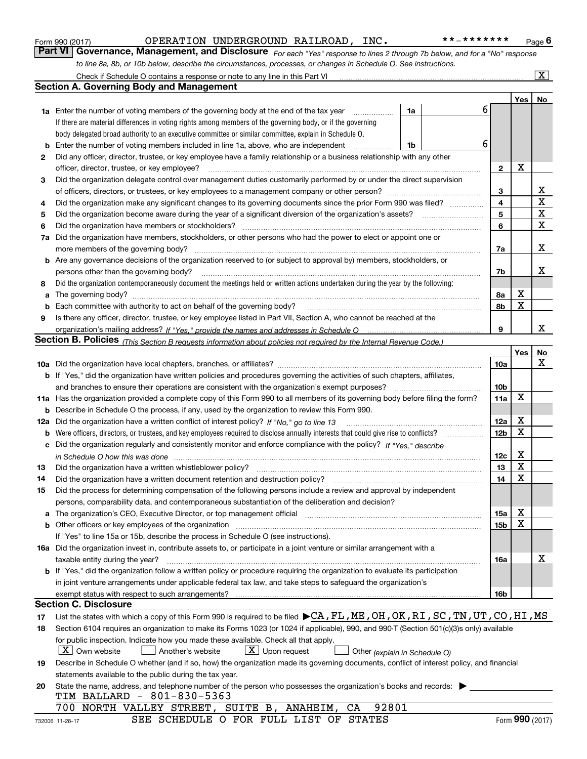Form 990 (2017) OPERATION UNDERGROUND RAILROAD, INC. **-******* Page 6

## Part VI Governance, Management, and Disclosure

*For each "Yes" response to lines 2 through 7b below, and for a "No" response to line 8a, 8b, or 10b below, describe the circumstances, processes, or changes in Schedule O. See instructions.*

Check if Schedule O contains a response or note to any line in this Part VI [X]

### Section A. Governing Body and Management

| | | | | Yes | No |
|---|---|---|---|---|---|
| 1a | Enter the number of voting members of the governing body at the end of the tax year. If there are material differences in voting rights among members of the governing body, or if the governing body delegated broad authority to an executive committee or similar committee, explain in Schedule O. | 1a | 6 | | |
| b | Enter the number of voting members included in line 1a, above, who are independent | 1b | 6 | | |
| 2 | Did any officer, director, trustee, or key employee have a family relationship or a business relationship with any other officer, director, trustee, or key employee? | 2 | | X | |
| 3 | Did the organization delegate control over management duties customarily performed by or under the direct supervision of officers, directors, or trustees, or key employees to a management company or other person? | 3 | | | X |
| 4 | Did the organization make any significant changes to its governing documents since the prior Form 990 was filed? | 4 | | | X |
| 5 | Did the organization become aware during the year of a significant diversion of the organization's assets? | 5 | | | X |
| 6 | Did the organization have members or stockholders? | 6 | | | X |
| 7a | Did the organization have members, stockholders, or other persons who had the power to elect or appoint one or more members of the governing body? | 7a | | | X |
| b | Are any governance decisions of the organization reserved to (or subject to approval by) members, stockholders, or persons other than the governing body? | 7b | | | X |
| 8 | Did the organization contemporaneously document the meetings held or written actions undertaken during the year by the following: | | | | |
| a | The governing body? | 8a | | X | |
| b | Each committee with authority to act on behalf of the governing body? | 8b | | X | |
| 9 | Is there any officer, director, trustee, or key employee listed in Part VII, Section A, who cannot be reached at the organization's mailing address? *If "Yes," provide the names and addresses in Schedule O* | 9 | | | X |

### Section B. Policies *(This Section B requests information about policies not required by the Internal Revenue Code.)*

| | | | Yes | No |
|---|---|---|---|---|
| 10a | Did the organization have local chapters, branches, or affiliates? | 10a | | X |
| b | If "Yes," did the organization have written policies and procedures governing the activities of such chapters, affiliates, and branches to ensure their operations are consistent with the organization's exempt purposes? | 10b | | |
| 11a | Has the organization provided a complete copy of this Form 990 to all members of its governing body before filing the form? | 11a | X | |
| b | Describe in Schedule O the process, if any, used by the organization to review this Form 990. | | | |
| 12a | Did the organization have a written conflict of interest policy? *If "No," go to line 13* | 12a | X | |
| b | Were officers, directors, or trustees, and key employees required to disclose annually interests that could give rise to conflicts? | 12b | X | |
| c | Did the organization regularly and consistently monitor and enforce compliance with the policy? *If "Yes," describe in Schedule O how this was done* | 12c | X | |
| 13 | Did the organization have a written whistleblower policy? | 13 | X | |
| 14 | Did the organization have a written document retention and destruction policy? | 14 | X | |
| 15 | Did the process for determining compensation of the following persons include a review and approval by independent persons, comparability data, and contemporaneous substantiation of the deliberation and decision? | | | |
| a | The organization's CEO, Executive Director, or top management official | 15a | X | |
| b | Other officers or key employees of the organization | 15b | X | |
| | If "Yes" to line 15a or 15b, describe the process in Schedule O (see instructions). | | | |
| 16a | Did the organization invest in, contribute assets to, or participate in a joint venture or similar arrangement with a taxable entity during the year? | 16a | | X |
| b | If "Yes," did the organization follow a written policy or procedure requiring the organization to evaluate its participation in joint venture arrangements under applicable federal tax law, and take steps to safeguard the organization's exempt status with respect to such arrangements? | 16b | | |

### Section C. Disclosure

17 List the states with which a copy of this Form 990 is required to be filed ▶CA,FL,ME,OH,OK,RI,SC,TN,UT,CO,HI,MS

18 Section 6104 requires an organization to make its Forms 1023 (or 1024 if applicable), 990, and 990-T (Section 501(c)(3)s only) available for public inspection. Indicate how you made these available. Check all that apply.

[X] Own website [ ] Another's website [X] Upon request [ ] Other *(explain in Schedule O)*

19 Describe in Schedule O whether (and if so, how) the organization made its governing documents, conflict of interest policy, and financial statements available to the public during the tax year.

20 State the name, address, and telephone number of the person who possesses the organization's books and records: ▶

TIM BALLARD - 801-830-5363
700 NORTH VALLEY STREET, SUITE B, ANAHEIM, CA 92801

SEE SCHEDULE O FOR FULL LIST OF STATES

732006 11-28-17 Form 990 (2017)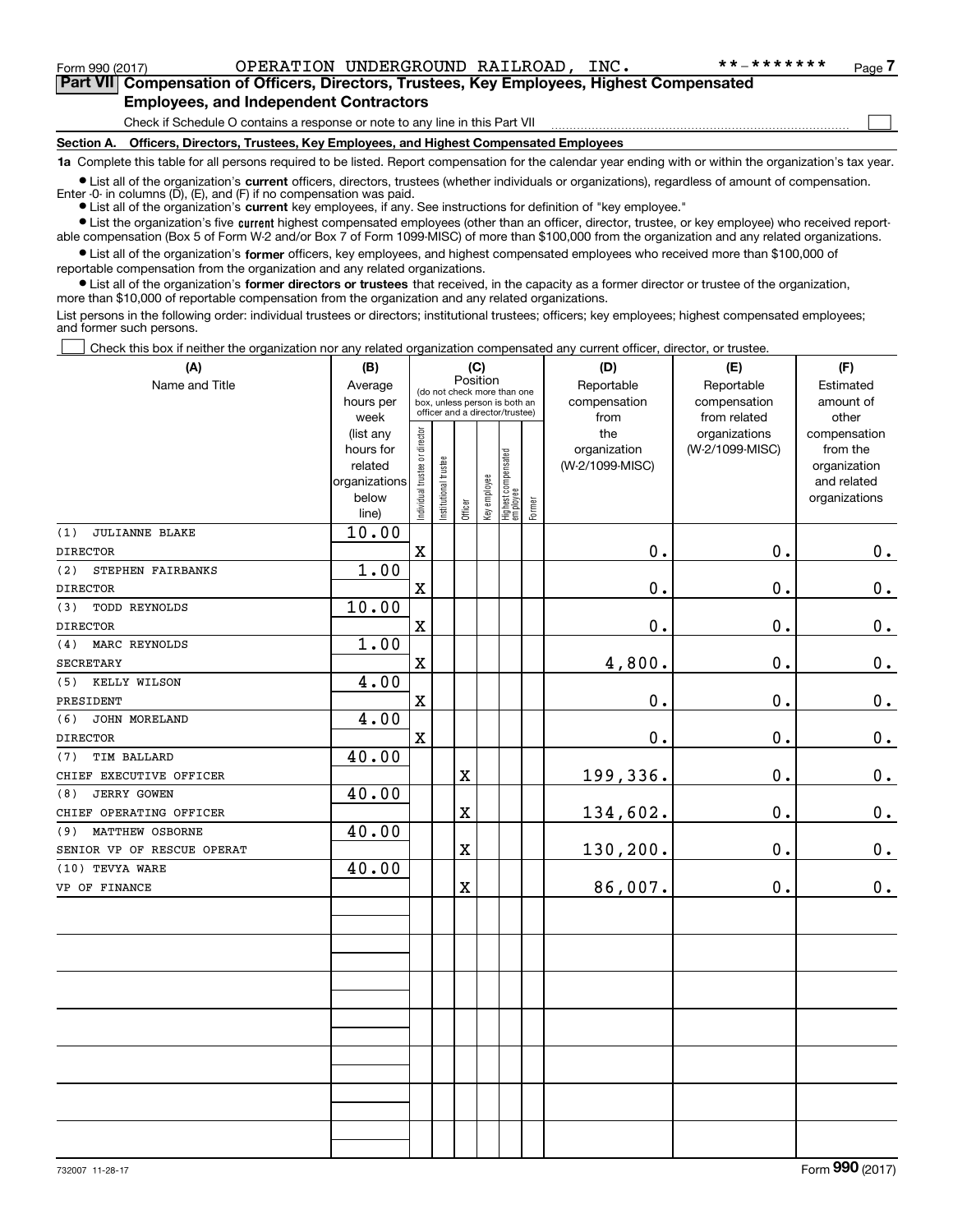Form 990 (2017) OPERATION UNDERGROUND RAILROAD, INC. **-******* 

## Part VII Compensation of Officers, Directors, Trustees, Key Employees, Highest Compensated Employees, and Independent Contractors

Check if Schedule O contains a response or note to any line in this Part VII ☐

### Section A. Officers, Directors, Trustees, Key Employees, and Highest Compensated Employees

**1a** Complete this table for all persons required to be listed. Report compensation for the calendar year ending with or within the organization's tax year.

- List all of the organization's **current** officers, directors, trustees (whether individuals or organizations), regardless of amount of compensation. Enter -0- in columns (D), (E), and (F) if no compensation was paid.
- List all of the organization's **current** key employees, if any. See instructions for definition of "key employee."
- List the organization's five **current** highest compensated employees (other than an officer, director, trustee, or key employee) who received reportable compensation (Box 5 of Form W-2 and/or Box 7 of Form 1099-MISC) of more than $100,000 from the organization and any related organizations.
- List all of the organization's **former** officers, key employees, and highest compensated employees who received more than $100,000 of reportable compensation from the organization and any related organizations.
- List all of the organization's **former directors or trustees** that received, in the capacity as a former director or trustee of the organization, more than $10,000 of reportable compensation from the organization and any related organizations.

List persons in the following order: individual trustees or directors; institutional trustees; officers; key employees; highest compensated employees; and former such persons.

☐ Check this box if neither the organization nor any related organization compensated any current officer, director, or trustee.

| (A) Name and Title | (B) Average hours per week (list any hours for related organizations below line) | (C) Position: Individual trustee or director | Institutional trustee | Officer | Key employee | Highest compensated employee | Former | (D) Reportable compensation from the organization (W-2/1099-MISC) | (E) Reportable compensation from related organizations (W-2/1099-MISC) | (F) Estimated amount of other compensation from the organization and related organizations |
|---|---|---|---|---|---|---|---|---|---|---|
| (1) JULIANNE BLAKE<br>DIRECTOR | 10.00 | X | | | | | | 0. | 0. | 0. |
| (2) STEPHEN FAIRBANKS<br>DIRECTOR | 1.00 | X | | | | | | 0. | 0. | 0. |
| (3) TODD REYNOLDS<br>DIRECTOR | 10.00 | X | | | | | | 0. | 0. | 0. |
| (4) MARC REYNOLDS<br>SECRETARY | 1.00 | X | | | | | | 4,800. | 0. | 0. |
| (5) KELLY WILSON<br>PRESIDENT | 4.00 | X | | | | | | 0. | 0. | 0. |
| (6) JOHN MORELAND<br>DIRECTOR | 4.00 | X | | | | | | 0. | 0. | 0. |
| (7) TIM BALLARD<br>CHIEF EXECUTIVE OFFICER | 40.00 | | | X | | | | 199,336. | 0. | 0. |
| (8) JERRY GOWEN<br>CHIEF OPERATING OFFICER | 40.00 | | | X | | | | 134,602. | 0. | 0. |
| (9) MATTHEW OSBORNE<br>SENIOR VP OF RESCUE OPERAT | 40.00 | | | X | | | | 130,200. | 0. | 0. |
| (10) TEVYA WARE<br>VP OF FINANCE | 40.00 | | | X | | | | 86,007. | 0. | 0. |

732007 11-28-17 Form 990 (2017)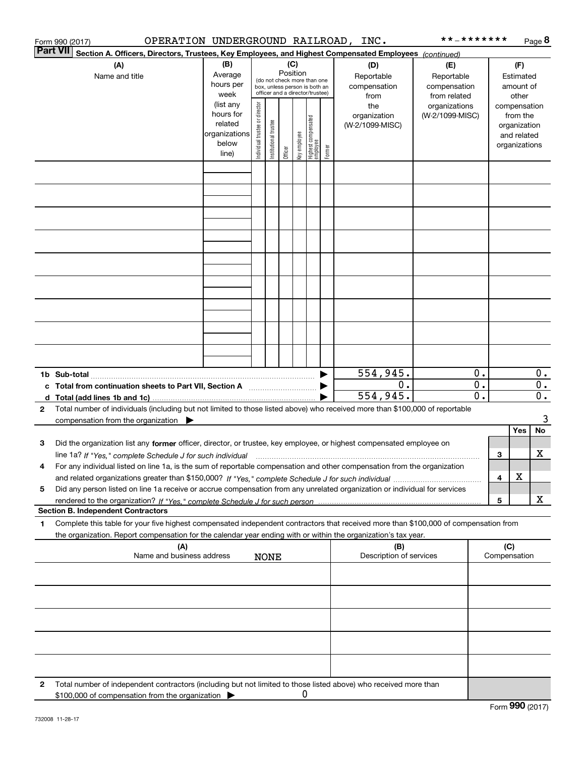Form 990 (2017) OPERATION UNDERGROUND RAILROAD, INC. **-******* Page 8

**Part VII Section A. Officers, Directors, Trustees, Key Employees, and Highest Compensated Employees** *(continued)*

| (A) Name and title | (B) Average hours per week (list any hours for related organizations below line) | (C) Position (do not check more than one box, unless person is both an officer and a director/trustee): Individual trustee or director | Institutional trustee | Officer | Key employee | Highest compensated employee | Former | (D) Reportable compensation from the organization (W-2/1099-MISC) | (E) Reportable compensation from related organizations (W-2/1099-MISC) | (F) Estimated amount of other compensation from the organization and related organizations |
|---|---|---|---|---|---|---|---|---|---|---|
| | | | | | | | | | | |
| | | | | | | | | | | |
| | | | | | | | | | | |
| | | | | | | | | | | |
| | | | | | | | | | | |
| | | | | | | | | | | |
| | | | | | | | | | | |
| | | | | | | | | | | |
| | | | | | | | | | | |
| **1b Sub-total** | | | | | | | | 554,945. | 0. | 0. |
| **c Total from continuation sheets to Part VII, Section A** | | | | | | | | 0. | 0. | 0. |
| **d Total (add lines 1b and 1c)** | | | | | | | | 554,945. | 0. | 0. |

**2** Total number of individuals (including but not limited to those listed above) who received more than $100,000 of reportable compensation from the organization ▶ 3

| | | | Yes | No |
|---|---|---|---|---|
| **3** | Did the organization list any **former** officer, director, or trustee, key employee, or highest compensated employee on line 1a? *If "Yes," complete Schedule J for such individual* | 3 | | X |
| **4** | For any individual listed on line 1a, is the sum of reportable compensation and other compensation from the organization and related organizations greater than $150,000? *If "Yes," complete Schedule J for such individual* | 4 | X | |
| **5** | Did any person listed on line 1a receive or accrue compensation from any unrelated organization or individual for services rendered to the organization? *If "Yes," complete Schedule J for such person* | 5 | | X |

**Section B. Independent Contractors**

**1** Complete this table for your five highest compensated independent contractors that received more than $100,000 of compensation from the organization. Report compensation for the calendar year ending with or within the organization's tax year.

| (A) Name and business address | (B) Description of services | (C) Compensation |
|---|---|---|
| NONE | | |
| | | |
| | | |
| | | |
| | | |

**2** Total number of independent contractors (including but not limited to those listed above) who received more than $100,000 of compensation from the organization ▶ 0

Form **990** (2017)

732008 11-28-17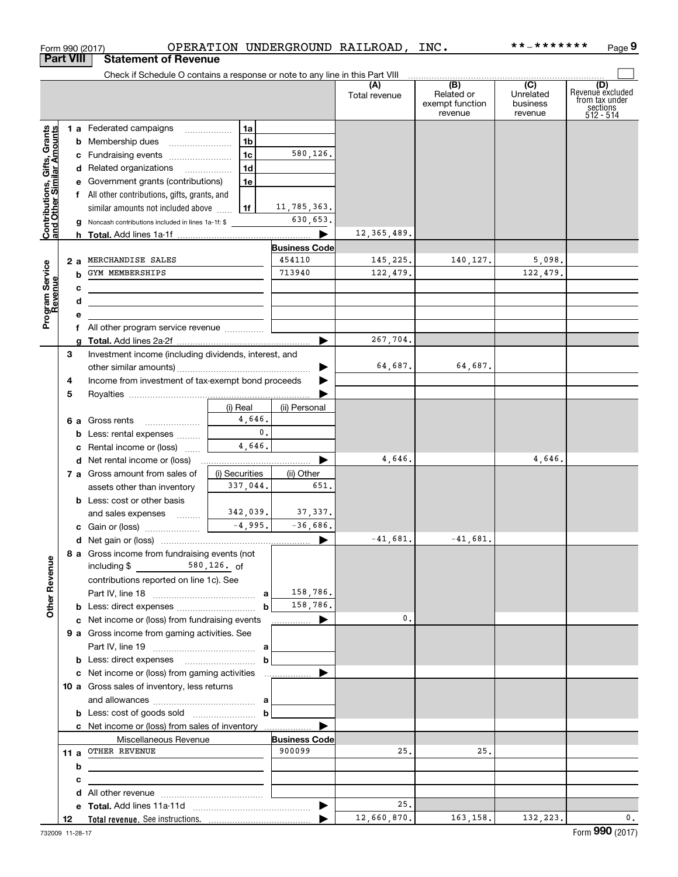Form 990 (2017) OPERATION UNDERGROUND RAILROAD, INC. **-******* Page 9

**Part VIII Statement of Revenue**

Check if Schedule O contains a response or note to any line in this Part VIII

| | | | | (A) Total revenue | (B) Related or exempt function revenue | (C) Unrelated business revenue | (D) Revenue excluded from tax under sections 512 - 514 |
|---|---|---|---|---|---|---|---|
| **Contributions, Gifts, Grants and Other Similar Amounts** | 1 a Federated campaigns | 1a | | | | | |
| | b Membership dues | 1b | | | | | |
| | c Fundraising events | 1c | 580,126. | | | | |
| | d Related organizations | 1d | | | | | |
| | e Government grants (contributions) | 1e | | | | | |
| | f All other contributions, gifts, grants, and similar amounts not included above | 1f | 11,785,363. | | | | |
| | g Noncash contributions included in lines 1a-1f: $ | | 630,653. | | | | |
| | h **Total.** Add lines 1a-1f | | | 12,365,489. | | | |
| **Program Service Revenue** | | | Business Code | | | | |
| | 2 a MERCHANDISE SALES | | 454110 | 145,225. | 140,127. | 5,098. | |
| | b GYM MEMBERSHIPS | | 713940 | 122,479. | | 122,479. | |
| | c | | | | | | |
| | d | | | | | | |
| | e | | | | | | |
| | f All other program service revenue | | | | | | |
| | g **Total.** Add lines 2a-2f | | | 267,704. | | | |
| **Other Revenue** | 3 Investment income (including dividends, interest, and other similar amounts) | | | 64,687. | 64,687. | | |
| | 4 Income from investment of tax-exempt bond proceeds | | | | | | |
| | 5 Royalties | | | | | | |
| | | (i) Real | (ii) Personal | | | | |
| | 6 a Gross rents | 4,646. | | | | | |
| | b Less: rental expenses | 0. | | | | | |
| | c Rental income or (loss) | 4,646. | | | | | |
| | d Net rental income or (loss) | | | 4,646. | | 4,646. | |
| | 7 a Gross amount from sales of assets other than inventory | (i) Securities 337,044. | (ii) Other 651. | | | | |
| | b Less: cost or other basis and sales expenses | 342,039. | 37,337. | | | | |
| | c Gain or (loss) | -4,995. | -36,686. | | | | |
| | d Net gain or (loss) | | | -41,681. | -41,681. | | |
| | 8 a Gross income from fundraising events (not including $ 580,126. of contributions reported on line 1c). See Part IV, line 18 | a | 158,786. | | | | |
| | b Less: direct expenses | b | 158,786. | | | | |
| | c Net income or (loss) from fundraising events | | | 0. | | | |
| | 9 a Gross income from gaming activities. See Part IV, line 19 | a | | | | | |
| | b Less: direct expenses | b | | | | | |
| | c Net income or (loss) from gaming activities | | | | | | |
| | 10 a Gross sales of inventory, less returns and allowances | a | | | | | |
| | b Less: cost of goods sold | b | | | | | |
| | c Net income or (loss) from sales of inventory | | | | | | |
| | Miscellaneous Revenue | | Business Code | | | | |
| | 11 a OTHER REVENUE | | 900099 | 25. | 25. | | |
| | b | | | | | | |
| | c | | | | | | |
| | d All other revenue | | | | | | |
| | e **Total.** Add lines 11a-11d | | | 25. | | | |
| | 12 **Total revenue.** See instructions. | | | 12,660,870. | 163,158. | 132,223. | 0. |

732009 11-28-17 Form **990** (2017)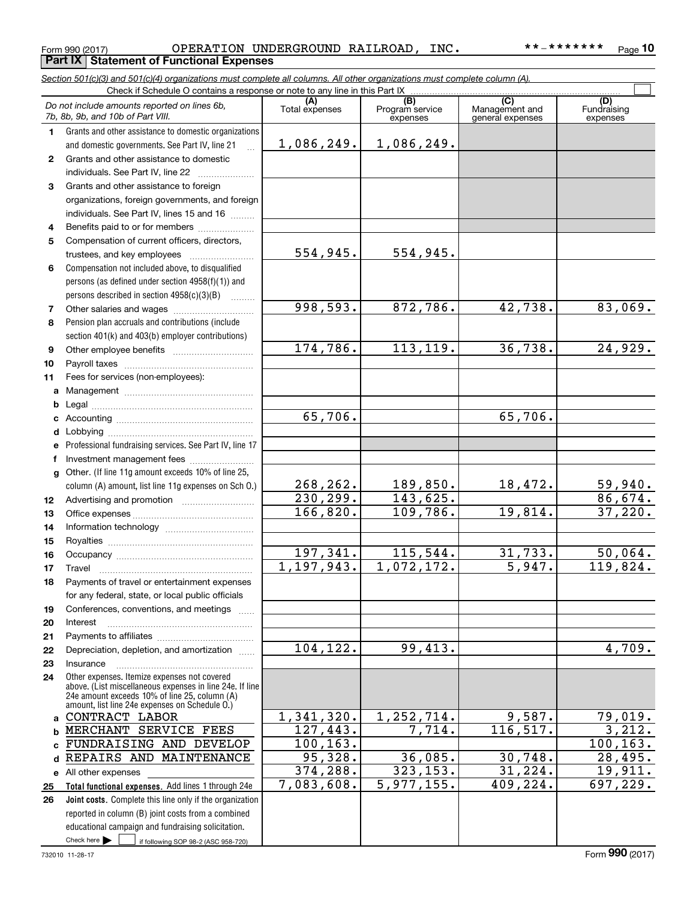Form 990 (2017) OPERATION UNDERGROUND RAILROAD, INC. **-******* Page 10

**Part IX Statement of Functional Expenses**

*Section 501(c)(3) and 501(c)(4) organizations must complete all columns. All other organizations must complete column (A).*

Check if Schedule O contains a response or note to any line in this Part IX

| | *Do not include amounts reported on lines 6b, 7b, 8b, 9b, and 10b of Part VIII.* | (A) Total expenses | (B) Program service expenses | (C) Management and general expenses | (D) Fundraising expenses |
|---|---|---|---|---|---|
| 1 | Grants and other assistance to domestic organizations and domestic governments. See Part IV, line 21 | 1,086,249. | 1,086,249. | | |
| 2 | Grants and other assistance to domestic individuals. See Part IV, line 22 | | | | |
| 3 | Grants and other assistance to foreign organizations, foreign governments, and foreign individuals. See Part IV, lines 15 and 16 | | | | |
| 4 | Benefits paid to or for members | | | | |
| 5 | Compensation of current officers, directors, trustees, and key employees | 554,945. | 554,945. | | |
| 6 | Compensation not included above, to disqualified persons (as defined under section 4958(f)(1)) and persons described in section 4958(c)(3)(B) | | | | |
| 7 | Other salaries and wages | 998,593. | 872,786. | 42,738. | 83,069. |
| 8 | Pension plan accruals and contributions (include section 401(k) and 403(b) employer contributions) | | | | |
| 9 | Other employee benefits | 174,786. | 113,119. | 36,738. | 24,929. |
| 10 | Payroll taxes | | | | |
| 11 | Fees for services (non-employees): | | | | |
| a | Management | | | | |
| b | Legal | | | | |
| c | Accounting | 65,706. | | 65,706. | |
| d | Lobbying | | | | |
| e | Professional fundraising services. See Part IV, line 17 | | | | |
| f | Investment management fees | | | | |
| g | Other. (If line 11g amount exceeds 10% of line 25, column (A) amount, list line 11g expenses on Sch O.) | 268,262. | 189,850. | 18,472. | 59,940. |
| 12 | Advertising and promotion | 230,299. | 143,625. | | 86,674. |
| 13 | Office expenses | 166,820. | 109,786. | 19,814. | 37,220. |
| 14 | Information technology | | | | |
| 15 | Royalties | | | | |
| 16 | Occupancy | 197,341. | 115,544. | 31,733. | 50,064. |
| 17 | Travel | 1,197,943. | 1,072,172. | 5,947. | 119,824. |
| 18 | Payments of travel or entertainment expenses for any federal, state, or local public officials | | | | |
| 19 | Conferences, conventions, and meetings | | | | |
| 20 | Interest | | | | |
| 21 | Payments to affiliates | | | | |
| 22 | Depreciation, depletion, and amortization | 104,122. | 99,413. | | 4,709. |
| 23 | Insurance | | | | |
| 24 | Other expenses. Itemize expenses not covered above. (List miscellaneous expenses in line 24e. If line 24e amount exceeds 10% of line 25, column (A) amount, list line 24e expenses on Schedule O.) | | | | |
| a | CONTRACT LABOR | 1,341,320. | 1,252,714. | 9,587. | 79,019. |
| b | MERCHANT SERVICE FEES | 127,443. | 7,714. | 116,517. | 3,212. |
| c | FUNDRAISING AND DEVELOP | 100,163. | | | 100,163. |
| d | REPAIRS AND MAINTENANCE | 95,328. | 36,085. | 30,748. | 28,495. |
| e | All other expenses | 374,288. | 323,153. | 31,224. | 19,911. |
| 25 | **Total functional expenses.** Add lines 1 through 24e | 7,083,608. | 5,977,155. | 409,224. | 697,229. |
| 26 | **Joint costs.** Complete this line only if the organization reported in column (B) joint costs from a combined educational campaign and fundraising solicitation. Check here ☐ if following SOP 98-2 (ASC 958-720) | | | | |

732010 11-28-17 Form **990** (2017)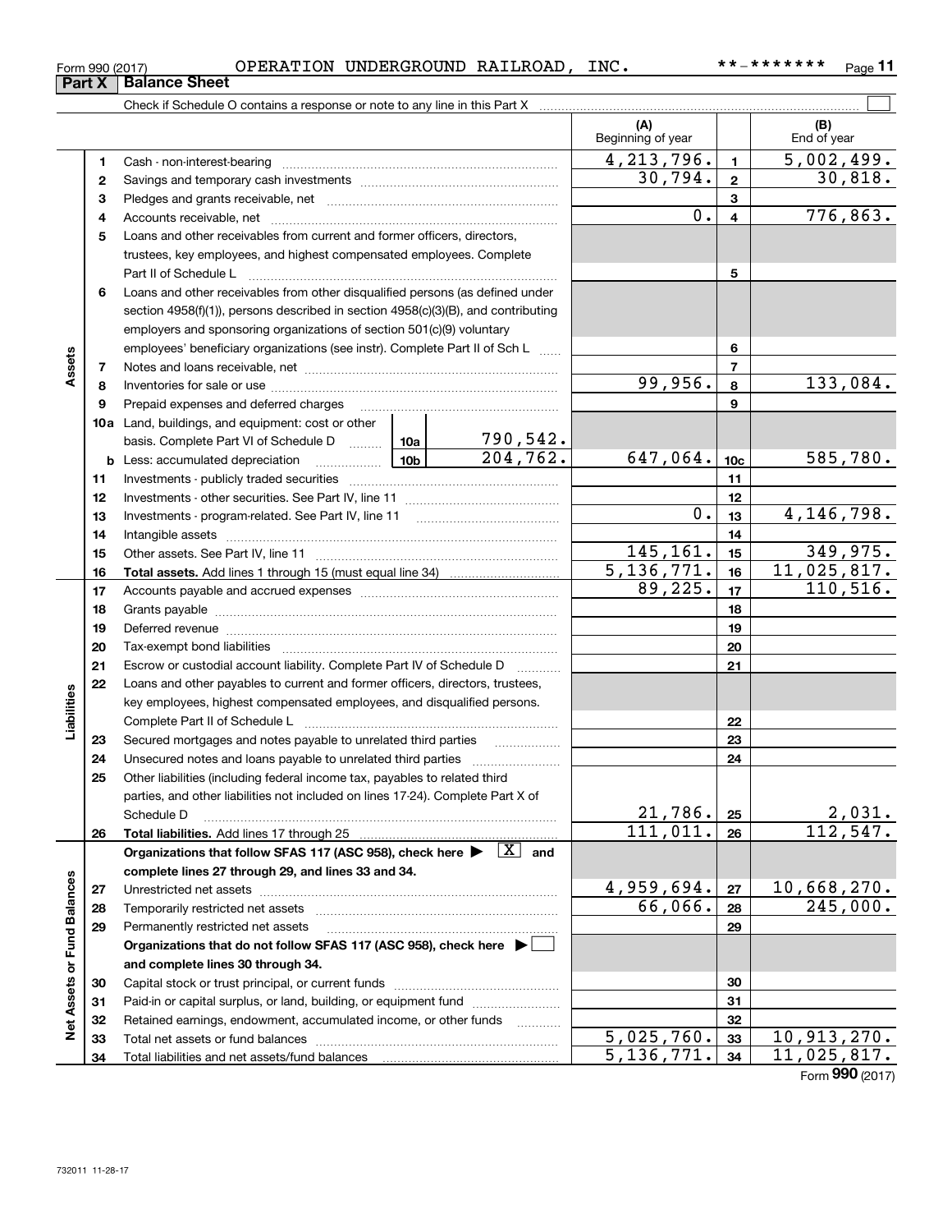Form 990 (2017) OPERATION UNDERGROUND RAILROAD, INC. **-******* Page 11

## Part X Balance Sheet

Check if Schedule O contains a response or note to any line in this Part X ☐

| Section | Line | Description | | (A) Beginning of year | | (B) End of year |
|---|---|---|---|---|---|---|
| Assets | 1 | Cash - non-interest-bearing | | 4,213,796. | 1 | 5,002,499. |
| | 2 | Savings and temporary cash investments | | 30,794. | 2 | 30,818. |
| | 3 | Pledges and grants receivable, net | | | 3 | |
| | 4 | Accounts receivable, net | | 0. | 4 | 776,863. |
| | 5 | Loans and other receivables from current and former officers, directors, trustees, key employees, and highest compensated employees. Complete Part II of Schedule L | | | 5 | |
| | 6 | Loans and other receivables from other disqualified persons (as defined under section 4958(f)(1)), persons described in section 4958(c)(3)(B), and contributing employers and sponsoring organizations of section 501(c)(9) voluntary employees' beneficiary organizations (see instr). Complete Part II of Sch L | | | 6 | |
| | 7 | Notes and loans receivable, net | | | 7 | |
| | 8 | Inventories for sale or use | | 99,956. | 8 | 133,084. |
| | 9 | Prepaid expenses and deferred charges | | | 9 | |
| | 10a | Land, buildings, and equipment: cost or other basis. Complete Part VI of Schedule D | 10a: 790,542. | | | |
| | b | Less: accumulated depreciation | 10b: 204,762. | 647,064. | 10c | 585,780. |
| | 11 | Investments - publicly traded securities | | | 11 | |
| | 12 | Investments - other securities. See Part IV, line 11 | | | 12 | |
| | 13 | Investments - program-related. See Part IV, line 11 | | 0. | 13 | 4,146,798. |
| | 14 | Intangible assets | | | 14 | |
| | 15 | Other assets. See Part IV, line 11 | | 145,161. | 15 | 349,975. |
| | 16 | **Total assets.** Add lines 1 through 15 (must equal line 34) | | 5,136,771. | 16 | 11,025,817. |
| Liabilities | 17 | Accounts payable and accrued expenses | | 89,225. | 17 | 110,516. |
| | 18 | Grants payable | | | 18 | |
| | 19 | Deferred revenue | | | 19 | |
| | 20 | Tax-exempt bond liabilities | | | 20 | |
| | 21 | Escrow or custodial account liability. Complete Part IV of Schedule D | | | 21 | |
| | 22 | Loans and other payables to current and former officers, directors, trustees, key employees, highest compensated employees, and disqualified persons. Complete Part II of Schedule L | | | 22 | |
| | 23 | Secured mortgages and notes payable to unrelated third parties | | | 23 | |
| | 24 | Unsecured notes and loans payable to unrelated third parties | | | 24 | |
| | 25 | Other liabilities (including federal income tax, payables to related third parties, and other liabilities not included on lines 17-24). Complete Part X of Schedule D | | 21,786. | 25 | 2,031. |
| | 26 | **Total liabilities.** Add lines 17 through 25 | | 111,011. | 26 | 112,547. |
| Net Assets or Fund Balances | | **Organizations that follow SFAS 117 (ASC 958), check here ▶ [X] and complete lines 27 through 29, and lines 33 and 34.** | | | | |
| | 27 | Unrestricted net assets | | 4,959,694. | 27 | 10,668,270. |
| | 28 | Temporarily restricted net assets | | 66,066. | 28 | 245,000. |
| | 29 | Permanently restricted net assets | | | 29 | |
| | | **Organizations that do not follow SFAS 117 (ASC 958), check here ▶ ☐ and complete lines 30 through 34.** | | | | |
| | 30 | Capital stock or trust principal, or current funds | | | 30 | |
| | 31 | Paid-in or capital surplus, or land, building, or equipment fund | | | 31 | |
| | 32 | Retained earnings, endowment, accumulated income, or other funds | | | 32 | |
| | 33 | Total net assets or fund balances | | 5,025,760. | 33 | 10,913,270. |
| | 34 | Total liabilities and net assets/fund balances | | 5,136,771. | 34 | 11,025,817. |

Form **990** (2017)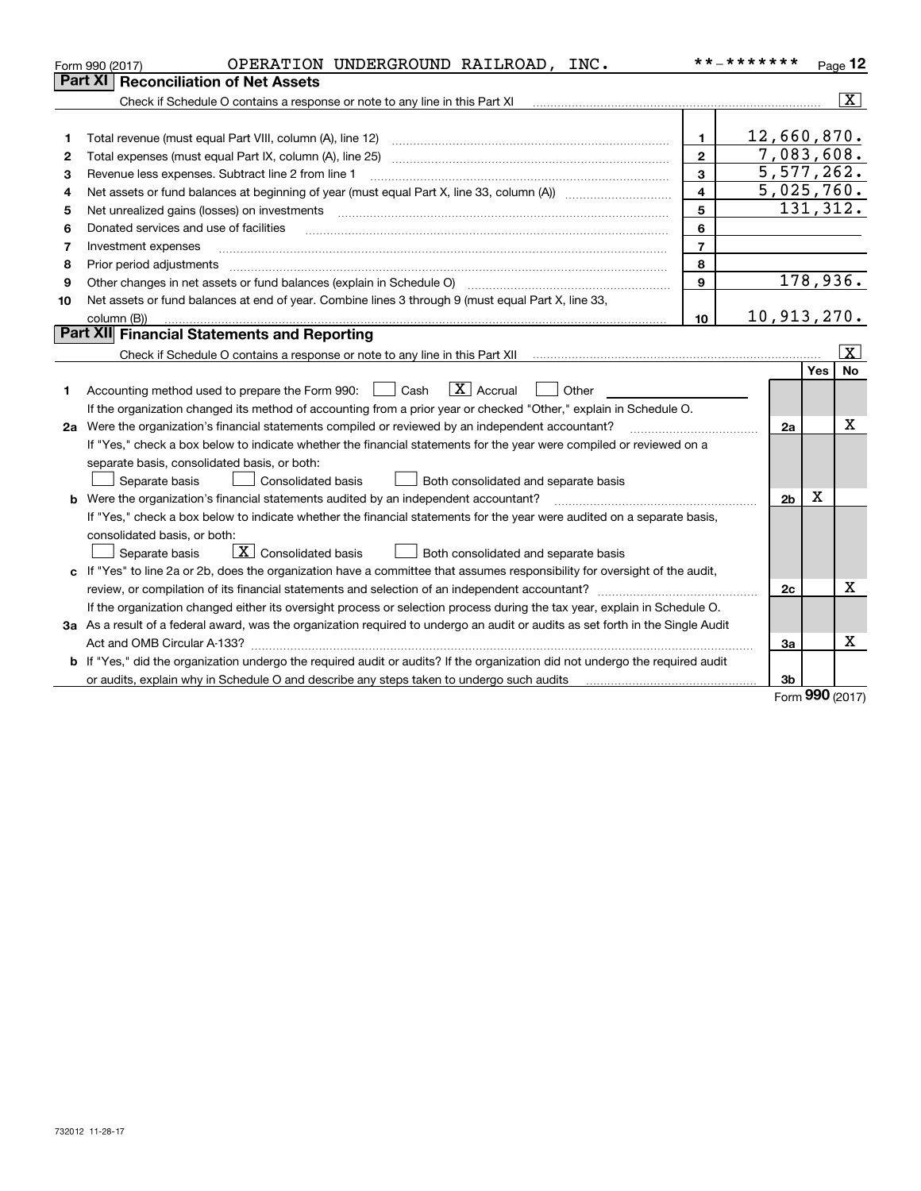Form 990 (2017) OPERATION UNDERGROUND RAILROAD, INC. **-******* Page 12

## Part XI Reconciliation of Net Assets

Check if Schedule O contains a response or note to any line in this Part XI [X]

| | | | |
|---|---|---|---|
| 1 | Total revenue (must equal Part VIII, column (A), line 12) | 1 | 12,660,870. |
| 2 | Total expenses (must equal Part IX, column (A), line 25) | 2 | 7,083,608. |
| 3 | Revenue less expenses. Subtract line 2 from line 1 | 3 | 5,577,262. |
| 4 | Net assets or fund balances at beginning of year (must equal Part X, line 33, column (A)) | 4 | 5,025,760. |
| 5 | Net unrealized gains (losses) on investments | 5 | 131,312. |
| 6 | Donated services and use of facilities | 6 | |
| 7 | Investment expenses | 7 | |
| 8 | Prior period adjustments | 8 | |
| 9 | Other changes in net assets or fund balances (explain in Schedule O) | 9 | 178,936. |
| 10 | Net assets or fund balances at end of year. Combine lines 3 through 9 (must equal Part X, line 33, column (B)) | 10 | 10,913,270. |

## Part XII Financial Statements and Reporting

Check if Schedule O contains a response or note to any line in this Part XII [X]

| | | | Yes | No |
|---|---|---|---|---|
| 1 | Accounting method used to prepare the Form 990: [ ] Cash [X] Accrual [ ] Other<br>If the organization changed its method of accounting from a prior year or checked "Other," explain in Schedule O. | | | |
| 2a | Were the organization's financial statements compiled or reviewed by an independent accountant? | 2a | | X |
| | If "Yes," check a box below to indicate whether the financial statements for the year were compiled or reviewed on a separate basis, consolidated basis, or both:<br>[ ] Separate basis [ ] Consolidated basis [ ] Both consolidated and separate basis | | | |
| b | Were the organization's financial statements audited by an independent accountant? | 2b | X | |
| | If "Yes," check a box below to indicate whether the financial statements for the year were audited on a separate basis, consolidated basis, or both:<br>[ ] Separate basis [X] Consolidated basis [ ] Both consolidated and separate basis | | | |
| c | If "Yes" to line 2a or 2b, does the organization have a committee that assumes responsibility for oversight of the audit, review, or compilation of its financial statements and selection of an independent accountant? | 2c | | X |
| | If the organization changed either its oversight process or selection process during the tax year, explain in Schedule O. | | | |
| 3a | As a result of a federal award, was the organization required to undergo an audit or audits as set forth in the Single Audit Act and OMB Circular A-133? | 3a | | X |
| b | If "Yes," did the organization undergo the required audit or audits? If the organization did not undergo the required audit or audits, explain why in Schedule O and describe any steps taken to undergo such audits | 3b | | |

Form 990 (2017)

732012 11-28-17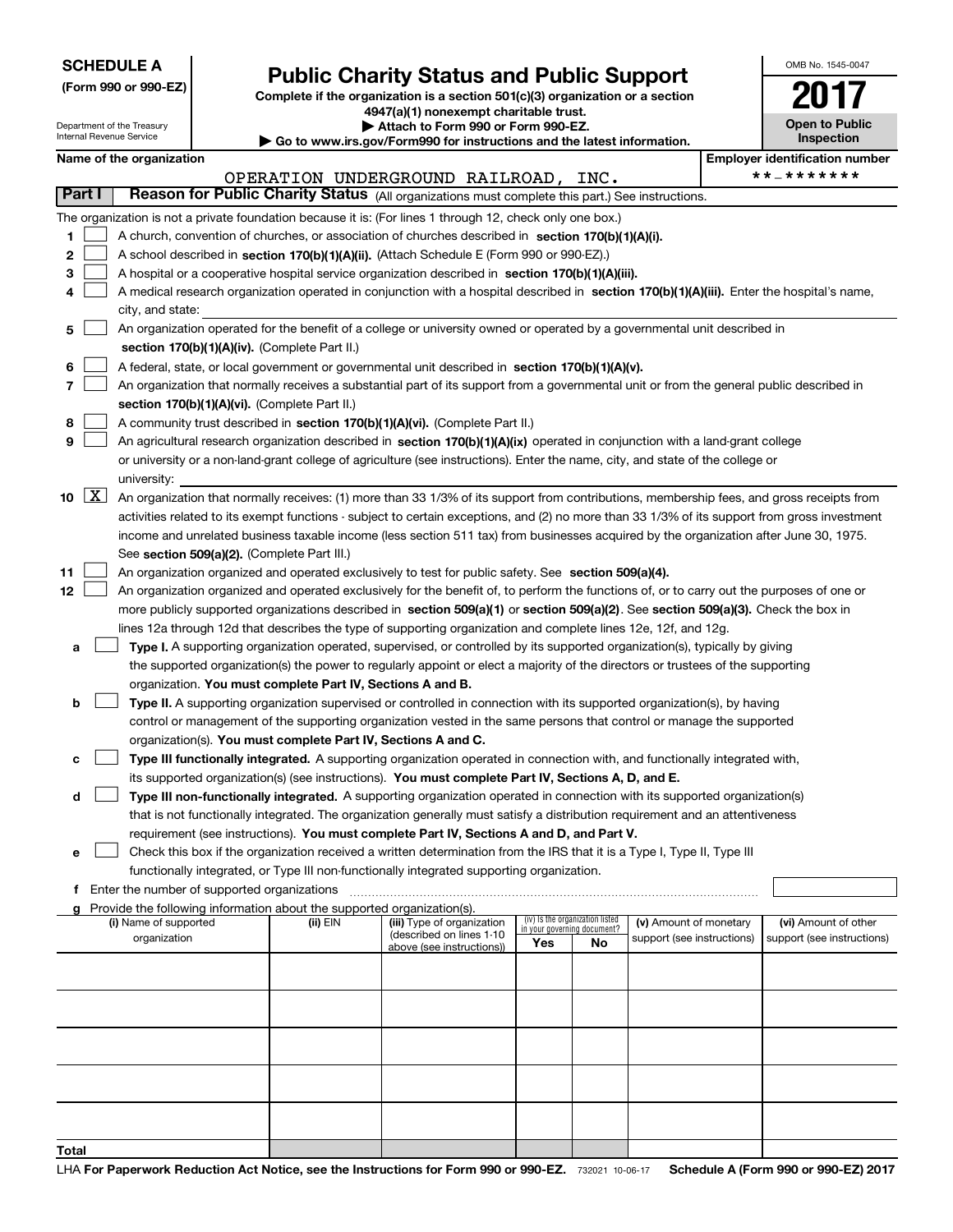**SCHEDULE A**
**(Form 990 or 990-EZ)**

Department of the Treasury
Internal Revenue Service

# Public Charity Status and Public Support

**Complete if the organization is a section 501(c)(3) organization or a section 4947(a)(1) nonexempt charitable trust.**
**▶ Attach to Form 990 or Form 990-EZ.**
**▶ Go to www.irs.gov/Form990 for instructions and the latest information.**

OMB No. 1545-0047
**2017**
**Open to Public Inspection**

**Name of the organization**
OPERATION UNDERGROUND RAILROAD, INC.

**Employer identification number**
**-*******

**Part I** **Reason for Public Charity Status** (All organizations must complete this part.) See instructions.

The organization is not a private foundation because it is: (For lines 1 through 12, check only one box.)

1 ☐ A church, convention of churches, or association of churches described in **section 170(b)(1)(A)(i).**

2 ☐ A school described in **section 170(b)(1)(A)(ii).** (Attach Schedule E (Form 990 or 990-EZ).)

3 ☐ A hospital or a cooperative hospital service organization described in **section 170(b)(1)(A)(iii).**

4 ☐ A medical research organization operated in conjunction with a hospital described in **section 170(b)(1)(A)(iii).** Enter the hospital's name, city, and state:

5 ☐ An organization operated for the benefit of a college or university owned or operated by a governmental unit described in **section 170(b)(1)(A)(iv).** (Complete Part II.)

6 ☐ A federal, state, or local government or governmental unit described in **section 170(b)(1)(A)(v).**

7 ☐ An organization that normally receives a substantial part of its support from a governmental unit or from the general public described in **section 170(b)(1)(A)(vi).** (Complete Part II.)

8 ☐ A community trust described in **section 170(b)(1)(A)(vi).** (Complete Part II.)

9 ☐ An agricultural research organization described in **section 170(b)(1)(A)(ix)** operated in conjunction with a land-grant college or university or a non-land-grant college of agriculture (see instructions). Enter the name, city, and state of the college or university:

10 ☒ An organization that normally receives: (1) more than 33 1/3% of its support from contributions, membership fees, and gross receipts from activities related to its exempt functions - subject to certain exceptions, and (2) no more than 33 1/3% of its support from gross investment income and unrelated business taxable income (less section 511 tax) from businesses acquired by the organization after June 30, 1975. See **section 509(a)(2).** (Complete Part III.)

11 ☐ An organization organized and operated exclusively to test for public safety. See **section 509(a)(4).**

12 ☐ An organization organized and operated exclusively for the benefit of, to perform the functions of, or to carry out the purposes of one or more publicly supported organizations described in **section 509(a)(1)** or **section 509(a)(2)**. See **section 509(a)(3).** Check the box in lines 12a through 12d that describes the type of supporting organization and complete lines 12e, 12f, and 12g.

a ☐ **Type I.** A supporting organization operated, supervised, or controlled by its supported organization(s), typically by giving the supported organization(s) the power to regularly appoint or elect a majority of the directors or trustees of the supporting organization. **You must complete Part IV, Sections A and B.**

b ☐ **Type II.** A supporting organization supervised or controlled in connection with its supported organization(s), by having control or management of the supporting organization vested in the same persons that control or manage the supported organization(s). **You must complete Part IV, Sections A and C.**

c ☐ **Type III functionally integrated.** A supporting organization operated in connection with, and functionally integrated with, its supported organization(s) (see instructions). **You must complete Part IV, Sections A, D, and E.**

d ☐ **Type III non-functionally integrated.** A supporting organization operated in connection with its supported organization(s) that is not functionally integrated. The organization generally must satisfy a distribution requirement and an attentiveness requirement (see instructions). **You must complete Part IV, Sections A and D, and Part V.**

e ☐ Check this box if the organization received a written determination from the IRS that it is a Type I, Type II, Type III functionally integrated, or Type III non-functionally integrated supporting organization.

f Enter the number of supported organizations

g Provide the following information about the supported organization(s).

| (i) Name of supported organization | (ii) EIN | (iii) Type of organization (described on lines 1-10 above (see instructions)) | (iv) Is the organization listed in your governing document? Yes | No | (v) Amount of monetary support (see instructions) | (vi) Amount of other support (see instructions) |
|---|---|---|---|---|---|---|
| | | | | | | |
| | | | | | | |
| | | | | | | |
| | | | | | | |
| | | | | | | |
| **Total** | | | | | | |

LHA **For Paperwork Reduction Act Notice, see the Instructions for Form 990 or 990-EZ.** 732021 10-06-17 **Schedule A (Form 990 or 990-EZ) 2017**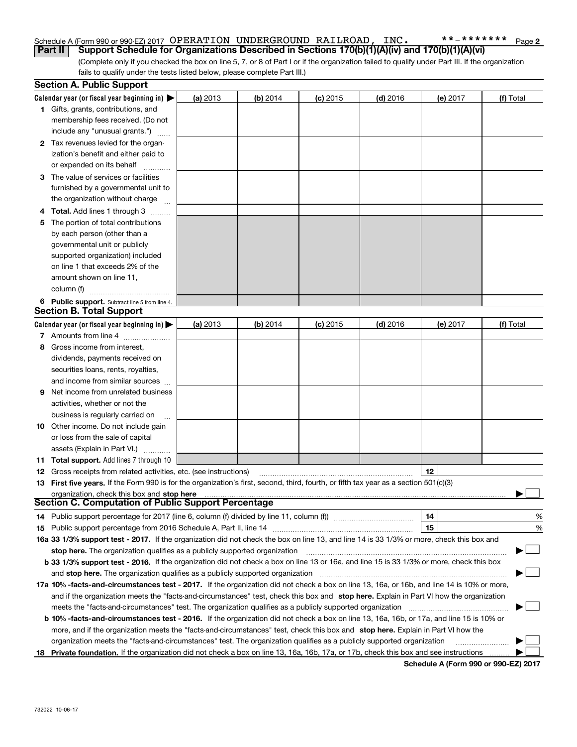Schedule A (Form 990 or 990-EZ) 2017 OPERATION UNDERGROUND RAILROAD, INC. **-******* Page 2

**Part II** **Support Schedule for Organizations Described in Sections 170(b)(1)(A)(iv) and 170(b)(1)(A)(vi)**

(Complete only if you checked the box on line 5, 7, or 8 of Part I or if the organization failed to qualify under Part III. If the organization fails to qualify under the tests listed below, please complete Part III.)

### Section A. Public Support

| Calendar year (or fiscal year beginning in) ▶ | (a) 2013 | (b) 2014 | (c) 2015 | (d) 2016 | (e) 2017 | (f) Total |
|---|---|---|---|---|---|---|
| **1** Gifts, grants, contributions, and membership fees received. (Do not include any "unusual grants.") | | | | | | |
| **2** Tax revenues levied for the organization's benefit and either paid to or expended on its behalf | | | | | | |
| **3** The value of services or facilities furnished by a governmental unit to the organization without charge | | | | | | |
| **4** **Total.** Add lines 1 through 3 | | | | | | |
| **5** The portion of total contributions by each person (other than a governmental unit or publicly supported organization) included on line 1 that exceeds 2% of the amount shown on line 11, column (f) | | | | | | |
| **6** **Public support.** Subtract line 5 from line 4. | | | | | | |

### Section B. Total Support

| Calendar year (or fiscal year beginning in) ▶ | (a) 2013 | (b) 2014 | (c) 2015 | (d) 2016 | (e) 2017 | (f) Total |
|---|---|---|---|---|---|---|
| **7** Amounts from line 4 | | | | | | |
| **8** Gross income from interest, dividends, payments received on securities loans, rents, royalties, and income from similar sources | | | | | | |
| **9** Net income from unrelated business activities, whether or not the business is regularly carried on | | | | | | |
| **10** Other income. Do not include gain or loss from the sale of capital assets (Explain in Part VI.) | | | | | | |
| **11** **Total support.** Add lines 7 through 10 | | | | | | |

**12** Gross receipts from related activities, etc. (see instructions) | **12** |

**13** **First five years.** If the Form 990 is for the organization's first, second, third, fourth, or fifth tax year as a section 501(c)(3) organization, check this box and **stop here** ▶ ☐

### Section C. Computation of Public Support Percentage

**14** Public support percentage for 2017 (line 6, column (f) divided by line 11, column (f)) | **14** | %

**15** Public support percentage from 2016 Schedule A, Part II, line 14 | **15** | %

**16a 33 1/3% support test - 2017.** If the organization did not check the box on line 13, and line 14 is 33 1/3% or more, check this box and **stop here.** The organization qualifies as a publicly supported organization ▶ ☐

**b 33 1/3% support test - 2016.** If the organization did not check a box on line 13 or 16a, and line 15 is 33 1/3% or more, check this box and **stop here.** The organization qualifies as a publicly supported organization ▶ ☐

**17a 10% -facts-and-circumstances test - 2017.** If the organization did not check a box on line 13, 16a, or 16b, and line 14 is 10% or more, and if the organization meets the "facts-and-circumstances" test, check this box and **stop here.** Explain in Part VI how the organization meets the "facts-and-circumstances" test. The organization qualifies as a publicly supported organization ▶ ☐

**b 10% -facts-and-circumstances test - 2016.** If the organization did not check a box on line 13, 16a, 16b, or 17a, and line 15 is 10% or more, and if the organization meets the "facts-and-circumstances" test, check this box and **stop here.** Explain in Part VI how the organization meets the "facts-and-circumstances" test. The organization qualifies as a publicly supported organization ▶ ☐

**18** **Private foundation.** If the organization did not check a box on line 13, 16a, 16b, 17a, or 17b, check this box and see instructions ▶ ☐

**Schedule A (Form 990 or 990-EZ) 2017**

732022 10-06-17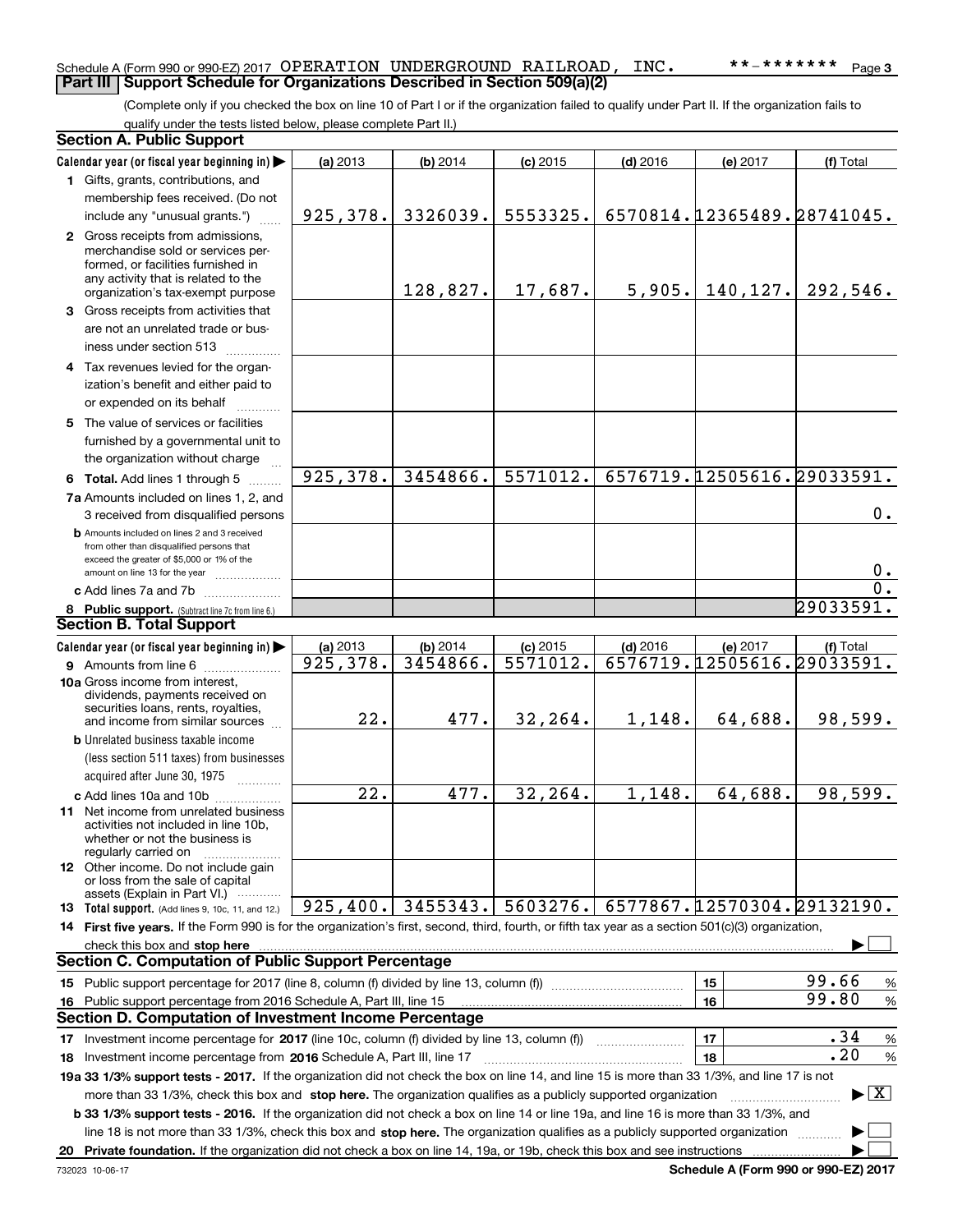Schedule A (Form 990 or 990-EZ) 2017 OPERATION UNDERGROUND RAILROAD, INC. **-******* Page 3

## Part III Support Schedule for Organizations Described in Section 509(a)(2)

(Complete only if you checked the box on line 10 of Part I or if the organization failed to qualify under Part II. If the organization fails to qualify under the tests listed below, please complete Part II.)

### Section A. Public Support

| Calendar year (or fiscal year beginning in) ▶ | (a) 2013 | (b) 2014 | (c) 2015 | (d) 2016 | (e) 2017 | (f) Total |
|---|---|---|---|---|---|---|
| 1 Gifts, grants, contributions, and membership fees received. (Do not include any "unusual grants.") | 925,378. | 3326039. | 5553325. | 6570814. | 12365489. | 28741045. |
| 2 Gross receipts from admissions, merchandise sold or services performed, or facilities furnished in any activity that is related to the organization's tax-exempt purpose | | 128,827. | 17,687. | 5,905. | 140,127. | 292,546. |
| 3 Gross receipts from activities that are not an unrelated trade or business under section 513 | | | | | | |
| 4 Tax revenues levied for the organization's benefit and either paid to or expended on its behalf | | | | | | |
| 5 The value of services or facilities furnished by a governmental unit to the organization without charge | | | | | | |
| 6 Total. Add lines 1 through 5 | 925,378. | 3454866. | 5571012. | 6576719. | 12505616. | 29033591. |
| 7a Amounts included on lines 1, 2, and 3 received from disqualified persons | | | | | | 0. |
| b Amounts included on lines 2 and 3 received from other than disqualified persons that exceed the greater of $5,000 or 1% of the amount on line 13 for the year | | | | | | 0. |
| c Add lines 7a and 7b | | | | | | 0. |
| 8 Public support. (Subtract line 7c from line 6.) | | | | | | 29033591. |

### Section B. Total Support

| Calendar year (or fiscal year beginning in) ▶ | (a) 2013 | (b) 2014 | (c) 2015 | (d) 2016 | (e) 2017 | (f) Total |
|---|---|---|---|---|---|---|
| 9 Amounts from line 6 | 925,378. | 3454866. | 5571012. | 6576719. | 12505616. | 29033591. |
| 10a Gross income from interest, dividends, payments received on securities loans, rents, royalties, and income from similar sources | 22. | 477. | 32,264. | 1,148. | 64,688. | 98,599. |
| b Unrelated business taxable income (less section 511 taxes) from businesses acquired after June 30, 1975 | | | | | | |
| c Add lines 10a and 10b | 22. | 477. | 32,264. | 1,148. | 64,688. | 98,599. |
| 11 Net income from unrelated business activities not included in line 10b, whether or not the business is regularly carried on | | | | | | |
| 12 Other income. Do not include gain or loss from the sale of capital assets (Explain in Part VI.) | | | | | | |
| 13 Total support. (Add lines 9, 10c, 11, and 12.) | 925,400. | 3455343. | 5603276. | 6577867. | 12570304. | 29132190. |

14 First five years. If the Form 990 is for the organization's first, second, third, fourth, or fifth tax year as a section 501(c)(3) organization, check this box and stop here ▶ ☐

### Section C. Computation of Public Support Percentage

| | | | |
|---|---|---|---|
| 15 Public support percentage for 2017 (line 8, column (f) divided by line 13, column (f)) | 15 | 99.66 | % |
| 16 Public support percentage from 2016 Schedule A, Part III, line 15 | 16 | 99.80 | % |

### Section D. Computation of Investment Income Percentage

| | | | |
|---|---|---|---|
| 17 Investment income percentage for 2017 (line 10c, column (f) divided by line 13, column (f)) | 17 | .34 | % |
| 18 Investment income percentage from 2016 Schedule A, Part III, line 17 | 18 | .20 | % |

19a 33 1/3% support tests - 2017. If the organization did not check the box on line 14, and line 15 is more than 33 1/3%, and line 17 is not more than 33 1/3%, check this box and stop here. The organization qualifies as a publicly supported organization ▶ ☒

b 33 1/3% support tests - 2016. If the organization did not check a box on line 14 or line 19a, and line 16 is more than 33 1/3%, and line 18 is not more than 33 1/3%, check this box and stop here. The organization qualifies as a publicly supported organization ▶ ☐

20 Private foundation. If the organization did not check a box on line 14, 19a, or 19b, check this box and see instructions ▶ ☐

732023 10-06-17 Schedule A (Form 990 or 990-EZ) 2017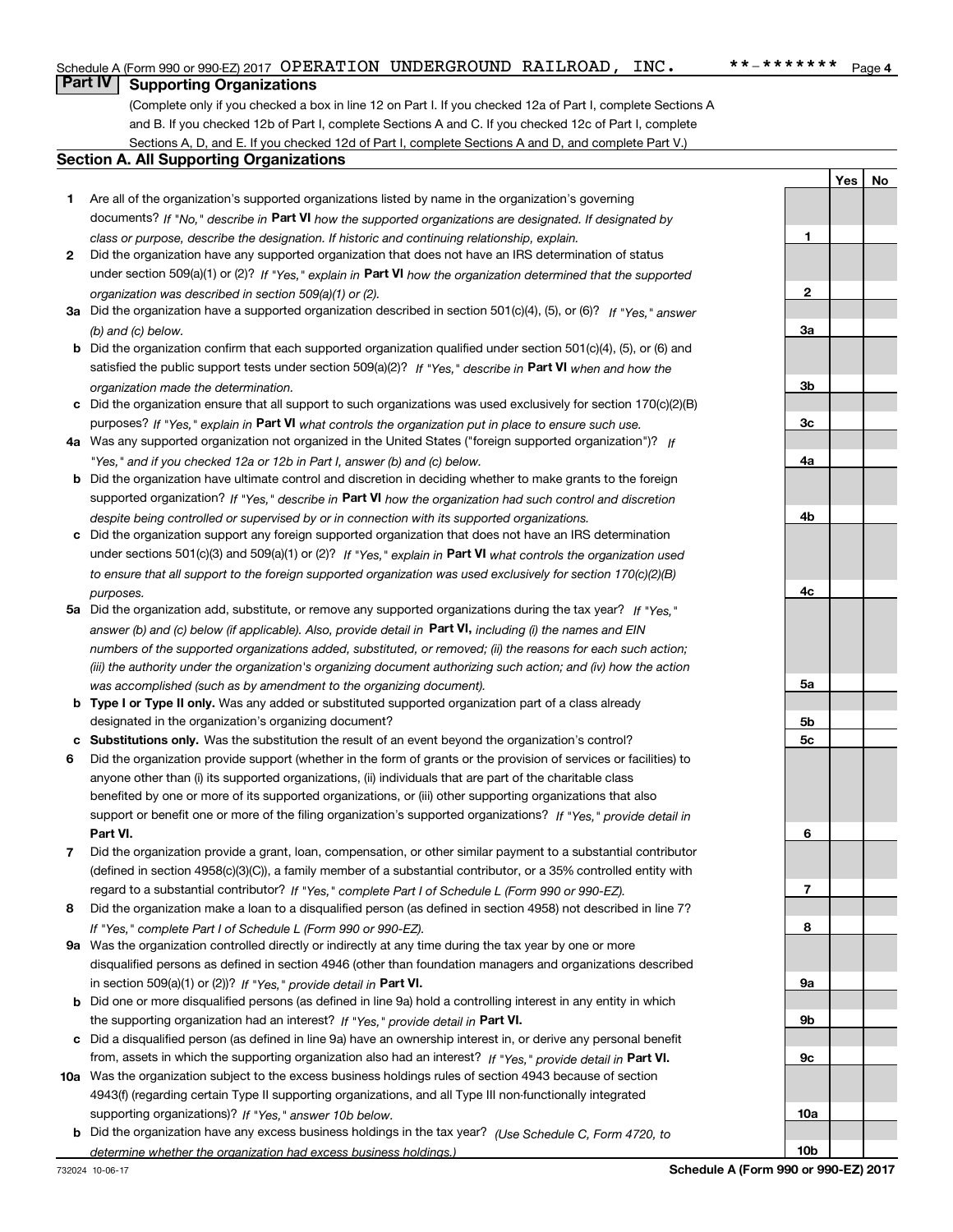Schedule A (Form 990 or 990-EZ) 2017 OPERATION UNDERGROUND RAILROAD, INC. **-******* Page 4

## Part IV Supporting Organizations

(Complete only if you checked a box in line 12 on Part I. If you checked 12a of Part I, complete Sections A and B. If you checked 12b of Part I, complete Sections A and C. If you checked 12c of Part I, complete Sections A, D, and E. If you checked 12d of Part I, complete Sections A and D, and complete Part V.)

### Section A. All Supporting Organizations

| | | Line | Yes | No |
|---|---|---|---|---|
| 1 | Are all of the organization's supported organizations listed by name in the organization's governing documents? *If "No," describe in* **Part VI** *how the supported organizations are designated. If designated by class or purpose, describe the designation. If historic and continuing relationship, explain.* | 1 | | |
| 2 | Did the organization have any supported organization that does not have an IRS determination of status under section 509(a)(1) or (2)? *If "Yes," explain in* **Part VI** *how the organization determined that the supported organization was described in section 509(a)(1) or (2).* | 2 | | |
| 3a | Did the organization have a supported organization described in section 501(c)(4), (5), or (6)? *If "Yes," answer (b) and (c) below.* | 3a | | |
| b | Did the organization confirm that each supported organization qualified under section 501(c)(4), (5), or (6) and satisfied the public support tests under section 509(a)(2)? *If "Yes," describe in* **Part VI** *when and how the organization made the determination.* | 3b | | |
| c | Did the organization ensure that all support to such organizations was used exclusively for section 170(c)(2)(B) purposes? *If "Yes," explain in* **Part VI** *what controls the organization put in place to ensure such use.* | 3c | | |
| 4a | Was any supported organization not organized in the United States ("foreign supported organization")? *If "Yes," and if you checked 12a or 12b in Part I, answer (b) and (c) below.* | 4a | | |
| b | Did the organization have ultimate control and discretion in deciding whether to make grants to the foreign supported organization? *If "Yes," describe in* **Part VI** *how the organization had such control and discretion despite being controlled or supervised by or in connection with its supported organizations.* | 4b | | |
| c | Did the organization support any foreign supported organization that does not have an IRS determination under sections 501(c)(3) and 509(a)(1) or (2)? *If "Yes," explain in* **Part VI** *what controls the organization used to ensure that all support to the foreign supported organization was used exclusively for section 170(c)(2)(B) purposes.* | 4c | | |
| 5a | Did the organization add, substitute, or remove any supported organizations during the tax year? *If "Yes," answer (b) and (c) below (if applicable). Also, provide detail in* **Part VI,** *including (i) the names and EIN numbers of the supported organizations added, substituted, or removed; (ii) the reasons for each such action; (iii) the authority under the organization's organizing document authorizing such action; and (iv) how the action was accomplished (such as by amendment to the organizing document).* | 5a | | |
| b | **Type I or Type II only.** Was any added or substituted supported organization part of a class already designated in the organization's organizing document? | 5b | | |
| c | **Substitutions only.** Was the substitution the result of an event beyond the organization's control? | 5c | | |
| 6 | Did the organization provide support (whether in the form of grants or the provision of services or facilities) to anyone other than (i) its supported organizations, (ii) individuals that are part of the charitable class benefited by one or more of its supported organizations, or (iii) other supporting organizations that also support or benefit one or more of the filing organization's supported organizations? *If "Yes," provide detail in* **Part VI.** | 6 | | |
| 7 | Did the organization provide a grant, loan, compensation, or other similar payment to a substantial contributor (defined in section 4958(c)(3)(C)), a family member of a substantial contributor, or a 35% controlled entity with regard to a substantial contributor? *If "Yes," complete Part I of Schedule L (Form 990 or 990-EZ).* | 7 | | |
| 8 | Did the organization make a loan to a disqualified person (as defined in section 4958) not described in line 7? *If "Yes," complete Part I of Schedule L (Form 990 or 990-EZ).* | 8 | | |
| 9a | Was the organization controlled directly or indirectly at any time during the tax year by one or more disqualified persons as defined in section 4946 (other than foundation managers and organizations described in section 509(a)(1) or (2))? *If "Yes," provide detail in* **Part VI.** | 9a | | |
| b | Did one or more disqualified persons (as defined in line 9a) hold a controlling interest in any entity in which the supporting organization had an interest? *If "Yes," provide detail in* **Part VI.** | 9b | | |
| c | Did a disqualified person (as defined in line 9a) have an ownership interest in, or derive any personal benefit from, assets in which the supporting organization also had an interest? *If "Yes," provide detail in* **Part VI.** | 9c | | |
| 10a | Was the organization subject to the excess business holdings rules of section 4943 because of section 4943(f) (regarding certain Type II supporting organizations, and all Type III non-functionally integrated supporting organizations)? *If "Yes," answer 10b below.* | 10a | | |
| b | Did the organization have any excess business holdings in the tax year? *(Use Schedule C, Form 4720, to determine whether the organization had excess business holdings.)* | 10b | | |

732024 10-06-17 **Schedule A (Form 990 or 990-EZ) 2017**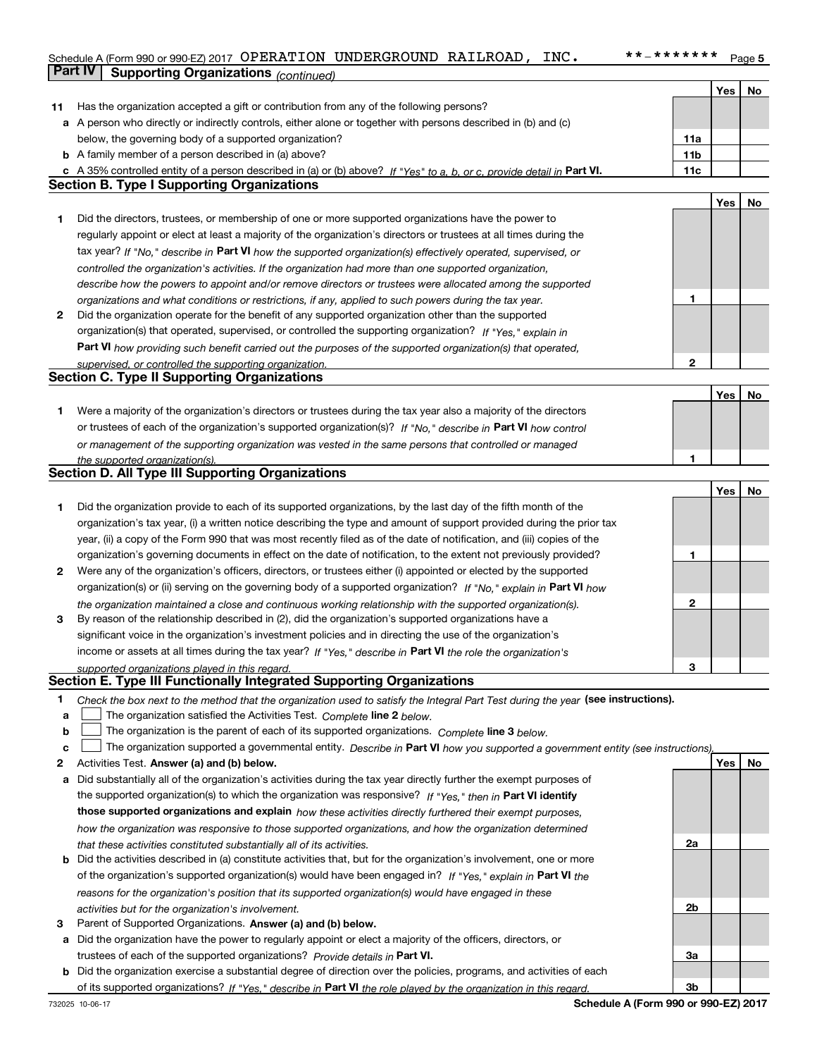Schedule A (Form 990 or 990-EZ) 2017 OPERATION UNDERGROUND RAILROAD, INC. **-******* Page 5

## Part IV Supporting Organizations *(continued)*

| | | | Yes | No |
|---|---|---|---|---|
| **11** | Has the organization accepted a gift or contribution from any of the following persons? | | | |
| **a** | A person who directly or indirectly controls, either alone or together with persons described in (b) and (c) below, the governing body of a supported organization? | **11a** | | |
| **b** | A family member of a person described in (a) above? | **11b** | | |
| **c** | A 35% controlled entity of a person described in (a) or (b) above? *If "Yes" to a, b, or c, provide detail in* **Part VI.** | **11c** | | |

### Section B. Type I Supporting Organizations

| | | | Yes | No |
|---|---|---|---|---|
| **1** | Did the directors, trustees, or membership of one or more supported organizations have the power to regularly appoint or elect at least a majority of the organization's directors or trustees at all times during the tax year? *If "No," describe in* **Part VI** *how the supported organization(s) effectively operated, supervised, or controlled the organization's activities. If the organization had more than one supported organization, describe how the powers to appoint and/or remove directors or trustees were allocated among the supported organizations and what conditions or restrictions, if any, applied to such powers during the tax year.* | **1** | | |
| **2** | Did the organization operate for the benefit of any supported organization other than the supported organization(s) that operated, supervised, or controlled the supporting organization? *If "Yes," explain in* **Part VI** *how providing such benefit carried out the purposes of the supported organization(s) that operated, supervised, or controlled the supporting organization.* | **2** | | |

### Section C. Type II Supporting Organizations

| | | | Yes | No |
|---|---|---|---|---|
| **1** | Were a majority of the organization's directors or trustees during the tax year also a majority of the directors or trustees of each of the organization's supported organization(s)? *If "No," describe in* **Part VI** *how control or management of the supporting organization was vested in the same persons that controlled or managed the supported organization(s).* | **1** | | |

### Section D. All Type III Supporting Organizations

| | | | Yes | No |
|---|---|---|---|---|
| **1** | Did the organization provide to each of its supported organizations, by the last day of the fifth month of the organization's tax year, (i) a written notice describing the type and amount of support provided during the prior tax year, (ii) a copy of the Form 990 that was most recently filed as of the date of notification, and (iii) copies of the organization's governing documents in effect on the date of notification, to the extent not previously provided? | **1** | | |
| **2** | Were any of the organization's officers, directors, or trustees either (i) appointed or elected by the supported organization(s) or (ii) serving on the governing body of a supported organization? *If "No," explain in* **Part VI** *how the organization maintained a close and continuous working relationship with the supported organization(s).* | **2** | | |
| **3** | By reason of the relationship described in (2), did the organization's supported organizations have a significant voice in the organization's investment policies and in directing the use of the organization's income or assets at all times during the tax year? *If "Yes," describe in* **Part VI** *the role the organization's supported organizations played in this regard.* | **3** | | |

### Section E. Type III Functionally Integrated Supporting Organizations

**1** *Check the box next to the method that the organization used to satisfy the Integral Part Test during the year* **(see instructions).**

- **a** ☐ The organization satisfied the Activities Test. *Complete* **line 2** *below.*
- **b** ☐ The organization is the parent of each of its supported organizations. *Complete* **line 3** *below.*
- **c** ☐ The organization supported a governmental entity. *Describe in* **Part VI** *how you supported a government entity (see instructions).*

| | | | Yes | No |
|---|---|---|---|---|
| **2** | Activities Test. **Answer (a) and (b) below.** | | | |
| **a** | Did substantially all of the organization's activities during the tax year directly further the exempt purposes of the supported organization(s) to which the organization was responsive? *If "Yes," then in* **Part VI identify those supported organizations and explain** *how these activities directly furthered their exempt purposes, how the organization was responsive to those supported organizations, and how the organization determined that these activities constituted substantially all of its activities.* | **2a** | | |
| **b** | Did the activities described in (a) constitute activities that, but for the organization's involvement, one or more of the organization's supported organization(s) would have been engaged in? *If "Yes," explain in* **Part VI** *the reasons for the organization's position that its supported organization(s) would have engaged in these activities but for the organization's involvement.* | **2b** | | |
| **3** | Parent of Supported Organizations. **Answer (a) and (b) below.** | | | |
| **a** | Did the organization have the power to regularly appoint or elect a majority of the officers, directors, or trustees of each of the supported organizations? *Provide details in* **Part VI.** | **3a** | | |
| **b** | Did the organization exercise a substantial degree of direction over the policies, programs, and activities of each of its supported organizations? *If "Yes," describe in* **Part VI** *the role played by the organization in this regard.* | **3b** | | |

732025 10-06-17 **Schedule A (Form 990 or 990-EZ) 2017**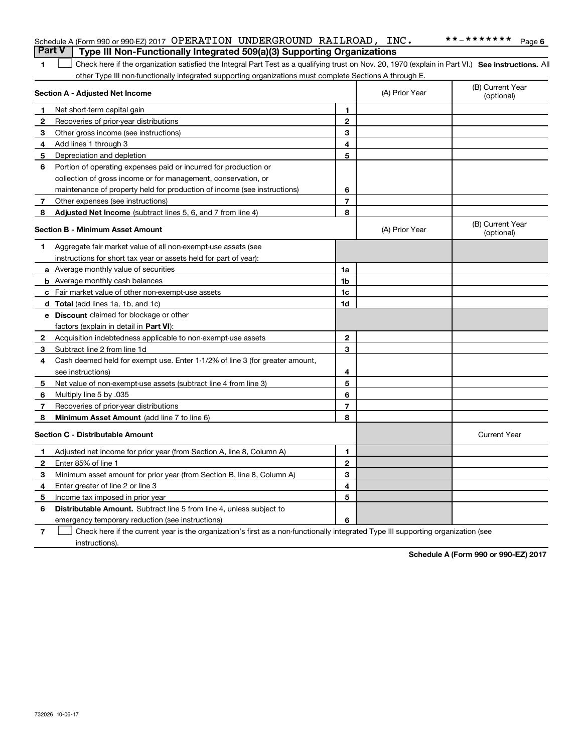Schedule A (Form 990 or 990-EZ) 2017 OPERATION UNDERGROUND RAILROAD, INC. **-******* Page 6

## Part V Type III Non-Functionally Integrated 509(a)(3) Supporting Organizations

**1** ☐ Check here if the organization satisfied the Integral Part Test as a qualifying trust on Nov. 20, 1970 (explain in Part VI.) **See instructions.** All other Type III non-functionally integrated supporting organizations must complete Sections A through E.

| **Section A - Adjusted Net Income** | | | (A) Prior Year | (B) Current Year (optional) |
|---|---|---|---|---|
| **1** | Net short-term capital gain | 1 | | |
| **2** | Recoveries of prior-year distributions | 2 | | |
| **3** | Other gross income (see instructions) | 3 | | |
| **4** | Add lines 1 through 3 | 4 | | |
| **5** | Depreciation and depletion | 5 | | |
| **6** | Portion of operating expenses paid or incurred for production or collection of gross income or for management, conservation, or maintenance of property held for production of income (see instructions) | 6 | | |
| **7** | Other expenses (see instructions) | 7 | | |
| **8** | **Adjusted Net Income** (subtract lines 5, 6, and 7 from line 4) | 8 | | |

| **Section B - Minimum Asset Amount** | | | (A) Prior Year | (B) Current Year (optional) |
|---|---|---|---|---|
| **1** | Aggregate fair market value of all non-exempt-use assets (see instructions for short tax year or assets held for part of year): | | | |
| **a** | Average monthly value of securities | 1a | | |
| **b** | Average monthly cash balances | 1b | | |
| **c** | Fair market value of other non-exempt-use assets | 1c | | |
| **d** | **Total** (add lines 1a, 1b, and 1c) | 1d | | |
| **e** | **Discount** claimed for blockage or other factors (explain in detail in **Part VI**): | | | |
| **2** | Acquisition indebtedness applicable to non-exempt-use assets | 2 | | |
| **3** | Subtract line 2 from line 1d | 3 | | |
| **4** | Cash deemed held for exempt use. Enter 1-1/2% of line 3 (for greater amount, see instructions) | 4 | | |
| **5** | Net value of non-exempt-use assets (subtract line 4 from line 3) | 5 | | |
| **6** | Multiply line 5 by .035 | 6 | | |
| **7** | Recoveries of prior-year distributions | 7 | | |
| **8** | **Minimum Asset Amount** (add line 7 to line 6) | 8 | | |

| **Section C - Distributable Amount** | | | | Current Year |
|---|---|---|---|---|
| **1** | Adjusted net income for prior year (from Section A, line 8, Column A) | 1 | | |
| **2** | Enter 85% of line 1 | 2 | | |
| **3** | Minimum asset amount for prior year (from Section B, line 8, Column A) | 3 | | |
| **4** | Enter greater of line 2 or line 3 | 4 | | |
| **5** | Income tax imposed in prior year | 5 | | |
| **6** | **Distributable Amount.** Subtract line 5 from line 4, unless subject to emergency temporary reduction (see instructions) | 6 | | |

**7** ☐ Check here if the current year is the organization's first as a non-functionally integrated Type III supporting organization (see instructions).

**Schedule A (Form 990 or 990-EZ) 2017**

732026 10-06-17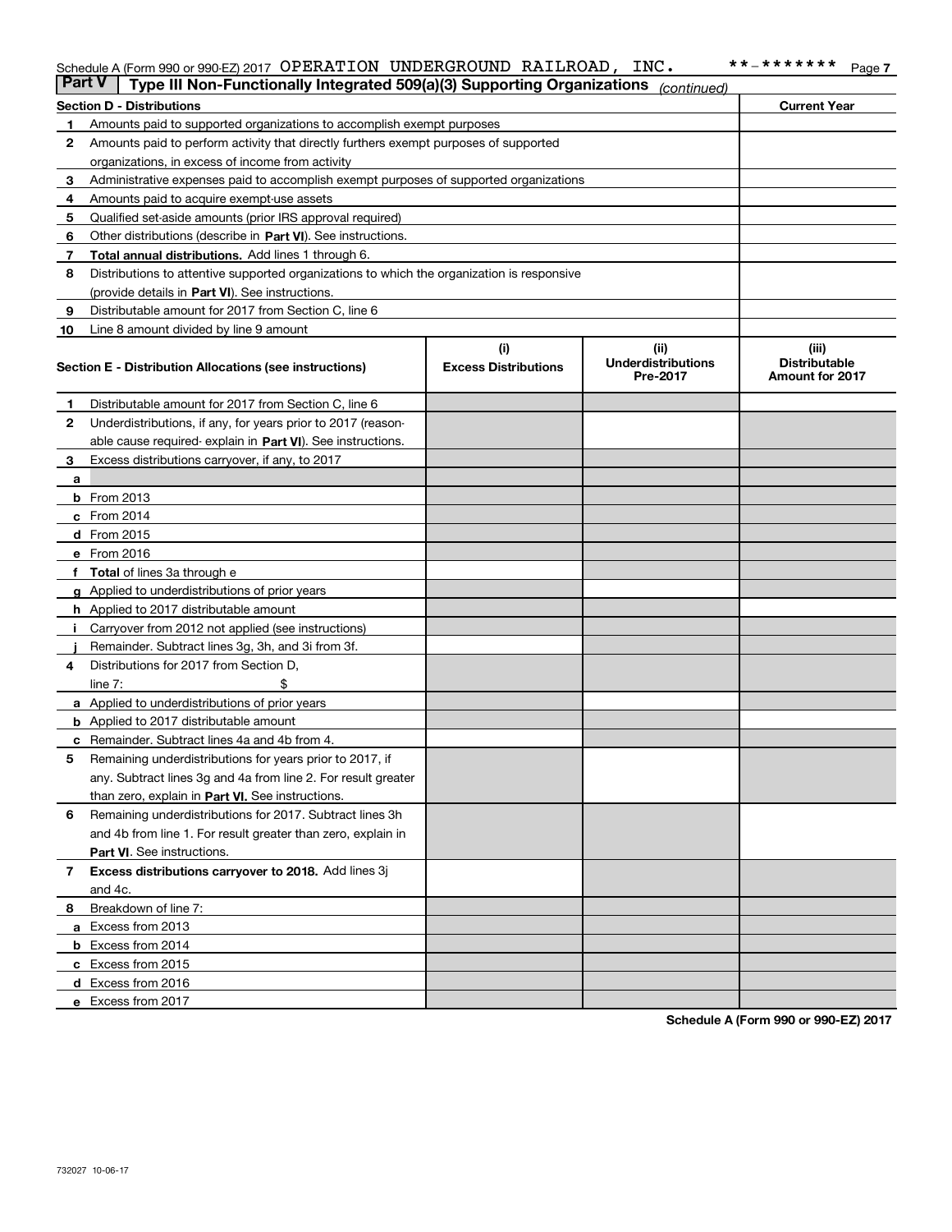Schedule A (Form 990 or 990-EZ) 2017 OPERATION UNDERGROUND RAILROAD, INC. **-******* Page 7

## Part V | Type III Non-Functionally Integrated 509(a)(3) Supporting Organizations *(continued)*

| Section D - Distributions | | Current Year |
|---|---|---|
| **1** | Amounts paid to supported organizations to accomplish exempt purposes | |
| **2** | Amounts paid to perform activity that directly furthers exempt purposes of supported organizations, in excess of income from activity | |
| **3** | Administrative expenses paid to accomplish exempt purposes of supported organizations | |
| **4** | Amounts paid to acquire exempt-use assets | |
| **5** | Qualified set-aside amounts (prior IRS approval required) | |
| **6** | Other distributions (describe in **Part VI**). See instructions. | |
| **7** | **Total annual distributions.** Add lines 1 through 6. | |
| **8** | Distributions to attentive supported organizations to which the organization is responsive (provide details in **Part VI**). See instructions. | |
| **9** | Distributable amount for 2017 from Section C, line 6 | |
| **10** | Line 8 amount divided by line 9 amount | |

| Section E - Distribution Allocations (see instructions) | | (i) Excess Distributions | (ii) Underdistributions Pre-2017 | (iii) Distributable Amount for 2017 |
|---|---|---|---|---|
| **1** | Distributable amount for 2017 from Section C, line 6 | | | |
| **2** | Underdistributions, if any, for years prior to 2017 (reasonable cause required- explain in **Part VI**). See instructions. | | | |
| **3** | Excess distributions carryover, if any, to 2017 | | | |
| **a** | | | | |
| **b** | From 2013 | | | |
| **c** | From 2014 | | | |
| **d** | From 2015 | | | |
| **e** | From 2016 | | | |
| **f** | **Total** of lines 3a through e | | | |
| **g** | Applied to underdistributions of prior years | | | |
| **h** | Applied to 2017 distributable amount | | | |
| **i** | Carryover from 2012 not applied (see instructions) | | | |
| **j** | Remainder. Subtract lines 3g, 3h, and 3i from 3f. | | | |
| **4** | Distributions for 2017 from Section D, line 7: $ | | | |
| **a** | Applied to underdistributions of prior years | | | |
| **b** | Applied to 2017 distributable amount | | | |
| **c** | Remainder. Subtract lines 4a and 4b from 4. | | | |
| **5** | Remaining underdistributions for years prior to 2017, if any. Subtract lines 3g and 4a from line 2. For result greater than zero, explain in **Part VI.** See instructions. | | | |
| **6** | Remaining underdistributions for 2017. Subtract lines 3h and 4b from line 1. For result greater than zero, explain in **Part VI**. See instructions. | | | |
| **7** | **Excess distributions carryover to 2018.** Add lines 3j and 4c. | | | |
| **8** | Breakdown of line 7: | | | |
| **a** | Excess from 2013 | | | |
| **b** | Excess from 2014 | | | |
| **c** | Excess from 2015 | | | |
| **d** | Excess from 2016 | | | |
| **e** | Excess from 2017 | | | |

**Schedule A (Form 990 or 990-EZ) 2017**

732027 10-06-17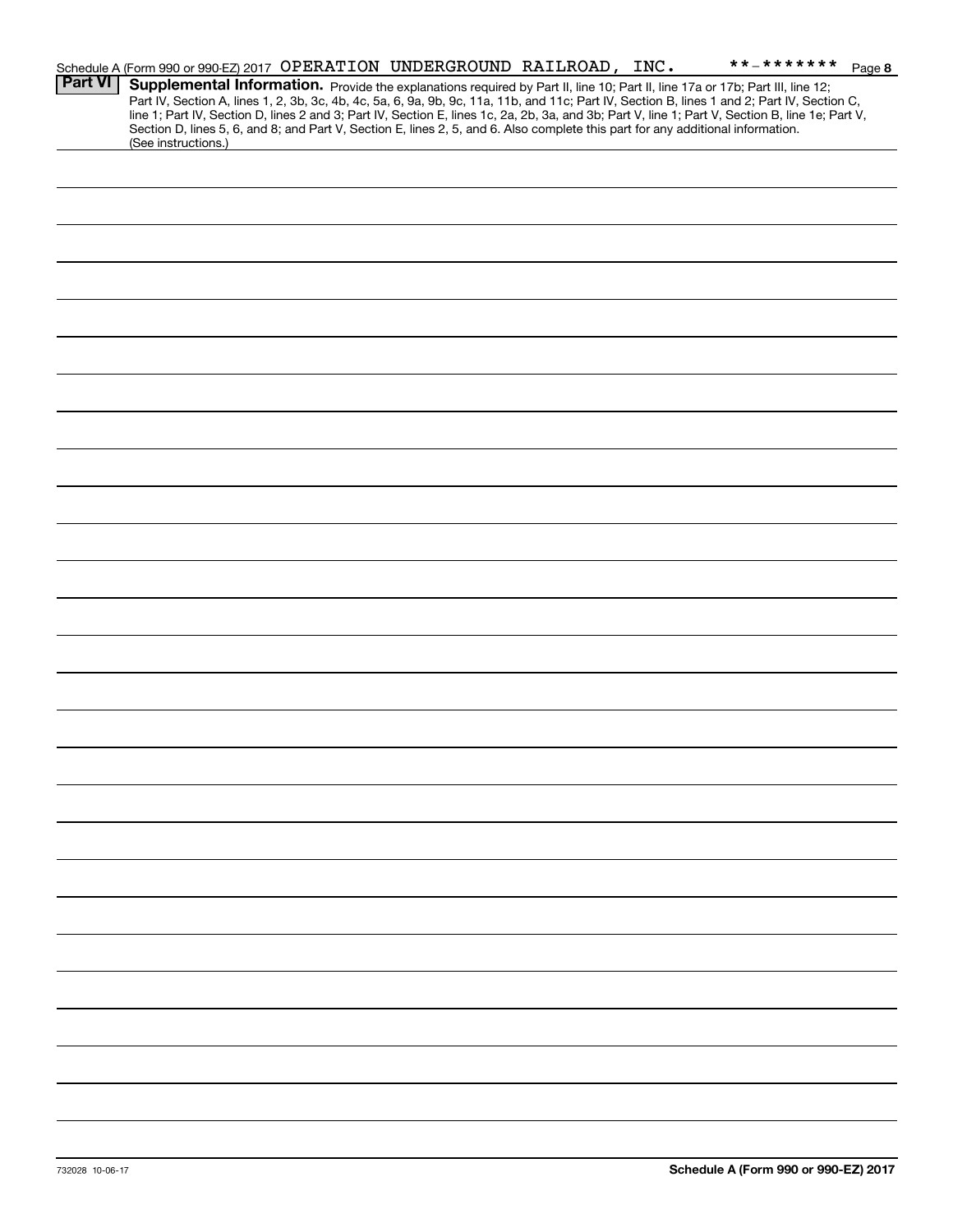Schedule A (Form 990 or 990-EZ) 2017 OPERATION UNDERGROUND RAILROAD, INC. **-******* Page 8

**Part VI** **Supplemental Information.** Provide the explanations required by Part II, line 10; Part II, line 17a or 17b; Part III, line 12; Part IV, Section A, lines 1, 2, 3b, 3c, 4b, 4c, 5a, 6, 9a, 9b, 9c, 11a, 11b, and 11c; Part IV, Section B, lines 1 and 2; Part IV, Section C, line 1; Part IV, Section D, lines 2 and 3; Part IV, Section E, lines 1c, 2a, 2b, 3a, and 3b; Part V, line 1; Part V, Section B, line 1e; Part V, Section D, lines 5, 6, and 8; and Part V, Section E, lines 2, 5, and 6. Also complete this part for any additional information. (See instructions.)

732028 10-06-17 **Schedule A (Form 990 or 990-EZ) 2017**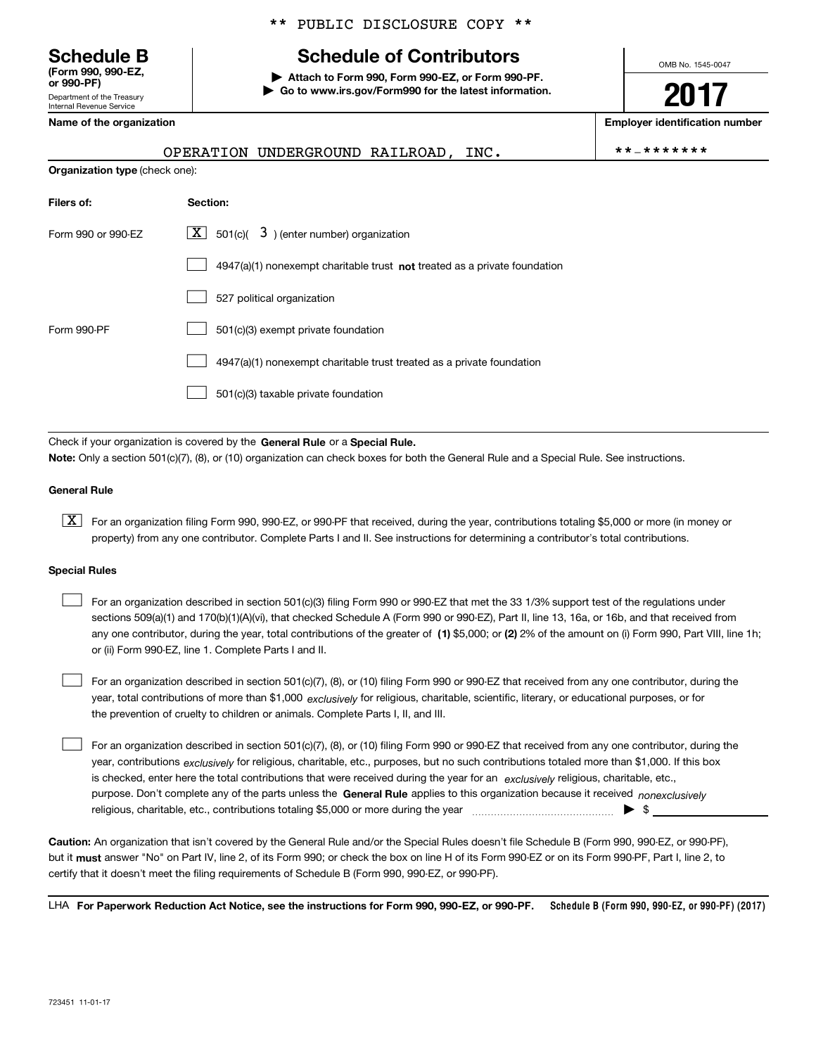** PUBLIC DISCLOSURE COPY **

# Schedule B

**(Form 990, 990-EZ, or 990-PF)**

Department of the Treasury
Internal Revenue Service

## Schedule of Contributors

▶ **Attach to Form 990, Form 990-EZ, or Form 990-PF.**
▶ **Go to www.irs.gov/Form990 for the latest information.**

OMB No. 1545-0047

**2017**

**Name of the organization**

OPERATION UNDERGROUND RAILROAD, INC.

**Employer identification number**

**-*******

**Organization type** (check one):

| **Filers of:** | **Section:** |
|---|---|
| Form 990 or 990-EZ | [X] 501(c)( 3 ) (enter number) organization |
| | [ ] 4947(a)(1) nonexempt charitable trust **not** treated as a private foundation |
| | [ ] 527 political organization |
| Form 990-PF | [ ] 501(c)(3) exempt private foundation |
| | [ ] 4947(a)(1) nonexempt charitable trust treated as a private foundation |
| | [ ] 501(c)(3) taxable private foundation |

Check if your organization is covered by the **General Rule** or a **Special Rule.**

**Note:** Only a section 501(c)(7), (8), or (10) organization can check boxes for both the General Rule and a Special Rule. See instructions.

**General Rule**

[X] For an organization filing Form 990, 990-EZ, or 990-PF that received, during the year, contributions totaling $5,000 or more (in money or property) from any one contributor. Complete Parts I and II. See instructions for determining a contributor's total contributions.

**Special Rules**

[ ] For an organization described in section 501(c)(3) filing Form 990 or 990-EZ that met the 33 1/3% support test of the regulations under sections 509(a)(1) and 170(b)(1)(A)(vi), that checked Schedule A (Form 990 or 990-EZ), Part II, line 13, 16a, or 16b, and that received from any one contributor, during the year, total contributions of the greater of **(1)** $5,000; or **(2)** 2% of the amount on (i) Form 990, Part VIII, line 1h; or (ii) Form 990-EZ, line 1. Complete Parts I and II.

[ ] For an organization described in section 501(c)(7), (8), or (10) filing Form 990 or 990-EZ that received from any one contributor, during the year, total contributions of more than $1,000 *exclusively* for religious, charitable, scientific, literary, or educational purposes, or for the prevention of cruelty to children or animals. Complete Parts I, II, and III.

[ ] For an organization described in section 501(c)(7), (8), or (10) filing Form 990 or 990-EZ that received from any one contributor, during the year, contributions *exclusively* for religious, charitable, etc., purposes, but no such contributions totaled more than $1,000. If this box is checked, enter here the total contributions that were received during the year for an *exclusively* religious, charitable, etc., purpose. Don't complete any of the parts unless the **General Rule** applies to this organization because it received *nonexclusively* religious, charitable, etc., contributions totaling $5,000 or more during the year ▶ $

**Caution:** An organization that isn't covered by the General Rule and/or the Special Rules doesn't file Schedule B (Form 990, 990-EZ, or 990-PF), but it **must** answer "No" on Part IV, line 2, of its Form 990; or check the box on line H of its Form 990-EZ or on its Form 990-PF, Part I, line 2, to certify that it doesn't meet the filing requirements of Schedule B (Form 990, 990-EZ, or 990-PF).

LHA **For Paperwork Reduction Act Notice, see the instructions for Form 990, 990-EZ, or 990-PF.** **Schedule B (Form 990, 990-EZ, or 990-PF) (2017)**

723451 11-01-17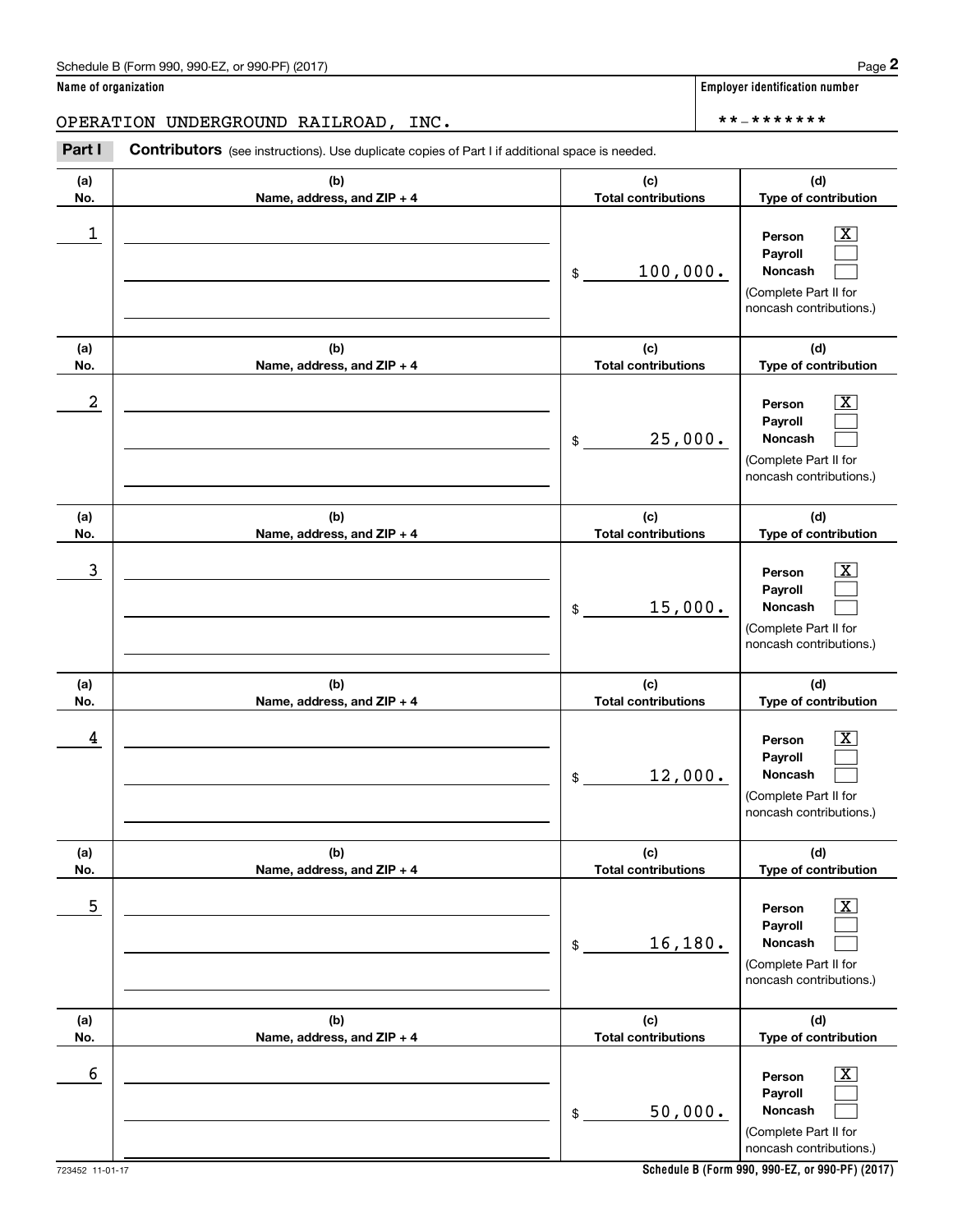Schedule B (Form 990, 990-EZ, or 990-PF) (2017)

**Name of organization**

OPERATION UNDERGROUND RAILROAD, INC.

**Employer identification number**

\*\*-\*\*\*\*\*\*\*

**Part I** **Contributors** (see instructions). Use duplicate copies of Part I if additional space is needed.

| (a) No. | (b) Name, address, and ZIP + 4 | (c) Total contributions | (d) Type of contribution |
|---|---|---|---|
| 1 | | $ 100,000. | Person [X] Payroll [ ] Noncash [ ] (Complete Part II for noncash contributions.) |
| 2 | | $ 25,000. | Person [X] Payroll [ ] Noncash [ ] (Complete Part II for noncash contributions.) |
| 3 | | $ 15,000. | Person [X] Payroll [ ] Noncash [ ] (Complete Part II for noncash contributions.) |
| 4 | | $ 12,000. | Person [X] Payroll [ ] Noncash [ ] (Complete Part II for noncash contributions.) |
| 5 | | $ 16,180. | Person [X] Payroll [ ] Noncash [ ] (Complete Part II for noncash contributions.) |
| 6 | | $ 50,000. | Person [X] Payroll [ ] Noncash [ ] (Complete Part II for noncash contributions.) |

723452 11-01-17

**Schedule B (Form 990, 990-EZ, or 990-PF) (2017)**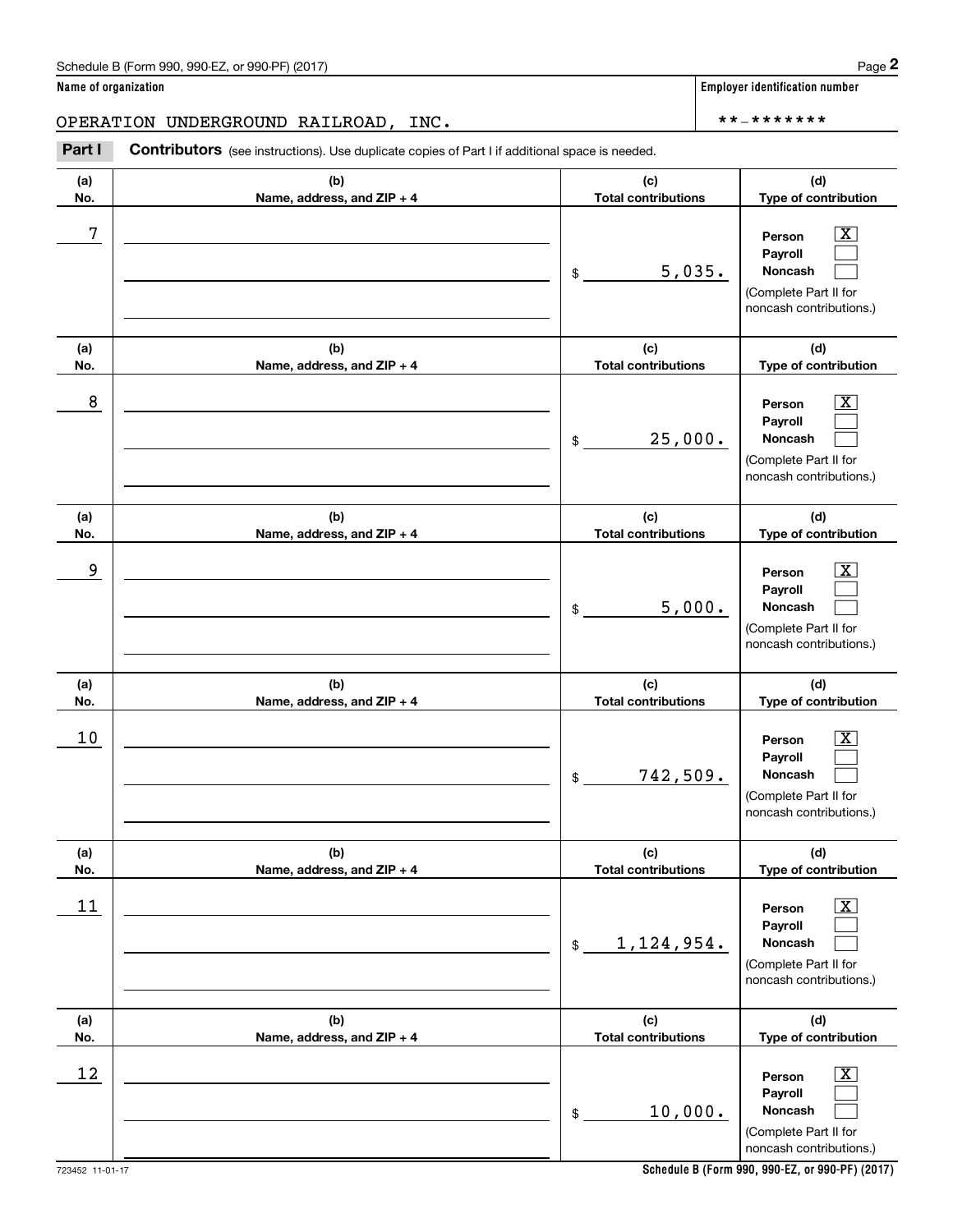Schedule B (Form 990, 990-EZ, or 990-PF) (2017)

**Name of organization**

OPERATION UNDERGROUND RAILROAD, INC.

**Employer identification number**

**-*******

**Part I** **Contributors** (see instructions). Use duplicate copies of Part I if additional space is needed.

| (a) No. | (b) Name, address, and ZIP + 4 | (c) Total contributions | (d) Type of contribution |
|---|---|---|---|
| 7 | | $ 5,035. | Person [X] Payroll [ ] Noncash [ ] (Complete Part II for noncash contributions.) |
| 8 | | $ 25,000. | Person [X] Payroll [ ] Noncash [ ] (Complete Part II for noncash contributions.) |
| 9 | | $ 5,000. | Person [X] Payroll [ ] Noncash [ ] (Complete Part II for noncash contributions.) |
| 10 | | $ 742,509. | Person [X] Payroll [ ] Noncash [ ] (Complete Part II for noncash contributions.) |
| 11 | | $ 1,124,954. | Person [X] Payroll [ ] Noncash [ ] (Complete Part II for noncash contributions.) |
| 12 | | $ 10,000. | Person [X] Payroll [ ] Noncash [ ] (Complete Part II for noncash contributions.) |

723452 11-01-17

**Schedule B (Form 990, 990-EZ, or 990-PF) (2017)**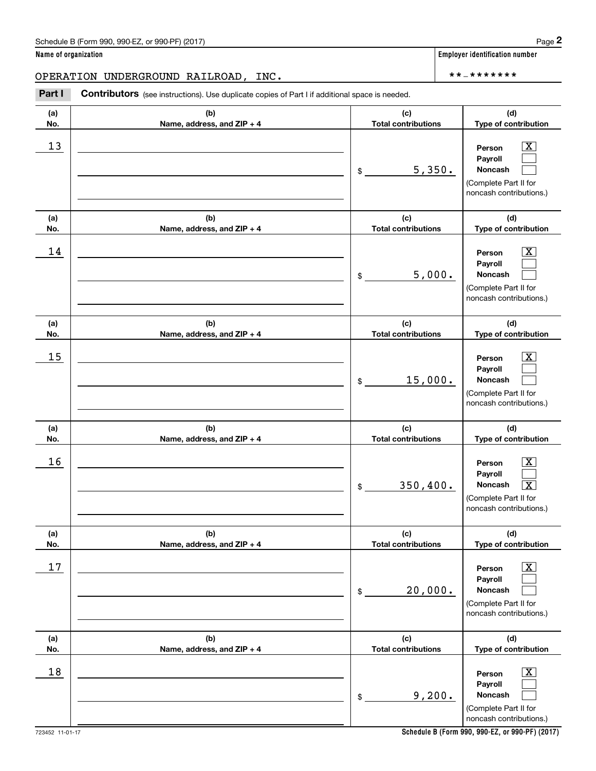Schedule B (Form 990, 990-EZ, or 990-PF) (2017)

**Name of organization**

OPERATION UNDERGROUND RAILROAD, INC.

**Employer identification number**

**-*******

**Part I** **Contributors** (see instructions). Use duplicate copies of Part I if additional space is needed.

| (a) No. | (b) Name, address, and ZIP + 4 | (c) Total contributions | (d) Type of contribution |
|---|---|---|---|
| 13 | | $ 5,350. | Person [X] Payroll [ ] Noncash [ ] (Complete Part II for noncash contributions.) |
| 14 | | $ 5,000. | Person [X] Payroll [ ] Noncash [ ] (Complete Part II for noncash contributions.) |
| 15 | | $ 15,000. | Person [X] Payroll [ ] Noncash [ ] (Complete Part II for noncash contributions.) |
| 16 | | $ 350,400. | Person [X] Payroll [ ] Noncash [X] (Complete Part II for noncash contributions.) |
| 17 | | $ 20,000. | Person [X] Payroll [ ] Noncash [ ] (Complete Part II for noncash contributions.) |
| 18 | | $ 9,200. | Person [X] Payroll [ ] Noncash [ ] (Complete Part II for noncash contributions.) |

723452 11-01-17

**Schedule B (Form 990, 990-EZ, or 990-PF) (2017)**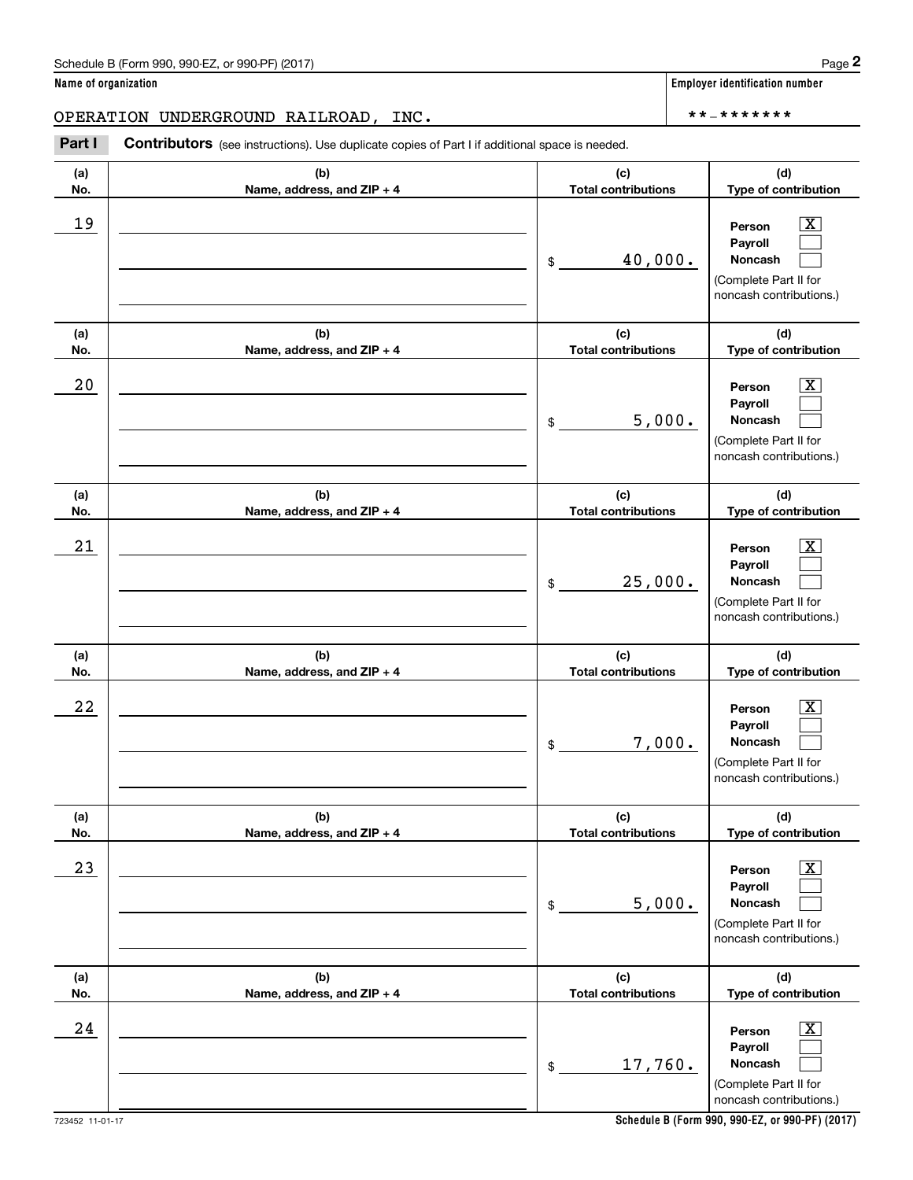Schedule B (Form 990, 990-EZ, or 990-PF) (2017)

**Name of organization**

OPERATION UNDERGROUND RAILROAD, INC.

**Employer identification number**

**-*******

**Part I** **Contributors** (see instructions). Use duplicate copies of Part I if additional space is needed.

| (a) No. | (b) Name, address, and ZIP + 4 | (c) Total contributions | (d) Type of contribution |
|---|---|---|---|
| 19 | | $ 40,000. | Person [X] Payroll [ ] Noncash [ ] (Complete Part II for noncash contributions.) |
| 20 | | $ 5,000. | Person [X] Payroll [ ] Noncash [ ] (Complete Part II for noncash contributions.) |
| 21 | | $ 25,000. | Person [X] Payroll [ ] Noncash [ ] (Complete Part II for noncash contributions.) |
| 22 | | $ 7,000. | Person [X] Payroll [ ] Noncash [ ] (Complete Part II for noncash contributions.) |
| 23 | | $ 5,000. | Person [X] Payroll [ ] Noncash [ ] (Complete Part II for noncash contributions.) |
| 24 | | $ 17,760. | Person [X] Payroll [ ] Noncash [ ] (Complete Part II for noncash contributions.) |

723452 11-01-17

**Schedule B (Form 990, 990-EZ, or 990-PF) (2017)**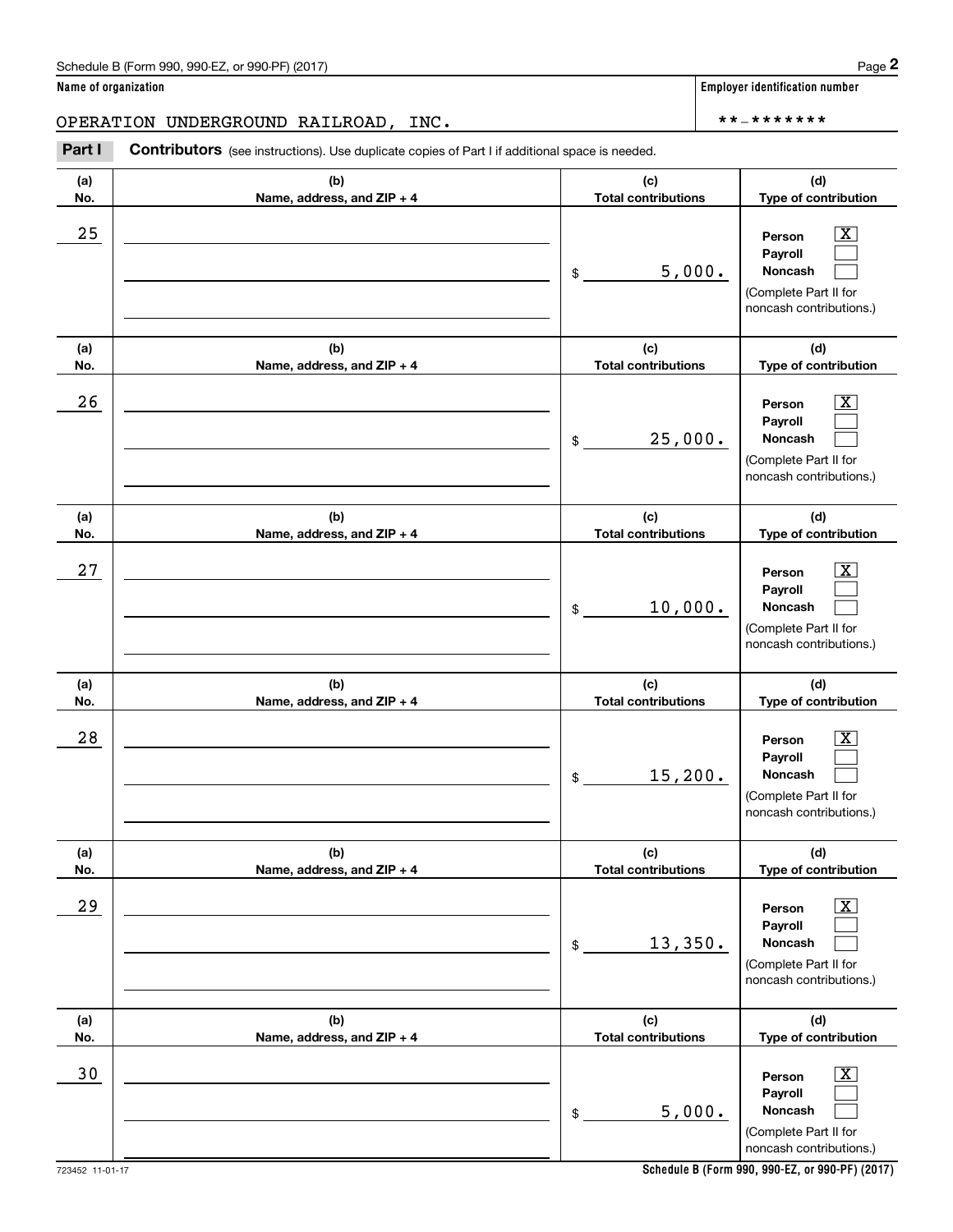Schedule B (Form 990, 990-EZ, or 990-PF) (2017)

**Name of organization**

OPERATION UNDERGROUND RAILROAD, INC.

**Employer identification number**

**-*******

**Part I** **Contributors** (see instructions). Use duplicate copies of Part I if additional space is needed.

| (a) No. | (b) Name, address, and ZIP + 4 | (c) Total contributions | (d) Type of contribution |
|---|---|---|---|
| 25 | | $ 5,000. | Person [X] Payroll [ ] Noncash [ ] (Complete Part II for noncash contributions.) |
| 26 | | $ 25,000. | Person [X] Payroll [ ] Noncash [ ] (Complete Part II for noncash contributions.) |
| 27 | | $ 10,000. | Person [X] Payroll [ ] Noncash [ ] (Complete Part II for noncash contributions.) |
| 28 | | $ 15,200. | Person [X] Payroll [ ] Noncash [ ] (Complete Part II for noncash contributions.) |
| 29 | | $ 13,350. | Person [X] Payroll [ ] Noncash [ ] (Complete Part II for noncash contributions.) |
| 30 | | $ 5,000. | Person [X] Payroll [ ] Noncash [ ] (Complete Part II for noncash contributions.) |

723452 11-01-17

**Schedule B (Form 990, 990-EZ, or 990-PF) (2017)**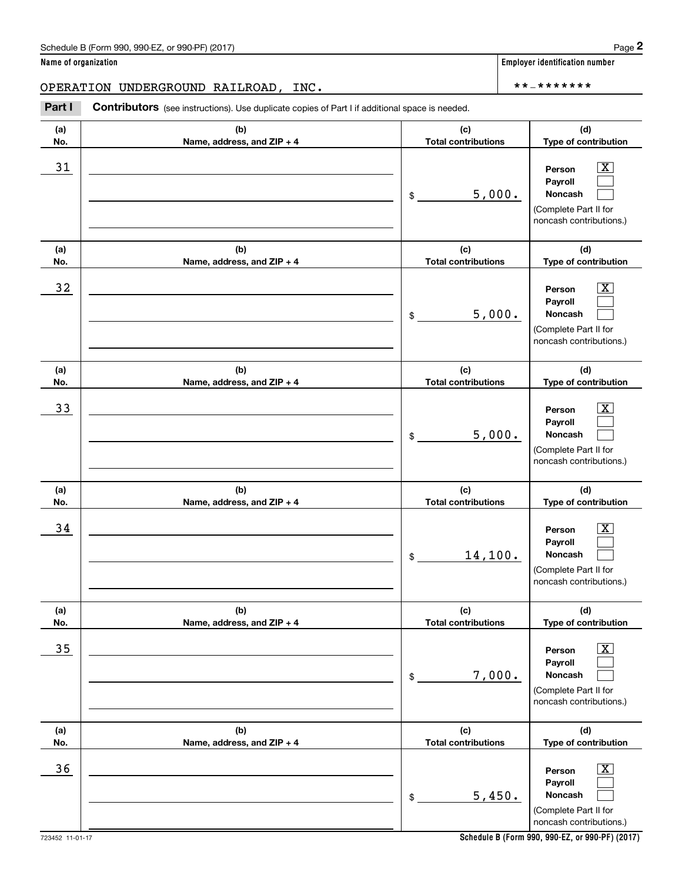Name of organization: OPERATION UNDERGROUND RAILROAD, INC.

Employer identification number: **-*******

**Part I** **Contributors** (see instructions). Use duplicate copies of Part I if additional space is needed.

| (a) No. | (b) Name, address, and ZIP + 4 | (c) Total contributions | (d) Type of contribution |
|---|---|---|---|
| 31 | | $ 5,000. | Person [X] Payroll [ ] Noncash [ ] (Complete Part II for noncash contributions.) |
| 32 | | $ 5,000. | Person [X] Payroll [ ] Noncash [ ] (Complete Part II for noncash contributions.) |
| 33 | | $ 5,000. | Person [X] Payroll [ ] Noncash [ ] (Complete Part II for noncash contributions.) |
| 34 | | $ 14,100. | Person [X] Payroll [ ] Noncash [ ] (Complete Part II for noncash contributions.) |
| 35 | | $ 7,000. | Person [X] Payroll [ ] Noncash [ ] (Complete Part II for noncash contributions.) |
| 36 | | $ 5,450. | Person [X] Payroll [ ] Noncash [ ] (Complete Part II for noncash contributions.) |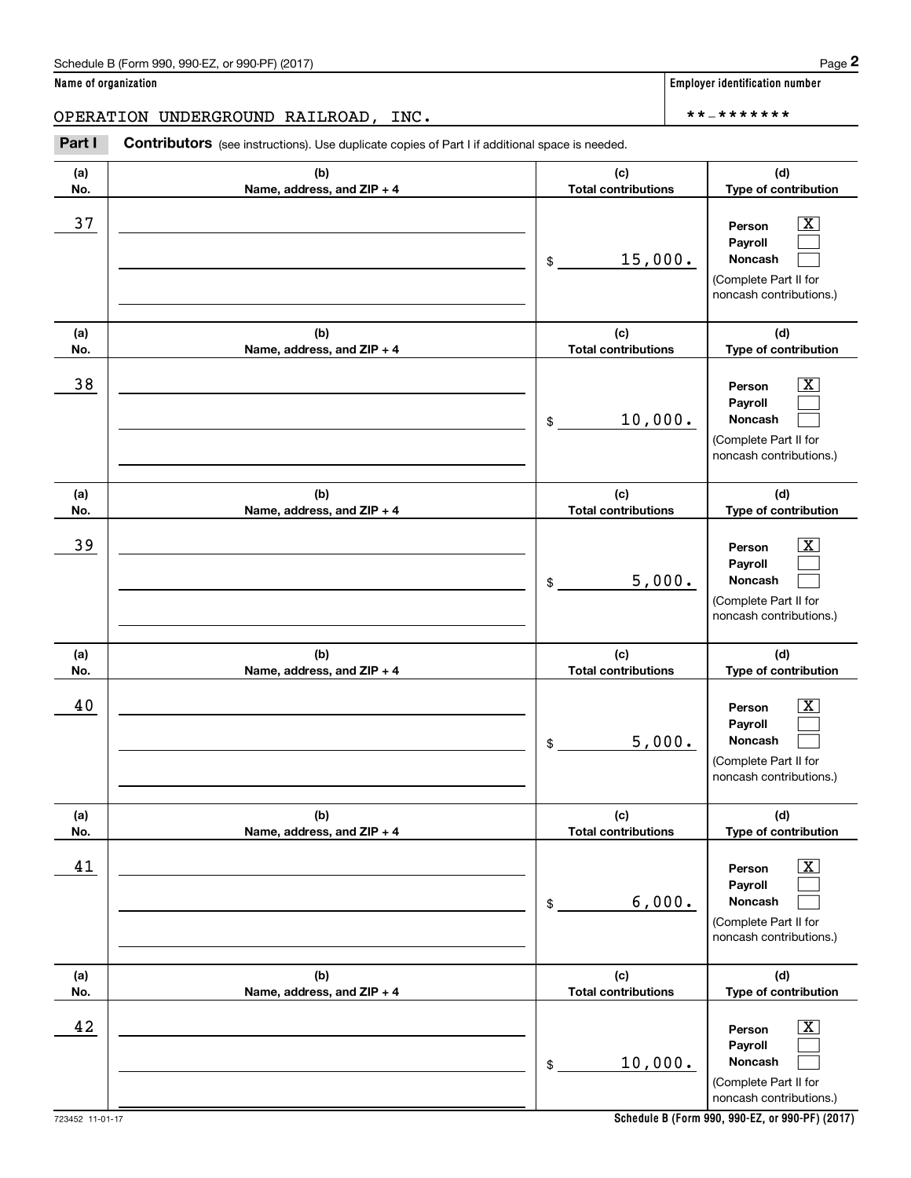**Name of organization**

OPERATION UNDERGROUND RAILROAD, INC.

**Employer identification number**

**-*******

**Part I** **Contributors** (see instructions). Use duplicate copies of Part I if additional space is needed.

| (a) No. | (b) Name, address, and ZIP + 4 | (c) Total contributions | (d) Type of contribution |
|---|---|---|---|
| 37 | | $ 15,000. | Person [X] Payroll [ ] Noncash [ ] (Complete Part II for noncash contributions.) |
| 38 | | $ 10,000. | Person [X] Payroll [ ] Noncash [ ] (Complete Part II for noncash contributions.) |
| 39 | | $ 5,000. | Person [X] Payroll [ ] Noncash [ ] (Complete Part II for noncash contributions.) |
| 40 | | $ 5,000. | Person [X] Payroll [ ] Noncash [ ] (Complete Part II for noncash contributions.) |
| 41 | | $ 6,000. | Person [X] Payroll [ ] Noncash [ ] (Complete Part II for noncash contributions.) |
| 42 | | $ 10,000. | Person [X] Payroll [ ] Noncash [ ] (Complete Part II for noncash contributions.) |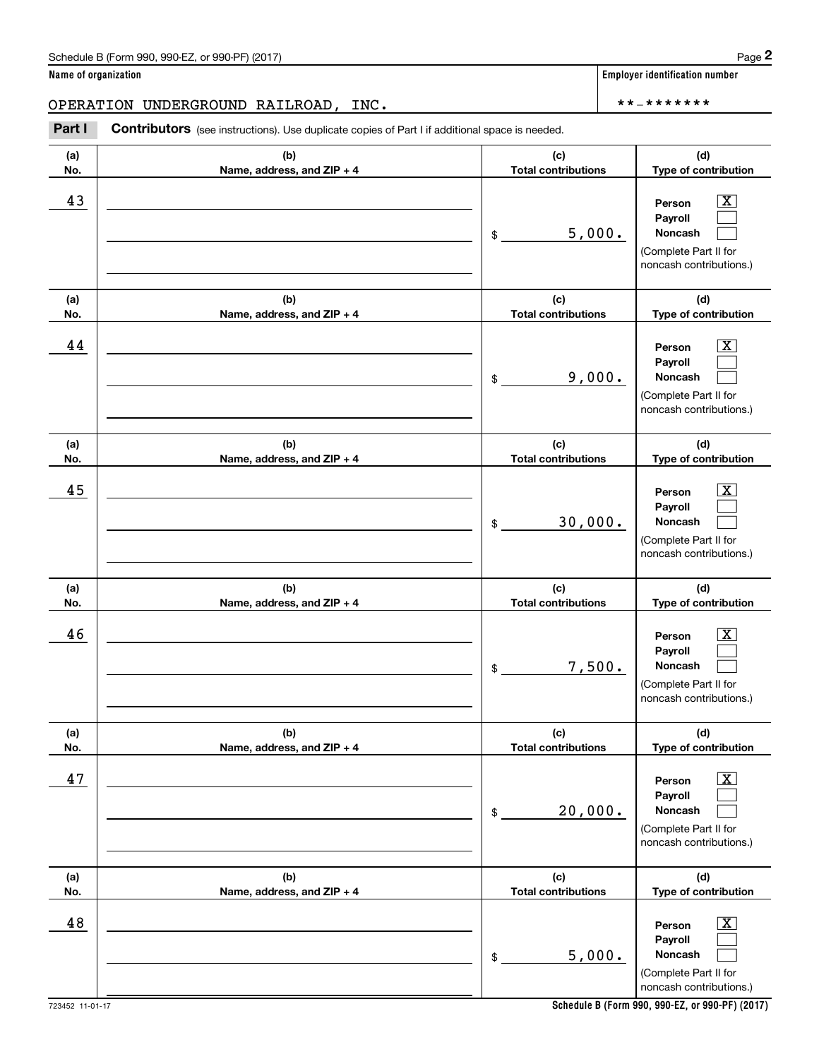Schedule B (Form 990, 990-EZ, or 990-PF) (2017)

**Name of organization**

OPERATION UNDERGROUND RAILROAD, INC.

**Employer identification number**

**-*******

**Part I** **Contributors** (see instructions). Use duplicate copies of Part I if additional space is needed.

| (a) No. | (b) Name, address, and ZIP + 4 | (c) Total contributions | (d) Type of contribution |
|---|---|---|---|
| 43 | | $ 5,000. | Person [X] Payroll [ ] Noncash [ ] (Complete Part II for noncash contributions.) |
| 44 | | $ 9,000. | Person [X] Payroll [ ] Noncash [ ] (Complete Part II for noncash contributions.) |
| 45 | | $ 30,000. | Person [X] Payroll [ ] Noncash [ ] (Complete Part II for noncash contributions.) |
| 46 | | $ 7,500. | Person [X] Payroll [ ] Noncash [ ] (Complete Part II for noncash contributions.) |
| 47 | | $ 20,000. | Person [X] Payroll [ ] Noncash [ ] (Complete Part II for noncash contributions.) |
| 48 | | $ 5,000. | Person [X] Payroll [ ] Noncash [ ] (Complete Part II for noncash contributions.) |

723452 11-01-17

**Schedule B (Form 990, 990-EZ, or 990-PF) (2017)**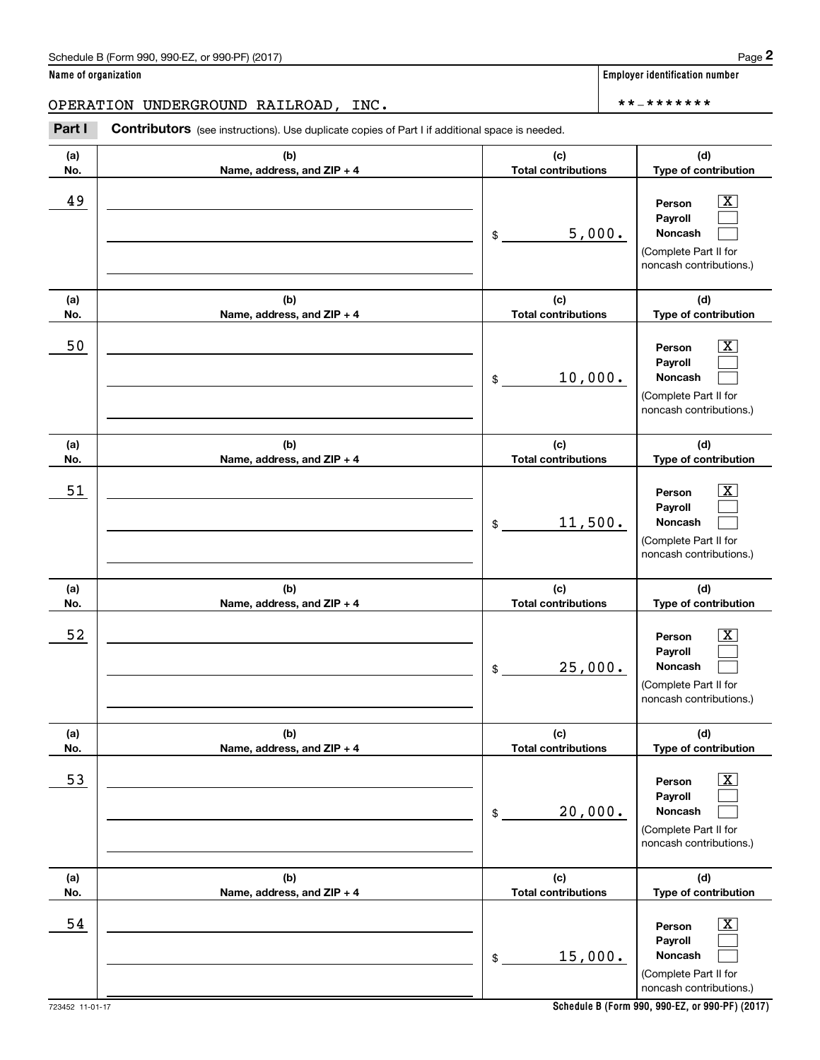Name of organization

OPERATION UNDERGROUND RAILROAD, INC.

Employer identification number

**-*******

**Part I** **Contributors** (see instructions). Use duplicate copies of Part I if additional space is needed.

| (a) No. | (b) Name, address, and ZIP + 4 | (c) Total contributions | (d) Type of contribution |
|---|---|---|---|
| 49 | | $ 5,000. | Person [X] Payroll [ ] Noncash [ ] (Complete Part II for noncash contributions.) |
| 50 | | $ 10,000. | Person [X] Payroll [ ] Noncash [ ] (Complete Part II for noncash contributions.) |
| 51 | | $ 11,500. | Person [X] Payroll [ ] Noncash [ ] (Complete Part II for noncash contributions.) |
| 52 | | $ 25,000. | Person [X] Payroll [ ] Noncash [ ] (Complete Part II for noncash contributions.) |
| 53 | | $ 20,000. | Person [X] Payroll [ ] Noncash [ ] (Complete Part II for noncash contributions.) |
| 54 | | $ 15,000. | Person [X] Payroll [ ] Noncash [ ] (Complete Part II for noncash contributions.) |

723452 11-01-17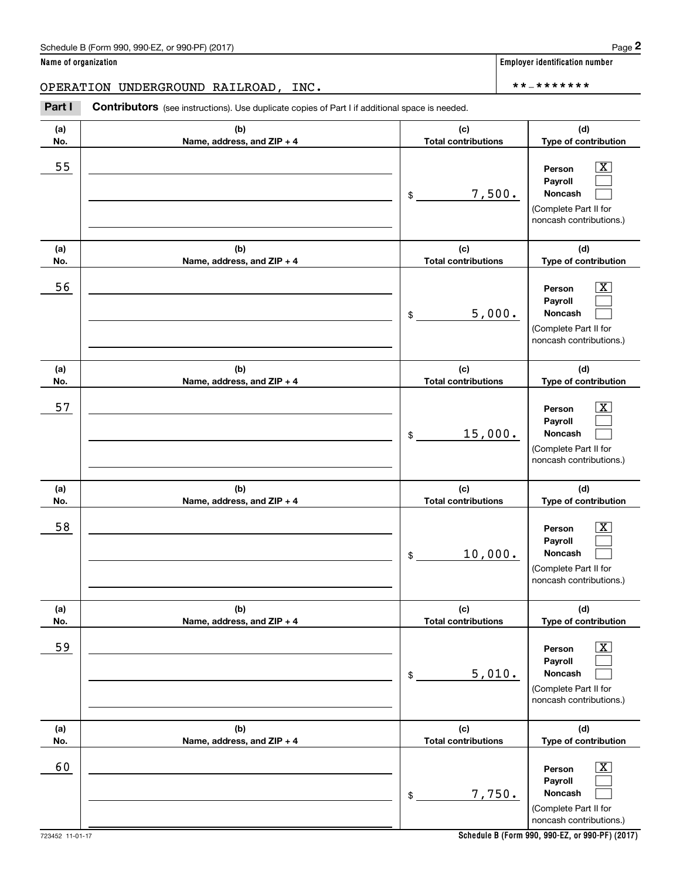Schedule B (Form 990, 990-EZ, or 990-PF) (2017)

**Name of organization**

OPERATION UNDERGROUND RAILROAD, INC.

**Employer identification number**

**-*******

**Part I** **Contributors** (see instructions). Use duplicate copies of Part I if additional space is needed.

| (a) No. | (b) Name, address, and ZIP + 4 | (c) Total contributions | (d) Type of contribution |
|---|---|---|---|
| 55 | | $ 7,500. | Person [X] Payroll [ ] Noncash [ ] (Complete Part II for noncash contributions.) |
| 56 | | $ 5,000. | Person [X] Payroll [ ] Noncash [ ] (Complete Part II for noncash contributions.) |
| 57 | | $ 15,000. | Person [X] Payroll [ ] Noncash [ ] (Complete Part II for noncash contributions.) |
| 58 | | $ 10,000. | Person [X] Payroll [ ] Noncash [ ] (Complete Part II for noncash contributions.) |
| 59 | | $ 5,010. | Person [X] Payroll [ ] Noncash [ ] (Complete Part II for noncash contributions.) |
| 60 | | $ 7,750. | Person [X] Payroll [ ] Noncash [ ] (Complete Part II for noncash contributions.) |

723452 11-01-17

**Schedule B (Form 990, 990-EZ, or 990-PF) (2017)**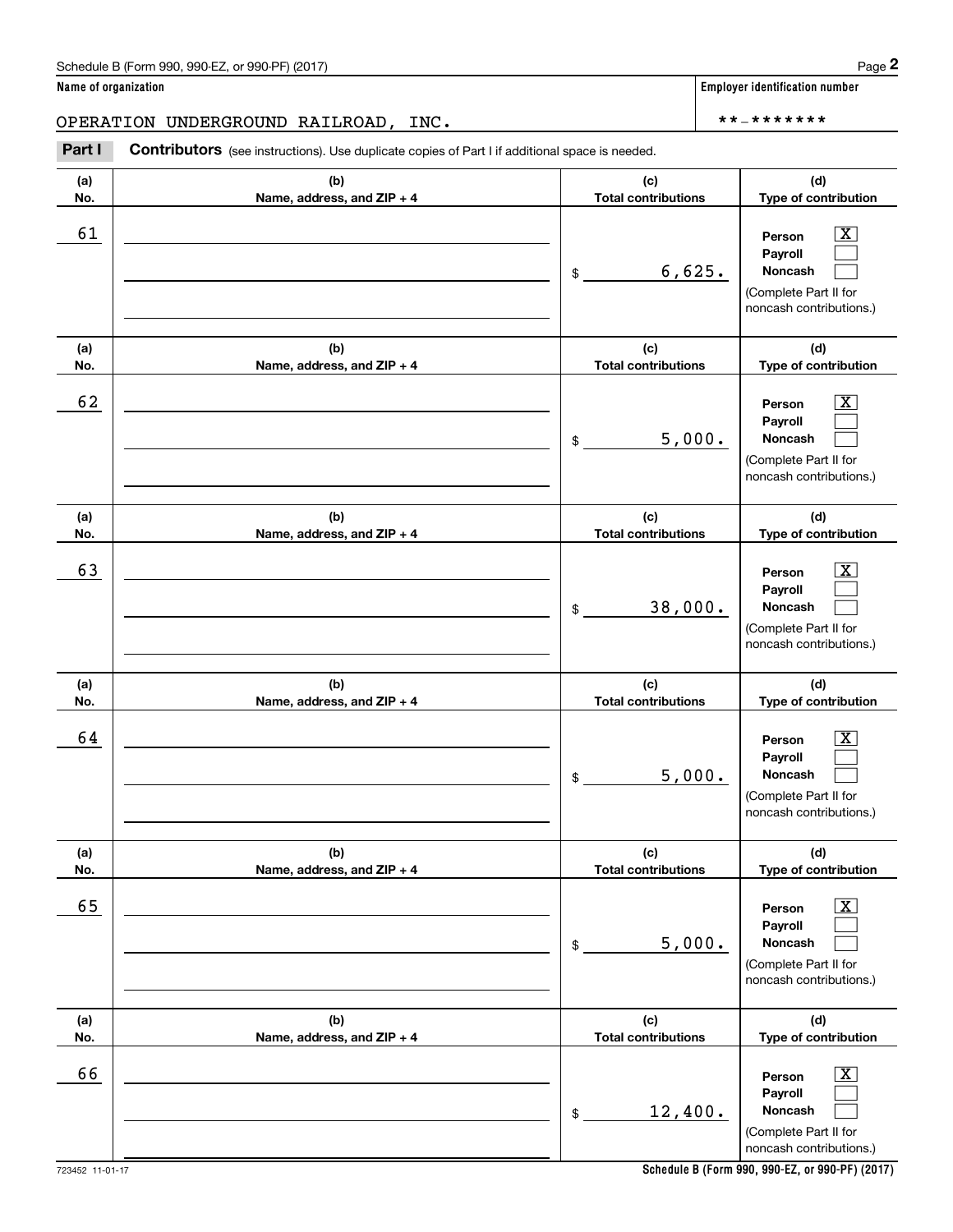Schedule B (Form 990, 990-EZ, or 990-PF) (2017)

**Name of organization**

OPERATION UNDERGROUND RAILROAD, INC.

**Employer identification number**

\*\*-\*\*\*\*\*\*\*

**Part I** **Contributors** (see instructions). Use duplicate copies of Part I if additional space is needed.

| (a) No. | (b) Name, address, and ZIP + 4 | (c) Total contributions | (d) Type of contribution |
|---|---|---|---|
| 61 | | $ 6,625. | Person [X] Payroll [ ] Noncash [ ] (Complete Part II for noncash contributions.) |
| 62 | | $ 5,000. | Person [X] Payroll [ ] Noncash [ ] (Complete Part II for noncash contributions.) |
| 63 | | $ 38,000. | Person [X] Payroll [ ] Noncash [ ] (Complete Part II for noncash contributions.) |
| 64 | | $ 5,000. | Person [X] Payroll [ ] Noncash [ ] (Complete Part II for noncash contributions.) |
| 65 | | $ 5,000. | Person [X] Payroll [ ] Noncash [ ] (Complete Part II for noncash contributions.) |
| 66 | | $ 12,400. | Person [X] Payroll [ ] Noncash [ ] (Complete Part II for noncash contributions.) |

723452 11-01-17

**Schedule B (Form 990, 990-EZ, or 990-PF) (2017)**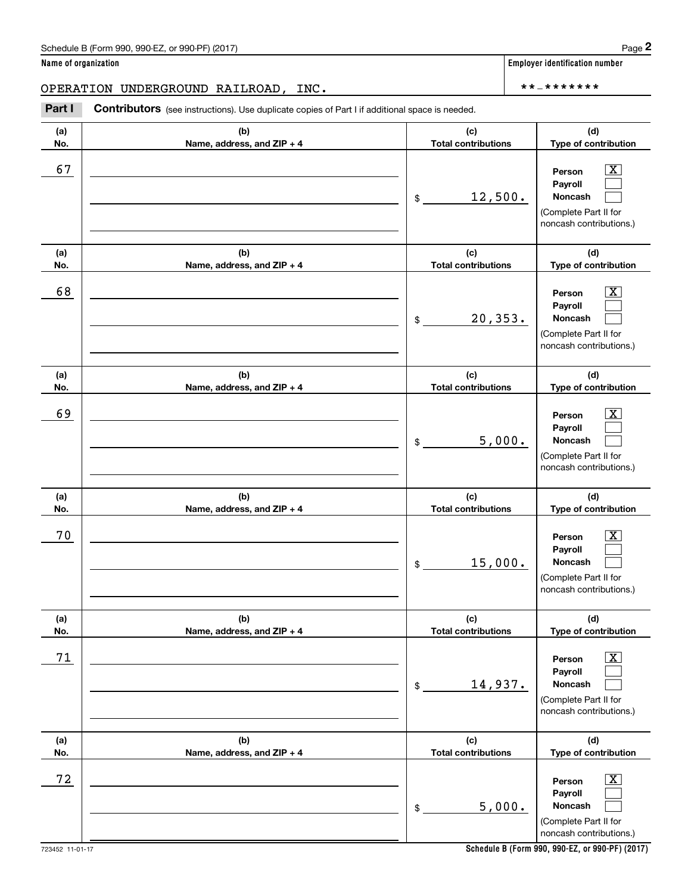Name of organization

OPERATION UNDERGROUND RAILROAD, INC.

Employer identification number

**-*******

**Part I** **Contributors** (see instructions). Use duplicate copies of Part I if additional space is needed.

| (a) No. | (b) Name, address, and ZIP + 4 | (c) Total contributions | (d) Type of contribution |
|---|---|---|---|
| 67 | | $ 12,500. | Person [X] Payroll [ ] Noncash [ ] (Complete Part II for noncash contributions.) |
| 68 | | $ 20,353. | Person [X] Payroll [ ] Noncash [ ] (Complete Part II for noncash contributions.) |
| 69 | | $ 5,000. | Person [X] Payroll [ ] Noncash [ ] (Complete Part II for noncash contributions.) |
| 70 | | $ 15,000. | Person [X] Payroll [ ] Noncash [ ] (Complete Part II for noncash contributions.) |
| 71 | | $ 14,937. | Person [X] Payroll [ ] Noncash [ ] (Complete Part II for noncash contributions.) |
| 72 | | $ 5,000. | Person [X] Payroll [ ] Noncash [ ] (Complete Part II for noncash contributions.) |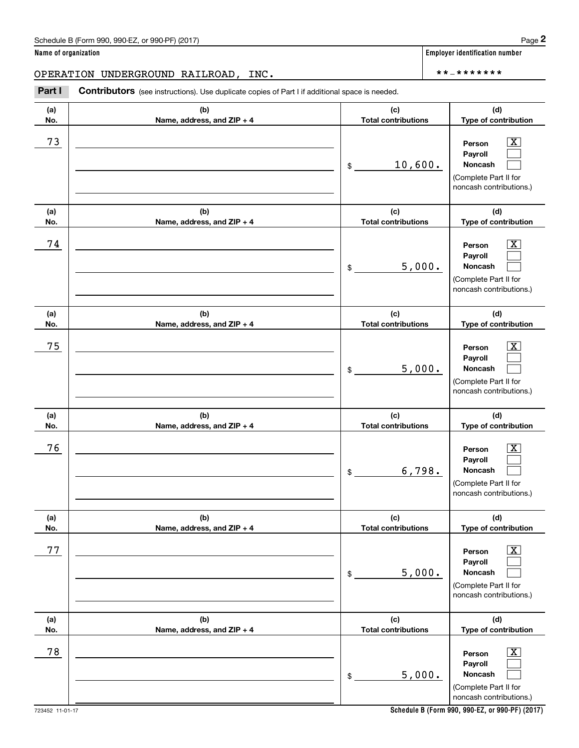**Name of organization**

OPERATION UNDERGROUND RAILROAD, INC.

**Employer identification number**

**-*******

**Part I** **Contributors** (see instructions). Use duplicate copies of Part I if additional space is needed.

| (a) No. | (b) Name, address, and ZIP + 4 | (c) Total contributions | (d) Type of contribution |
|---|---|---|---|
| 73 | | $ 10,600. | Person [X] Payroll [ ] Noncash [ ] (Complete Part II for noncash contributions.) |
| 74 | | $ 5,000. | Person [X] Payroll [ ] Noncash [ ] (Complete Part II for noncash contributions.) |
| 75 | | $ 5,000. | Person [X] Payroll [ ] Noncash [ ] (Complete Part II for noncash contributions.) |
| 76 | | $ 6,798. | Person [X] Payroll [ ] Noncash [ ] (Complete Part II for noncash contributions.) |
| 77 | | $ 5,000. | Person [X] Payroll [ ] Noncash [ ] (Complete Part II for noncash contributions.) |
| 78 | | $ 5,000. | Person [X] Payroll [ ] Noncash [ ] (Complete Part II for noncash contributions.) |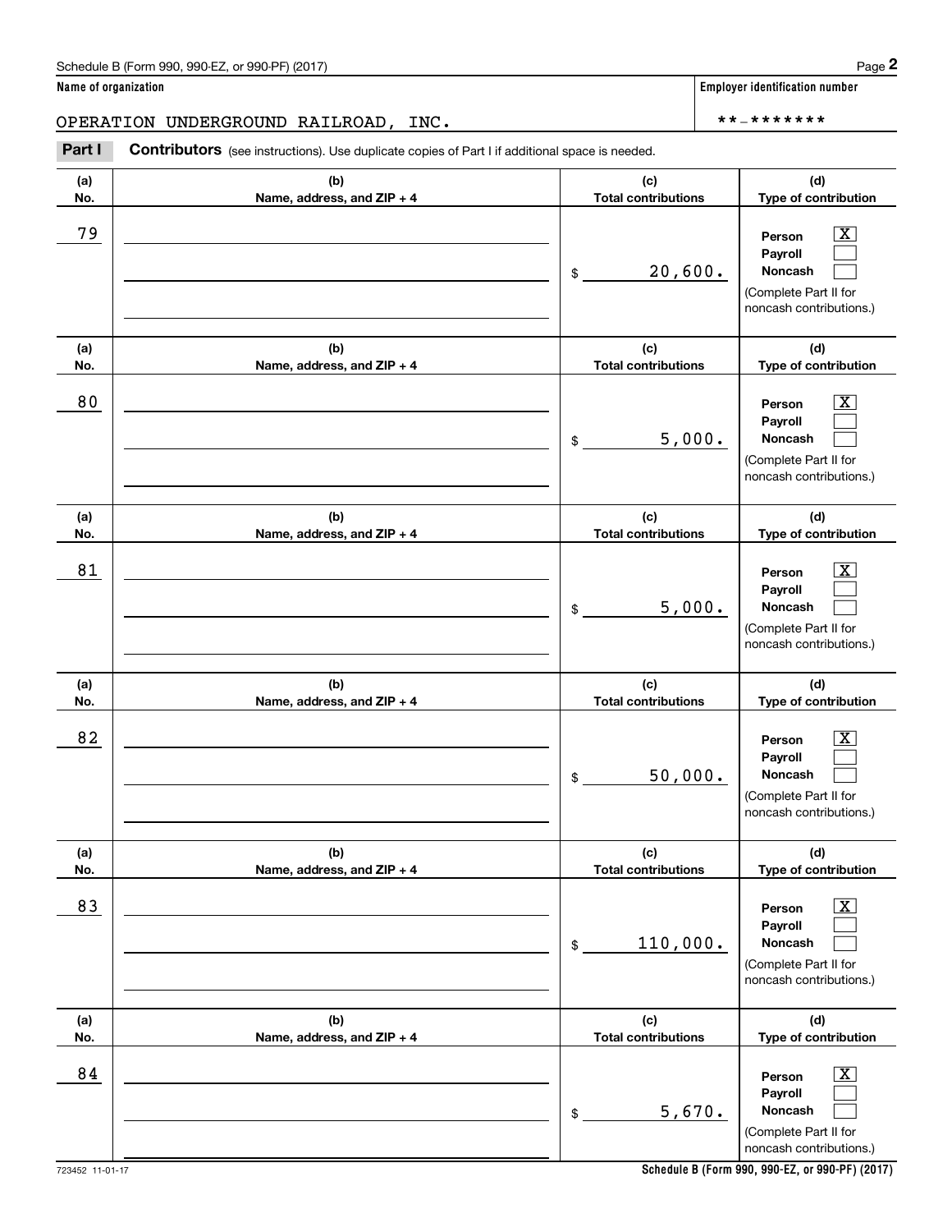Schedule B (Form 990, 990-EZ, or 990-PF) (2017)

**Name of organization**

OPERATION UNDERGROUND RAILROAD, INC.

**Employer identification number**

**-*******

**Part I** **Contributors** (see instructions). Use duplicate copies of Part I if additional space is needed.

| (a) No. | (b) Name, address, and ZIP + 4 | (c) Total contributions | (d) Type of contribution |
|---|---|---|---|
| 79 | | $ 20,600. | Person [X] Payroll [ ] Noncash [ ] (Complete Part II for noncash contributions.) |
| 80 | | $ 5,000. | Person [X] Payroll [ ] Noncash [ ] (Complete Part II for noncash contributions.) |
| 81 | | $ 5,000. | Person [X] Payroll [ ] Noncash [ ] (Complete Part II for noncash contributions.) |
| 82 | | $ 50,000. | Person [X] Payroll [ ] Noncash [ ] (Complete Part II for noncash contributions.) |
| 83 | | $ 110,000. | Person [X] Payroll [ ] Noncash [ ] (Complete Part II for noncash contributions.) |
| 84 | | $ 5,670. | Person [X] Payroll [ ] Noncash [ ] (Complete Part II for noncash contributions.) |

723452 11-01-17

**Schedule B (Form 990, 990-EZ, or 990-PF) (2017)**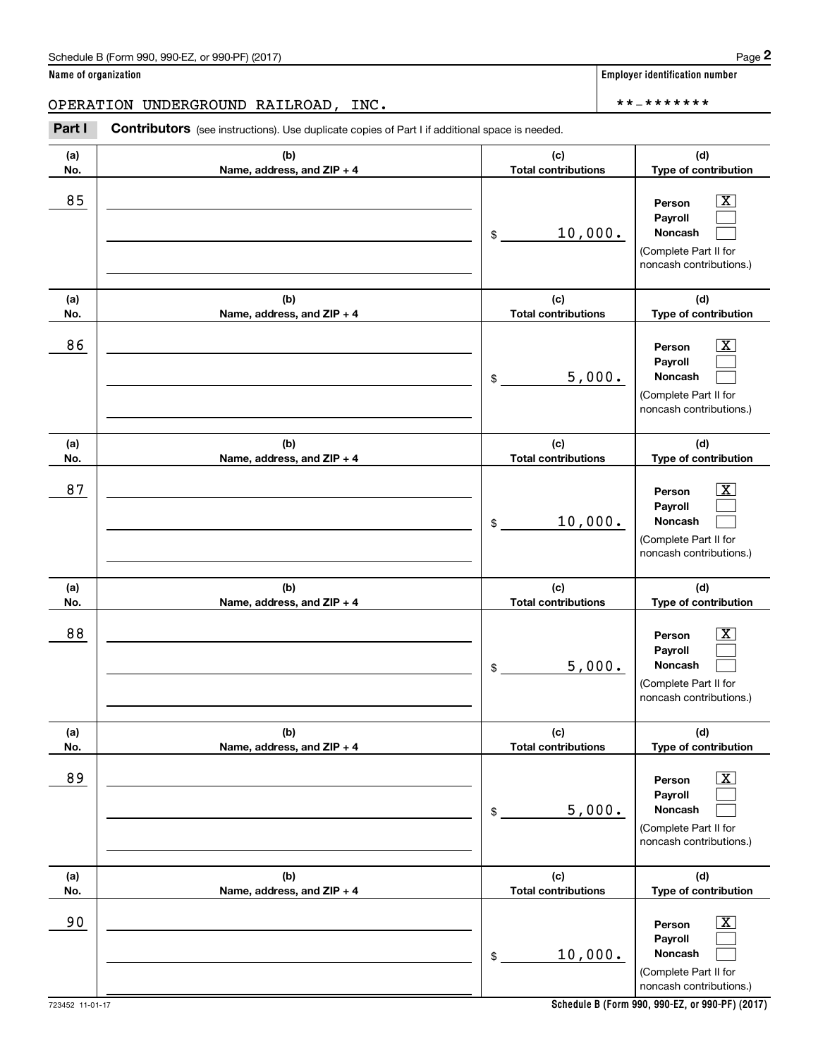**Name of organization**

OPERATION UNDERGROUND RAILROAD, INC.

**Employer identification number**

**-*******

**Part I** **Contributors** (see instructions). Use duplicate copies of Part I if additional space is needed.

| (a) No. | (b) Name, address, and ZIP + 4 | (c) Total contributions | (d) Type of contribution |
|---|---|---|---|
| 85 | | $ 10,000. | Person [X] Payroll [ ] Noncash [ ] (Complete Part II for noncash contributions.) |
| 86 | | $ 5,000. | Person [X] Payroll [ ] Noncash [ ] (Complete Part II for noncash contributions.) |
| 87 | | $ 10,000. | Person [X] Payroll [ ] Noncash [ ] (Complete Part II for noncash contributions.) |
| 88 | | $ 5,000. | Person [X] Payroll [ ] Noncash [ ] (Complete Part II for noncash contributions.) |
| 89 | | $ 5,000. | Person [X] Payroll [ ] Noncash [ ] (Complete Part II for noncash contributions.) |
| 90 | | $ 10,000. | Person [X] Payroll [ ] Noncash [ ] (Complete Part II for noncash contributions.) |

723452 11-01-17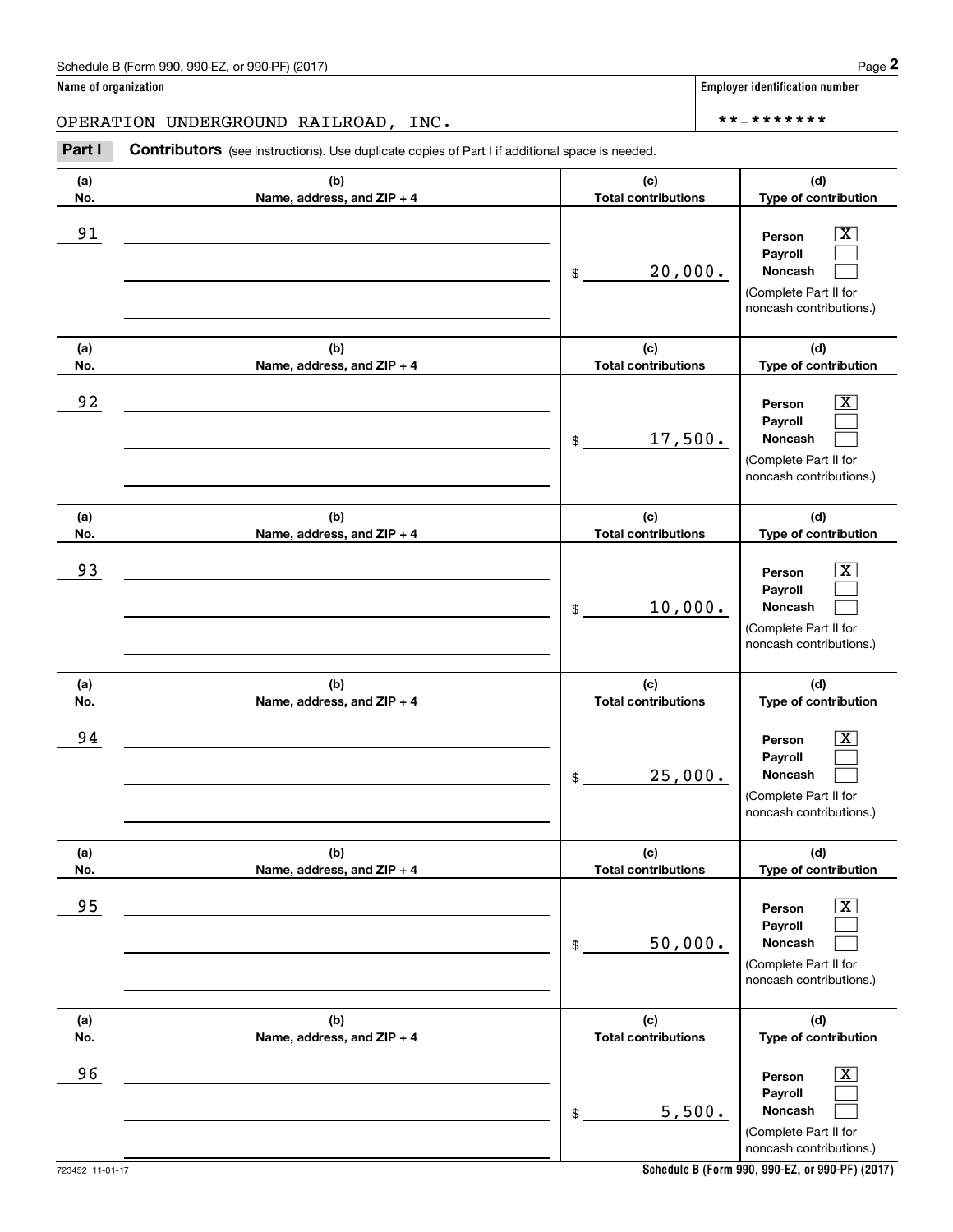Schedule B (Form 990, 990-EZ, or 990-PF) (2017)

**Name of organization**

OPERATION UNDERGROUND RAILROAD, INC.

**Employer identification number**

**-*******

**Part I** **Contributors** (see instructions). Use duplicate copies of Part I if additional space is needed.

| (a) No. | (b) Name, address, and ZIP + 4 | (c) Total contributions | (d) Type of contribution |
|---|---|---|---|
| 91 | | $ 20,000. | Person [X] Payroll [ ] Noncash [ ] (Complete Part II for noncash contributions.) |
| 92 | | $ 17,500. | Person [X] Payroll [ ] Noncash [ ] (Complete Part II for noncash contributions.) |
| 93 | | $ 10,000. | Person [X] Payroll [ ] Noncash [ ] (Complete Part II for noncash contributions.) |
| 94 | | $ 25,000. | Person [X] Payroll [ ] Noncash [ ] (Complete Part II for noncash contributions.) |
| 95 | | $ 50,000. | Person [X] Payroll [ ] Noncash [ ] (Complete Part II for noncash contributions.) |
| 96 | | $ 5,500. | Person [X] Payroll [ ] Noncash [ ] (Complete Part II for noncash contributions.) |

723452 11-01-17

**Schedule B (Form 990, 990-EZ, or 990-PF) (2017)**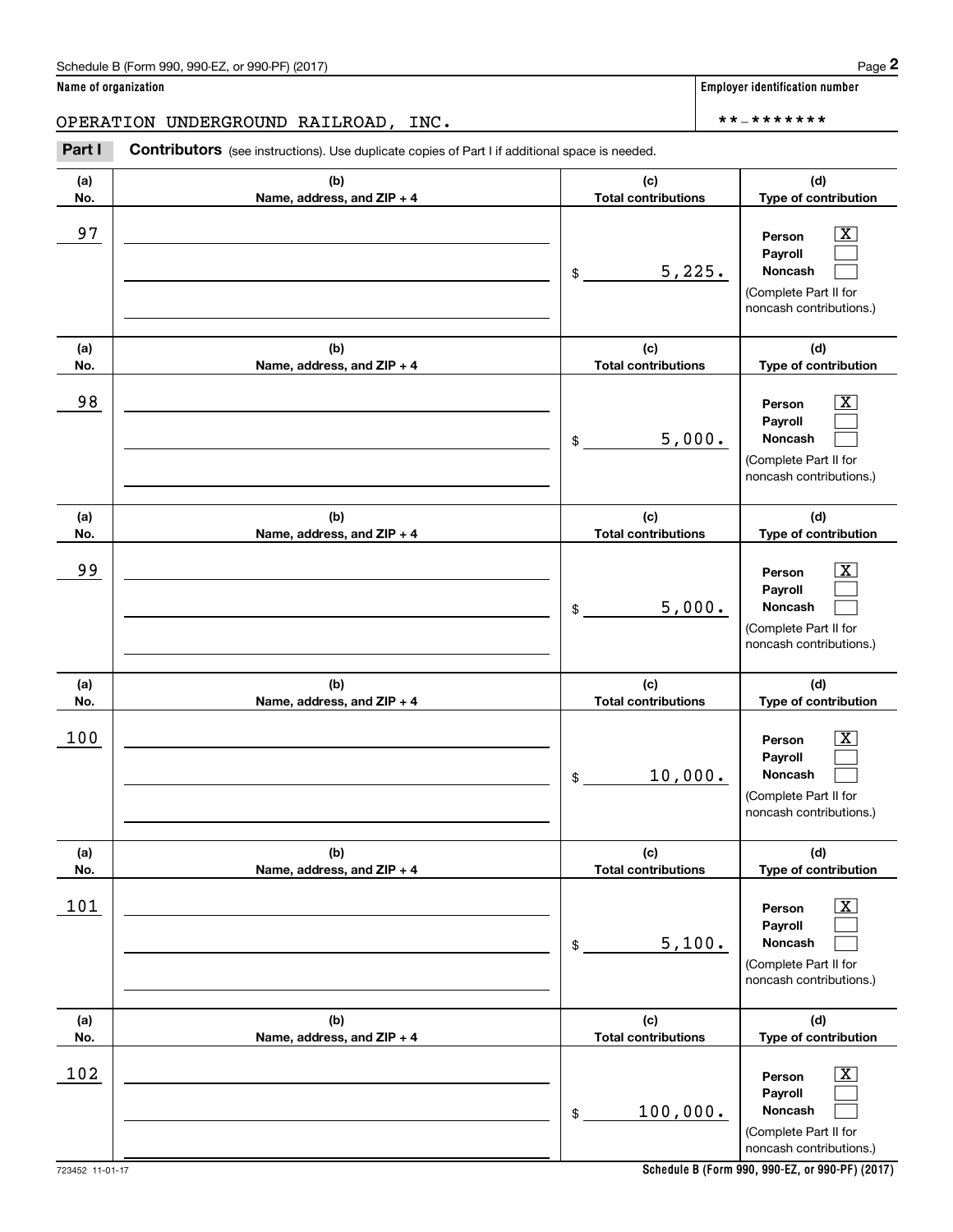**Name of organization**

OPERATION UNDERGROUND RAILROAD, INC.

**Employer identification number**

**-*******

**Part I** **Contributors** (see instructions). Use duplicate copies of Part I if additional space is needed.

| (a) No. | (b) Name, address, and ZIP + 4 | (c) Total contributions | (d) Type of contribution |
|---|---|---|---|
| 97 | | $ 5,225. | Person [X] Payroll [ ] Noncash [ ] (Complete Part II for noncash contributions.) |
| 98 | | $ 5,000. | Person [X] Payroll [ ] Noncash [ ] (Complete Part II for noncash contributions.) |
| 99 | | $ 5,000. | Person [X] Payroll [ ] Noncash [ ] (Complete Part II for noncash contributions.) |
| 100 | | $ 10,000. | Person [X] Payroll [ ] Noncash [ ] (Complete Part II for noncash contributions.) |
| 101 | | $ 5,100. | Person [X] Payroll [ ] Noncash [ ] (Complete Part II for noncash contributions.) |
| 102 | | $ 100,000. | Person [X] Payroll [ ] Noncash [ ] (Complete Part II for noncash contributions.) |

723452 11-01-17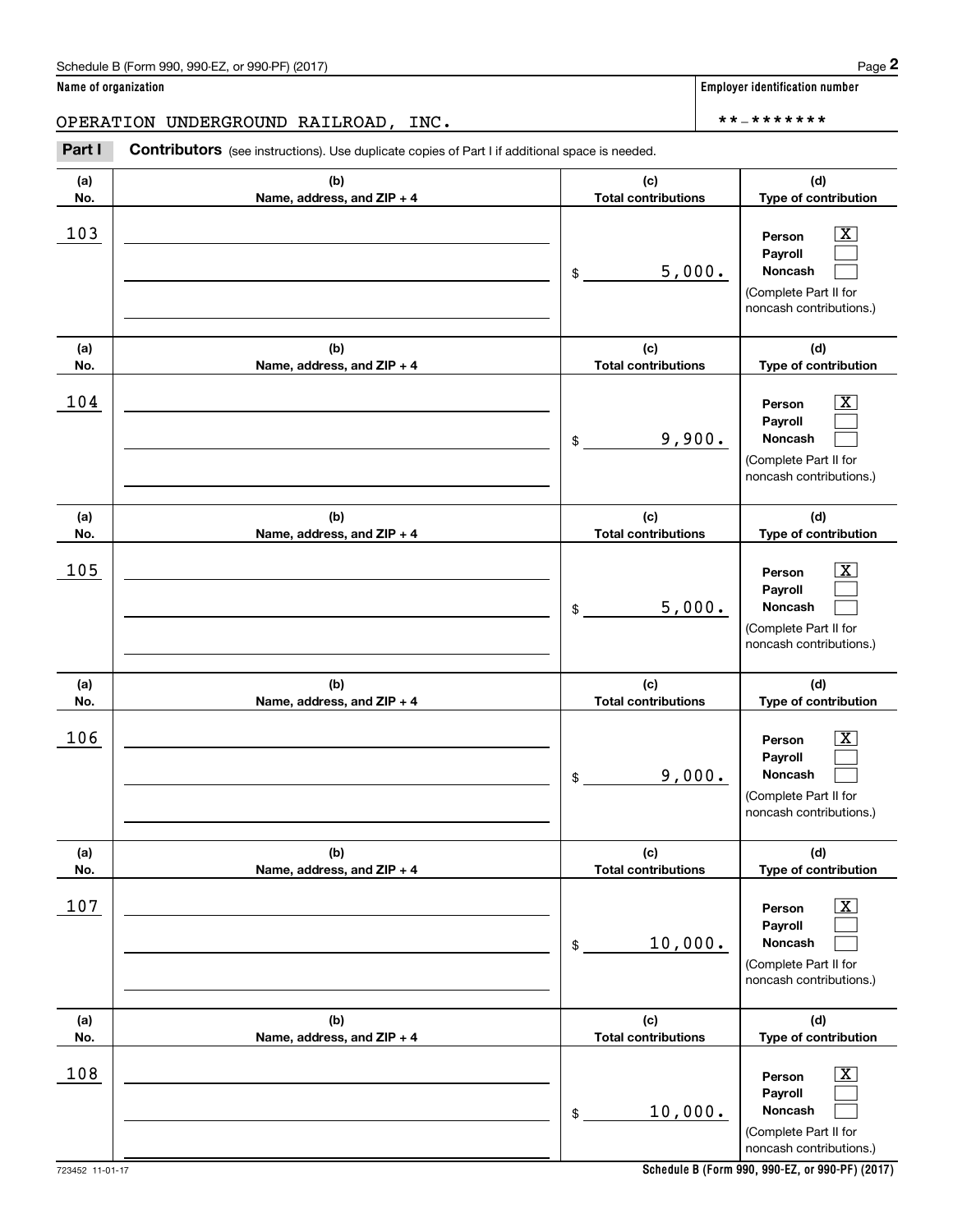Schedule B (Form 990, 990-EZ, or 990-PF) (2017)

**Name of organization**

OPERATION UNDERGROUND RAILROAD, INC.

**Employer identification number**

**-*******

**Part I** **Contributors** (see instructions). Use duplicate copies of Part I if additional space is needed.

| (a) No. | (b) Name, address, and ZIP + 4 | (c) Total contributions | (d) Type of contribution |
|---|---|---|---|
| 103 | | $ 5,000. | Person [X] Payroll [ ] Noncash [ ] (Complete Part II for noncash contributions.) |
| 104 | | $ 9,900. | Person [X] Payroll [ ] Noncash [ ] (Complete Part II for noncash contributions.) |
| 105 | | $ 5,000. | Person [X] Payroll [ ] Noncash [ ] (Complete Part II for noncash contributions.) |
| 106 | | $ 9,000. | Person [X] Payroll [ ] Noncash [ ] (Complete Part II for noncash contributions.) |
| 107 | | $ 10,000. | Person [X] Payroll [ ] Noncash [ ] (Complete Part II for noncash contributions.) |
| 108 | | $ 10,000. | Person [X] Payroll [ ] Noncash [ ] (Complete Part II for noncash contributions.) |

723452 11-01-17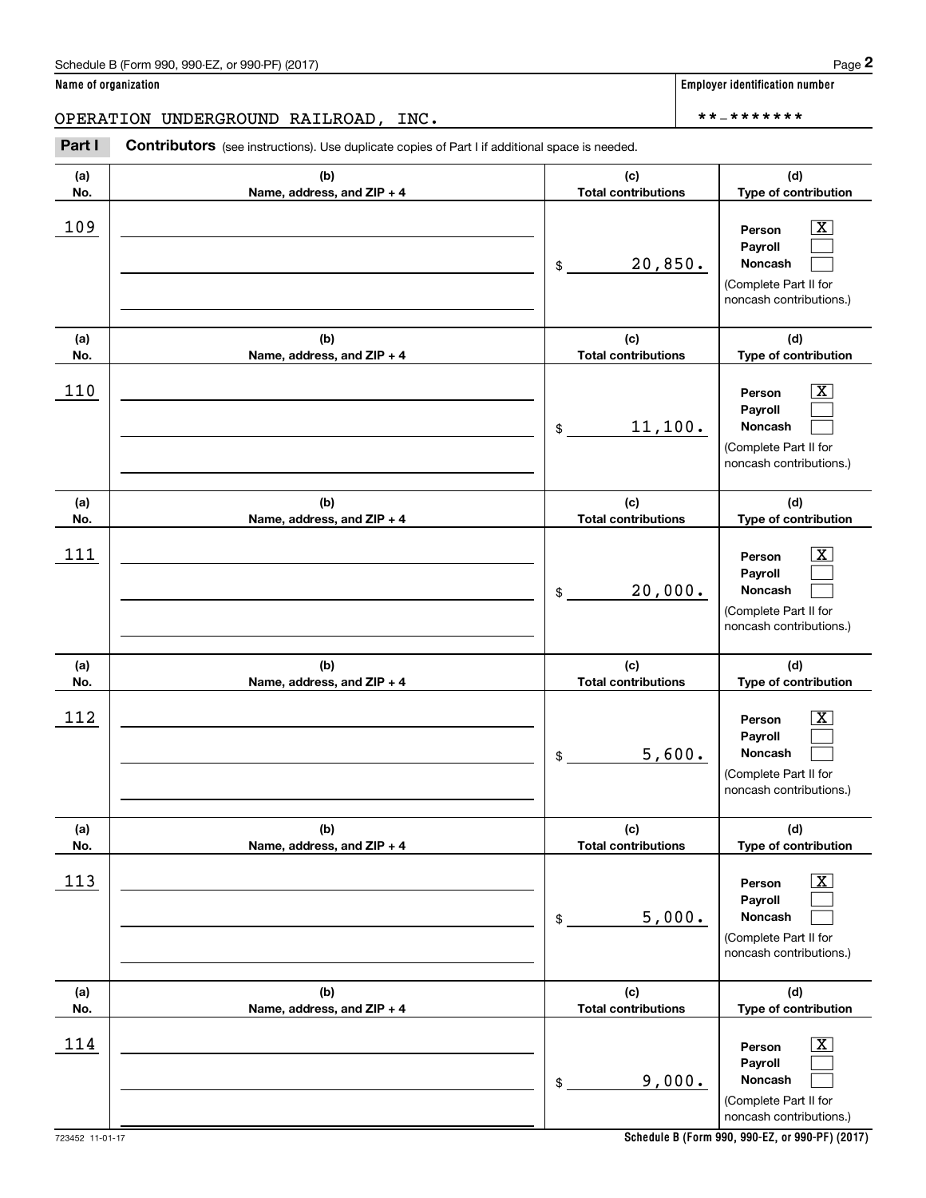Schedule B (Form 990, 990-EZ, or 990-PF) (2017)

**Name of organization**

OPERATION UNDERGROUND RAILROAD, INC.

**Employer identification number**

**-*******

**Part I** **Contributors** (see instructions). Use duplicate copies of Part I if additional space is needed.

| (a) No. | (b) Name, address, and ZIP + 4 | (c) Total contributions | (d) Type of contribution |
|---|---|---|---|
| 109 | | $ 20,850. | Person [X] Payroll [ ] Noncash [ ] (Complete Part II for noncash contributions.) |
| 110 | | $ 11,100. | Person [X] Payroll [ ] Noncash [ ] (Complete Part II for noncash contributions.) |
| 111 | | $ 20,000. | Person [X] Payroll [ ] Noncash [ ] (Complete Part II for noncash contributions.) |
| 112 | | $ 5,600. | Person [X] Payroll [ ] Noncash [ ] (Complete Part II for noncash contributions.) |
| 113 | | $ 5,000. | Person [X] Payroll [ ] Noncash [ ] (Complete Part II for noncash contributions.) |
| 114 | | $ 9,000. | Person [X] Payroll [ ] Noncash [ ] (Complete Part II for noncash contributions.) |

723452 11-01-17

**Schedule B (Form 990, 990-EZ, or 990-PF) (2017)**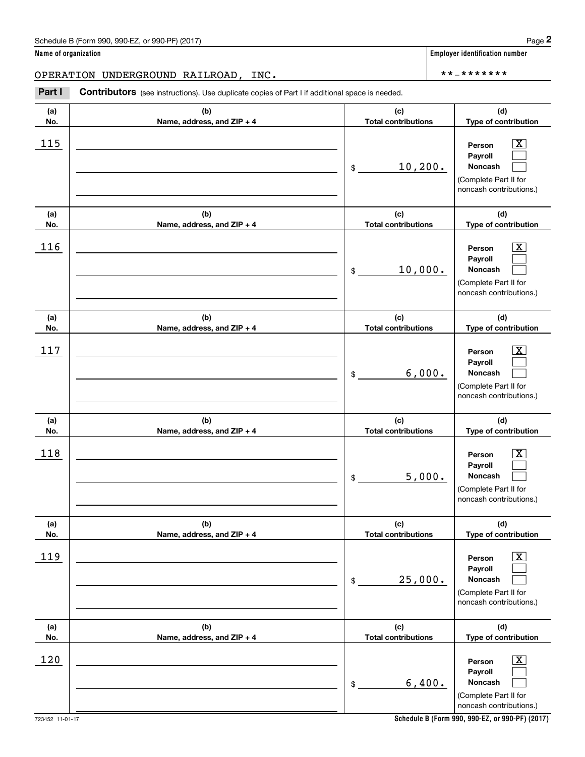Schedule B (Form 990, 990-EZ, or 990-PF) (2017)

**Name of organization**

OPERATION UNDERGROUND RAILROAD, INC.

**Employer identification number**

\*\*-\*\*\*\*\*\*\*

**Part I** **Contributors** (see instructions). Use duplicate copies of Part I if additional space is needed.

| (a) No. | (b) Name, address, and ZIP + 4 | (c) Total contributions | (d) Type of contribution |
|---|---|---|---|
| 115 | | $ 10,200. | Person [X] Payroll [ ] Noncash [ ] (Complete Part II for noncash contributions.) |
| 116 | | $ 10,000. | Person [X] Payroll [ ] Noncash [ ] (Complete Part II for noncash contributions.) |
| 117 | | $ 6,000. | Person [X] Payroll [ ] Noncash [ ] (Complete Part II for noncash contributions.) |
| 118 | | $ 5,000. | Person [X] Payroll [ ] Noncash [ ] (Complete Part II for noncash contributions.) |
| 119 | | $ 25,000. | Person [X] Payroll [ ] Noncash [ ] (Complete Part II for noncash contributions.) |
| 120 | | $ 6,400. | Person [X] Payroll [ ] Noncash [ ] (Complete Part II for noncash contributions.) |

723452 11-01-17

**Schedule B (Form 990, 990-EZ, or 990-PF) (2017)**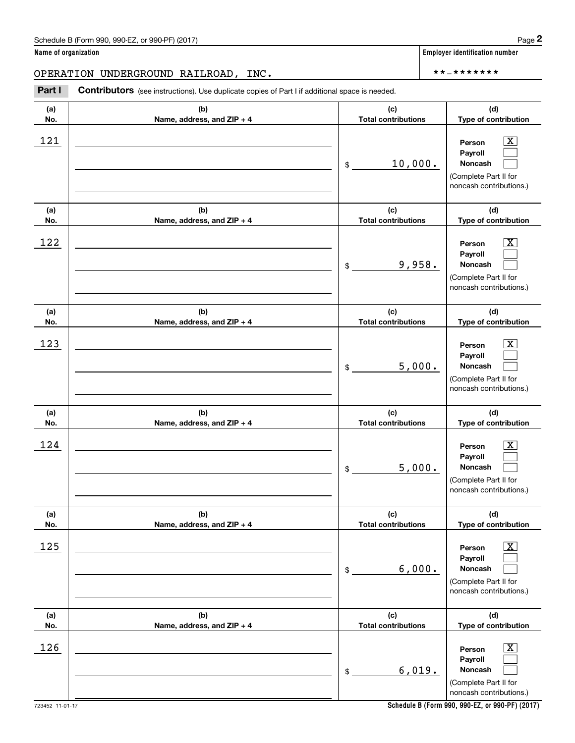**Name of organization**

OPERATION UNDERGROUND RAILROAD, INC.

**Employer identification number**

**-*******

**Part I** **Contributors** (see instructions). Use duplicate copies of Part I if additional space is needed.

| (a) No. | (b) Name, address, and ZIP + 4 | (c) Total contributions | (d) Type of contribution |
|---|---|---|---|
| 121 | | $ 10,000. | Person [X] Payroll [ ] Noncash [ ] (Complete Part II for noncash contributions.) |
| 122 | | $ 9,958. | Person [X] Payroll [ ] Noncash [ ] (Complete Part II for noncash contributions.) |
| 123 | | $ 5,000. | Person [X] Payroll [ ] Noncash [ ] (Complete Part II for noncash contributions.) |
| 124 | | $ 5,000. | Person [X] Payroll [ ] Noncash [ ] (Complete Part II for noncash contributions.) |
| 125 | | $ 6,000. | Person [X] Payroll [ ] Noncash [ ] (Complete Part II for noncash contributions.) |
| 126 | | $ 6,019. | Person [X] Payroll [ ] Noncash [ ] (Complete Part II for noncash contributions.) |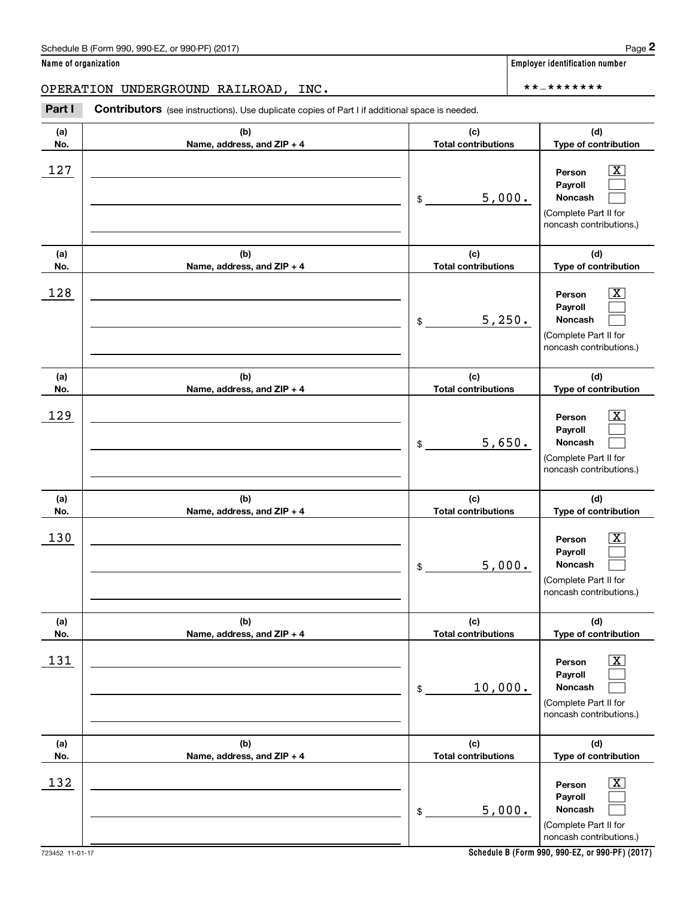Name of organization

OPERATION UNDERGROUND RAILROAD, INC.

Employer identification number

**-*******

**Part I** **Contributors** (see instructions). Use duplicate copies of Part I if additional space is needed.

| (a) No. | (b) Name, address, and ZIP + 4 | (c) Total contributions | (d) Type of contribution |
|---|---|---|---|
| 127 | | $ 5,000. | Person [X] Payroll [ ] Noncash [ ] (Complete Part II for noncash contributions.) |
| 128 | | $ 5,250. | Person [X] Payroll [ ] Noncash [ ] (Complete Part II for noncash contributions.) |
| 129 | | $ 5,650. | Person [X] Payroll [ ] Noncash [ ] (Complete Part II for noncash contributions.) |
| 130 | | $ 5,000. | Person [X] Payroll [ ] Noncash [ ] (Complete Part II for noncash contributions.) |
| 131 | | $ 10,000. | Person [X] Payroll [ ] Noncash [ ] (Complete Part II for noncash contributions.) |
| 132 | | $ 5,000. | Person [X] Payroll [ ] Noncash [ ] (Complete Part II for noncash contributions.) |

723452 11-01-17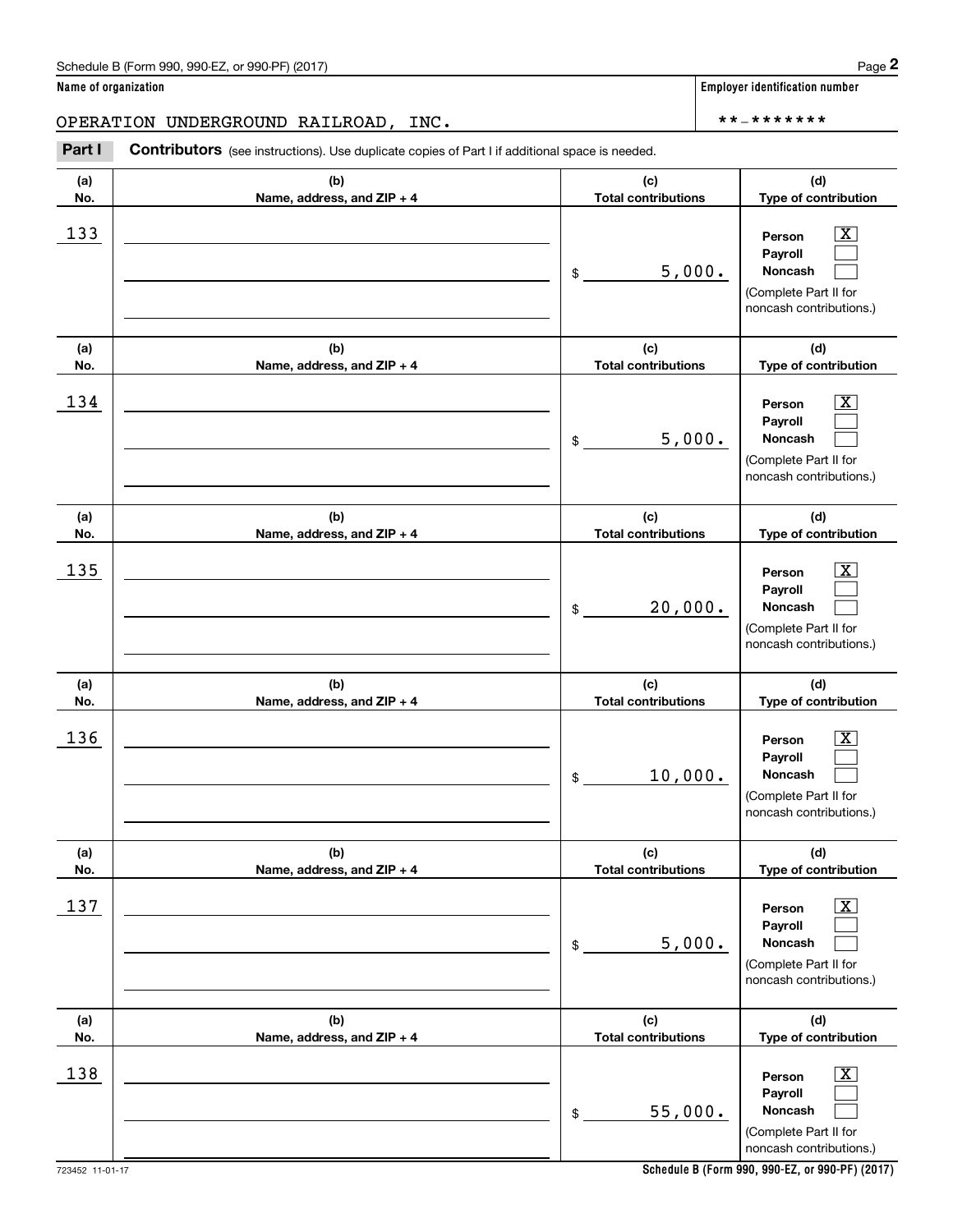Name of organization

OPERATION UNDERGROUND RAILROAD, INC.

Employer identification number

**-*******

**Part I** **Contributors** (see instructions). Use duplicate copies of Part I if additional space is needed.

| (a) No. | (b) Name, address, and ZIP + 4 | (c) Total contributions | (d) Type of contribution |
|---|---|---|---|
| 133 | | $ 5,000. | Person [X] Payroll [ ] Noncash [ ] (Complete Part II for noncash contributions.) |
| 134 | | $ 5,000. | Person [X] Payroll [ ] Noncash [ ] (Complete Part II for noncash contributions.) |
| 135 | | $ 20,000. | Person [X] Payroll [ ] Noncash [ ] (Complete Part II for noncash contributions.) |
| 136 | | $ 10,000. | Person [X] Payroll [ ] Noncash [ ] (Complete Part II for noncash contributions.) |
| 137 | | $ 5,000. | Person [X] Payroll [ ] Noncash [ ] (Complete Part II for noncash contributions.) |
| 138 | | $ 55,000. | Person [X] Payroll [ ] Noncash [ ] (Complete Part II for noncash contributions.) |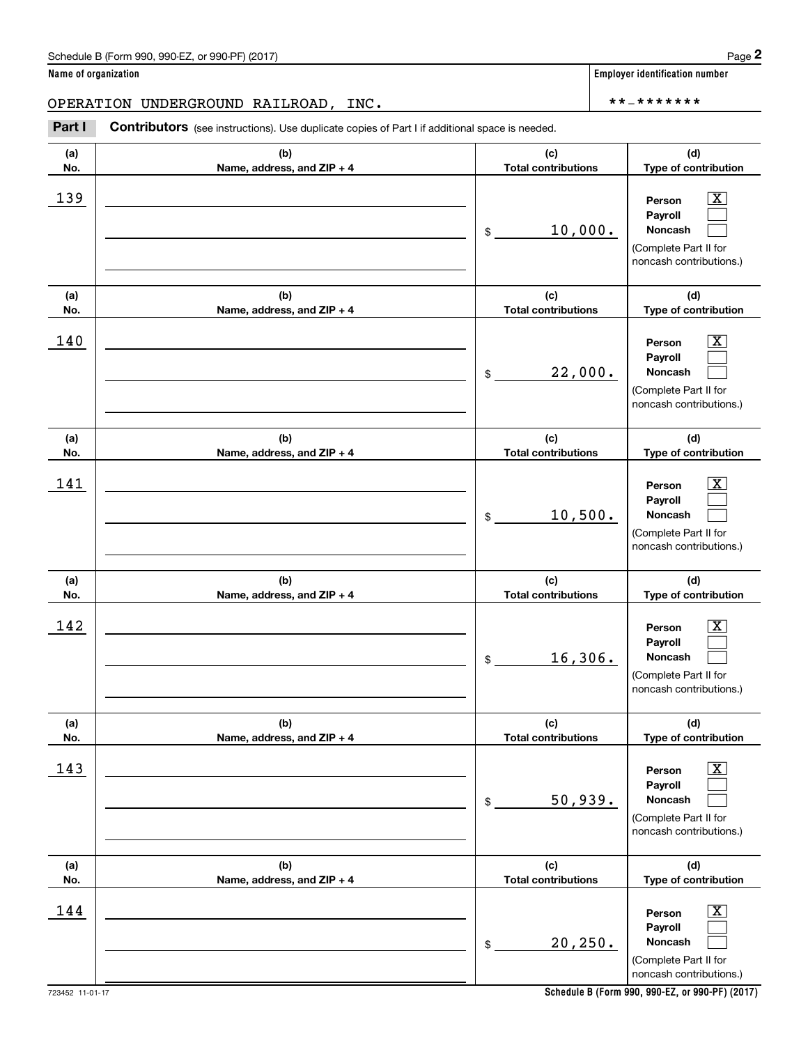Schedule B (Form 990, 990-EZ, or 990-PF) (2017)

**Name of organization**

OPERATION UNDERGROUND RAILROAD, INC.

**Employer identification number**

**-*******

**Part I** **Contributors** (see instructions). Use duplicate copies of Part I if additional space is needed.

| (a) No. | (b) Name, address, and ZIP + 4 | (c) Total contributions | (d) Type of contribution |
|---|---|---|---|
| 139 | | $ 10,000. | Person [X] Payroll [ ] Noncash [ ] (Complete Part II for noncash contributions.) |
| 140 | | $ 22,000. | Person [X] Payroll [ ] Noncash [ ] (Complete Part II for noncash contributions.) |
| 141 | | $ 10,500. | Person [X] Payroll [ ] Noncash [ ] (Complete Part II for noncash contributions.) |
| 142 | | $ 16,306. | Person [X] Payroll [ ] Noncash [ ] (Complete Part II for noncash contributions.) |
| 143 | | $ 50,939. | Person [X] Payroll [ ] Noncash [ ] (Complete Part II for noncash contributions.) |
| 144 | | $ 20,250. | Person [X] Payroll [ ] Noncash [ ] (Complete Part II for noncash contributions.) |

723452 11-01-17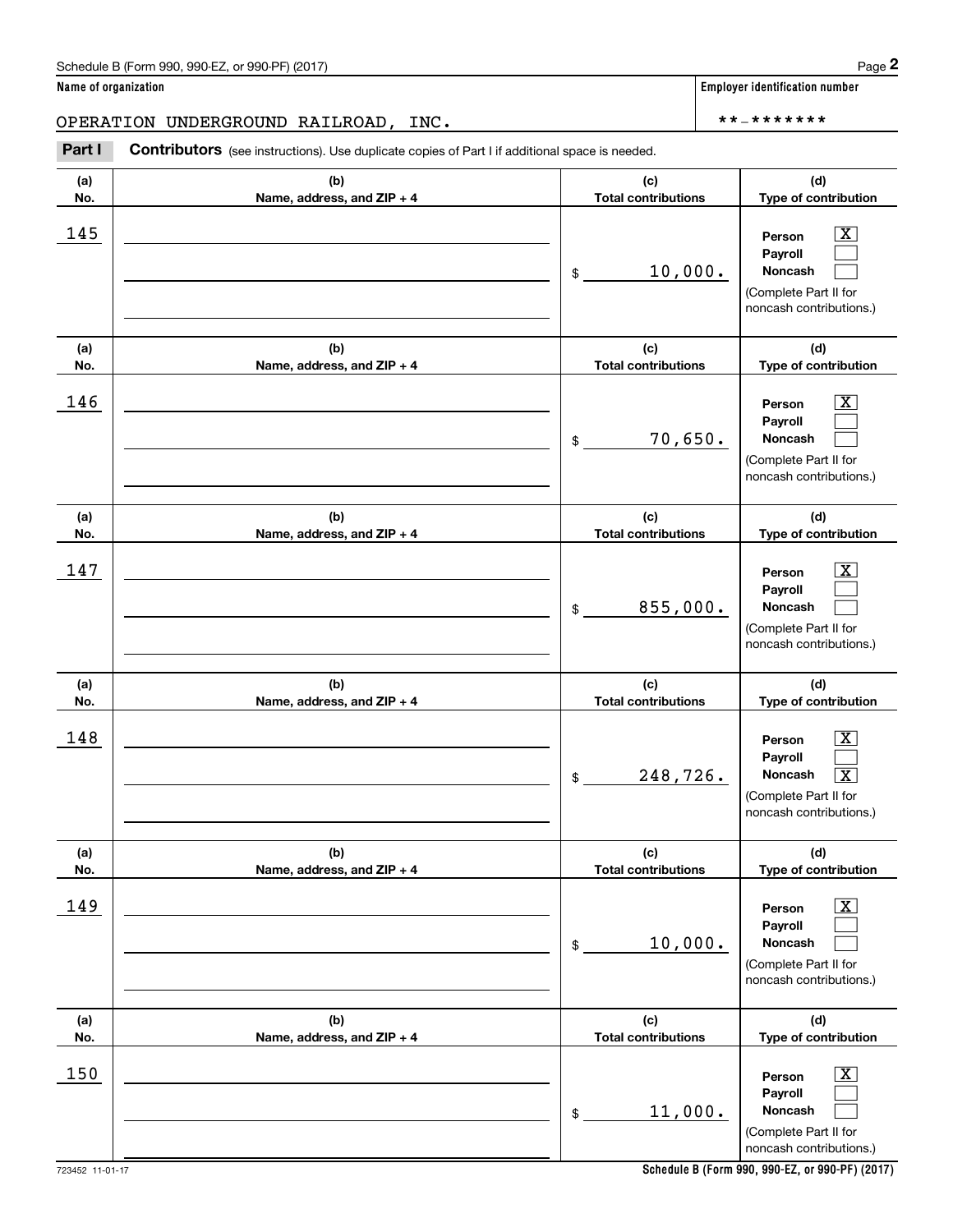Schedule B (Form 990, 990-EZ, or 990-PF) (2017)

**Name of organization**

OPERATION UNDERGROUND RAILROAD, INC.

**Employer identification number**

**-*******

**Part I** **Contributors** (see instructions). Use duplicate copies of Part I if additional space is needed.

| (a) No. | (b) Name, address, and ZIP + 4 | (c) Total contributions | (d) Type of contribution |
|---|---|---|---|
| 145 | | $ 10,000. | Person [X] Payroll [ ] Noncash [ ] (Complete Part II for noncash contributions.) |
| 146 | | $ 70,650. | Person [X] Payroll [ ] Noncash [ ] (Complete Part II for noncash contributions.) |
| 147 | | $ 855,000. | Person [X] Payroll [ ] Noncash [ ] (Complete Part II for noncash contributions.) |
| 148 | | $ 248,726. | Person [X] Payroll [ ] Noncash [X] (Complete Part II for noncash contributions.) |
| 149 | | $ 10,000. | Person [X] Payroll [ ] Noncash [ ] (Complete Part II for noncash contributions.) |
| 150 | | $ 11,000. | Person [X] Payroll [ ] Noncash [ ] (Complete Part II for noncash contributions.) |

723452 11-01-17

**Schedule B (Form 990, 990-EZ, or 990-PF) (2017)**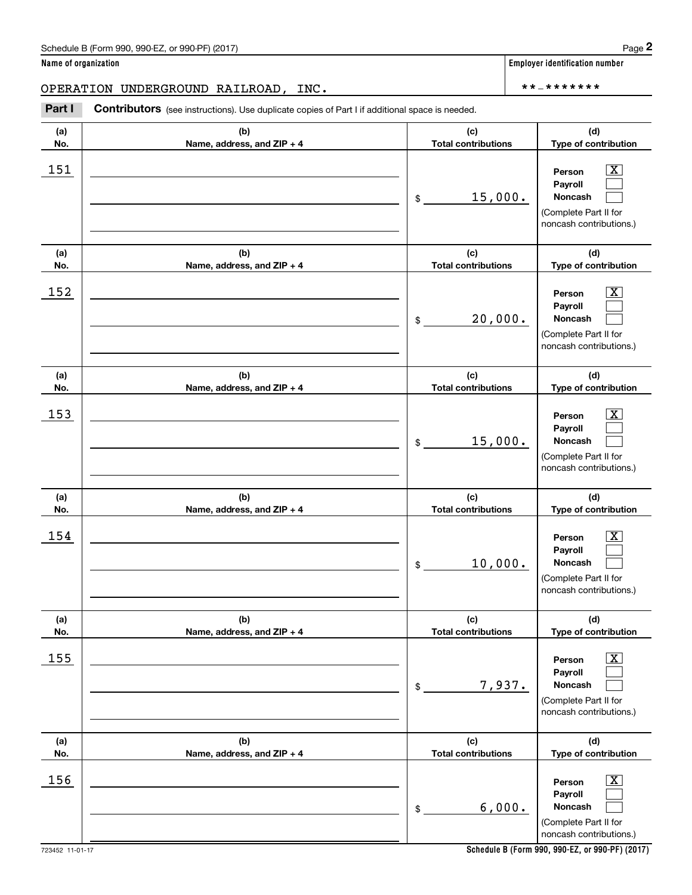**Name of organization**

OPERATION UNDERGROUND RAILROAD, INC.

**Employer identification number**

**-*******

**Part I** **Contributors** (see instructions). Use duplicate copies of Part I if additional space is needed.

| (a) No. | (b) Name, address, and ZIP + 4 | (c) Total contributions | (d) Type of contribution |
|---|---|---|---|
| 151 | | $ 15,000. | Person [X] Payroll [ ] Noncash [ ] (Complete Part II for noncash contributions.) |
| 152 | | $ 20,000. | Person [X] Payroll [ ] Noncash [ ] (Complete Part II for noncash contributions.) |
| 153 | | $ 15,000. | Person [X] Payroll [ ] Noncash [ ] (Complete Part II for noncash contributions.) |
| 154 | | $ 10,000. | Person [X] Payroll [ ] Noncash [ ] (Complete Part II for noncash contributions.) |
| 155 | | $ 7,937. | Person [X] Payroll [ ] Noncash [ ] (Complete Part II for noncash contributions.) |
| 156 | | $ 6,000. | Person [X] Payroll [ ] Noncash [ ] (Complete Part II for noncash contributions.) |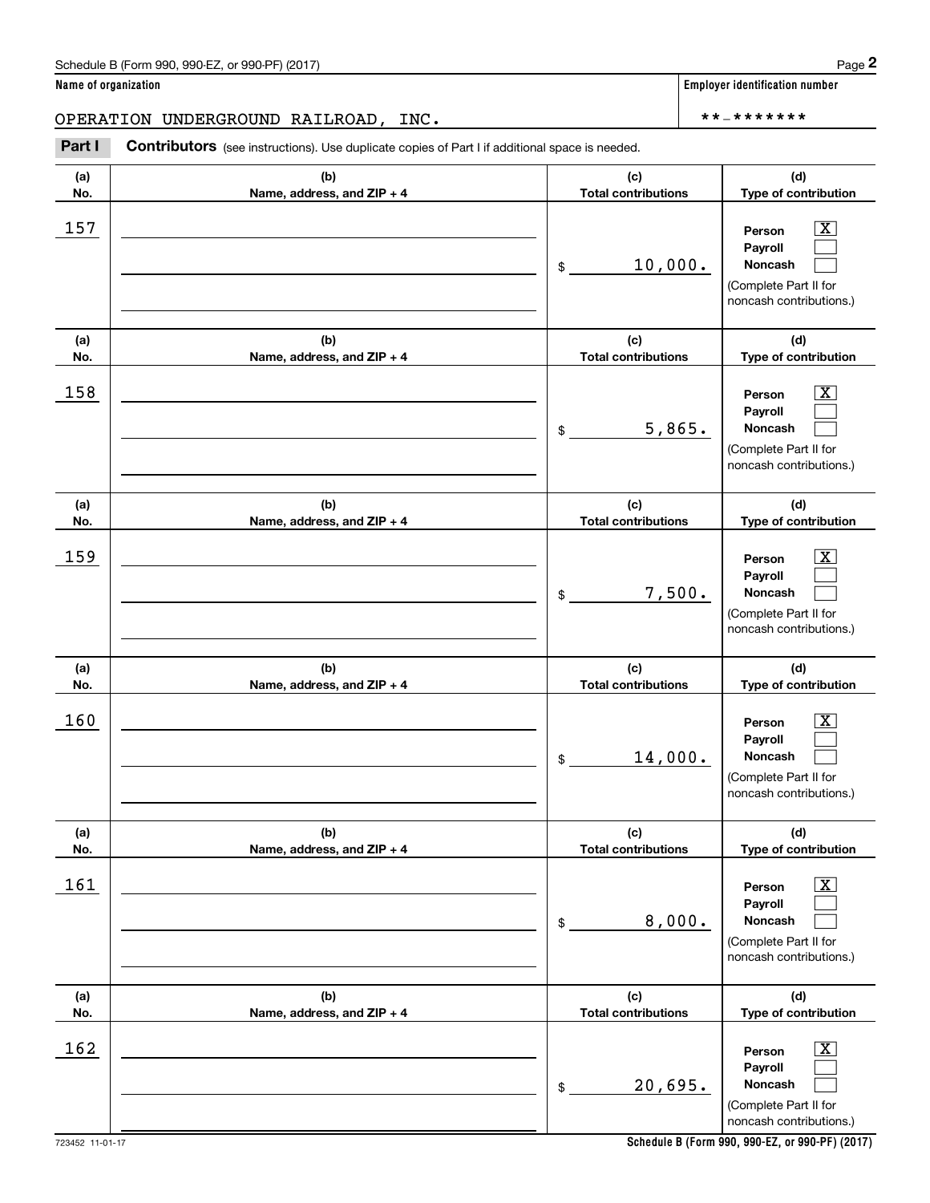Schedule B (Form 990, 990-EZ, or 990-PF) (2017)

**Name of organization**

OPERATION UNDERGROUND RAILROAD, INC.

**Employer identification number**

\*\*-\*\*\*\*\*\*\*

**Part I** **Contributors** (see instructions). Use duplicate copies of Part I if additional space is needed.

| (a) No. | (b) Name, address, and ZIP + 4 | (c) Total contributions | (d) Type of contribution |
|---|---|---|---|
| 157 | | $ 10,000. | Person [X] Payroll [ ] Noncash [ ] (Complete Part II for noncash contributions.) |
| 158 | | $ 5,865. | Person [X] Payroll [ ] Noncash [ ] (Complete Part II for noncash contributions.) |
| 159 | | $ 7,500. | Person [X] Payroll [ ] Noncash [ ] (Complete Part II for noncash contributions.) |
| 160 | | $ 14,000. | Person [X] Payroll [ ] Noncash [ ] (Complete Part II for noncash contributions.) |
| 161 | | $ 8,000. | Person [X] Payroll [ ] Noncash [ ] (Complete Part II for noncash contributions.) |
| 162 | | $ 20,695. | Person [X] Payroll [ ] Noncash [ ] (Complete Part II for noncash contributions.) |

723452 11-01-17

**Schedule B (Form 990, 990-EZ, or 990-PF) (2017)**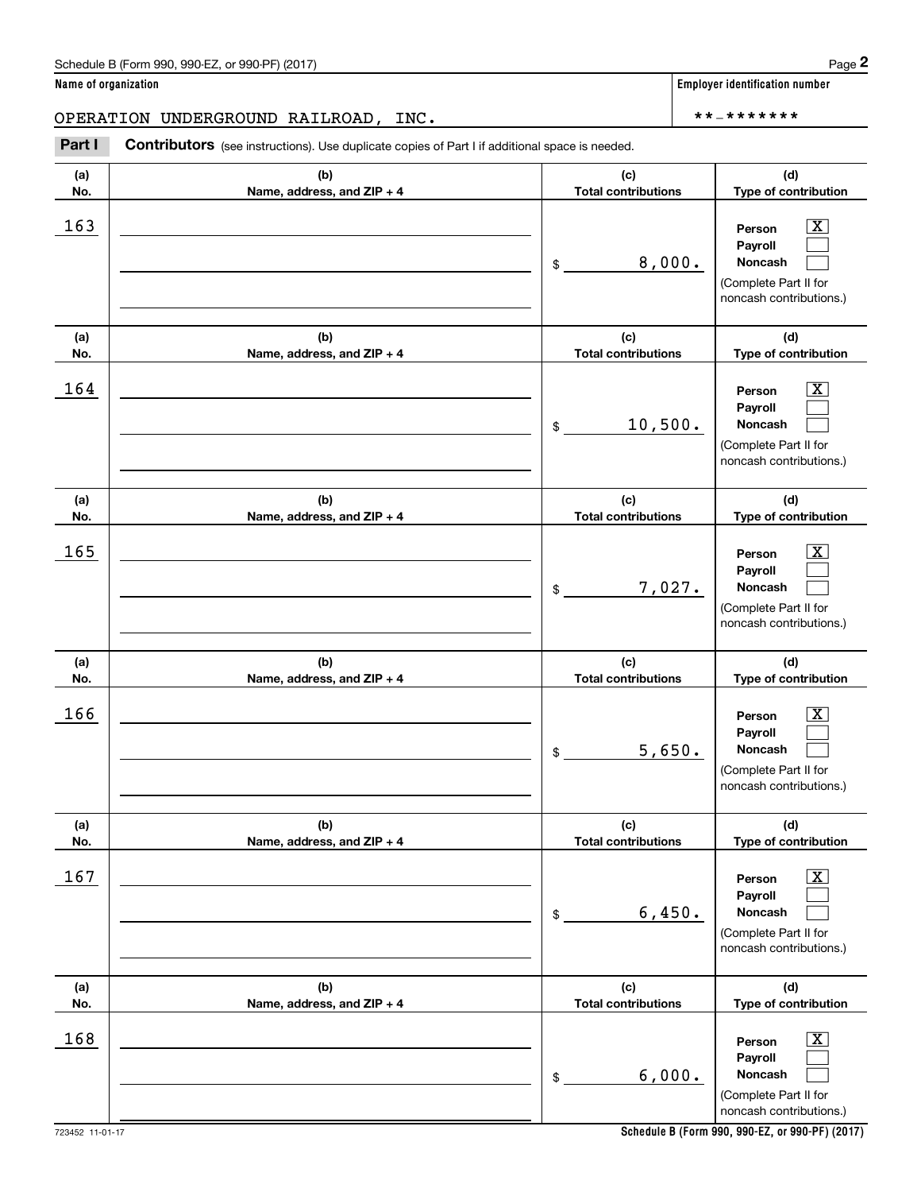Schedule B (Form 990, 990-EZ, or 990-PF) (2017)

**Name of organization**

OPERATION UNDERGROUND RAILROAD, INC.

**Employer identification number**

**-*******

**Part I** **Contributors** (see instructions). Use duplicate copies of Part I if additional space is needed.

| (a) No. | (b) Name, address, and ZIP + 4 | (c) Total contributions | (d) Type of contribution |
|---|---|---|---|
| 163 | | $ 8,000. | Person [X] Payroll [ ] Noncash [ ] (Complete Part II for noncash contributions.) |
| 164 | | $ 10,500. | Person [X] Payroll [ ] Noncash [ ] (Complete Part II for noncash contributions.) |
| 165 | | $ 7,027. | Person [X] Payroll [ ] Noncash [ ] (Complete Part II for noncash contributions.) |
| 166 | | $ 5,650. | Person [X] Payroll [ ] Noncash [ ] (Complete Part II for noncash contributions.) |
| 167 | | $ 6,450. | Person [X] Payroll [ ] Noncash [ ] (Complete Part II for noncash contributions.) |
| 168 | | $ 6,000. | Person [X] Payroll [ ] Noncash [ ] (Complete Part II for noncash contributions.) |

723452 11-01-17

**Schedule B (Form 990, 990-EZ, or 990-PF) (2017)**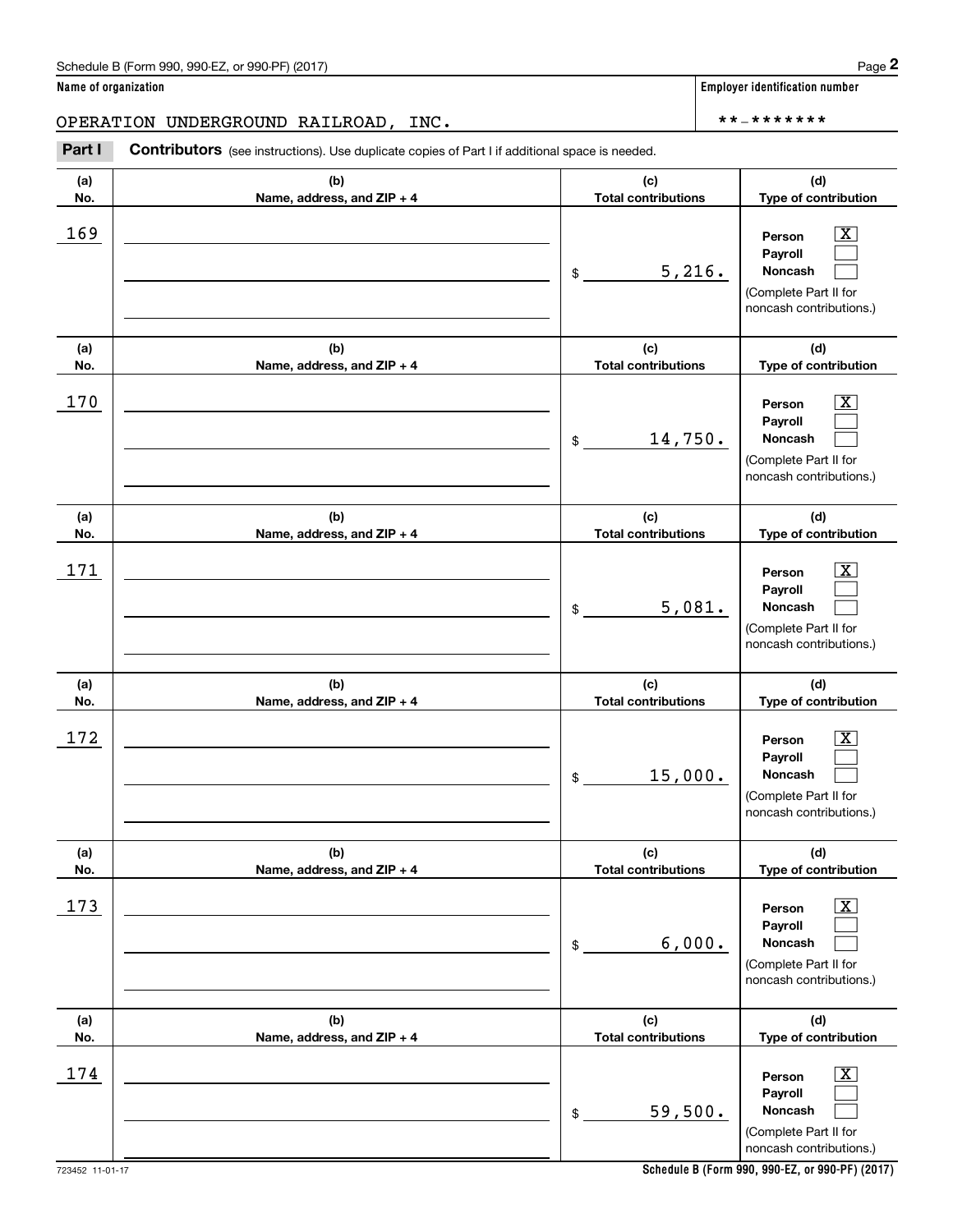Schedule B (Form 990, 990-EZ, or 990-PF) (2017)

**Name of organization**

OPERATION UNDERGROUND RAILROAD, INC.

**Employer identification number**

**-*******

**Part I** **Contributors** (see instructions). Use duplicate copies of Part I if additional space is needed.

| (a) No. | (b) Name, address, and ZIP + 4 | (c) Total contributions | (d) Type of contribution |
|---|---|---|---|
| 169 | | $ 5,216. | Person [X] Payroll [ ] Noncash [ ] (Complete Part II for noncash contributions.) |
| 170 | | $ 14,750. | Person [X] Payroll [ ] Noncash [ ] (Complete Part II for noncash contributions.) |
| 171 | | $ 5,081. | Person [X] Payroll [ ] Noncash [ ] (Complete Part II for noncash contributions.) |
| 172 | | $ 15,000. | Person [X] Payroll [ ] Noncash [ ] (Complete Part II for noncash contributions.) |
| 173 | | $ 6,000. | Person [X] Payroll [ ] Noncash [ ] (Complete Part II for noncash contributions.) |
| 174 | | $ 59,500. | Person [X] Payroll [ ] Noncash [ ] (Complete Part II for noncash contributions.) |

723452 11-01-17

**Schedule B (Form 990, 990-EZ, or 990-PF) (2017)**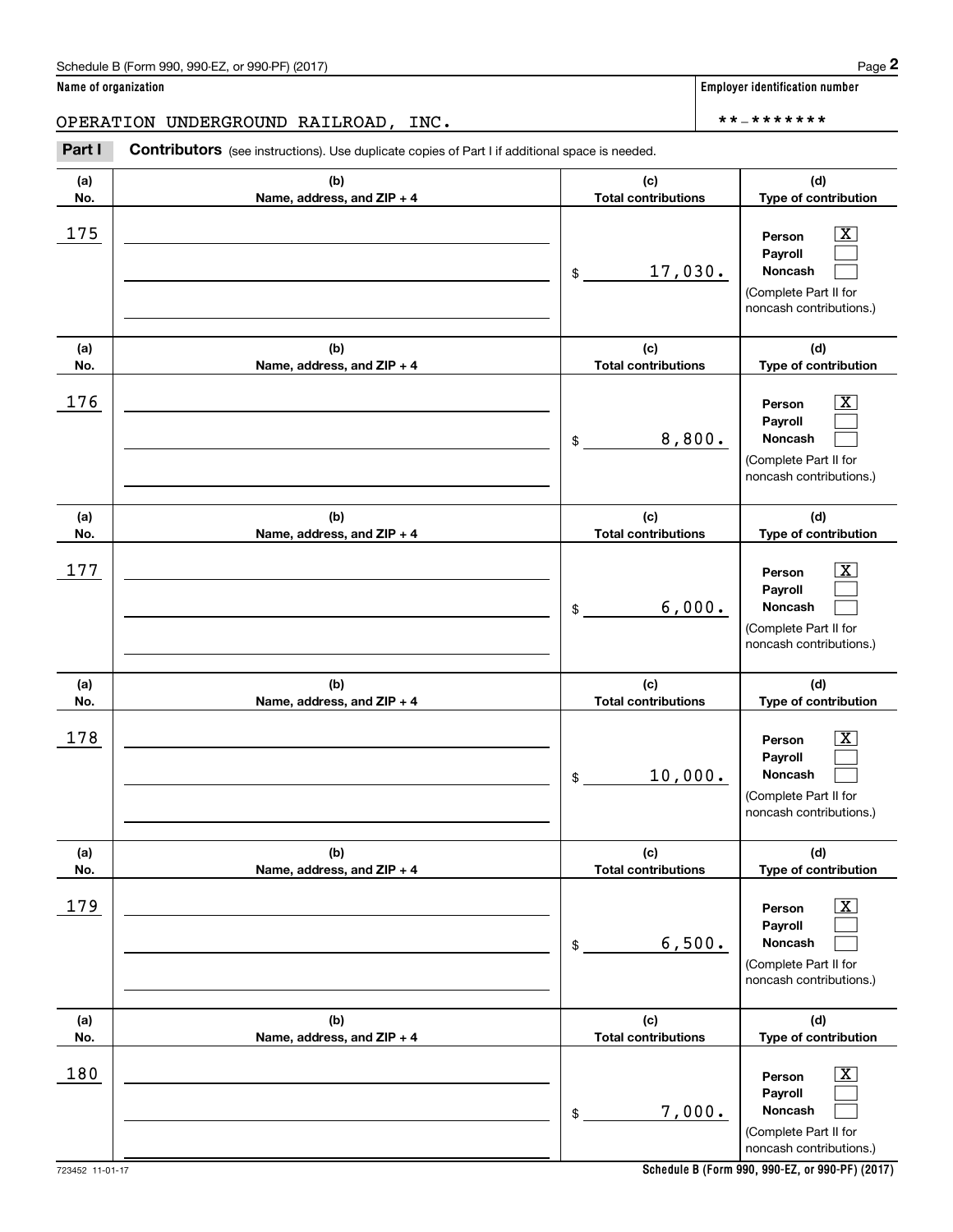Schedule B (Form 990, 990-EZ, or 990-PF) (2017)

**Name of organization**

OPERATION UNDERGROUND RAILROAD, INC.

**Employer identification number**

**-*******

**Part I** **Contributors** (see instructions). Use duplicate copies of Part I if additional space is needed.

| (a) No. | (b) Name, address, and ZIP + 4 | (c) Total contributions | (d) Type of contribution |
|---|---|---|---|
| 175 | | $ 17,030. | Person [X] Payroll [ ] Noncash [ ] (Complete Part II for noncash contributions.) |
| 176 | | $ 8,800. | Person [X] Payroll [ ] Noncash [ ] (Complete Part II for noncash contributions.) |
| 177 | | $ 6,000. | Person [X] Payroll [ ] Noncash [ ] (Complete Part II for noncash contributions.) |
| 178 | | $ 10,000. | Person [X] Payroll [ ] Noncash [ ] (Complete Part II for noncash contributions.) |
| 179 | | $ 6,500. | Person [X] Payroll [ ] Noncash [ ] (Complete Part II for noncash contributions.) |
| 180 | | $ 7,000. | Person [X] Payroll [ ] Noncash [ ] (Complete Part II for noncash contributions.) |

723452 11-01-17

**Schedule B (Form 990, 990-EZ, or 990-PF) (2017)**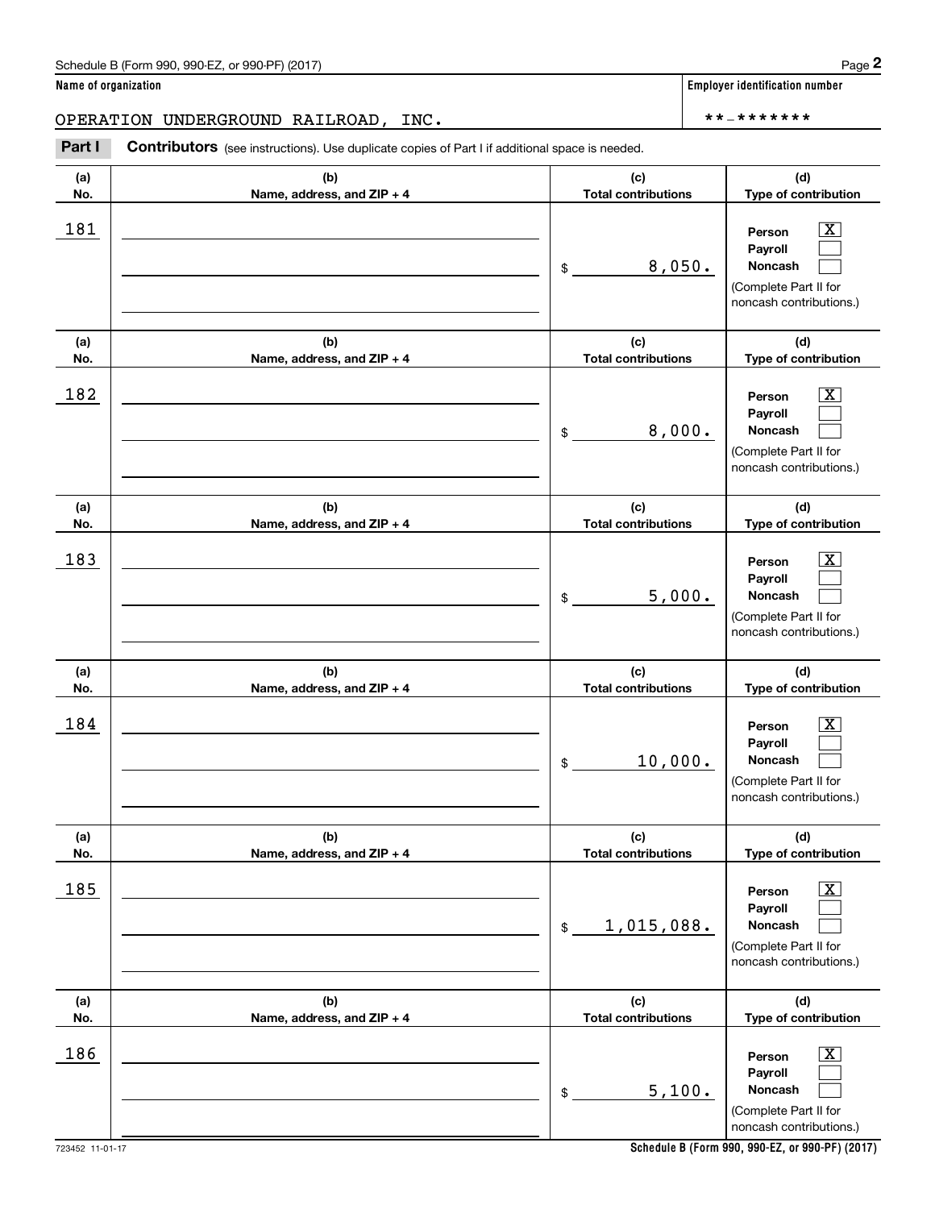Name of organization

OPERATION UNDERGROUND RAILROAD, INC.

Employer identification number

**-*******

**Part I** **Contributors** (see instructions). Use duplicate copies of Part I if additional space is needed.

| (a) No. | (b) Name, address, and ZIP + 4 | (c) Total contributions | (d) Type of contribution |
|---|---|---|---|
| 181 | | $ 8,050. | Person [X] Payroll [ ] Noncash [ ] (Complete Part II for noncash contributions.) |
| 182 | | $ 8,000. | Person [X] Payroll [ ] Noncash [ ] (Complete Part II for noncash contributions.) |
| 183 | | $ 5,000. | Person [X] Payroll [ ] Noncash [ ] (Complete Part II for noncash contributions.) |
| 184 | | $ 10,000. | Person [X] Payroll [ ] Noncash [ ] (Complete Part II for noncash contributions.) |
| 185 | | $ 1,015,088. | Person [X] Payroll [ ] Noncash [ ] (Complete Part II for noncash contributions.) |
| 186 | | $ 5,100. | Person [X] Payroll [ ] Noncash [ ] (Complete Part II for noncash contributions.) |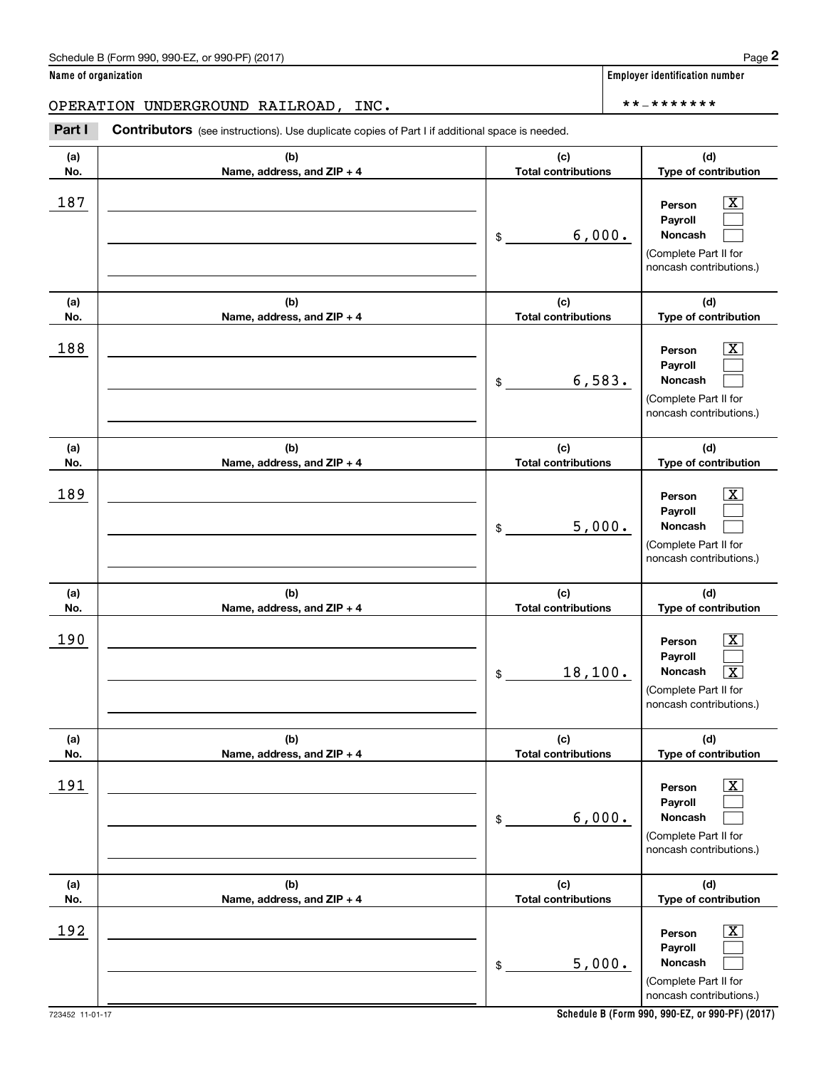Schedule B (Form 990, 990-EZ, or 990-PF) (2017)

**Name of organization**

OPERATION UNDERGROUND RAILROAD, INC.

**Employer identification number**

**-*******

**Part I** **Contributors** (see instructions). Use duplicate copies of Part I if additional space is needed.

| (a) No. | (b) Name, address, and ZIP + 4 | (c) Total contributions | (d) Type of contribution |
|---|---|---|---|
| 187 | | $ 6,000. | Person [X] Payroll [ ] Noncash [ ] (Complete Part II for noncash contributions.) |
| 188 | | $ 6,583. | Person [X] Payroll [ ] Noncash [ ] (Complete Part II for noncash contributions.) |
| 189 | | $ 5,000. | Person [X] Payroll [ ] Noncash [ ] (Complete Part II for noncash contributions.) |
| 190 | | $ 18,100. | Person [X] Payroll [ ] Noncash [X] (Complete Part II for noncash contributions.) |
| 191 | | $ 6,000. | Person [X] Payroll [ ] Noncash [ ] (Complete Part II for noncash contributions.) |
| 192 | | $ 5,000. | Person [X] Payroll [ ] Noncash [ ] (Complete Part II for noncash contributions.) |

723452 11-01-17

**Schedule B (Form 990, 990-EZ, or 990-PF) (2017)**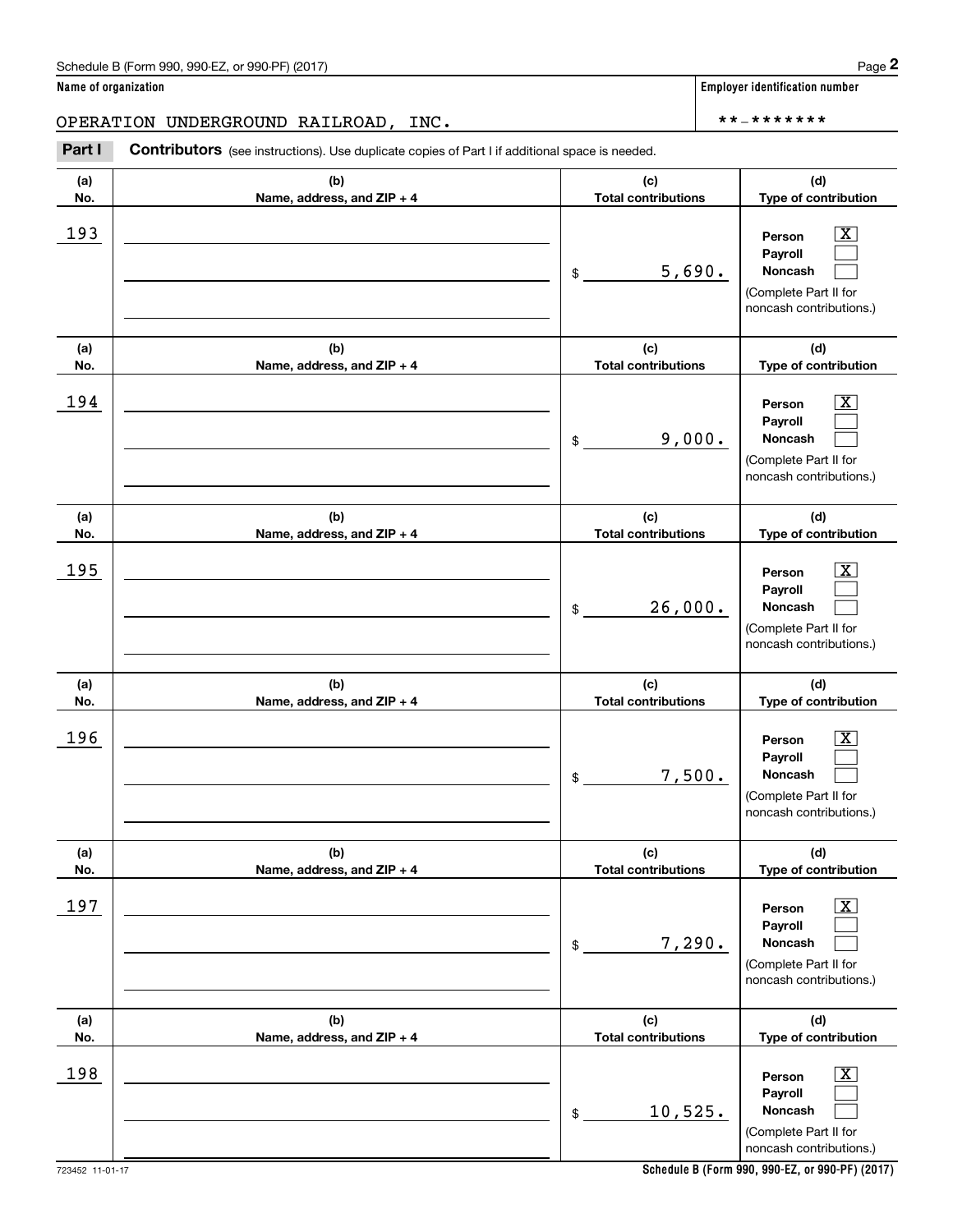**Name of organization**

OPERATION UNDERGROUND RAILROAD, INC.

**Employer identification number**

**-*******

**Part I** **Contributors** (see instructions). Use duplicate copies of Part I if additional space is needed.

| (a) No. | (b) Name, address, and ZIP + 4 | (c) Total contributions | (d) Type of contribution |
|---|---|---|---|
| 193 | | $ 5,690. | Person [X] Payroll [ ] Noncash [ ] (Complete Part II for noncash contributions.) |
| 194 | | $ 9,000. | Person [X] Payroll [ ] Noncash [ ] (Complete Part II for noncash contributions.) |
| 195 | | $ 26,000. | Person [X] Payroll [ ] Noncash [ ] (Complete Part II for noncash contributions.) |
| 196 | | $ 7,500. | Person [X] Payroll [ ] Noncash [ ] (Complete Part II for noncash contributions.) |
| 197 | | $ 7,290. | Person [X] Payroll [ ] Noncash [ ] (Complete Part II for noncash contributions.) |
| 198 | | $ 10,525. | Person [X] Payroll [ ] Noncash [ ] (Complete Part II for noncash contributions.) |

723452 11-01-17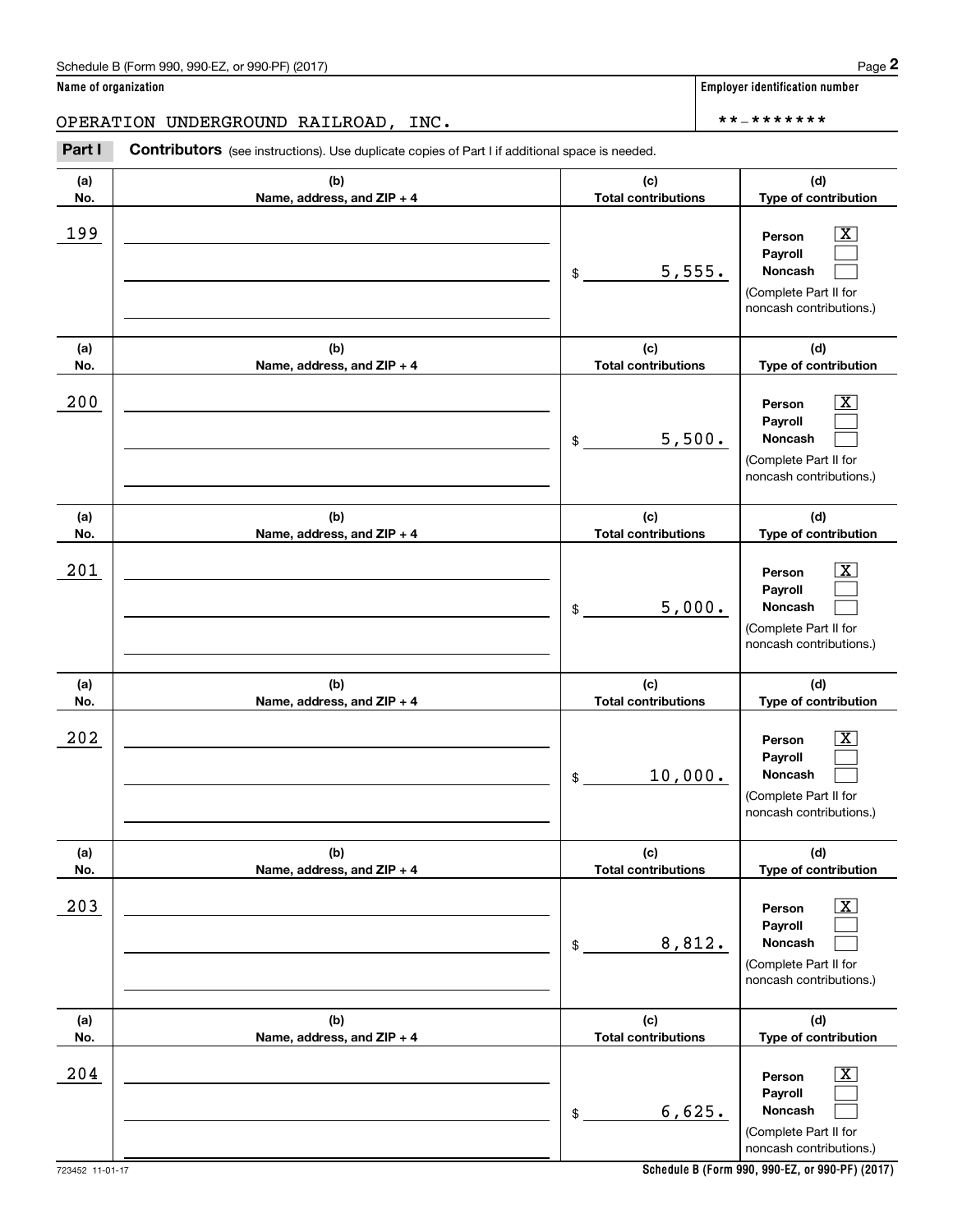Schedule B (Form 990, 990-EZ, or 990-PF) (2017)

**Name of organization**

OPERATION UNDERGROUND RAILROAD, INC.

**Employer identification number**

**-*******

**Part I** **Contributors** (see instructions). Use duplicate copies of Part I if additional space is needed.

| (a) No. | (b) Name, address, and ZIP + 4 | (c) Total contributions | (d) Type of contribution |
|---|---|---|---|
| 199 | | $ 5,555. | Person [X] Payroll [ ] Noncash [ ] (Complete Part II for noncash contributions.) |
| 200 | | $ 5,500. | Person [X] Payroll [ ] Noncash [ ] (Complete Part II for noncash contributions.) |
| 201 | | $ 5,000. | Person [X] Payroll [ ] Noncash [ ] (Complete Part II for noncash contributions.) |
| 202 | | $ 10,000. | Person [X] Payroll [ ] Noncash [ ] (Complete Part II for noncash contributions.) |
| 203 | | $ 8,812. | Person [X] Payroll [ ] Noncash [ ] (Complete Part II for noncash contributions.) |
| 204 | | $ 6,625. | Person [X] Payroll [ ] Noncash [ ] (Complete Part II for noncash contributions.) |

723452 11-01-17

**Schedule B (Form 990, 990-EZ, or 990-PF) (2017)**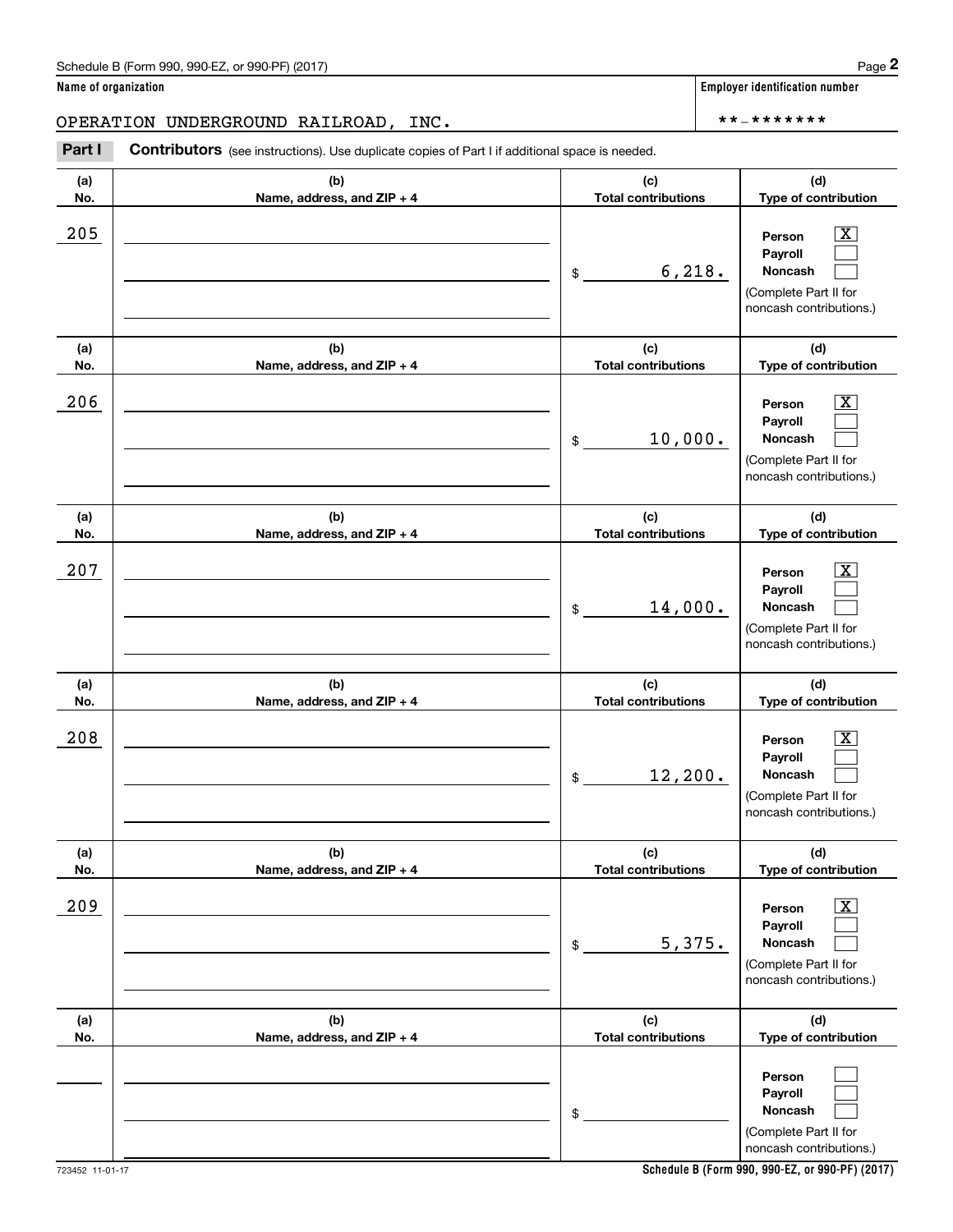Schedule B (Form 990, 990-EZ, or 990-PF) (2017)

**Name of organization**

OPERATION UNDERGROUND RAILROAD, INC.

**Employer identification number**

**-*******

**Part I** **Contributors** (see instructions). Use duplicate copies of Part I if additional space is needed.

| (a) No. | (b) Name, address, and ZIP + 4 | (c) Total contributions | (d) Type of contribution |
|---|---|---|---|
| 205 | | $ 6,218. | Person [X] Payroll [ ] Noncash [ ] (Complete Part II for noncash contributions.) |
| 206 | | $ 10,000. | Person [X] Payroll [ ] Noncash [ ] (Complete Part II for noncash contributions.) |
| 207 | | $ 14,000. | Person [X] Payroll [ ] Noncash [ ] (Complete Part II for noncash contributions.) |
| 208 | | $ 12,200. | Person [X] Payroll [ ] Noncash [ ] (Complete Part II for noncash contributions.) |
| 209 | | $ 5,375. | Person [X] Payroll [ ] Noncash [ ] (Complete Part II for noncash contributions.) |
| | | $ | Person [ ] Payroll [ ] Noncash [ ] (Complete Part II for noncash contributions.) |

723452 11-01-17

**Schedule B (Form 990, 990-EZ, or 990-PF) (2017)**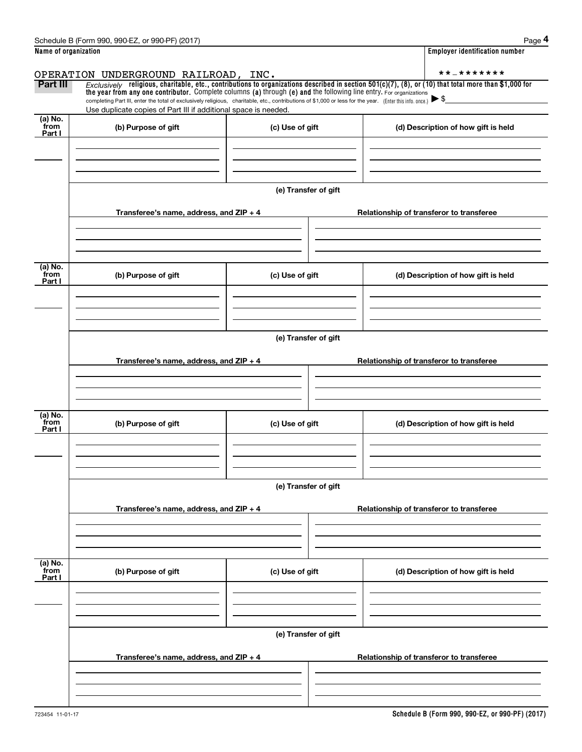Schedule B (Form 990, 990-EZ, or 990-PF) (2017)

**Name of organization**

OPERATION UNDERGROUND RAILROAD, INC.

**Employer identification number**

**-*******

**Part III** *Exclusively* **religious, charitable, etc., contributions to organizations described in section 501(c)(7), (8), or (10) that total more than $1,000 for the year from any one contributor.** Complete columns **(a)** through **(e) and** the following line entry. For organizations completing Part III, enter the total of exclusively religious, charitable, etc., contributions of $1,000 or less for the year. (Enter this info. once.) ▶ $

Use duplicate copies of Part III if additional space is needed.

| (a) No. from Part I | (b) Purpose of gift | (c) Use of gift | (d) Description of how gift is held |
|---|---|---|---|
| | | | |

**(e) Transfer of gift**

| Transferee's name, address, and ZIP + 4 | Relationship of transferor to transferee |
|---|---|
| | |

| (a) No. from Part I | (b) Purpose of gift | (c) Use of gift | (d) Description of how gift is held |
|---|---|---|---|
| | | | |

**(e) Transfer of gift**

| Transferee's name, address, and ZIP + 4 | Relationship of transferor to transferee |
|---|---|
| | |

| (a) No. from Part I | (b) Purpose of gift | (c) Use of gift | (d) Description of how gift is held |
|---|---|---|---|
| | | | |

**(e) Transfer of gift**

| Transferee's name, address, and ZIP + 4 | Relationship of transferor to transferee |
|---|---|
| | |

| (a) No. from Part I | (b) Purpose of gift | (c) Use of gift | (d) Description of how gift is held |
|---|---|---|---|
| | | | |

**(e) Transfer of gift**

| Transferee's name, address, and ZIP + 4 | Relationship of transferor to transferee |
|---|---|
| | |

723454 11-01-17

**Schedule B (Form 990, 990-EZ, or 990-PF) (2017)**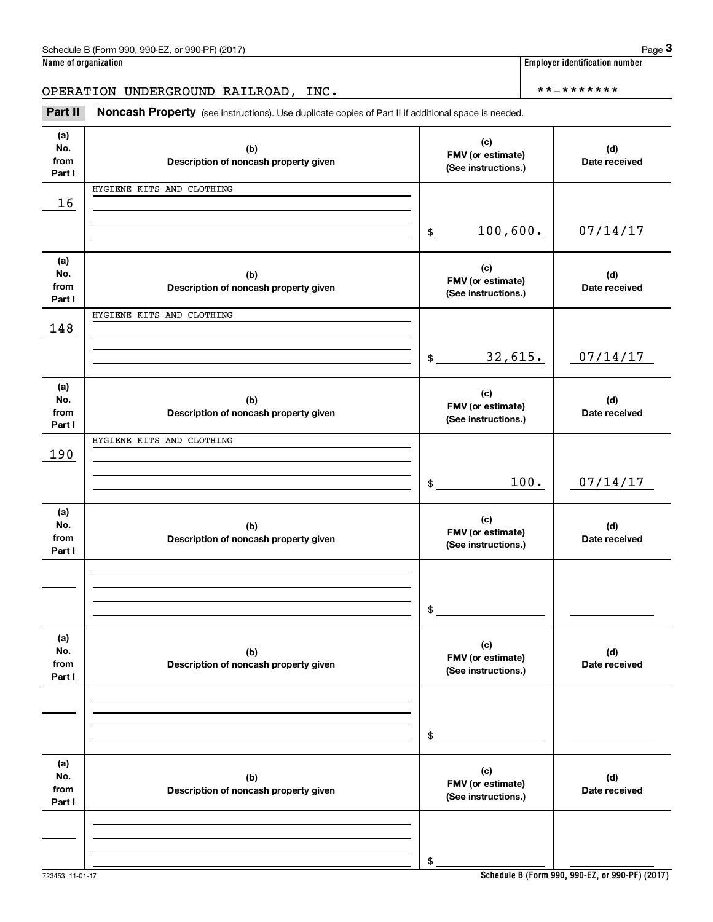Schedule B (Form 990, 990-EZ, or 990-PF) (2017)

**Name of organization**

OPERATION UNDERGROUND RAILROAD, INC.

**Employer identification number**

**-*******

**Part II** **Noncash Property** (see instructions). Use duplicate copies of Part II if additional space is needed.

| (a) No. from Part I | (b) Description of noncash property given | (c) FMV (or estimate) (See instructions.) | (d) Date received |
|---|---|---|---|
| 16 | HYGIENE KITS AND CLOTHING | $ 100,600. | 07/14/17 |
| 148 | HYGIENE KITS AND CLOTHING | $ 32,615. | 07/14/17 |
| 190 | HYGIENE KITS AND CLOTHING | $ 100. | 07/14/17 |
| | | $ | |
| | | $ | |
| | | $ | |

723453 11-01-17

**Schedule B (Form 990, 990-EZ, or 990-PF) (2017)**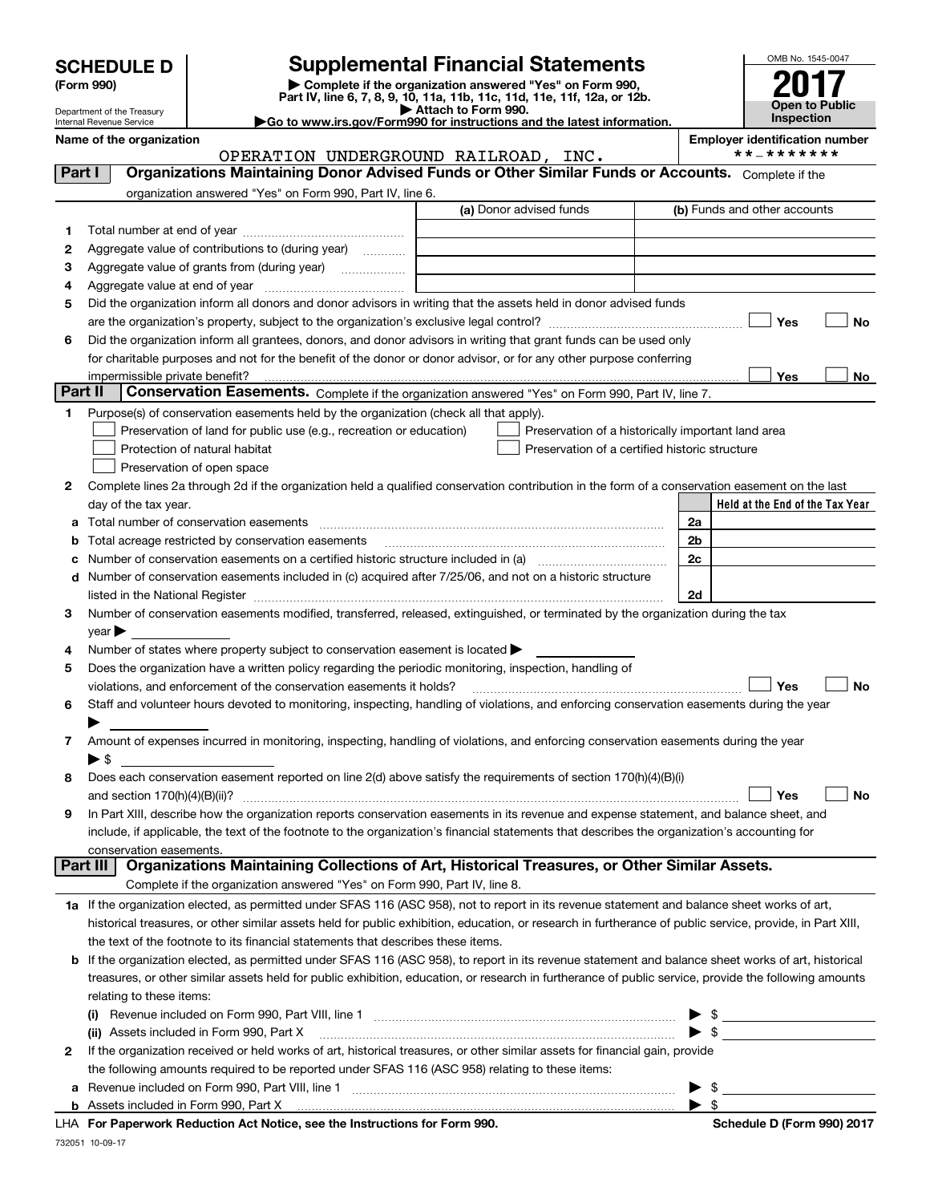# SCHEDULE D (Form 990)

Department of the Treasury
Internal Revenue Service

## Supplemental Financial Statements

▶ Complete if the organization answered "Yes" on Form 990, Part IV, line 6, 7, 8, 9, 10, 11a, 11b, 11c, 11d, 11e, 11f, 12a, or 12b.
▶ Attach to Form 990.
▶Go to www.irs.gov/Form990 for instructions and the latest information.

OMB No. 1545-0047

**2017**

**Open to Public Inspection**

Name of the organization: OPERATION UNDERGROUND RAILROAD, INC.

Employer identification number: **-*******

**Part I** **Organizations Maintaining Donor Advised Funds or Other Similar Funds or Accounts.** Complete if the organization answered "Yes" on Form 990, Part IV, line 6.

| | | (a) Donor advised funds | (b) Funds and other accounts |
|---|---|---|---|
| 1 | Total number at end of year | | |
| 2 | Aggregate value of contributions to (during year) | | |
| 3 | Aggregate value of grants from (during year) | | |
| 4 | Aggregate value at end of year | | |

5 Did the organization inform all donors and donor advisors in writing that the assets held in donor advised funds are the organization's property, subject to the organization's exclusive legal control? ☐ Yes ☐ No

6 Did the organization inform all grantees, donors, and donor advisors in writing that grant funds can be used only for charitable purposes and not for the benefit of the donor or donor advisor, or for any other purpose conferring impermissible private benefit? ☐ Yes ☐ No

**Part II** **Conservation Easements.** Complete if the organization answered "Yes" on Form 990, Part IV, line 7.

1 Purpose(s) of conservation easements held by the organization (check all that apply).
- ☐ Preservation of land for public use (e.g., recreation or education)
- ☐ Preservation of a historically important land area
- ☐ Protection of natural habitat
- ☐ Preservation of a certified historic structure
- ☐ Preservation of open space

2 Complete lines 2a through 2d if the organization held a qualified conservation contribution in the form of a conservation easement on the last day of the tax year.

| | | | Held at the End of the Tax Year |
|---|---|---|---|
| a | Total number of conservation easements | 2a | |
| b | Total acreage restricted by conservation easements | 2b | |
| c | Number of conservation easements on a certified historic structure included in (a) | 2c | |
| d | Number of conservation easements included in (c) acquired after 7/25/06, and not on a historic structure listed in the National Register | 2d | |

3 Number of conservation easements modified, transferred, released, extinguished, or terminated by the organization during the tax year ▶

4 Number of states where property subject to conservation easement is located ▶

5 Does the organization have a written policy regarding the periodic monitoring, inspection, handling of violations, and enforcement of the conservation easements it holds? ☐ Yes ☐ No

6 Staff and volunteer hours devoted to monitoring, inspecting, handling of violations, and enforcing conservation easements during the year ▶

7 Amount of expenses incurred in monitoring, inspecting, handling of violations, and enforcing conservation easements during the year ▶ $

8 Does each conservation easement reported on line 2(d) above satisfy the requirements of section 170(h)(4)(B)(i) and section 170(h)(4)(B)(ii)? ☐ Yes ☐ No

9 In Part XIII, describe how the organization reports conservation easements in its revenue and expense statement, and balance sheet, and include, if applicable, the text of the footnote to the organization's financial statements that describes the organization's accounting for conservation easements.

**Part III** **Organizations Maintaining Collections of Art, Historical Treasures, or Other Similar Assets.** Complete if the organization answered "Yes" on Form 990, Part IV, line 8.

1a If the organization elected, as permitted under SFAS 116 (ASC 958), not to report in its revenue statement and balance sheet works of art, historical treasures, or other similar assets held for public exhibition, education, or research in furtherance of public service, provide, in Part XIII, the text of the footnote to its financial statements that describes these items.

b If the organization elected, as permitted under SFAS 116 (ASC 958), to report in its revenue statement and balance sheet works of art, historical treasures, or other similar assets held for public exhibition, education, or research in furtherance of public service, provide the following amounts relating to these items:

(i) Revenue included on Form 990, Part VIII, line 1 ▶ $

(ii) Assets included in Form 990, Part X ▶ $

2 If the organization received or held works of art, historical treasures, or other similar assets for financial gain, provide the following amounts required to be reported under SFAS 116 (ASC 958) relating to these items:

a Revenue included on Form 990, Part VIII, line 1 ▶ $

b Assets included in Form 990, Part X ▶ $

LHA **For Paperwork Reduction Act Notice, see the Instructions for Form 990.** **Schedule D (Form 990) 2017**

732051 10-09-17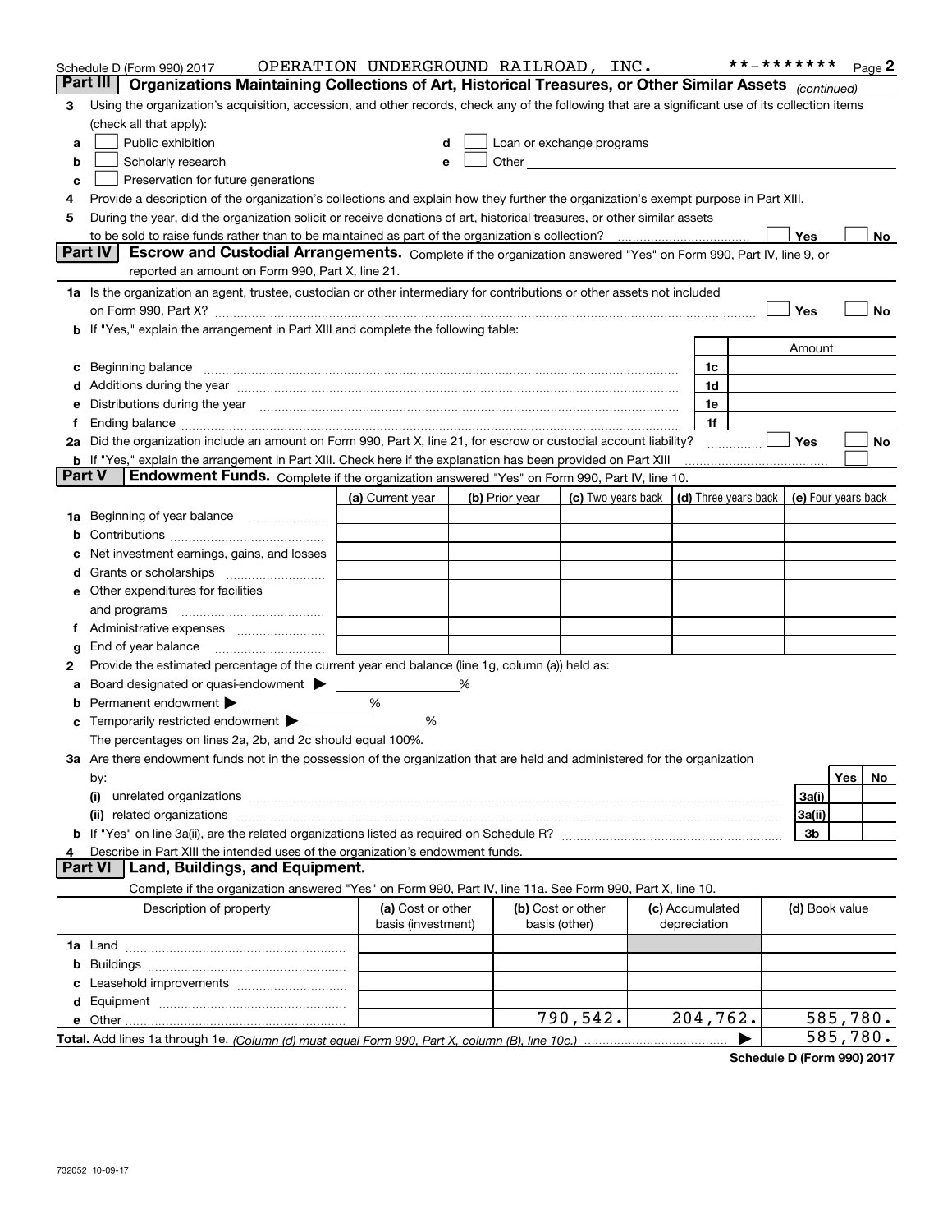Schedule D (Form 990) 2017 OPERATION UNDERGROUND RAILROAD, INC. **-******* Page 2

## Part III | Organizations Maintaining Collections of Art, Historical Treasures, or Other Similar Assets *(continued)*

**3** Using the organization's acquisition, accession, and other records, check any of the following that are a significant use of its collection items (check all that apply):

- **a** ☐ Public exhibition
- **b** ☐ Scholarly research
- **c** ☐ Preservation for future generations
- **d** ☐ Loan or exchange programs
- **e** ☐ Other

**4** Provide a description of the organization's collections and explain how they further the organization's exempt purpose in Part XIII.

**5** During the year, did the organization solicit or receive donations of art, historical treasures, or other similar assets to be sold to raise funds rather than to be maintained as part of the organization's collection? ☐ Yes ☐ No

## Part IV | Escrow and Custodial Arrangements.

Complete if the organization answered "Yes" on Form 990, Part IV, line 9, or reported an amount on Form 990, Part X, line 21.

**1a** Is the organization an agent, trustee, custodian or other intermediary for contributions or other assets not included on Form 990, Part X? ☐ Yes ☐ No

**b** If "Yes," explain the arrangement in Part XIII and complete the following table:

| | | | Amount |
|---|---|---|---|
| **c** | Beginning balance | 1c | |
| **d** | Additions during the year | 1d | |
| **e** | Distributions during the year | 1e | |
| **f** | Ending balance | 1f | |

**2a** Did the organization include an amount on Form 990, Part X, line 21, for escrow or custodial account liability? ☐ Yes ☐ No

**b** If "Yes," explain the arrangement in Part XIII. Check here if the explanation has been provided on Part XIII ☐

## Part V | Endowment Funds.

Complete if the organization answered "Yes" on Form 990, Part IV, line 10.

| | | (a) Current year | (b) Prior year | (c) Two years back | (d) Three years back | (e) Four years back |
|---|---|---|---|---|---|---|
| **1a** | Beginning of year balance | | | | | |
| **b** | Contributions | | | | | |
| **c** | Net investment earnings, gains, and losses | | | | | |
| **d** | Grants or scholarships | | | | | |
| **e** | Other expenditures for facilities and programs | | | | | |
| **f** | Administrative expenses | | | | | |
| **g** | End of year balance | | | | | |

**2** Provide the estimated percentage of the current year end balance (line 1g, column (a)) held as:

- **a** Board designated or quasi-endowment ▶ ______ %
- **b** Permanent endowment ▶ ______ %
- **c** Temporarily restricted endowment ▶ ______ %

The percentages on lines 2a, 2b, and 2c should equal 100%.

**3a** Are there endowment funds not in the possession of the organization that are held and administered for the organization by:

| | | | Yes | No |
|---|---|---|---|---|
| **(i)** | unrelated organizations | 3a(i) | | |
| **(ii)** | related organizations | 3a(ii) | | |
| **b** | If "Yes" on line 3a(ii), are the related organizations listed as required on Schedule R? | 3b | | |

**4** Describe in Part XIII the intended uses of the organization's endowment funds.

## Part VI | Land, Buildings, and Equipment.

Complete if the organization answered "Yes" on Form 990, Part IV, line 11a. See Form 990, Part X, line 10.

| Description of property | (a) Cost or other basis (investment) | (b) Cost or other basis (other) | (c) Accumulated depreciation | (d) Book value |
|---|---|---|---|---|
| **1a** Land | | | | |
| **b** Buildings | | | | |
| **c** Leasehold improvements | | | | |
| **d** Equipment | | | | |
| **e** Other | | 790,542. | 204,762. | 585,780. |
| **Total.** Add lines 1a through 1e. *(Column (d) must equal Form 990, Part X, column (B), line 10c.)* ▶ | | | | 585,780. |

Schedule D (Form 990) 2017

732052 10-09-17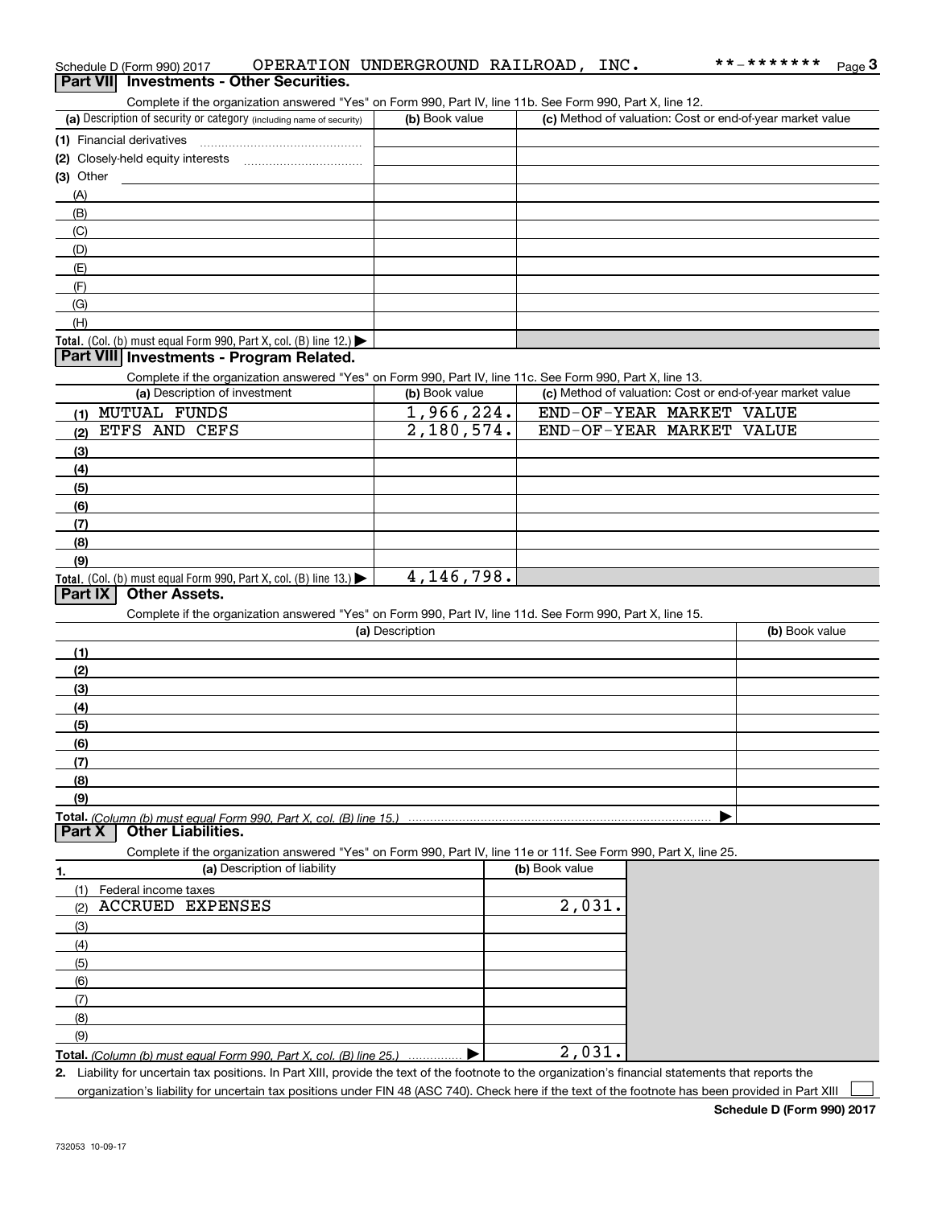Schedule D (Form 990) 2017 OPERATION UNDERGROUND RAILROAD, INC. **-******* Page 3

## Part VII Investments - Other Securities.

Complete if the organization answered "Yes" on Form 990, Part IV, line 11b. See Form 990, Part X, line 12.

| (a) Description of security or category (including name of security) | (b) Book value | (c) Method of valuation: Cost or end-of-year market value |
|---|---|---|
| (1) Financial derivatives | | |
| (2) Closely-held equity interests | | |
| (3) Other | | |
| (A) | | |
| (B) | | |
| (C) | | |
| (D) | | |
| (E) | | |
| (F) | | |
| (G) | | |
| (H) | | |
| **Total.** (Col. (b) must equal Form 990, Part X, col. (B) line 12.) ▶ | | |

## Part VIII Investments - Program Related.

Complete if the organization answered "Yes" on Form 990, Part IV, line 11c. See Form 990, Part X, line 13.

| (a) Description of investment | (b) Book value | (c) Method of valuation: Cost or end-of-year market value |
|---|---|---|
| (1) MUTUAL FUNDS | 1,966,224. | END-OF-YEAR MARKET VALUE |
| (2) ETFS AND CEFS | 2,180,574. | END-OF-YEAR MARKET VALUE |
| (3) | | |
| (4) | | |
| (5) | | |
| (6) | | |
| (7) | | |
| (8) | | |
| (9) | | |
| **Total.** (Col. (b) must equal Form 990, Part X, col. (B) line 13.) ▶ | 4,146,798. | |

## Part IX Other Assets.

Complete if the organization answered "Yes" on Form 990, Part IV, line 11d. See Form 990, Part X, line 15.

| (a) Description | (b) Book value |
|---|---|
| (1) | |
| (2) | |
| (3) | |
| (4) | |
| (5) | |
| (6) | |
| (7) | |
| (8) | |
| (9) | |
| **Total.** *(Column (b) must equal Form 990, Part X, col. (B) line 15.)* ▶ | |

## Part X Other Liabilities.

Complete if the organization answered "Yes" on Form 990, Part IV, line 11e or 11f. See Form 990, Part X, line 25.

| 1. (a) Description of liability | (b) Book value |
|---|---|
| (1) Federal income taxes | |
| (2) ACCRUED EXPENSES | 2,031. |
| (3) | |
| (4) | |
| (5) | |
| (6) | |
| (7) | |
| (8) | |
| (9) | |
| **Total.** *(Column (b) must equal Form 990, Part X, col. (B) line 25.)* ▶ | 2,031. |

2. Liability for uncertain tax positions. In Part XIII, provide the text of the footnote to the organization's financial statements that reports the organization's liability for uncertain tax positions under FIN 48 (ASC 740). Check here if the text of the footnote has been provided in Part XIII ☐

**Schedule D (Form 990) 2017**

732053 10-09-17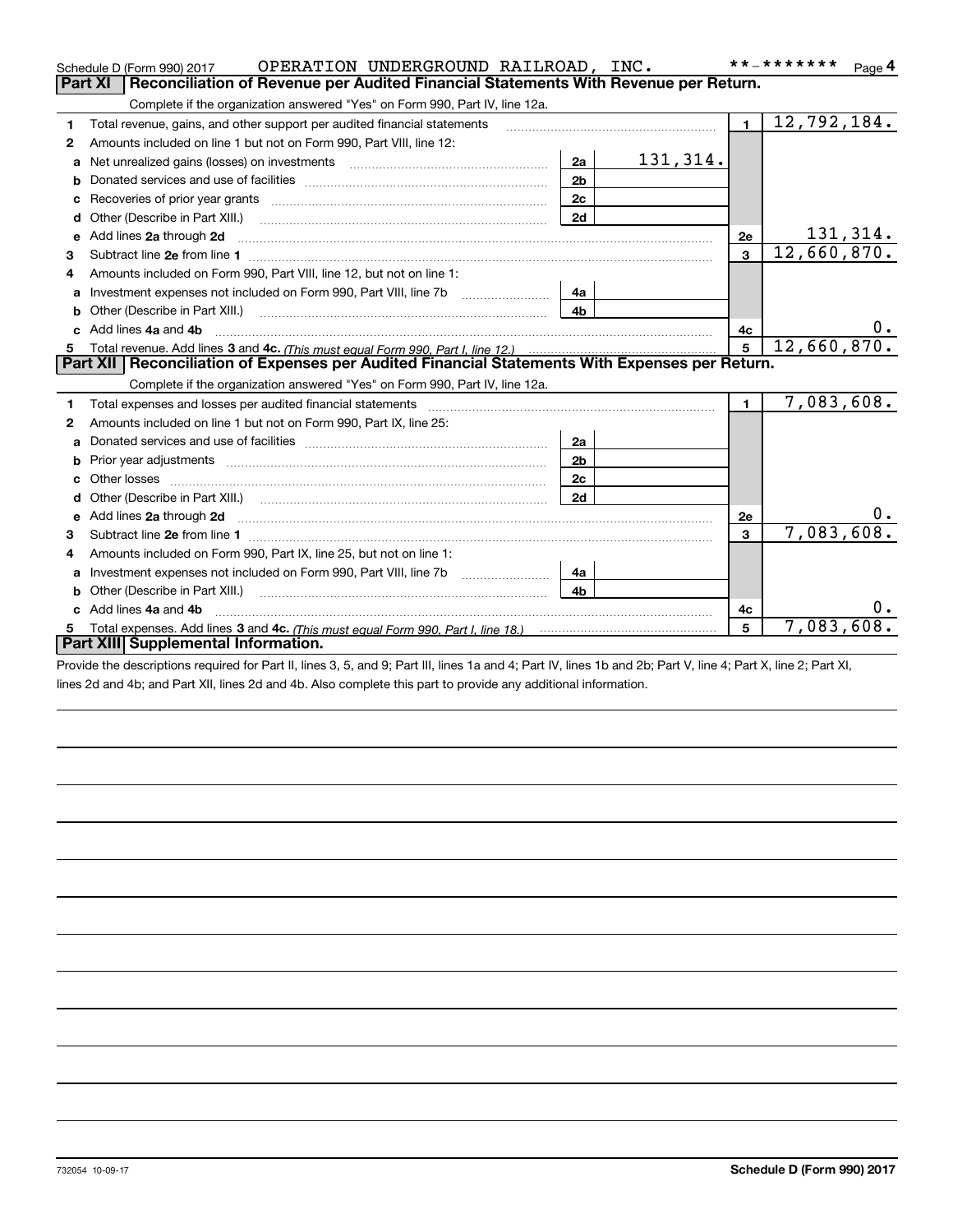Schedule D (Form 990) 2017 OPERATION UNDERGROUND RAILROAD, INC. **-******* Page 4

## Part XI Reconciliation of Revenue per Audited Financial Statements With Revenue per Return.

Complete if the organization answered "Yes" on Form 990, Part IV, line 12a.

| | | | | | |
|---|---|---|---|---|---|
| 1 | Total revenue, gains, and other support per audited financial statements | | | 1 | 12,792,184. |
| 2 | Amounts included on line 1 but not on Form 990, Part VIII, line 12: | | | | |
| a | Net unrealized gains (losses) on investments | 2a | 131,314. | | |
| b | Donated services and use of facilities | 2b | | | |
| c | Recoveries of prior year grants | 2c | | | |
| d | Other (Describe in Part XIII.) | 2d | | | |
| e | Add lines **2a** through **2d** | | | 2e | 131,314. |
| 3 | Subtract line **2e** from line **1** | | | 3 | 12,660,870. |
| 4 | Amounts included on Form 990, Part VIII, line 12, but not on line 1: | | | | |
| a | Investment expenses not included on Form 990, Part VIII, line 7b | 4a | | | |
| b | Other (Describe in Part XIII.) | 4b | | | |
| c | Add lines **4a** and **4b** | | | 4c | 0. |
| 5 | Total revenue. Add lines **3** and **4c.** *(This must equal Form 990, Part I, line 12.)* | | | 5 | 12,660,870. |

## Part XII Reconciliation of Expenses per Audited Financial Statements With Expenses per Return.

Complete if the organization answered "Yes" on Form 990, Part IV, line 12a.

| | | | | | |
|---|---|---|---|---|---|
| 1 | Total expenses and losses per audited financial statements | | | 1 | 7,083,608. |
| 2 | Amounts included on line 1 but not on Form 990, Part IX, line 25: | | | | |
| a | Donated services and use of facilities | 2a | | | |
| b | Prior year adjustments | 2b | | | |
| c | Other losses | 2c | | | |
| d | Other (Describe in Part XIII.) | 2d | | | |
| e | Add lines **2a** through **2d** | | | 2e | 0. |
| 3 | Subtract line **2e** from line **1** | | | 3 | 7,083,608. |
| 4 | Amounts included on Form 990, Part IX, line 25, but not on line 1: | | | | |
| a | Investment expenses not included on Form 990, Part VIII, line 7b | 4a | | | |
| b | Other (Describe in Part XIII.) | 4b | | | |
| c | Add lines **4a** and **4b** | | | 4c | 0. |
| 5 | Total expenses. Add lines **3** and **4c.** *(This must equal Form 990, Part I, line 18.)* | | | 5 | 7,083,608. |

## Part XIII Supplemental Information.

Provide the descriptions required for Part II, lines 3, 5, and 9; Part III, lines 1a and 4; Part IV, lines 1b and 2b; Part V, line 4; Part X, line 2; Part XI, lines 2d and 4b; and Part XII, lines 2d and 4b. Also complete this part to provide any additional information.

732054 10-09-17 **Schedule D (Form 990) 2017**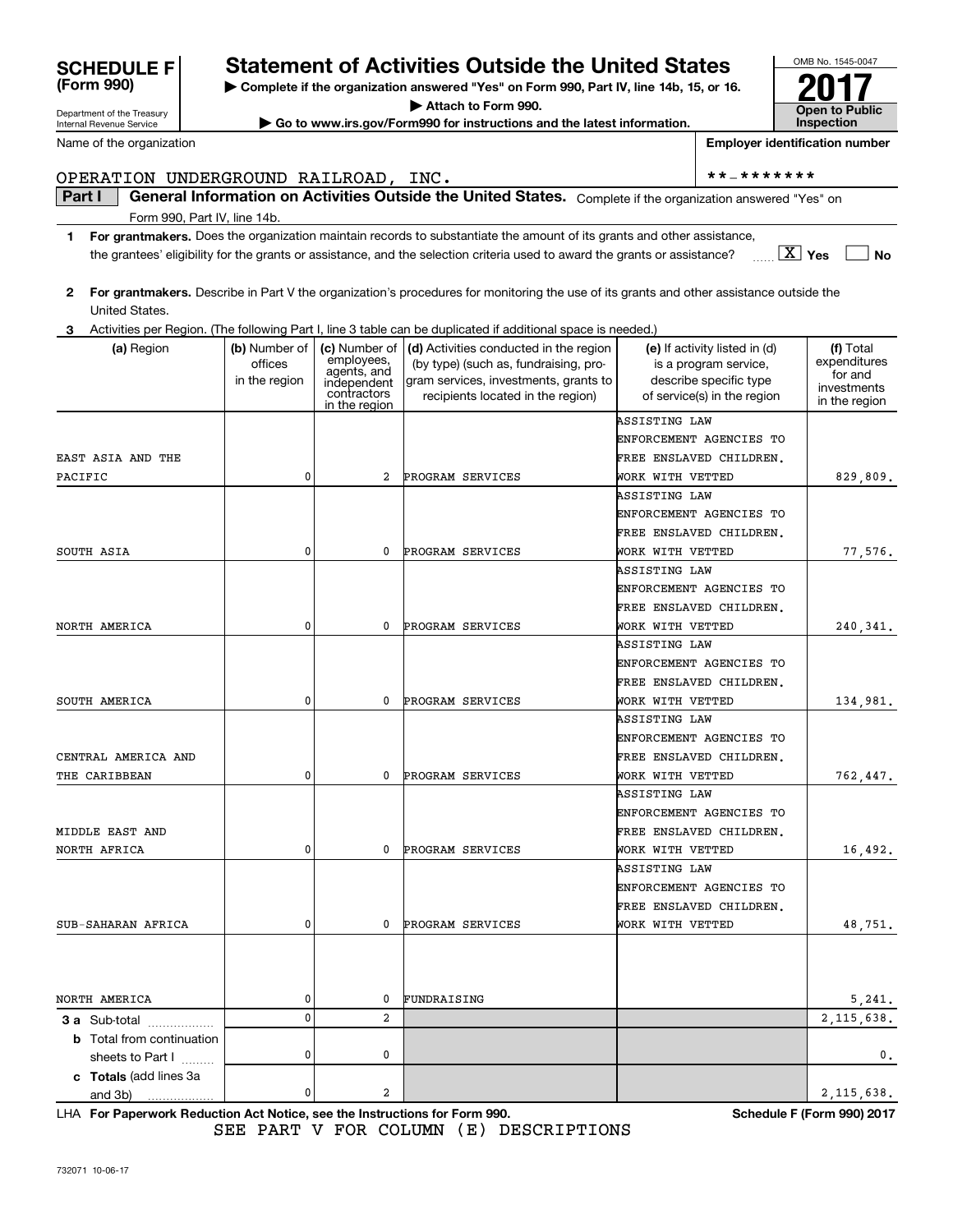# SCHEDULE F (Form 990)

Department of the Treasury
Internal Revenue Service

## Statement of Activities Outside the United States

▶ Complete if the organization answered "Yes" on Form 990, Part IV, line 14b, 15, or 16.
▶ Attach to Form 990.
▶ Go to www.irs.gov/Form990 for instructions and the latest information.

OMB No. 1545-0047

**2017**

**Open to Public Inspection**

Name of the organization: OPERATION UNDERGROUND RAILROAD, INC.

Employer identification number: **-*******

**Part I** **General Information on Activities Outside the United States.** Complete if the organization answered "Yes" on Form 990, Part IV, line 14b.

**1** **For grantmakers.** Does the organization maintain records to substantiate the amount of its grants and other assistance, the grantees' eligibility for the grants or assistance, and the selection criteria used to award the grants or assistance? [X] Yes [ ] No

**2** **For grantmakers.** Describe in Part V the organization's procedures for monitoring the use of its grants and other assistance outside the United States.

**3** Activities per Region. (The following Part I, line 3 table can be duplicated if additional space is needed.)

| (a) Region | (b) Number of offices in the region | (c) Number of employees, agents, and independent contractors in the region | (d) Activities conducted in the region (by type) (such as, fundraising, program services, investments, grants to recipients located in the region) | (e) If activity listed in (d) is a program service, describe specific type of service(s) in the region | (f) Total expenditures for and investments in the region |
|---|---|---|---|---|---|
| EAST ASIA AND THE PACIFIC | 0 | 2 | PROGRAM SERVICES | ASSISTING LAW ENFORCEMENT AGENCIES TO FREE ENSLAVED CHILDREN. WORK WITH VETTED | 829,809. |
| SOUTH ASIA | 0 | 0 | PROGRAM SERVICES | ASSISTING LAW ENFORCEMENT AGENCIES TO FREE ENSLAVED CHILDREN. WORK WITH VETTED | 77,576. |
| NORTH AMERICA | 0 | 0 | PROGRAM SERVICES | ASSISTING LAW ENFORCEMENT AGENCIES TO FREE ENSLAVED CHILDREN. WORK WITH VETTED | 240,341. |
| SOUTH AMERICA | 0 | 0 | PROGRAM SERVICES | ASSISTING LAW ENFORCEMENT AGENCIES TO FREE ENSLAVED CHILDREN. WORK WITH VETTED | 134,981. |
| CENTRAL AMERICA AND THE CARIBBEAN | 0 | 0 | PROGRAM SERVICES | ASSISTING LAW ENFORCEMENT AGENCIES TO FREE ENSLAVED CHILDREN. WORK WITH VETTED | 762,447. |
| MIDDLE EAST AND NORTH AFRICA | 0 | 0 | PROGRAM SERVICES | ASSISTING LAW ENFORCEMENT AGENCIES TO FREE ENSLAVED CHILDREN. WORK WITH VETTED | 16,492. |
| SUB-SAHARAN AFRICA | 0 | 0 | PROGRAM SERVICES | ASSISTING LAW ENFORCEMENT AGENCIES TO FREE ENSLAVED CHILDREN. WORK WITH VETTED | 48,751. |
| NORTH AMERICA | 0 | 0 | FUNDRAISING | | 5,241. |
| **3 a** Sub-total | 0 | 2 | | | 2,115,638. |
| **b** Total from continuation sheets to Part I | 0 | 0 | | | 0. |
| **c Totals** (add lines 3a and 3b) | 0 | 2 | | | 2,115,638. |

LHA **For Paperwork Reduction Act Notice, see the Instructions for Form 990.** **Schedule F (Form 990) 2017**

SEE PART V FOR COLUMN (E) DESCRIPTIONS

732071 10-06-17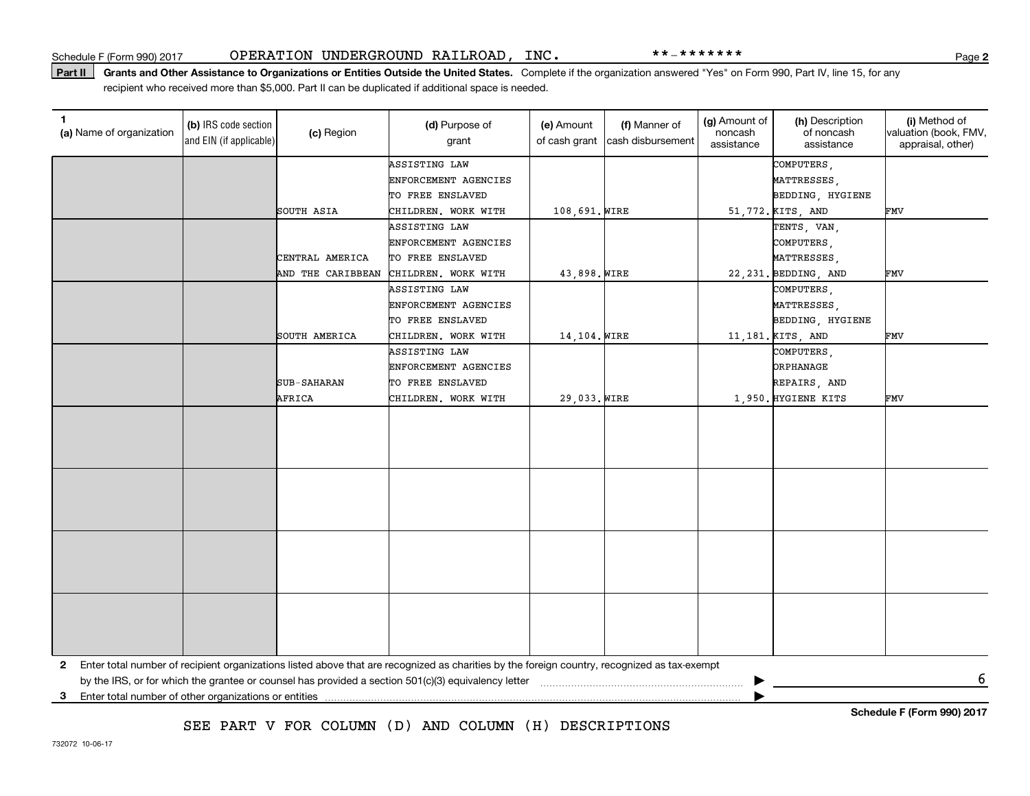Schedule F (Form 990) 2017 OPERATION UNDERGROUND RAILROAD, INC. **-*******

**Part II** **Grants and Other Assistance to Organizations or Entities Outside the United States.** Complete if the organization answered "Yes" on Form 990, Part IV, line 15, for any recipient who received more than $5,000. Part II can be duplicated if additional space is needed.

| 1 (a) Name of organization | (b) IRS code section and EIN (if applicable) | (c) Region | (d) Purpose of grant | (e) Amount of cash grant | (f) Manner of cash disbursement | (g) Amount of noncash assistance | (h) Description of noncash assistance | (i) Method of valuation (book, FMV, appraisal, other) |
|---|---|---|---|---|---|---|---|---|
| | | SOUTH ASIA | ASSISTING LAW ENFORCEMENT AGENCIES TO FREE ENSLAVED CHILDREN. WORK WITH | 108,691. | WIRE | 51,772. | COMPUTERS, MATTRESSES, BEDDING, HYGIENE KITS, AND | FMV |
| | | CENTRAL AMERICA AND THE CARIBBEAN | ASSISTING LAW ENFORCEMENT AGENCIES TO FREE ENSLAVED CHILDREN. WORK WITH | 43,898. | WIRE | 22,231. | TENTS, VAN, COMPUTERS, MATTRESSES, BEDDING, AND | FMV |
| | | SOUTH AMERICA | ASSISTING LAW ENFORCEMENT AGENCIES TO FREE ENSLAVED CHILDREN. WORK WITH | 14,104. | WIRE | 11,181. | COMPUTERS, MATTRESSES, BEDDING, HYGIENE KITS, AND | FMV |
| | | SUB-SAHARAN AFRICA | ASSISTING LAW ENFORCEMENT AGENCIES TO FREE ENSLAVED CHILDREN. WORK WITH | 29,033. | WIRE | 1,950. | COMPUTERS, ORPHANAGE REPAIRS, AND HYGIENE KITS | FMV |
| | | | | | | | | |
| | | | | | | | | |
| | | | | | | | | |
| | | | | | | | | |

**2** Enter total number of recipient organizations listed above that are recognized as charities by the foreign country, recognized as tax-exempt by the IRS, or for which the grantee or counsel has provided a section 501(c)(3) equivalency letter ▶ 6

**3** Enter total number of other organizations or entities ▶

SEE PART V FOR COLUMN (D) AND COLUMN (H) DESCRIPTIONS

732072 10-06-17

**Schedule F (Form 990) 2017**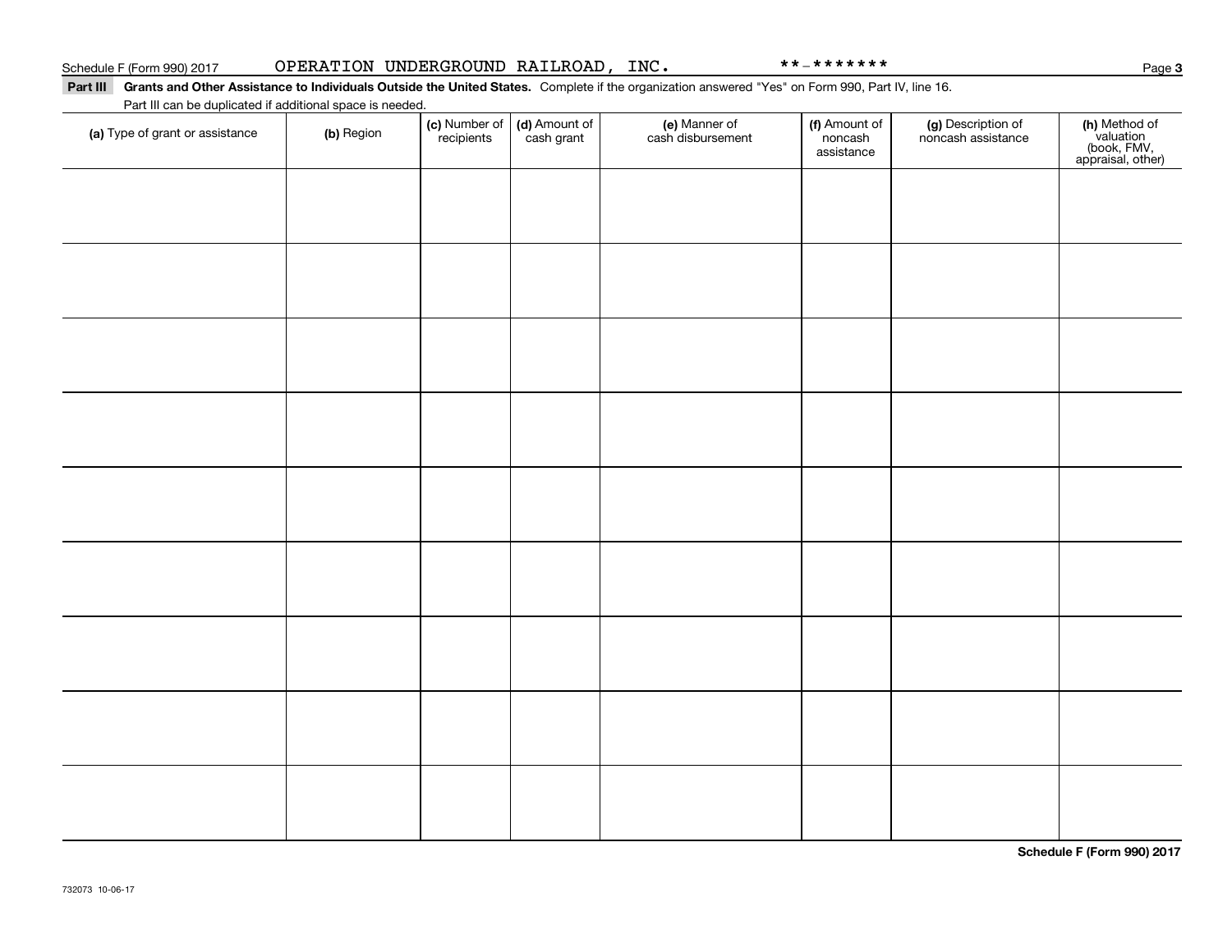Schedule F (Form 990) 2017 OPERATION UNDERGROUND RAILROAD, INC. **-*******

**Part III Grants and Other Assistance to Individuals Outside the United States.** Complete if the organization answered "Yes" on Form 990, Part IV, line 16.

Part III can be duplicated if additional space is needed.

| (a) Type of grant or assistance | (b) Region | (c) Number of recipients | (d) Amount of cash grant | (e) Manner of cash disbursement | (f) Amount of noncash assistance | (g) Description of noncash assistance | (h) Method of valuation (book, FMV, appraisal, other) |
|---|---|---|---|---|---|---|---|
| | | | | | | | |
| | | | | | | | |
| | | | | | | | |
| | | | | | | | |
| | | | | | | | |
| | | | | | | | |
| | | | | | | | |
| | | | | | | | |
| | | | | | | | |

**Schedule F (Form 990) 2017**

732073 10-06-17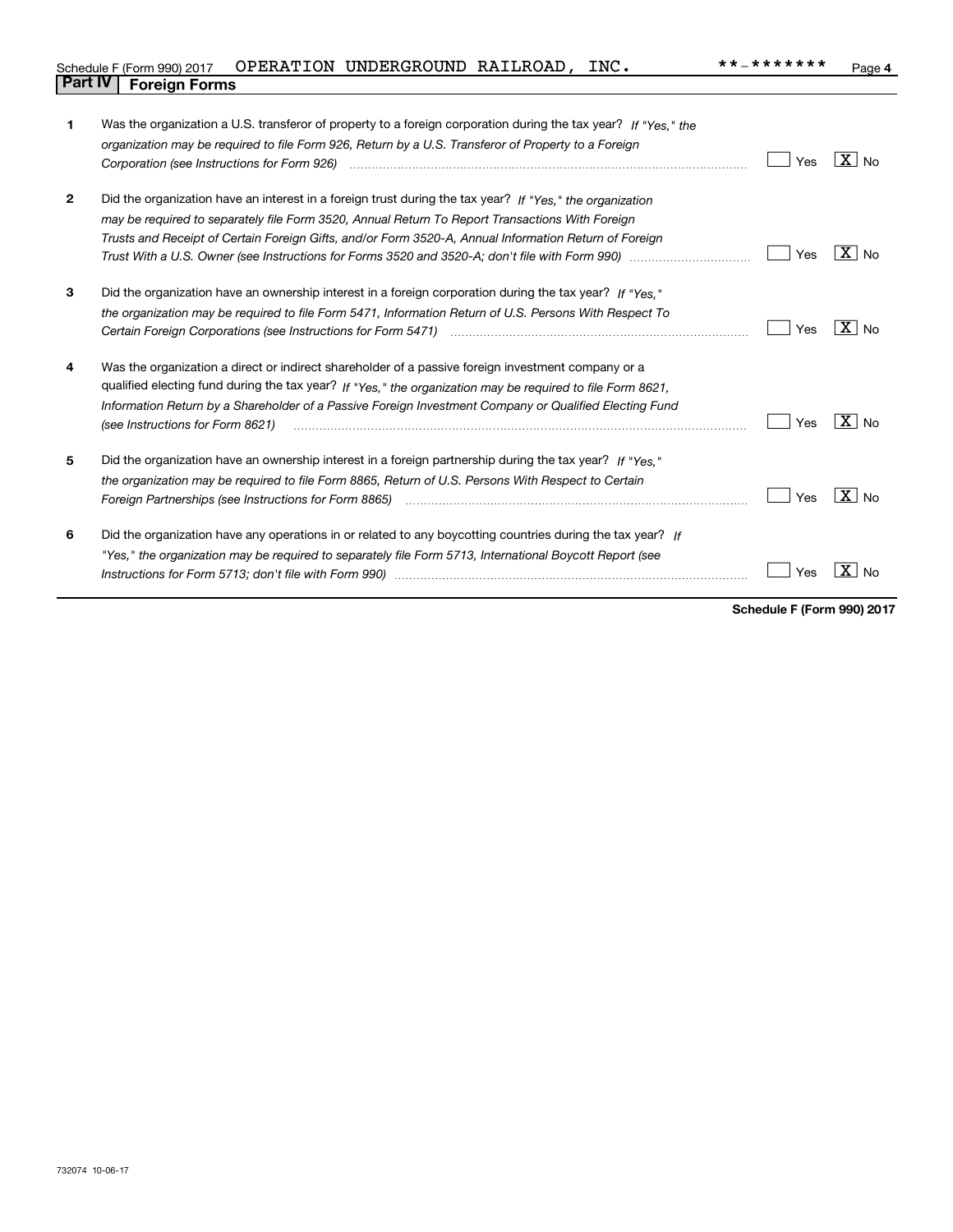Schedule F (Form 990) 2017 OPERATION UNDERGROUND RAILROAD, INC. **-******* Page 4

## Part IV Foreign Forms

| | | Yes | No |
|---|---|---|---|
| **1** | Was the organization a U.S. transferor of property to a foreign corporation during the tax year? *If "Yes," the organization may be required to file Form 926, Return by a U.S. Transferor of Property to a Foreign Corporation (see Instructions for Form 926)* | | X |
| **2** | Did the organization have an interest in a foreign trust during the tax year? *If "Yes," the organization may be required to separately file Form 3520, Annual Return To Report Transactions With Foreign Trusts and Receipt of Certain Foreign Gifts, and/or Form 3520-A, Annual Information Return of Foreign Trust With a U.S. Owner (see Instructions for Forms 3520 and 3520-A; don't file with Form 990)* | | X |
| **3** | Did the organization have an ownership interest in a foreign corporation during the tax year? *If "Yes," the organization may be required to file Form 5471, Information Return of U.S. Persons With Respect To Certain Foreign Corporations (see Instructions for Form 5471)* | | X |
| **4** | Was the organization a direct or indirect shareholder of a passive foreign investment company or a qualified electing fund during the tax year? *If "Yes," the organization may be required to file Form 8621, Information Return by a Shareholder of a Passive Foreign Investment Company or Qualified Electing Fund (see Instructions for Form 8621)* | | X |
| **5** | Did the organization have an ownership interest in a foreign partnership during the tax year? *If "Yes," the organization may be required to file Form 8865, Return of U.S. Persons With Respect to Certain Foreign Partnerships (see Instructions for Form 8865)* | | X |
| **6** | Did the organization have any operations in or related to any boycotting countries during the tax year? *If "Yes," the organization may be required to separately file Form 5713, International Boycott Report (see Instructions for Form 5713; don't file with Form 990)* | | X |

**Schedule F (Form 990) 2017**

732074 10-06-17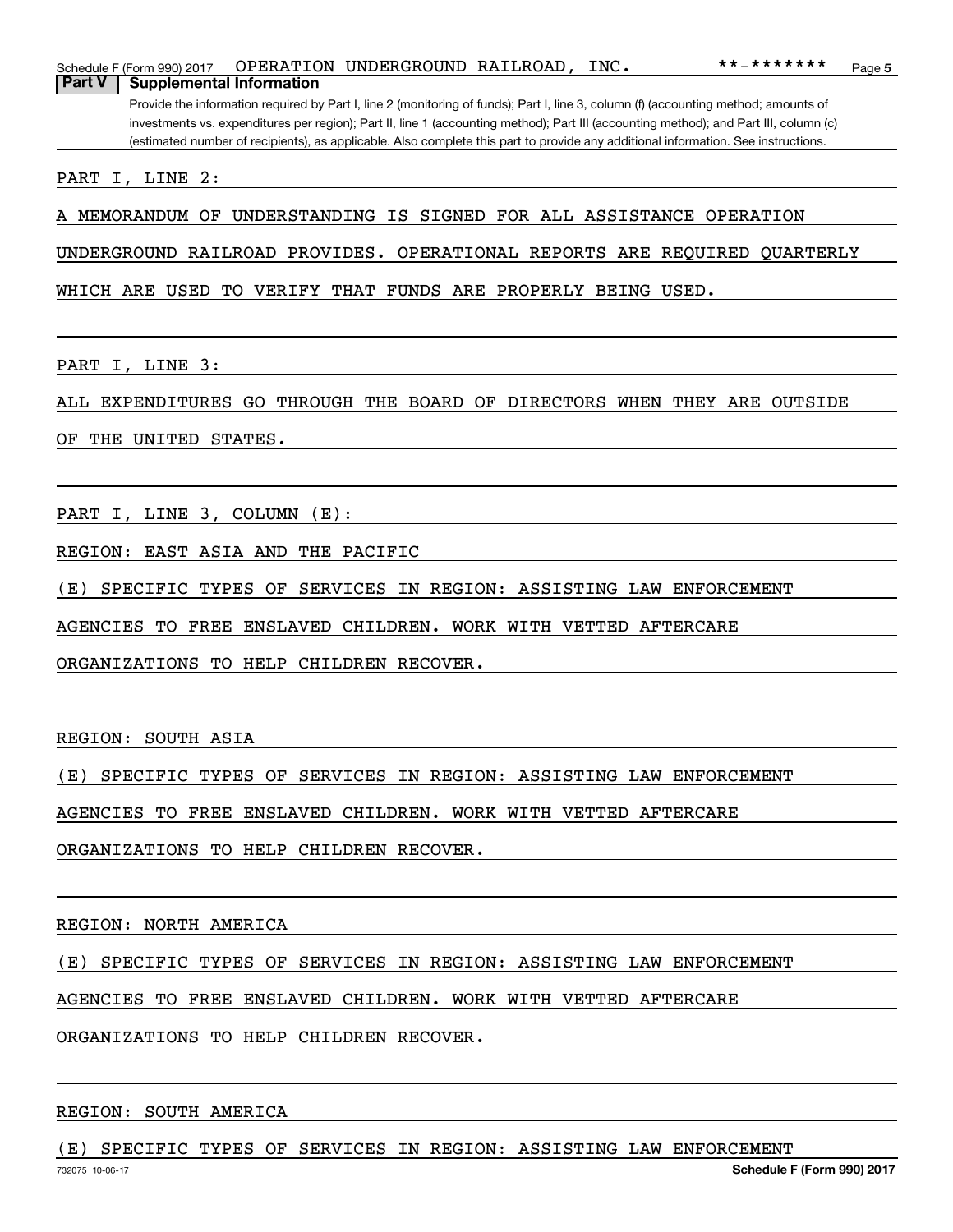## Part V Supplemental Information

Provide the information required by Part I, line 2 (monitoring of funds); Part I, line 3, column (f) (accounting method; amounts of investments vs. expenditures per region); Part II, line 1 (accounting method); Part III (accounting method); and Part III, column (c) (estimated number of recipients), as applicable. Also complete this part to provide any additional information. See instructions.

PART I, LINE 2:

A MEMORANDUM OF UNDERSTANDING IS SIGNED FOR ALL ASSISTANCE OPERATION UNDERGROUND RAILROAD PROVIDES. OPERATIONAL REPORTS ARE REQUIRED QUARTERLY WHICH ARE USED TO VERIFY THAT FUNDS ARE PROPERLY BEING USED.

PART I, LINE 3:

ALL EXPENDITURES GO THROUGH THE BOARD OF DIRECTORS WHEN THEY ARE OUTSIDE OF THE UNITED STATES.

PART I, LINE 3, COLUMN (E):

REGION: EAST ASIA AND THE PACIFIC

(E) SPECIFIC TYPES OF SERVICES IN REGION: ASSISTING LAW ENFORCEMENT AGENCIES TO FREE ENSLAVED CHILDREN. WORK WITH VETTED AFTERCARE ORGANIZATIONS TO HELP CHILDREN RECOVER.

REGION: SOUTH ASIA

(E) SPECIFIC TYPES OF SERVICES IN REGION: ASSISTING LAW ENFORCEMENT AGENCIES TO FREE ENSLAVED CHILDREN. WORK WITH VETTED AFTERCARE ORGANIZATIONS TO HELP CHILDREN RECOVER.

REGION: NORTH AMERICA

(E) SPECIFIC TYPES OF SERVICES IN REGION: ASSISTING LAW ENFORCEMENT AGENCIES TO FREE ENSLAVED CHILDREN. WORK WITH VETTED AFTERCARE ORGANIZATIONS TO HELP CHILDREN RECOVER.

REGION: SOUTH AMERICA

(E) SPECIFIC TYPES OF SERVICES IN REGION: ASSISTING LAW ENFORCEMENT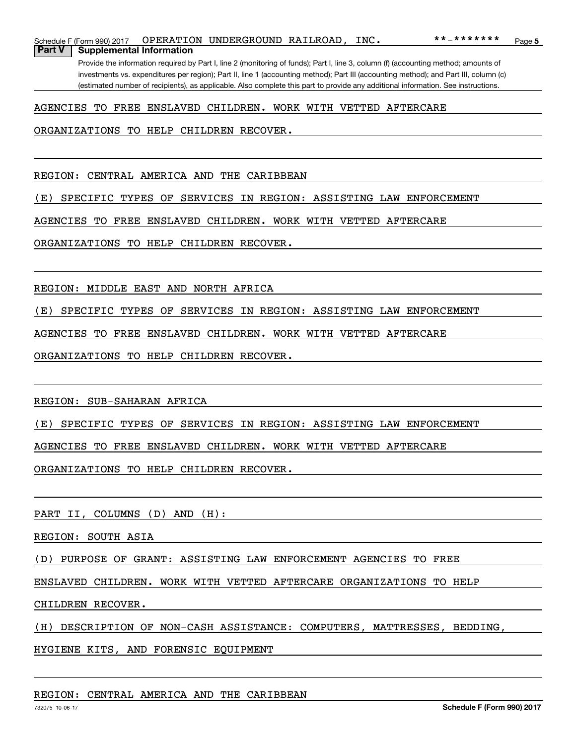## Part V Supplemental Information

Provide the information required by Part I, line 2 (monitoring of funds); Part I, line 3, column (f) (accounting method; amounts of investments vs. expenditures per region); Part II, line 1 (accounting method); Part III (accounting method); and Part III, column (c) (estimated number of recipients), as applicable. Also complete this part to provide any additional information. See instructions.

AGENCIES TO FREE ENSLAVED CHILDREN. WORK WITH VETTED AFTERCARE ORGANIZATIONS TO HELP CHILDREN RECOVER.

REGION: CENTRAL AMERICA AND THE CARIBBEAN

(E) SPECIFIC TYPES OF SERVICES IN REGION: ASSISTING LAW ENFORCEMENT AGENCIES TO FREE ENSLAVED CHILDREN. WORK WITH VETTED AFTERCARE ORGANIZATIONS TO HELP CHILDREN RECOVER.

REGION: MIDDLE EAST AND NORTH AFRICA

(E) SPECIFIC TYPES OF SERVICES IN REGION: ASSISTING LAW ENFORCEMENT AGENCIES TO FREE ENSLAVED CHILDREN. WORK WITH VETTED AFTERCARE ORGANIZATIONS TO HELP CHILDREN RECOVER.

REGION: SUB-SAHARAN AFRICA

(E) SPECIFIC TYPES OF SERVICES IN REGION: ASSISTING LAW ENFORCEMENT AGENCIES TO FREE ENSLAVED CHILDREN. WORK WITH VETTED AFTERCARE ORGANIZATIONS TO HELP CHILDREN RECOVER.

PART II, COLUMNS (D) AND (H):

REGION: SOUTH ASIA

(D) PURPOSE OF GRANT: ASSISTING LAW ENFORCEMENT AGENCIES TO FREE ENSLAVED CHILDREN. WORK WITH VETTED AFTERCARE ORGANIZATIONS TO HELP CHILDREN RECOVER.

(H) DESCRIPTION OF NON-CASH ASSISTANCE: COMPUTERS, MATTRESSES, BEDDING, HYGIENE KITS, AND FORENSIC EQUIPMENT

REGION: CENTRAL AMERICA AND THE CARIBBEAN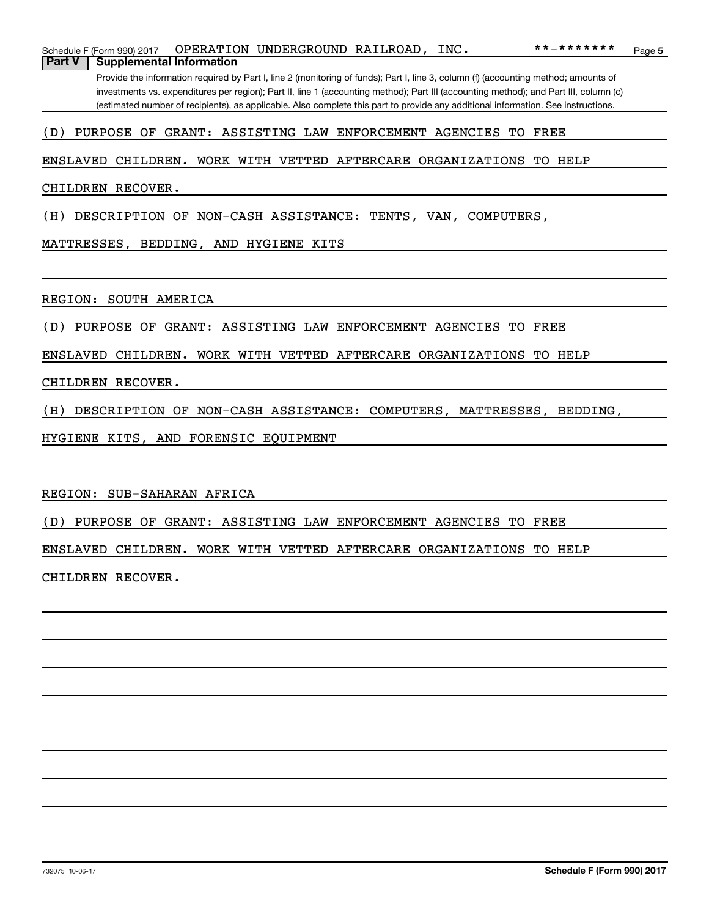## Part V Supplemental Information

Provide the information required by Part I, line 2 (monitoring of funds); Part I, line 3, column (f) (accounting method; amounts of investments vs. expenditures per region); Part II, line 1 (accounting method); Part III (accounting method); and Part III, column (c) (estimated number of recipients), as applicable. Also complete this part to provide any additional information. See instructions.

(D) PURPOSE OF GRANT: ASSISTING LAW ENFORCEMENT AGENCIES TO FREE ENSLAVED CHILDREN. WORK WITH VETTED AFTERCARE ORGANIZATIONS TO HELP CHILDREN RECOVER.

(H) DESCRIPTION OF NON-CASH ASSISTANCE: TENTS, VAN, COMPUTERS, MATTRESSES, BEDDING, AND HYGIENE KITS

REGION: SOUTH AMERICA

(D) PURPOSE OF GRANT: ASSISTING LAW ENFORCEMENT AGENCIES TO FREE ENSLAVED CHILDREN. WORK WITH VETTED AFTERCARE ORGANIZATIONS TO HELP CHILDREN RECOVER.

(H) DESCRIPTION OF NON-CASH ASSISTANCE: COMPUTERS, MATTRESSES, BEDDING, HYGIENE KITS, AND FORENSIC EQUIPMENT

REGION: SUB-SAHARAN AFRICA

(D) PURPOSE OF GRANT: ASSISTING LAW ENFORCEMENT AGENCIES TO FREE ENSLAVED CHILDREN. WORK WITH VETTED AFTERCARE ORGANIZATIONS TO HELP CHILDREN RECOVER.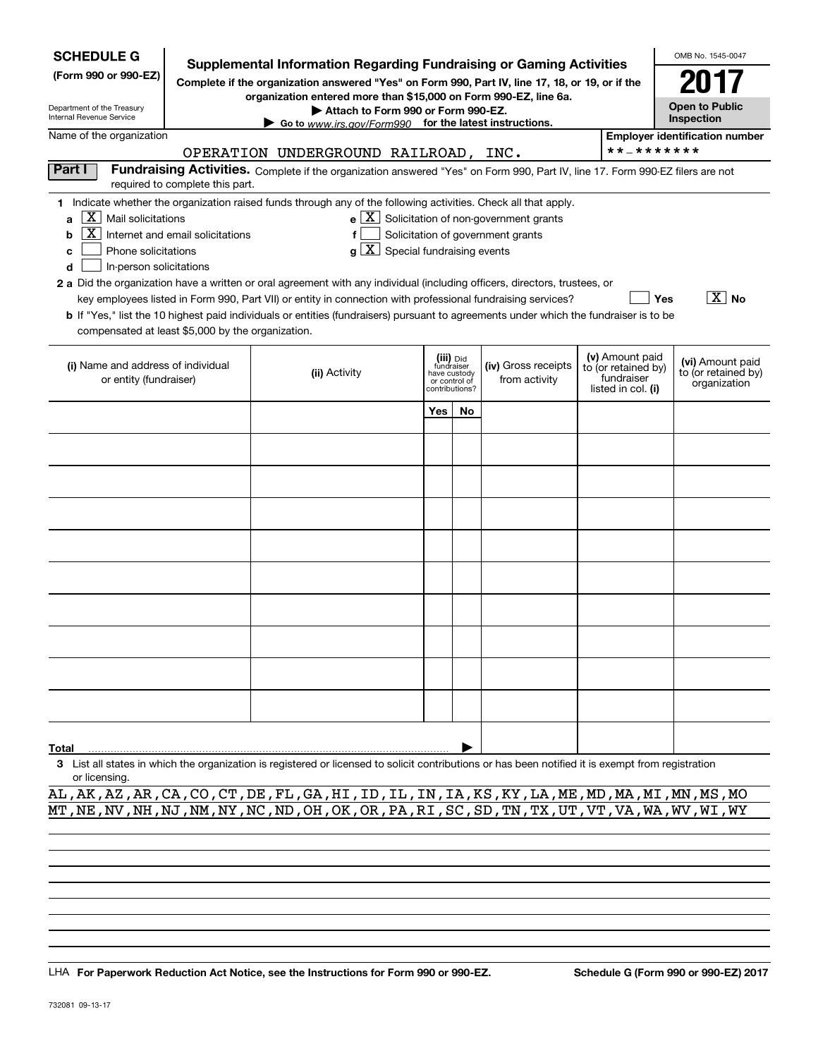**SCHEDULE G**
**(Form 990 or 990-EZ)**

Department of the Treasury
Internal Revenue Service

# Supplemental Information Regarding Fundraising or Gaming Activities

**Complete if the organization answered "Yes" on Form 990, Part IV, line 17, 18, or 19, or if the organization entered more than $15,000 on Form 990-EZ, line 6a.**
**▶ Attach to Form 990 or Form 990-EZ.**
**▶ Go to www.irs.gov/Form990 for the latest instructions.**

OMB No. 1545-0047

**2017**

**Open to Public Inspection**

Name of the organization: OPERATION UNDERGROUND RAILROAD, INC.

**Employer identification number**: **-*******

**Part I** **Fundraising Activities.** Complete if the organization answered "Yes" on Form 990, Part IV, line 17. Form 990-EZ filers are not required to complete this part.

**1** Indicate whether the organization raised funds through any of the following activities. Check all that apply.

- **a** [X] Mail solicitations
- **b** [X] Internet and email solicitations
- **c** [ ] Phone solicitations
- **d** [ ] In-person solicitations
- **e** [X] Solicitation of non-government grants
- **f** [ ] Solicitation of government grants
- **g** [X] Special fundraising events

**2 a** Did the organization have a written or oral agreement with any individual (including officers, directors, trustees, or key employees listed in Form 990, Part VII) or entity in connection with professional fundraising services? [ ] **Yes** [X] **No**

**b** If "Yes," list the 10 highest paid individuals or entities (fundraisers) pursuant to agreements under which the fundraiser is to be compensated at least $5,000 by the organization.

| (i) Name and address of individual or entity (fundraiser) | (ii) Activity | (iii) Did fundraiser have custody or control of contributions? | | (iv) Gross receipts from activity | (v) Amount paid to (or retained by) fundraiser listed in col. (i) | (vi) Amount paid to (or retained by) organization |
|---|---|---|---|---|---|---|
| | | Yes | No | | | |
| | | | | | | |
| | | | | | | |
| | | | | | | |
| | | | | | | |
| | | | | | | |
| | | | | | | |
| | | | | | | |
| | | | | | | |
| | | | | | | |
| | | | | | | |
| **Total** ▶ | | | | | | |

**3** List all states in which the organization is registered or licensed to solicit contributions or has been notified it is exempt from registration or licensing.

AL,AK,AZ,AR,CA,CO,CT,DE,FL,GA,HI,ID,IL,IN,IA,KS,KY,LA,ME,MD,MA,MI,MN,MS,MO
MT,NE,NV,NH,NJ,NM,NY,NC,ND,OH,OK,OR,PA,RI,SC,SD,TN,TX,UT,VT,VA,WA,WV,WI,WY

LHA **For Paperwork Reduction Act Notice, see the Instructions for Form 990 or 990-EZ.** **Schedule G (Form 990 or 990-EZ) 2017**

732081 09-13-17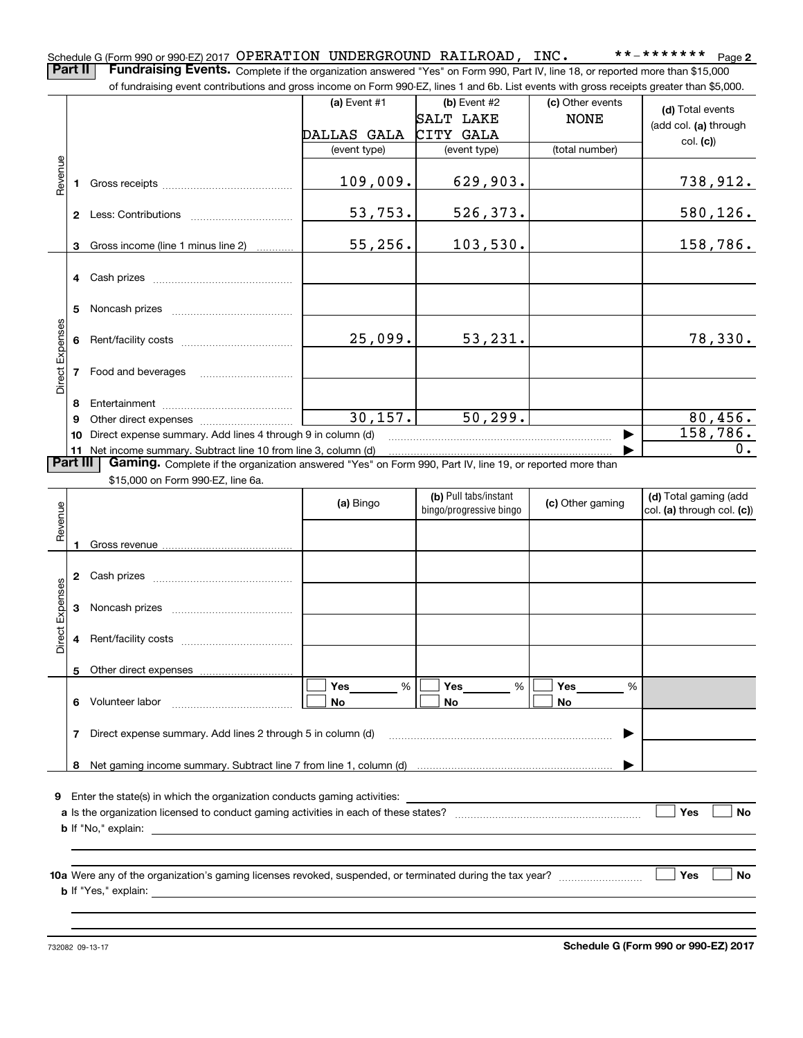Schedule G (Form 990 or 990-EZ) 2017 OPERATION UNDERGROUND RAILROAD, INC. **-******* Page **2**

**Part II** **Fundraising Events.** Complete if the organization answered "Yes" on Form 990, Part IV, line 18, or reported more than $15,000 of fundraising event contributions and gross income on Form 990-EZ, lines 1 and 6b. List events with gross receipts greater than $5,000.

| | | (a) Event #1 DALLAS GALA (event type) | (b) Event #2 SALT LAKE CITY GALA (event type) | (c) Other events NONE (total number) | (d) Total events (add col. (a) through col. (c)) |
|---|---|---|---|---|---|
| Revenue | 1 Gross receipts | 109,009. | 629,903. | | 738,912. |
| | 2 Less: Contributions | 53,753. | 526,373. | | 580,126. |
| | 3 Gross income (line 1 minus line 2) | 55,256. | 103,530. | | 158,786. |
| Direct Expenses | 4 Cash prizes | | | | |
| | 5 Noncash prizes | | | | |
| | 6 Rent/facility costs | 25,099. | 53,231. | | 78,330. |
| | 7 Food and beverages | | | | |
| | 8 Entertainment | | | | |
| | 9 Other direct expenses | 30,157. | 50,299. | | 80,456. |
| | 10 Direct expense summary. Add lines 4 through 9 in column (d) | | | ▶ | 158,786. |
| | 11 Net income summary. Subtract line 10 from line 3, column (d) | | | ▶ | 0. |

**Part III** **Gaming.** Complete if the organization answered "Yes" on Form 990, Part IV, line 19, or reported more than $15,000 on Form 990-EZ, line 6a.

| | | (a) Bingo | (b) Pull tabs/instant bingo/progressive bingo | (c) Other gaming | (d) Total gaming (add col. (a) through col. (c)) |
|---|---|---|---|---|---|
| Revenue | 1 Gross revenue | | | | |
| Direct Expenses | 2 Cash prizes | | | | |
| | 3 Noncash prizes | | | | |
| | 4 Rent/facility costs | | | | |
| | 5 Other direct expenses | | | | |
| | 6 Volunteer labor | ☐ Yes ____ % ☐ No | ☐ Yes ____ % ☐ No | ☐ Yes ____ % ☐ No | |
| | 7 Direct expense summary. Add lines 2 through 5 in column (d) | | | ▶ | |
| | 8 Net gaming income summary. Subtract line 7 from line 1, column (d) | | | ▶ | |

**9** Enter the state(s) in which the organization conducts gaming activities: ____________

**a** Is the organization licensed to conduct gaming activities in each of these states? ☐ Yes ☐ No

**b** If "No," explain: ____________

**10a** Were any of the organization's gaming licenses revoked, suspended, or terminated during the tax year? ☐ Yes ☐ No

**b** If "Yes," explain: ____________

732082 09-13-17 **Schedule G (Form 990 or 990-EZ) 2017**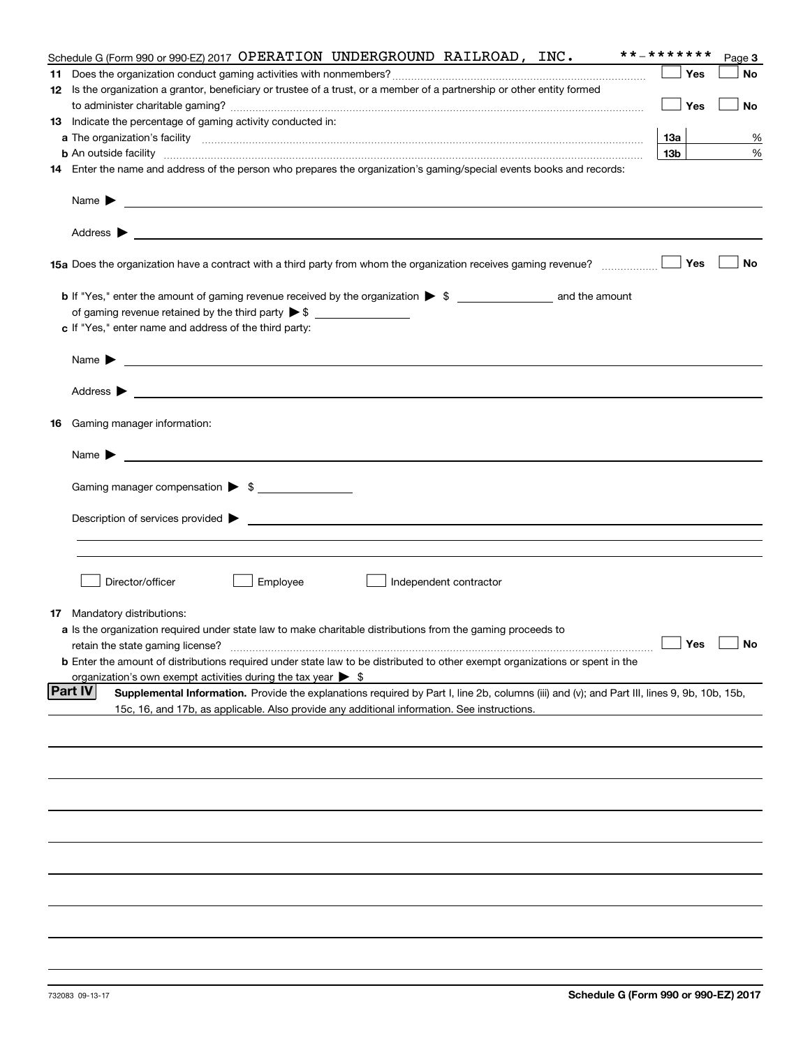Schedule G (Form 990 or 990-EZ) 2017 OPERATION UNDERGROUND RAILROAD, INC. **-******* Page 3

**11** Does the organization conduct gaming activities with nonmembers? ☐ Yes ☐ No

**12** Is the organization a grantor, beneficiary or trustee of a trust, or a member of a partnership or other entity formed to administer charitable gaming? ☐ Yes ☐ No

**13** Indicate the percentage of gaming activity conducted in:

**a** The organization's facility **13a** %

**b** An outside facility **13b** %

**14** Enter the name and address of the person who prepares the organization's gaming/special events books and records:

Name ▶

Address ▶

**15a** Does the organization have a contract with a third party from whom the organization receives gaming revenue? ☐ Yes ☐ No

**b** If "Yes," enter the amount of gaming revenue received by the organization ▶ $ ________ and the amount of gaming revenue retained by the third party ▶ $ ________

**c** If "Yes," enter name and address of the third party:

Name ▶

Address ▶

**16** Gaming manager information:

Name ▶

Gaming manager compensation ▶ $ ________

Description of services provided ▶

☐ Director/officer ☐ Employee ☐ Independent contractor

**17** Mandatory distributions:

**a** Is the organization required under state law to make charitable distributions from the gaming proceeds to retain the state gaming license? ☐ Yes ☐ No

**b** Enter the amount of distributions required under state law to be distributed to other exempt organizations or spent in the organization's own exempt activities during the tax year ▶ $

**Part IV** **Supplemental Information.** Provide the explanations required by Part I, line 2b, columns (iii) and (v); and Part III, lines 9, 9b, 10b, 15b, 15c, 16, and 17b, as applicable. Also provide any additional information. See instructions.

732083 09-13-17 **Schedule G (Form 990 or 990-EZ) 2017**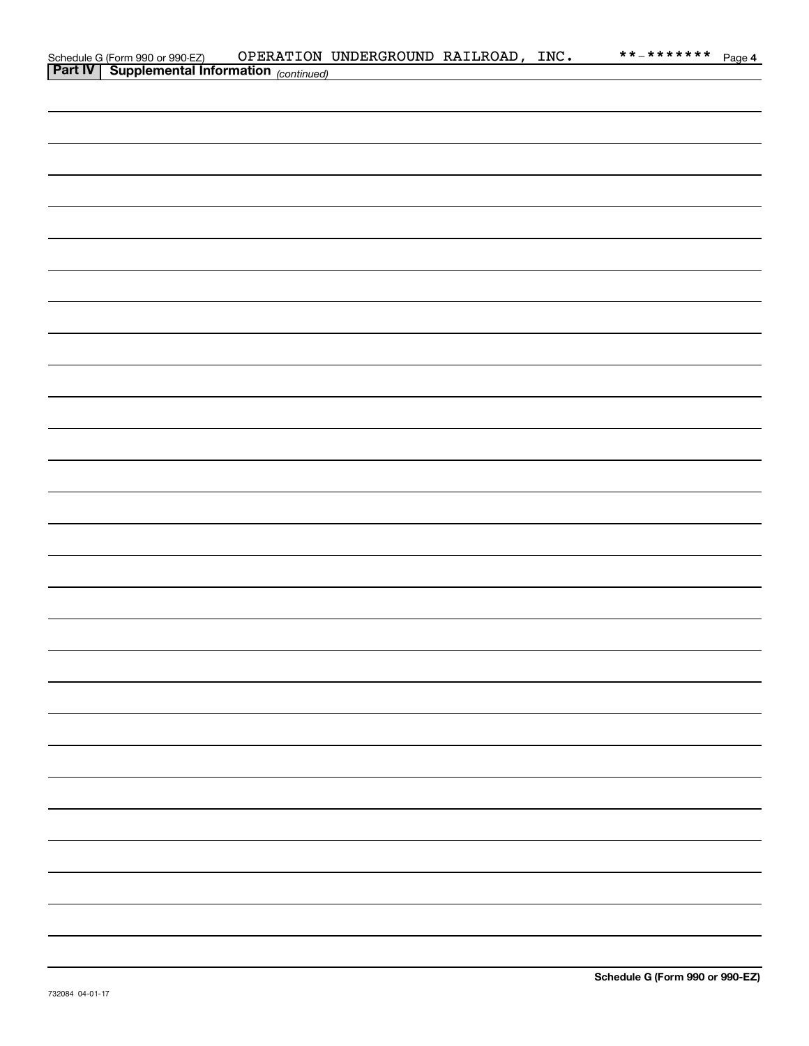Schedule G (Form 990 or 990-EZ) OPERATION UNDERGROUND RAILROAD, INC. **-******* Page 4

**Part IV | Supplemental Information** *(continued)*

**Schedule G (Form 990 or 990-EZ)**

732084 04-01-17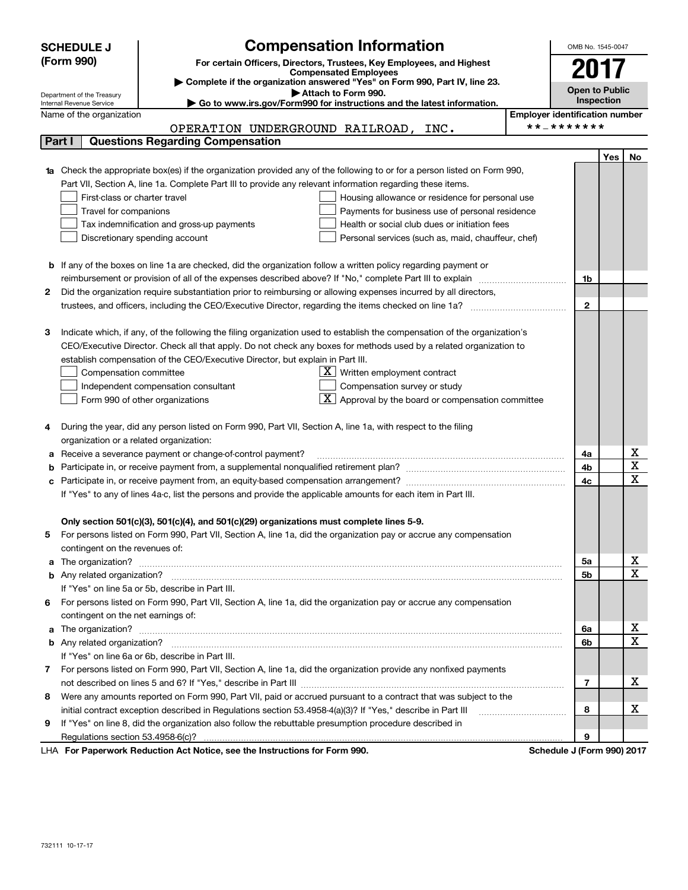# SCHEDULE J (Form 990)

## Compensation Information

**For certain Officers, Directors, Trustees, Key Employees, and Highest Compensated Employees**

▶ Complete if the organization answered "Yes" on Form 990, Part IV, line 23.

▶ Attach to Form 990.

▶ Go to www.irs.gov/Form990 for instructions and the latest information.

Department of the Treasury
Internal Revenue Service

OMB No. 1545-0047

**2017**

**Open to Public Inspection**

Name of the organization: OPERATION UNDERGROUND RAILROAD, INC.

Employer identification number: **-*******

### Part I — Questions Regarding Compensation

| | | | Yes | No |
|---|---|---|---|---|
| **1a** | Check the appropriate box(es) if the organization provided any of the following to or for a person listed on Form 990, Part VII, Section A, line 1a. Complete Part III to provide any relevant information regarding these items.<br>☐ First-class or charter travel<br>☐ Travel for companions<br>☐ Tax indemnification and gross-up payments<br>☐ Discretionary spending account<br>☐ Housing allowance or residence for personal use<br>☐ Payments for business use of personal residence<br>☐ Health or social club dues or initiation fees<br>☐ Personal services (such as, maid, chauffeur, chef) | | | |
| **b** | If any of the boxes on line 1a are checked, did the organization follow a written policy regarding payment or reimbursement or provision of all of the expenses described above? If "No," complete Part III to explain | 1b | | |
| **2** | Did the organization require substantiation prior to reimbursing or allowing expenses incurred by all directors, trustees, and officers, including the CEO/Executive Director, regarding the items checked on line 1a? | 2 | | |
| **3** | Indicate which, if any, of the following the filing organization used to establish the compensation of the organization's CEO/Executive Director. Check all that apply. Do not check any boxes for methods used by a related organization to establish compensation of the CEO/Executive Director, but explain in Part III.<br>☐ Compensation committee<br>☐ Independent compensation consultant<br>☐ Form 990 of other organizations<br>☒ Written employment contract<br>☐ Compensation survey or study<br>☒ Approval by the board or compensation committee | | | |
| **4** | During the year, did any person listed on Form 990, Part VII, Section A, line 1a, with respect to the filing organization or a related organization: | | | |
| **a** | Receive a severance payment or change-of-control payment? | 4a | | X |
| **b** | Participate in, or receive payment from, a supplemental nonqualified retirement plan? | 4b | | X |
| **c** | Participate in, or receive payment from, an equity-based compensation arrangement? | 4c | | X |
| | If "Yes" to any of lines 4a-c, list the persons and provide the applicable amounts for each item in Part III. | | | |
| | **Only section 501(c)(3), 501(c)(4), and 501(c)(29) organizations must complete lines 5-9.** | | | |
| **5** | For persons listed on Form 990, Part VII, Section A, line 1a, did the organization pay or accrue any compensation contingent on the revenues of: | | | |
| **a** | The organization? | 5a | | X |
| **b** | Any related organization? | 5b | | X |
| | If "Yes" on line 5a or 5b, describe in Part III. | | | |
| **6** | For persons listed on Form 990, Part VII, Section A, line 1a, did the organization pay or accrue any compensation contingent on the net earnings of: | | | |
| **a** | The organization? | 6a | | X |
| **b** | Any related organization? | 6b | | X |
| | If "Yes" on line 6a or 6b, describe in Part III. | | | |
| **7** | For persons listed on Form 990, Part VII, Section A, line 1a, did the organization provide any nonfixed payments not described on lines 5 and 6? If "Yes," describe in Part III | 7 | | X |
| **8** | Were any amounts reported on Form 990, Part VII, paid or accrued pursuant to a contract that was subject to the initial contract exception described in Regulations section 53.4958-4(a)(3)? If "Yes," describe in Part III | 8 | | X |
| **9** | If "Yes" on line 8, did the organization also follow the rebuttable presumption procedure described in Regulations section 53.4958-6(c)? | 9 | | |

LHA **For Paperwork Reduction Act Notice, see the Instructions for Form 990.** **Schedule J (Form 990) 2017**

732111 10-17-17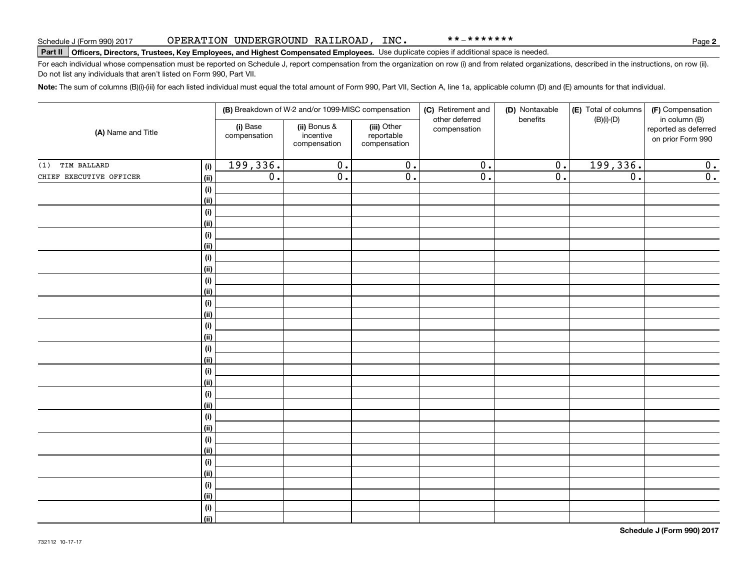Schedule J (Form 990) 2017 OPERATION UNDERGROUND RAILROAD, INC. **-******* Page **2**

**Part II** **Officers, Directors, Trustees, Key Employees, and Highest Compensated Employees.** Use duplicate copies if additional space is needed.

For each individual whose compensation must be reported on Schedule J, report compensation from the organization on row (i) and from related organizations, described in the instructions, on row (ii). Do not list any individuals that aren't listed on Form 990, Part VII.

**Note:** The sum of columns (B)(i)-(iii) for each listed individual must equal the total amount of Form 990, Part VII, Section A, line 1a, applicable column (D) and (E) amounts for that individual.

| (A) Name and Title | | (B) Breakdown of W-2 and/or 1099-MISC compensation | | | (C) Retirement and other deferred compensation | (D) Nontaxable benefits | (E) Total of columns (B)(i)-(D) | (F) Compensation in column (B) reported as deferred on prior Form 990 |
|---|---|---|---|---|---|---|---|---|
| | | (i) Base compensation | (ii) Bonus & incentive compensation | (iii) Other reportable compensation | | | | |
| (1) TIM BALLARD | (i) | 199,336. | 0. | 0. | 0. | 0. | 199,336. | 0. |
| CHIEF EXECUTIVE OFFICER | (ii) | 0. | 0. | 0. | 0. | 0. | 0. | 0. |
| | (i) | | | | | | | |
| | (ii) | | | | | | | |
| | (i) | | | | | | | |
| | (ii) | | | | | | | |
| | (i) | | | | | | | |
| | (ii) | | | | | | | |
| | (i) | | | | | | | |
| | (ii) | | | | | | | |
| | (i) | | | | | | | |
| | (ii) | | | | | | | |
| | (i) | | | | | | | |
| | (ii) | | | | | | | |
| | (i) | | | | | | | |
| | (ii) | | | | | | | |
| | (i) | | | | | | | |
| | (ii) | | | | | | | |
| | (i) | | | | | | | |
| | (ii) | | | | | | | |
| | (i) | | | | | | | |
| | (ii) | | | | | | | |
| | (i) | | | | | | | |
| | (ii) | | | | | | | |
| | (i) | | | | | | | |
| | (ii) | | | | | | | |
| | (i) | | | | | | | |
| | (ii) | | | | | | | |
| | (i) | | | | | | | |
| | (ii) | | | | | | | |
| | (i) | | | | | | | |
| | (ii) | | | | | | | |

732112 10-17-17 **Schedule J (Form 990) 2017**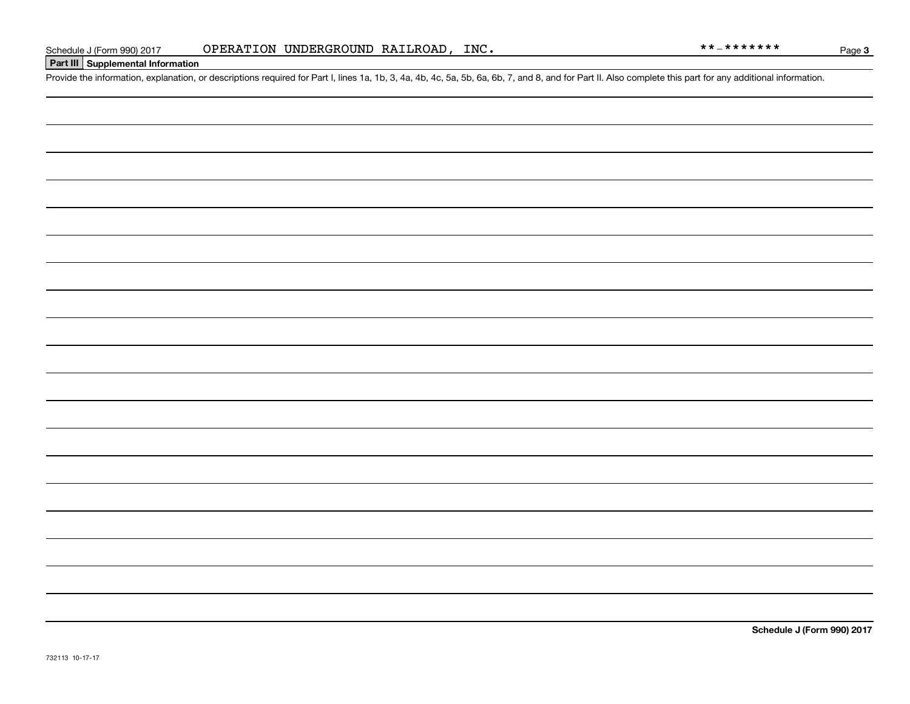## Part III Supplemental Information

Provide the information, explanation, or descriptions required for Part I, lines 1a, 1b, 3, 4a, 4b, 4c, 5a, 5b, 6a, 6b, 7, and 8, and for Part II. Also complete this part for any additional information.

732113 10-17-17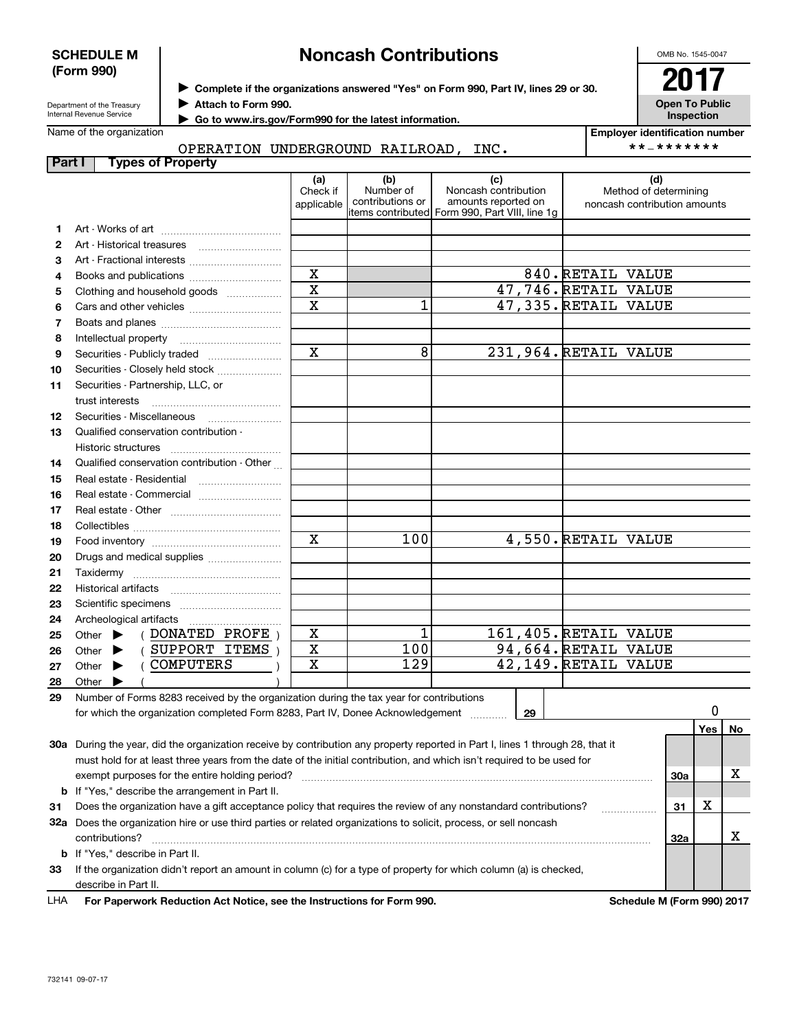**SCHEDULE M (Form 990)**

Department of the Treasury
Internal Revenue Service

# Noncash Contributions

▶ Complete if the organizations answered "Yes" on Form 990, Part IV, lines 29 or 30.
▶ Attach to Form 990.
▶ Go to www.irs.gov/Form990 for the latest information.

OMB No. 1545-0047

**2017**

**Open To Public Inspection**

Name of the organization: OPERATION UNDERGROUND RAILROAD, INC.

Employer identification number: **-*******

## Part I Types of Property

| | | (a) Check if applicable | (b) Number of contributions or items contributed | (c) Noncash contribution amounts reported on Form 990, Part VIII, line 1g | (d) Method of determining noncash contribution amounts |
|---|---|---|---|---|---|
| 1 | Art - Works of art | | | | |
| 2 | Art - Historical treasures | | | | |
| 3 | Art - Fractional interests | | | | |
| 4 | Books and publications | X | | 840. | RETAIL VALUE |
| 5 | Clothing and household goods | X | | 47,746. | RETAIL VALUE |
| 6 | Cars and other vehicles | X | 1 | 47,335. | RETAIL VALUE |
| 7 | Boats and planes | | | | |
| 8 | Intellectual property | | | | |
| 9 | Securities - Publicly traded | X | 8 | 231,964. | RETAIL VALUE |
| 10 | Securities - Closely held stock | | | | |
| 11 | Securities - Partnership, LLC, or trust interests | | | | |
| 12 | Securities - Miscellaneous | | | | |
| 13 | Qualified conservation contribution - Historic structures | | | | |
| 14 | Qualified conservation contribution - Other | | | | |
| 15 | Real estate - Residential | | | | |
| 16 | Real estate - Commercial | | | | |
| 17 | Real estate - Other | | | | |
| 18 | Collectibles | | | | |
| 19 | Food inventory | X | 100 | 4,550. | RETAIL VALUE |
| 20 | Drugs and medical supplies | | | | |
| 21 | Taxidermy | | | | |
| 22 | Historical artifacts | | | | |
| 23 | Scientific specimens | | | | |
| 24 | Archeological artifacts | | | | |
| 25 | Other ▶ ( DONATED PROFE ) | X | 1 | 161,405. | RETAIL VALUE |
| 26 | Other ▶ ( SUPPORT ITEMS ) | X | 100 | 94,664. | RETAIL VALUE |
| 27 | Other ▶ ( COMPUTERS ) | X | 129 | 42,149. | RETAIL VALUE |
| 28 | Other ▶ ( ) | | | | |

29 Number of Forms 8283 received by the organization during the tax year for contributions for which the organization completed Form 8283, Part IV, Donee Acknowledgement ..... 29 | 0

| | | | Yes | No |
|---|---|---|---|---|
| 30a | During the year, did the organization receive by contribution any property reported in Part I, lines 1 through 28, that it must hold for at least three years from the date of the initial contribution, and which isn't required to be used for exempt purposes for the entire holding period? | 30a | | X |
| b | If "Yes," describe the arrangement in Part II. | | | |
| 31 | Does the organization have a gift acceptance policy that requires the review of any nonstandard contributions? | 31 | X | |
| 32a | Does the organization hire or use third parties or related organizations to solicit, process, or sell noncash contributions? | 32a | | X |
| b | If "Yes," describe in Part II. | | | |
| 33 | If the organization didn't report an amount in column (c) for a type of property for which column (a) is checked, describe in Part II. | | | |

LHA **For Paperwork Reduction Act Notice, see the Instructions for Form 990.** **Schedule M (Form 990) 2017**

732141 09-07-17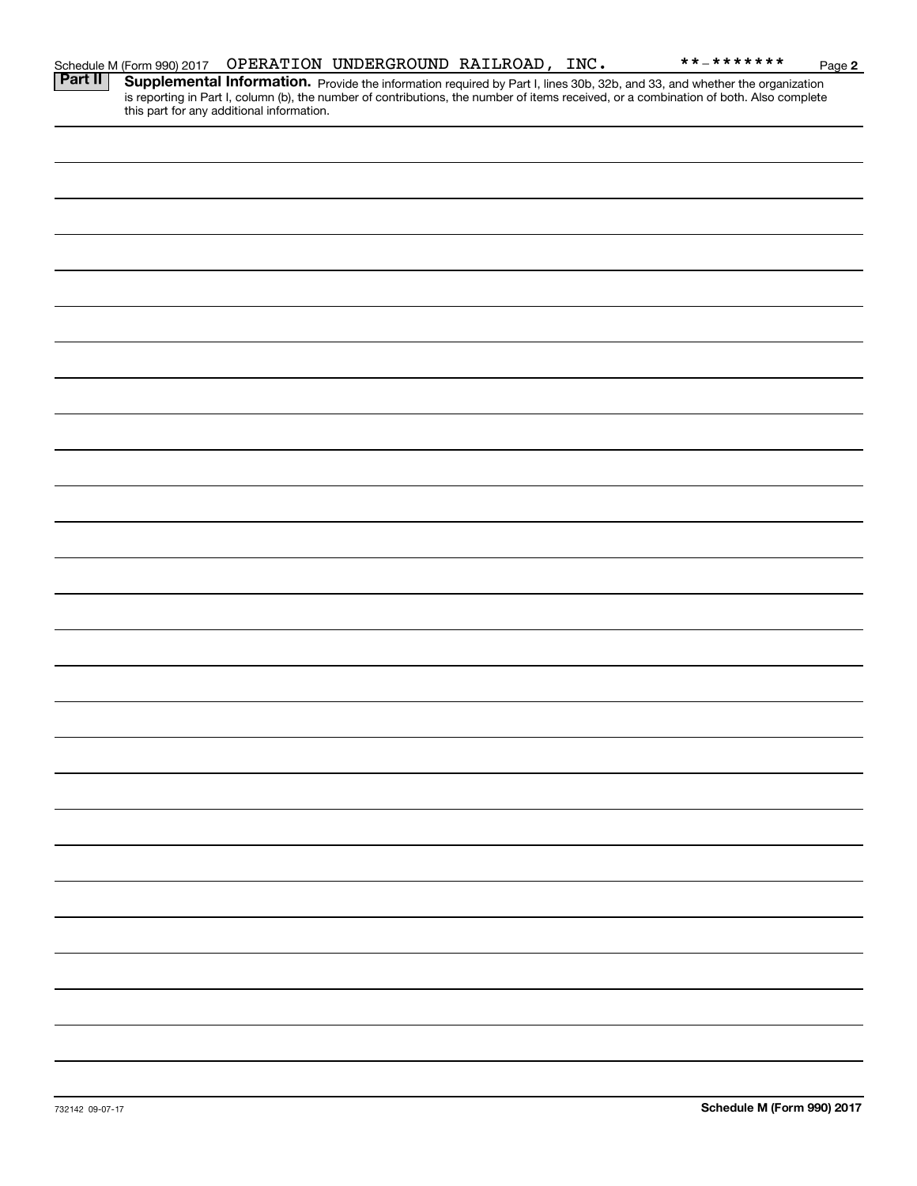Schedule M (Form 990) 2017 OPERATION UNDERGROUND RAILROAD, INC. **-******* Page **2**

**Part II** **Supplemental Information.** Provide the information required by Part I, lines 30b, 32b, and 33, and whether the organization is reporting in Part I, column (b), the number of contributions, the number of items received, or a combination of both. Also complete this part for any additional information.

732142 09-07-17 **Schedule M (Form 990) 2017**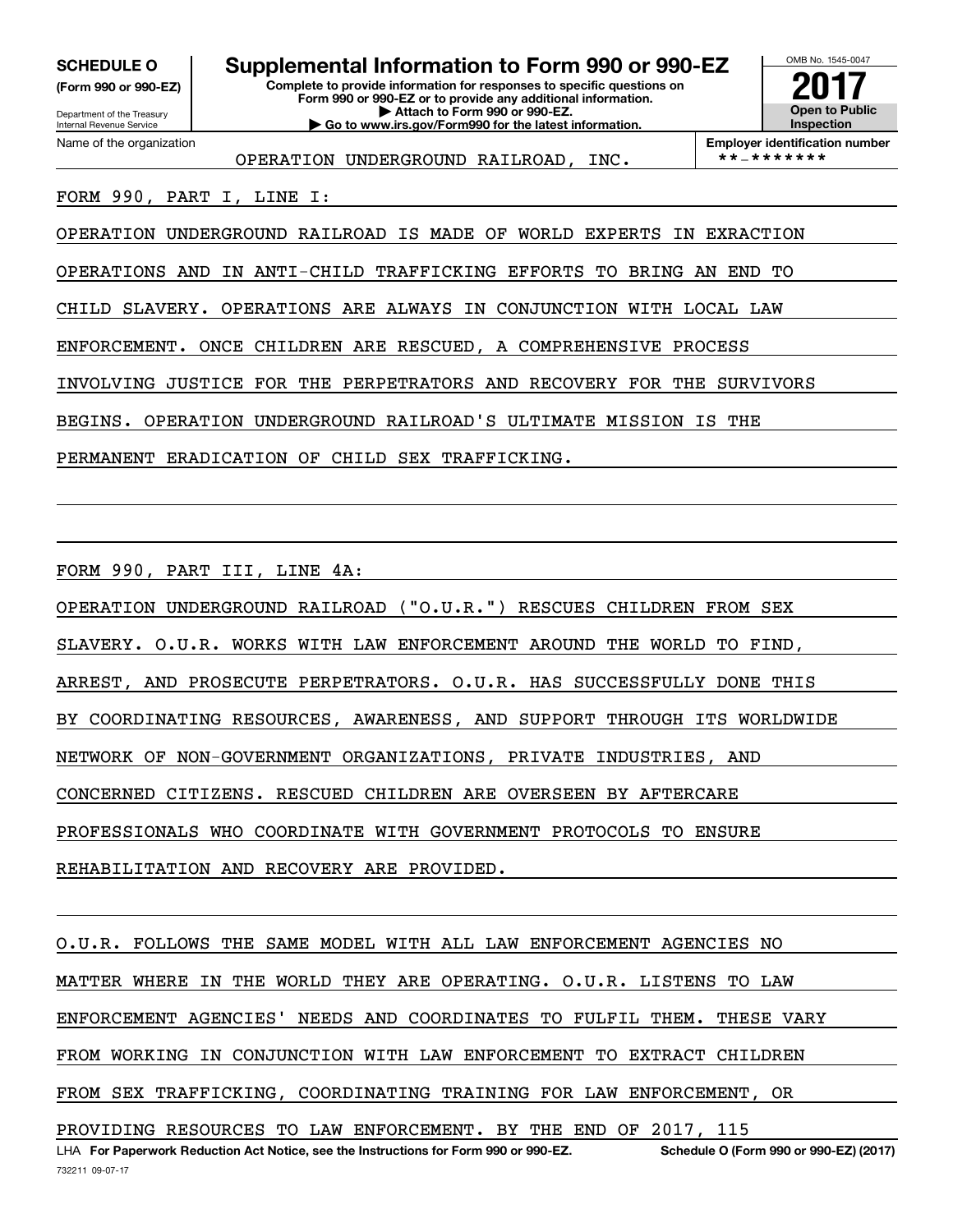**SCHEDULE O**
**(Form 990 or 990-EZ)**

Department of the Treasury
Internal Revenue Service

# Supplemental Information to Form 990 or 990-EZ

**Complete to provide information for responses to specific questions on Form 990 or 990-EZ or to provide any additional information.**
**▶ Attach to Form 990 or 990-EZ.**
**▶ Go to www.irs.gov/Form990 for the latest information.**

OMB No. 1545-0047

**2017**

**Open to Public Inspection**

Name of the organization: OPERATION UNDERGROUND RAILROAD, INC.

**Employer identification number** **-*******

FORM 990, PART I, LINE I:

OPERATION UNDERGROUND RAILROAD IS MADE OF WORLD EXPERTS IN EXRACTION OPERATIONS AND IN ANTI-CHILD TRAFFICKING EFFORTS TO BRING AN END TO CHILD SLAVERY. OPERATIONS ARE ALWAYS IN CONJUNCTION WITH LOCAL LAW ENFORCEMENT. ONCE CHILDREN ARE RESCUED, A COMPREHENSIVE PROCESS INVOLVING JUSTICE FOR THE PERPETRATORS AND RECOVERY FOR THE SURVIVORS BEGINS. OPERATION UNDERGROUND RAILROAD'S ULTIMATE MISSION IS THE PERMANENT ERADICATION OF CHILD SEX TRAFFICKING.

FORM 990, PART III, LINE 4A:

OPERATION UNDERGROUND RAILROAD ("O.U.R.") RESCUES CHILDREN FROM SEX SLAVERY. O.U.R. WORKS WITH LAW ENFORCEMENT AROUND THE WORLD TO FIND, ARREST, AND PROSECUTE PERPETRATORS. O.U.R. HAS SUCCESSFULLY DONE THIS BY COORDINATING RESOURCES, AWARENESS, AND SUPPORT THROUGH ITS WORLDWIDE NETWORK OF NON-GOVERNMENT ORGANIZATIONS, PRIVATE INDUSTRIES, AND CONCERNED CITIZENS. RESCUED CHILDREN ARE OVERSEEN BY AFTERCARE PROFESSIONALS WHO COORDINATE WITH GOVERNMENT PROTOCOLS TO ENSURE REHABILITATION AND RECOVERY ARE PROVIDED.

O.U.R. FOLLOWS THE SAME MODEL WITH ALL LAW ENFORCEMENT AGENCIES NO MATTER WHERE IN THE WORLD THEY ARE OPERATING. O.U.R. LISTENS TO LAW ENFORCEMENT AGENCIES' NEEDS AND COORDINATES TO FULFIL THEM. THESE VARY FROM WORKING IN CONJUNCTION WITH LAW ENFORCEMENT TO EXTRACT CHILDREN FROM SEX TRAFFICKING, COORDINATING TRAINING FOR LAW ENFORCEMENT, OR PROVIDING RESOURCES TO LAW ENFORCEMENT. BY THE END OF 2017, 115

LHA **For Paperwork Reduction Act Notice, see the Instructions for Form 990 or 990-EZ.** **Schedule O (Form 990 or 990-EZ) (2017)**

732211 09-07-17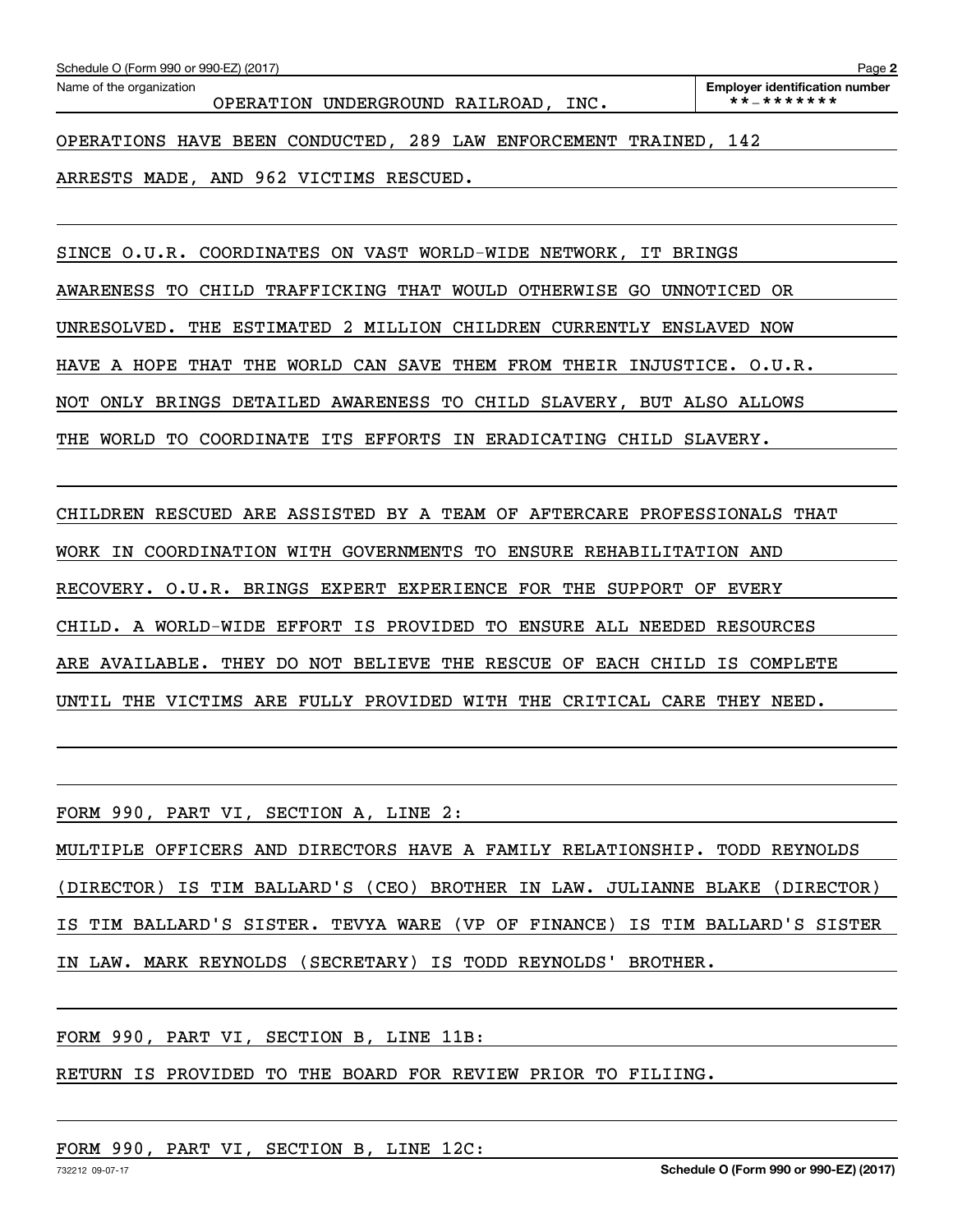Name of the organization: OPERATION UNDERGROUND RAILROAD, INC.

**Employer identification number** \*\*-\*\*\*\*\*\*\*

OPERATIONS HAVE BEEN CONDUCTED, 289 LAW ENFORCEMENT TRAINED, 142 ARRESTS MADE, AND 962 VICTIMS RESCUED.

SINCE O.U.R. COORDINATES ON VAST WORLD-WIDE NETWORK, IT BRINGS AWARENESS TO CHILD TRAFFICKING THAT WOULD OTHERWISE GO UNNOTICED OR UNRESOLVED. THE ESTIMATED 2 MILLION CHILDREN CURRENTLY ENSLAVED NOW HAVE A HOPE THAT THE WORLD CAN SAVE THEM FROM THEIR INJUSTICE. O.U.R. NOT ONLY BRINGS DETAILED AWARENESS TO CHILD SLAVERY, BUT ALSO ALLOWS THE WORLD TO COORDINATE ITS EFFORTS IN ERADICATING CHILD SLAVERY.

CHILDREN RESCUED ARE ASSISTED BY A TEAM OF AFTERCARE PROFESSIONALS THAT WORK IN COORDINATION WITH GOVERNMENTS TO ENSURE REHABILITATION AND RECOVERY. O.U.R. BRINGS EXPERT EXPERIENCE FOR THE SUPPORT OF EVERY CHILD. A WORLD-WIDE EFFORT IS PROVIDED TO ENSURE ALL NEEDED RESOURCES ARE AVAILABLE. THEY DO NOT BELIEVE THE RESCUE OF EACH CHILD IS COMPLETE UNTIL THE VICTIMS ARE FULLY PROVIDED WITH THE CRITICAL CARE THEY NEED.

FORM 990, PART VI, SECTION A, LINE 2:

MULTIPLE OFFICERS AND DIRECTORS HAVE A FAMILY RELATIONSHIP. TODD REYNOLDS (DIRECTOR) IS TIM BALLARD'S (CEO) BROTHER IN LAW. JULIANNE BLAKE (DIRECTOR) IS TIM BALLARD'S SISTER. TEVYA WARE (VP OF FINANCE) IS TIM BALLARD'S SISTER IN LAW. MARK REYNOLDS (SECRETARY) IS TODD REYNOLDS' BROTHER.

FORM 990, PART VI, SECTION B, LINE 11B:

RETURN IS PROVIDED TO THE BOARD FOR REVIEW PRIOR TO FILIING.

FORM 990, PART VI, SECTION B, LINE 12C: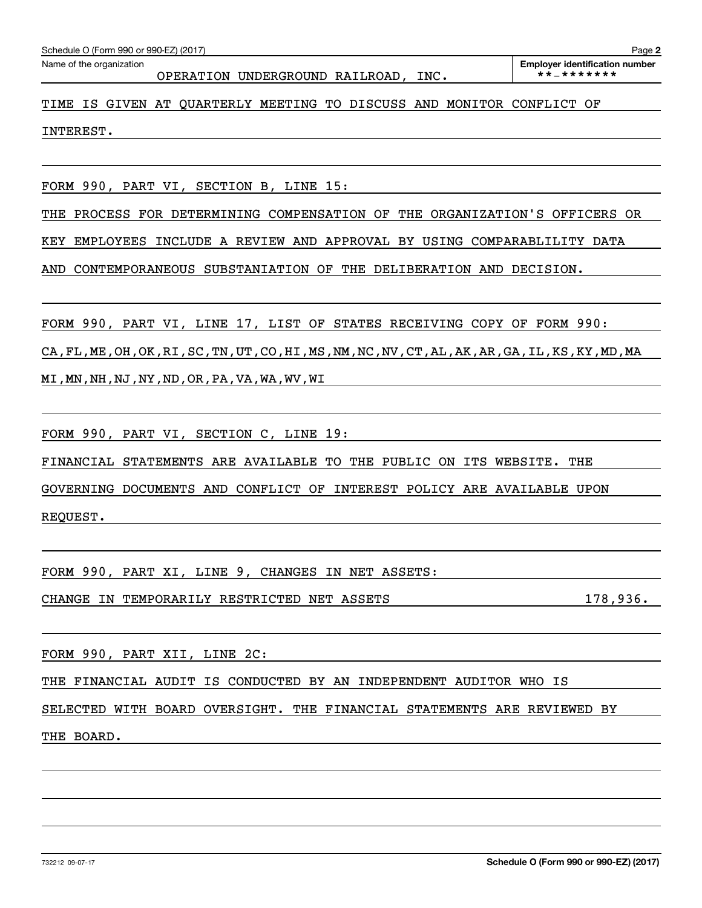Schedule O (Form 990 or 990-EZ) (2017)

Name of the organization: OPERATION UNDERGROUND RAILROAD, INC.

Employer identification number: **-*******

TIME IS GIVEN AT QUARTERLY MEETING TO DISCUSS AND MONITOR CONFLICT OF INTEREST.

FORM 990, PART VI, SECTION B, LINE 15:

THE PROCESS FOR DETERMINING COMPENSATION OF THE ORGANIZATION'S OFFICERS OR KEY EMPLOYEES INCLUDE A REVIEW AND APPROVAL BY USING COMPARABLILITY DATA AND CONTEMPORANEOUS SUBSTANIATION OF THE DELIBERATION AND DECISION.

FORM 990, PART VI, LINE 17, LIST OF STATES RECEIVING COPY OF FORM 990:

CA,FL,ME,OH,OK,RI,SC,TN,UT,CO,HI,MS,NM,NC,NV,CT,AL,AK,AR,GA,IL,KS,KY,MD,MA MI,MN,NH,NJ,NY,ND,OR,PA,VA,WA,WV,WI

FORM 990, PART VI, SECTION C, LINE 19:

FINANCIAL STATEMENTS ARE AVAILABLE TO THE PUBLIC ON ITS WEBSITE. THE GOVERNING DOCUMENTS AND CONFLICT OF INTEREST POLICY ARE AVAILABLE UPON REQUEST.

FORM 990, PART XI, LINE 9, CHANGES IN NET ASSETS:

CHANGE IN TEMPORARILY RESTRICTED NET ASSETS 178,936.

FORM 990, PART XII, LINE 2C:

THE FINANCIAL AUDIT IS CONDUCTED BY AN INDEPENDENT AUDITOR WHO IS SELECTED WITH BOARD OVERSIGHT. THE FINANCIAL STATEMENTS ARE REVIEWED BY THE BOARD.

732212 09-07-17

Schedule O (Form 990 or 990-EZ) (2017)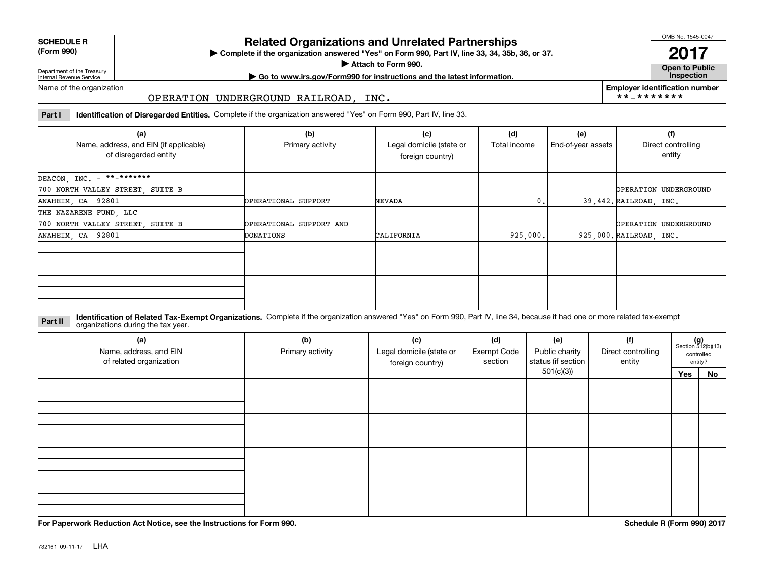**SCHEDULE R**
**(Form 990)**

Department of the Treasury
Internal Revenue Service

# Related Organizations and Unrelated Partnerships

▶ Complete if the organization answered "Yes" on Form 990, Part IV, line 33, 34, 35b, 36, or 37.
▶ Attach to Form 990.
▶ Go to www.irs.gov/Form990 for instructions and the latest information.

OMB No. 1545-0047
**2017**
**Open to Public Inspection**

Name of the organization: OPERATION UNDERGROUND RAILROAD, INC.

Employer identification number: **-*******

**Part I** **Identification of Disregarded Entities.** Complete if the organization answered "Yes" on Form 990, Part IV, line 33.

| (a) Name, address, and EIN (if applicable) of disregarded entity | (b) Primary activity | (c) Legal domicile (state or foreign country) | (d) Total income | (e) End-of-year assets | (f) Direct controlling entity |
|---|---|---|---|---|---|
| DEACON, INC. - **-******* 700 NORTH VALLEY STREET, SUITE B ANAHEIM, CA 92801 | OPERATIONAL SUPPORT | NEVADA | 0. | 39,442. | OPERATION UNDERGROUND RAILROAD, INC. |
| THE NAZARENE FUND, LLC 700 NORTH VALLEY STREET, SUITE B ANAHEIM, CA 92801 | OPERATIONAL SUPPORT AND DONATIONS | CALIFORNIA | 925,000. | 925,000. | OPERATION UNDERGROUND RAILROAD, INC. |
| | | | | | |
| | | | | | |

**Part II** **Identification of Related Tax-Exempt Organizations.** Complete if the organization answered "Yes" on Form 990, Part IV, line 34, because it had one or more related tax-exempt organizations during the tax year.

| (a) Name, address, and EIN of related organization | (b) Primary activity | (c) Legal domicile (state or foreign country) | (d) Exempt Code section | (e) Public charity status (if section 501(c)(3)) | (f) Direct controlling entity | (g) Section 512(b)(13) controlled entity? Yes | No |
|---|---|---|---|---|---|---|---|
| | | | | | | | |
| | | | | | | | |
| | | | | | | | |
| | | | | | | | |

**For Paperwork Reduction Act Notice, see the Instructions for Form 990.** **Schedule R (Form 990) 2017**

732161 09-11-17 LHA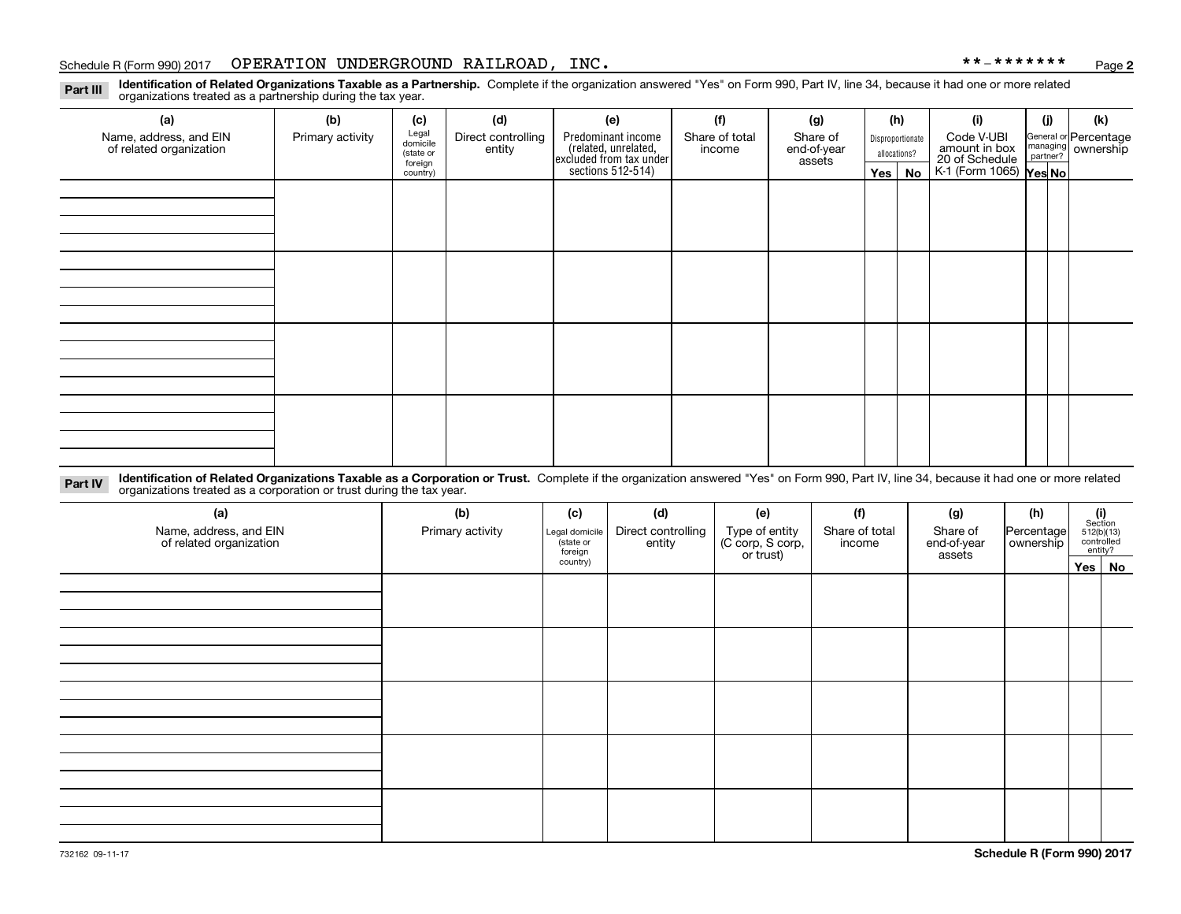Schedule R (Form 990) 2017 OPERATION UNDERGROUND RAILROAD, INC. **-*******

**Part III** **Identification of Related Organizations Taxable as a Partnership.** Complete if the organization answered "Yes" on Form 990, Part IV, line 34, because it had one or more related organizations treated as a partnership during the tax year.

| (a) Name, address, and EIN of related organization | (b) Primary activity | (c) Legal domicile (state or foreign country) | (d) Direct controlling entity | (e) Predominant income (related, unrelated, excluded from tax under sections 512-514) | (f) Share of total income | (g) Share of end-of-year assets | (h) Disproportionate allocations? Yes | No | (i) Code V-UBI amount in box 20 of Schedule K-1 (Form 1065) | (j) General or managing partner? Yes | No | (k) Percentage ownership |
|---|---|---|---|---|---|---|---|---|---|---|---|---|
| | | | | | | | | | | | | |
| | | | | | | | | | | | | |
| | | | | | | | | | | | | |
| | | | | | | | | | | | | |

**Part IV** **Identification of Related Organizations Taxable as a Corporation or Trust.** Complete if the organization answered "Yes" on Form 990, Part IV, line 34, because it had one or more related organizations treated as a corporation or trust during the tax year.

| (a) Name, address, and EIN of related organization | (b) Primary activity | (c) Legal domicile (state or foreign country) | (d) Direct controlling entity | (e) Type of entity (C corp, S corp, or trust) | (f) Share of total income | (g) Share of end-of-year assets | (h) Percentage ownership | (i) Section 512(b)(13) controlled entity? Yes | No |
|---|---|---|---|---|---|---|---|---|---|
| | | | | | | | | | |
| | | | | | | | | | |
| | | | | | | | | | |
| | | | | | | | | | |
| | | | | | | | | | |

732162 09-11-17

**Schedule R (Form 990) 2017**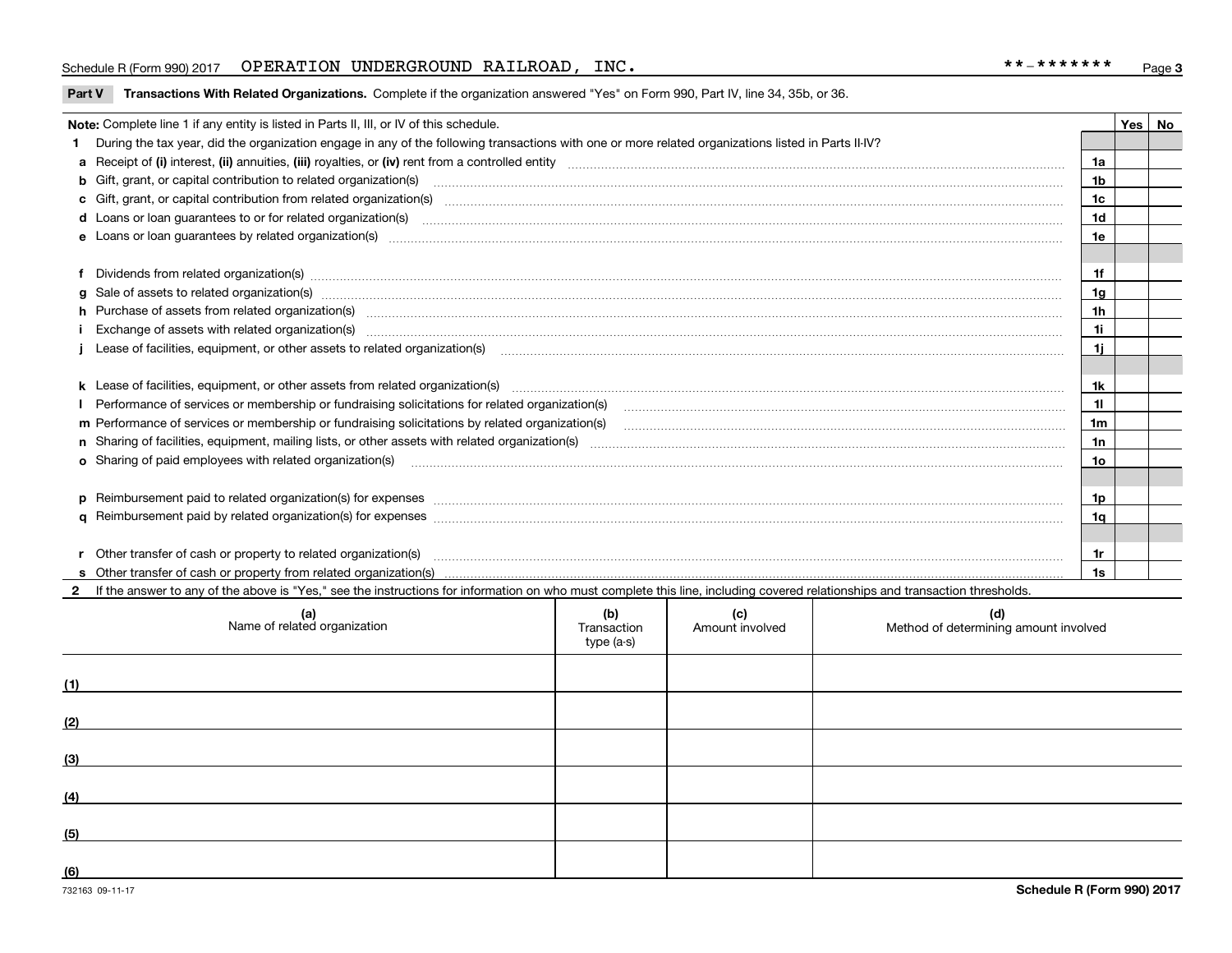Schedule R (Form 990) 2017 OPERATION UNDERGROUND RAILROAD, INC. **-*******

## Part V Transactions With Related Organizations.

Complete if the organization answered "Yes" on Form 990, Part IV, line 34, 35b, or 36.

**Note:** Complete line 1 if any entity is listed in Parts II, III, or IV of this schedule.

| | | | Yes | No |
|---|---|---|---|---|
| **1** | During the tax year, did the organization engage in any of the following transactions with one or more related organizations listed in Parts II-IV? | | | |
| **a** | Receipt of **(i)** interest, **(ii)** annuities, **(iii)** royalties, or **(iv)** rent from a controlled entity | 1a | | |
| **b** | Gift, grant, or capital contribution to related organization(s) | 1b | | |
| **c** | Gift, grant, or capital contribution from related organization(s) | 1c | | |
| **d** | Loans or loan guarantees to or for related organization(s) | 1d | | |
| **e** | Loans or loan guarantees by related organization(s) | 1e | | |
| **f** | Dividends from related organization(s) | 1f | | |
| **g** | Sale of assets to related organization(s) | 1g | | |
| **h** | Purchase of assets from related organization(s) | 1h | | |
| **i** | Exchange of assets with related organization(s) | 1i | | |
| **j** | Lease of facilities, equipment, or other assets to related organization(s) | 1j | | |
| **k** | Lease of facilities, equipment, or other assets from related organization(s) | 1k | | |
| **l** | Performance of services or membership or fundraising solicitations for related organization(s) | 1l | | |
| **m** | Performance of services or membership or fundraising solicitations by related organization(s) | 1m | | |
| **n** | Sharing of facilities, equipment, mailing lists, or other assets with related organization(s) | 1n | | |
| **o** | Sharing of paid employees with related organization(s) | 1o | | |
| **p** | Reimbursement paid to related organization(s) for expenses | 1p | | |
| **q** | Reimbursement paid by related organization(s) for expenses | 1q | | |
| **r** | Other transfer of cash or property to related organization(s) | 1r | | |
| **s** | Other transfer of cash or property from related organization(s) | 1s | | |

**2** If the answer to any of the above is "Yes," see the instructions for information on who must complete this line, including covered relationships and transaction thresholds.

| | (a) Name of related organization | (b) Transaction type (a-s) | (c) Amount involved | (d) Method of determining amount involved |
|---|---|---|---|---|
| (1) | | | | |
| (2) | | | | |
| (3) | | | | |
| (4) | | | | |
| (5) | | | | |
| (6) | | | | |

732163 09-11-17 **Schedule R (Form 990) 2017**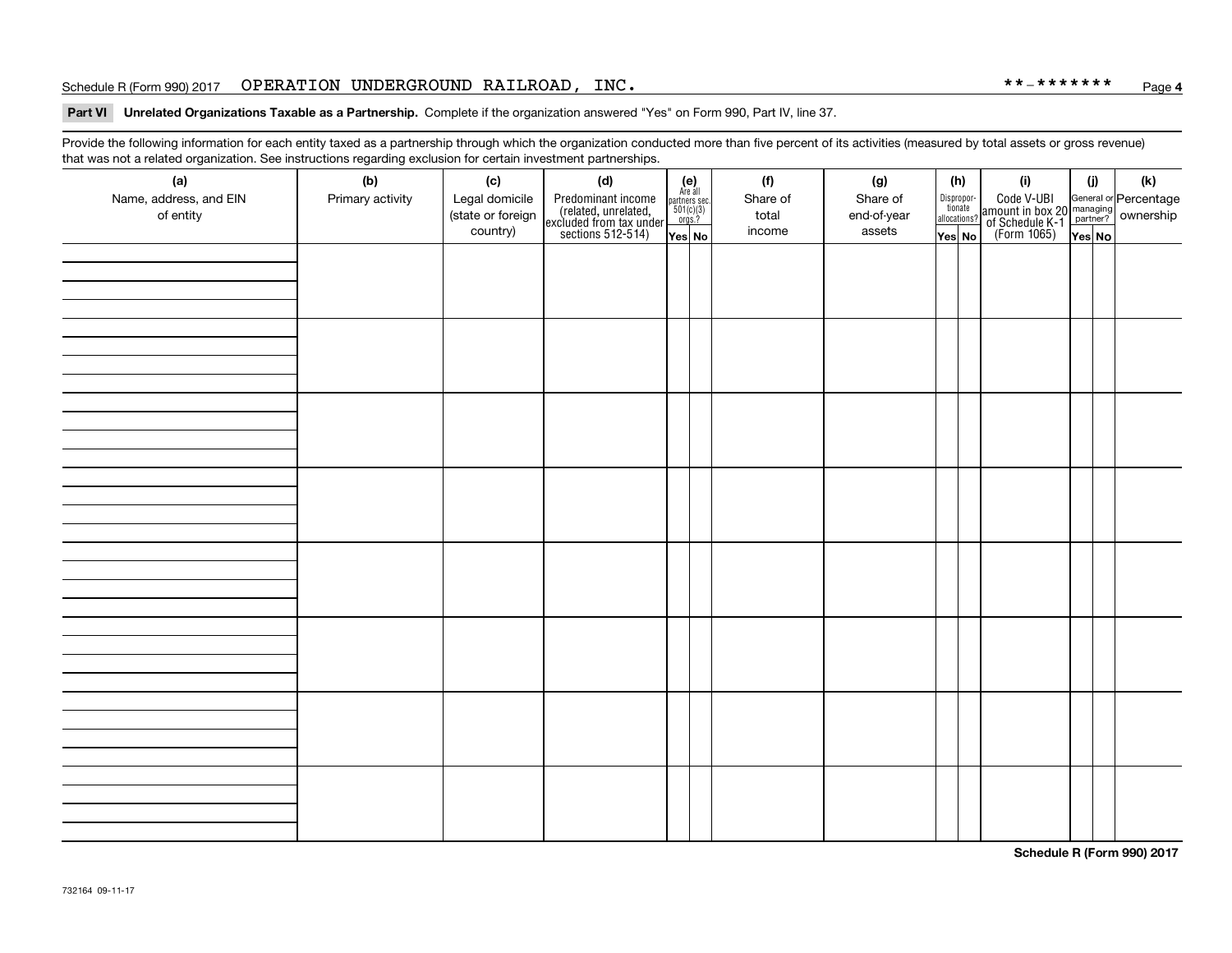Schedule R (Form 990) 2017 OPERATION UNDERGROUND RAILROAD, INC. **-******* Page 4

**Part VI Unrelated Organizations Taxable as a Partnership.** Complete if the organization answered "Yes" on Form 990, Part IV, line 37.

Provide the following information for each entity taxed as a partnership through which the organization conducted more than five percent of its activities (measured by total assets or gross revenue) that was not a related organization. See instructions regarding exclusion for certain investment partnerships.

| (a) Name, address, and EIN of entity | (b) Primary activity | (c) Legal domicile (state or foreign country) | (d) Predominant income (related, unrelated, excluded from tax under sections 512-514) | (e) Are all partners sec. 501(c)(3) orgs.? Yes | (e) No | (f) Share of total income | (g) Share of end-of-year assets | (h) Disproportionate allocations? Yes | (h) No | (i) Code V-UBI amount in box 20 of Schedule K-1 (Form 1065) | (j) General or managing partner? Yes | (j) No | (k) Percentage ownership |
|---|---|---|---|---|---|---|---|---|---|---|---|---|---|
| | | | | | | | | | | | | | |
| | | | | | | | | | | | | | |
| | | | | | | | | | | | | | |
| | | | | | | | | | | | | | |
| | | | | | | | | | | | | | |
| | | | | | | | | | | | | | |
| | | | | | | | | | | | | | |
| | | | | | | | | | | | | | |

**Schedule R (Form 990) 2017**

732164 09-11-17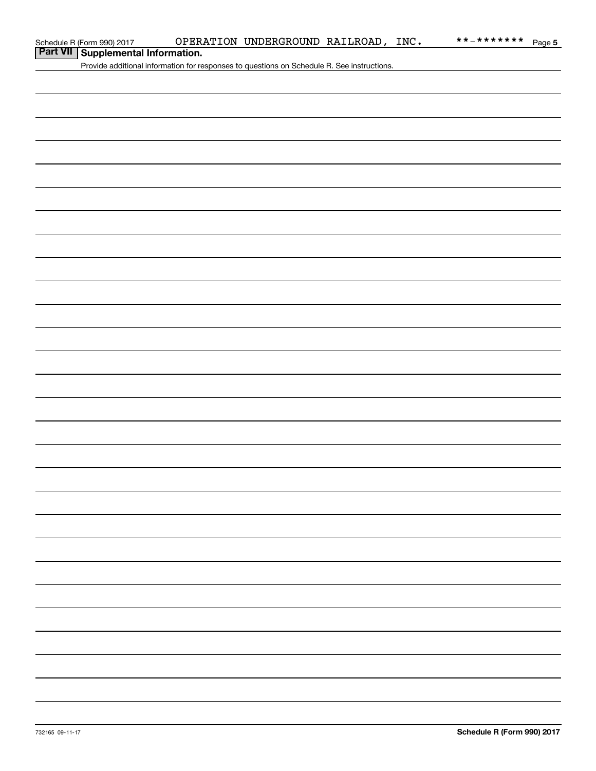Schedule R (Form 990) 2017 OPERATION UNDERGROUND RAILROAD, INC. **-******* Page 5

## Part VII Supplemental Information.

Provide additional information for responses to questions on Schedule R. See instructions.

732165 09-11-17

**Schedule R (Form 990) 2017**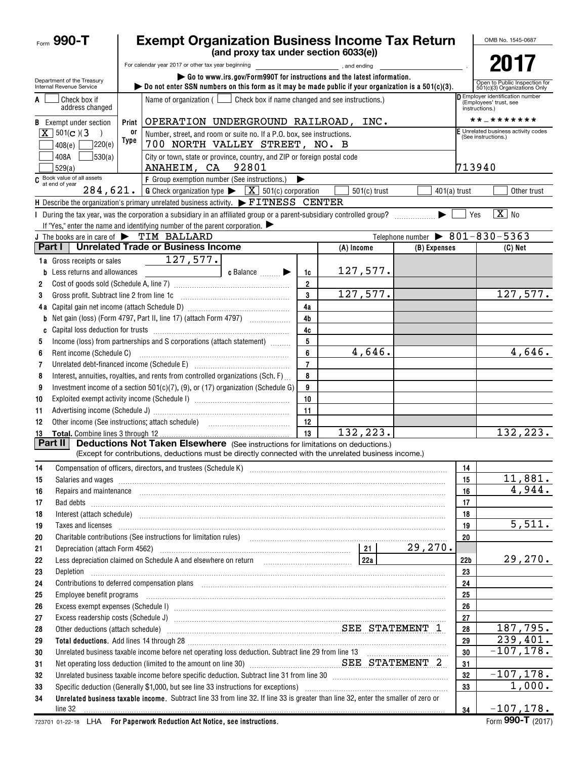Form **990-T**

# Exempt Organization Business Income Tax Return

**(and proxy tax under section 6033(e))**

For calendar year 2017 or other tax year beginning ______, and ending ______.

▶ Go to www.irs.gov/Form990T for instructions and the latest information.

▶ Do not enter SSN numbers on this form as it may be made public if your organization is a 501(c)(3).

Department of the Treasury
Internal Revenue Service

OMB No. 1545-0687

**2017**

Open to Public Inspection for 501(c)(3) Organizations Only

**A** [ ] Check box if address changed

**B** Exempt under section [X] 501(c)(3) [ ] 408(e) [ ] 220(e) [ ] 408A [ ] 530(a) [ ] 529(a)

**C** Book value of all assets at end of year: 284,621.

Name of organization ( [ ] Check box if name changed and see instructions.)

OPERATION UNDERGROUND RAILROAD, INC.

Number, street, and room or suite no. If a P.O. box, see instructions.

700 NORTH VALLEY STREET, NO. B

City or town, state or province, country, and ZIP or foreign postal code

ANAHEIM, CA 92801

**D** Employer identification number (Employees' trust, see instructions.): **-*******

**E** Unrelated business activity codes (See instructions.): 713940

**F** Group exemption number (See instructions.) ▶

**G** Check organization type ▶ [X] 501(c) corporation [ ] 501(c) trust [ ] 401(a) trust [ ] Other trust

**H** Describe the organization's primary unrelated business activity. ▶ FITNESS CENTER

**I** During the tax year, was the corporation a subsidiary in an affiliated group or a parent-subsidiary controlled group? ▶ [ ] Yes [X] No

If "Yes," enter the name and identifying number of the parent corporation. ▶

**J** The books are in care of ▶ TIM BALLARD    Telephone number ▶ 801-830-5363

## Part I Unrelated Trade or Business Income

| | | Line | (A) Income | (B) Expenses | (C) Net |
|---|---|---|---|---|---|
| 1a | Gross receipts or sales 127,577. | | | | |
| b | Less returns and allowances ______ c Balance ▶ | 1c | 127,577. | | |
| 2 | Cost of goods sold (Schedule A, line 7) | 2 | | | |
| 3 | Gross profit. Subtract line 2 from line 1c | 3 | 127,577. | | 127,577. |
| 4a | Capital gain net income (attach Schedule D) | 4a | | | |
| b | Net gain (loss) (Form 4797, Part II, line 17) (attach Form 4797) | 4b | | | |
| c | Capital loss deduction for trusts | 4c | | | |
| 5 | Income (loss) from partnerships and S corporations (attach statement) | 5 | | | |
| 6 | Rent income (Schedule C) | 6 | 4,646. | | 4,646. |
| 7 | Unrelated debt-financed income (Schedule E) | 7 | | | |
| 8 | Interest, annuities, royalties, and rents from controlled organizations (Sch. F) | 8 | | | |
| 9 | Investment income of a section 501(c)(7), (9), or (17) organization (Schedule G) | 9 | | | |
| 10 | Exploited exempt activity income (Schedule I) | 10 | | | |
| 11 | Advertising income (Schedule J) | 11 | | | |
| 12 | Other income (See instructions; attach schedule) | 12 | | | |
| 13 | **Total.** Combine lines 3 through 12 | 13 | 132,223. | | 132,223. |

## Part II Deductions Not Taken Elsewhere (See instructions for limitations on deductions.)

(Except for contributions, deductions must be directly connected with the unrelated business income.)

| | | Line | Amount |
|---|---|---|---|
| 14 | Compensation of officers, directors, and trustees (Schedule K) | 14 | |
| 15 | Salaries and wages | 15 | 11,881. |
| 16 | Repairs and maintenance | 16 | 4,944. |
| 17 | Bad debts | 17 | |
| 18 | Interest (attach schedule) | 18 | |
| 19 | Taxes and licenses | 19 | 5,511. |
| 20 | Charitable contributions (See instructions for limitation rules) | 20 | |
| 21 | Depreciation (attach Form 4562) — 21: 29,270. | | |
| 22 | Less depreciation claimed on Schedule A and elsewhere on return — 22a | 22b | 29,270. |
| 23 | Depletion | 23 | |
| 24 | Contributions to deferred compensation plans | 24 | |
| 25 | Employee benefit programs | 25 | |
| 26 | Excess exempt expenses (Schedule I) | 26 | |
| 27 | Excess readership costs (Schedule J) | 27 | |
| 28 | Other deductions (attach schedule) SEE STATEMENT 1 | 28 | 187,795. |
| 29 | **Total deductions.** Add lines 14 through 28 | 29 | 239,401. |
| 30 | Unrelated business taxable income before net operating loss deduction. Subtract line 29 from line 13 | 30 | -107,178. |
| 31 | Net operating loss deduction (limited to the amount on line 30) SEE STATEMENT 2 | 31 | |
| 32 | Unrelated business taxable income before specific deduction. Subtract line 31 from line 30 | 32 | -107,178. |
| 33 | Specific deduction (Generally $1,000, but see line 33 instructions for exceptions) | 33 | 1,000. |
| 34 | **Unrelated business taxable income.** Subtract line 33 from line 32. If line 33 is greater than line 32, enter the smaller of zero or line 32 | 34 | -107,178. |

723701 01-22-18 LHA **For Paperwork Reduction Act Notice, see instructions.** Form **990-T** (2017)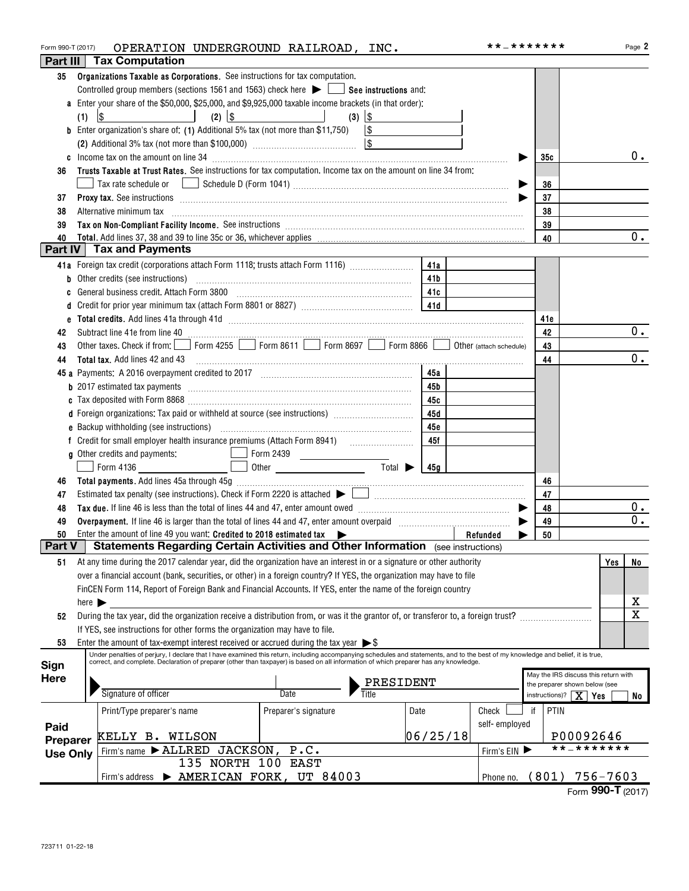Form 990-T (2017) OPERATION UNDERGROUND RAILROAD, INC. **-******* Page 2

## Part III Tax Computation

**35 Organizations Taxable as Corporations.** See instructions for tax computation.

Controlled group members (sections 1561 and 1563) check here ▶ ☐ **See instructions** and:

**a** Enter your share of the $50,000, $25,000, and $9,925,000 taxable income brackets (in that order):

(1) $ (2) $ (3) $

**b** Enter organization's share of: (1) Additional 5% tax (not more than $11,750) $

(2) Additional 3% tax (not more than $100,000) $

| | | | |
|---|---|---|---|
| **c** | Income tax on the amount on line 34 ▶ | 35c | 0. |
| **36** | **Trusts Taxable at Trust Rates.** See instructions for tax computation. Income tax on the amount on line 34 from: ☐ Tax rate schedule or ☐ Schedule D (Form 1041) ▶ | 36 | |
| **37** | **Proxy tax.** See instructions ▶ | 37 | |
| **38** | Alternative minimum tax | 38 | |
| **39** | **Tax on Non-Compliant Facility Income.** See instructions | 39 | |
| **40** | **Total.** Add lines 37, 38 and 39 to line 35c or 36, whichever applies | 40 | 0. |

## Part IV Tax and Payments

| | | | | | |
|---|---|---|---|---|---|
| **41a** | Foreign tax credit (corporations attach Form 1118; trusts attach Form 1116) | 41a | | | |
| **b** | Other credits (see instructions) | 41b | | | |
| **c** | General business credit. Attach Form 3800 | 41c | | | |
| **d** | Credit for prior year minimum tax (attach Form 8801 or 8827) | 41d | | | |
| **e** | **Total credits.** Add lines 41a through 41d | | | 41e | |
| **42** | Subtract line 41e from line 40 | | | 42 | 0. |
| **43** | Other taxes. Check if from: ☐ Form 4255 ☐ Form 8611 ☐ Form 8697 ☐ Form 8866 ☐ Other (attach schedule) | | | 43 | |
| **44** | **Total tax.** Add lines 42 and 43 | | | 44 | 0. |
| **45a** | Payments: A 2016 overpayment credited to 2017 | 45a | | | |
| **b** | 2017 estimated tax payments | 45b | | | |
| **c** | Tax deposited with Form 8868 | 45c | | | |
| **d** | Foreign organizations: Tax paid or withheld at source (see instructions) | 45d | | | |
| **e** | Backup withholding (see instructions) | 45e | | | |
| **f** | Credit for small employer health insurance premiums (Attach Form 8941) | 45f | | | |
| **g** | Other credits and payments: ☐ Form 2439 ☐ Form 4136 ☐ Other Total ▶ | 45g | | | |
| **46** | **Total payments.** Add lines 45a through 45g | | | 46 | |
| **47** | Estimated tax penalty (see instructions). Check if Form 2220 is attached ▶ ☐ | | | 47 | |
| **48** | **Tax due.** If line 46 is less than the total of lines 44 and 47, enter amount owed ▶ | | | 48 | 0. |
| **49** | **Overpayment.** If line 46 is larger than the total of lines 44 and 47, enter amount overpaid ▶ | | | 49 | 0. |
| **50** | Enter the amount of line 49 you want: **Credited to 2018 estimated tax** ▶ | | **Refunded** ▶ | 50 | |

## Part V Statements Regarding Certain Activities and Other Information (see instructions)

| | | Yes | No |
|---|---|---|---|
| **51** | At any time during the 2017 calendar year, did the organization have an interest in or a signature or other authority over a financial account (bank, securities, or other) in a foreign country? If YES, the organization may have to file FinCEN Form 114, Report of Foreign Bank and Financial Accounts. If YES, enter the name of the foreign country here ▶ | | X |
| **52** | During the tax year, did the organization receive a distribution from, or was it the grantor of, or transferor to, a foreign trust? If YES, see instructions for other forms the organization may have to file. | | X |
| **53** | Enter the amount of tax-exempt interest received or accrued during the tax year ▶ $ | | |

**Sign Here**

Under penalties of perjury, I declare that I have examined this return, including accompanying schedules and statements, and to the best of my knowledge and belief, it is true, correct, and complete. Declaration of preparer (other than taxpayer) is based on all information of which preparer has any knowledge.

Signature of officer | Date | Title: PRESIDENT

May the IRS discuss this return with the preparer shown below (see instructions)? ☒ Yes ☐ No

**Paid Preparer Use Only**

| Print/Type preparer's name | Preparer's signature | Date | Check ☐ if self-employed | PTIN |
|---|---|---|---|---|
| KELLY B. WILSON | | 06/25/18 | | P00092646 |
| Firm's name ▶ ALLRED JACKSON, P.C. | | | Firm's EIN ▶ | **-******* |
| Firm's address ▶ 135 NORTH 100 EAST AMERICAN FORK, UT 84003 | | | Phone no. | (801) 756-7603 |

Form **990-T** (2017)

723711 01-22-18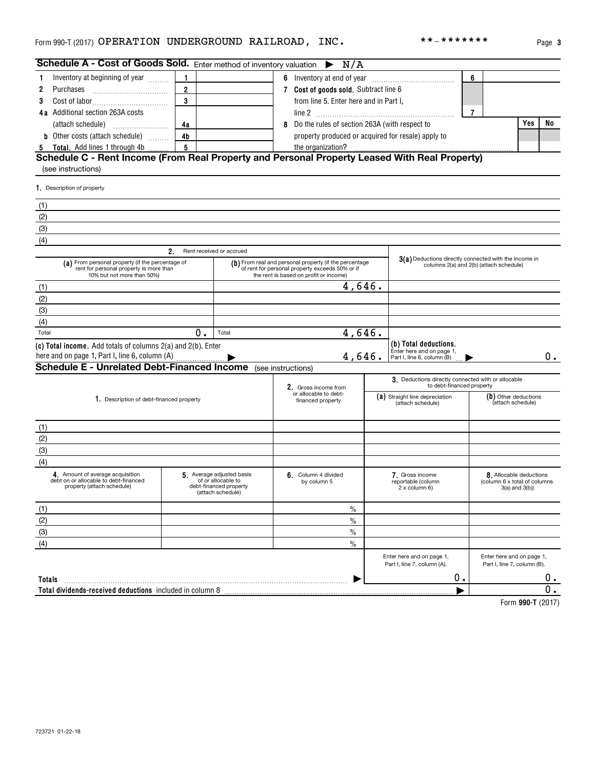Form 990-T (2017) OPERATION UNDERGROUND RAILROAD, INC. **-******* Page 3

## Schedule A - Cost of Goods Sold. Enter method of inventory valuation ▶ N/A

| | | | | | | |
|---|---|---|---|---|---|---|
| 1 Inventory at beginning of year | 1 | | 6 Inventory at end of year | 6 | | |
| 2 Purchases | 2 | | 7 **Cost of goods sold.** Subtract line 6 from line 5. Enter here and in Part I, line 2 | 7 | | |
| 3 Cost of labor | 3 | | | | | |
| 4a Additional section 263A costs (attach schedule) | 4a | | 8 Do the rules of section 263A (with respect to property produced or acquired for resale) apply to the organization? | | Yes | No |
| b Other costs (attach schedule) | 4b | | | | | |
| 5 **Total.** Add lines 1 through 4b | 5 | | | | | |

## Schedule C - Rent Income (From Real Property and Personal Property Leased With Real Property)

(see instructions)

1. Description of property

(1)

(2)

(3)

(4)

| | 2. Rent received or accrued | | 3(a) Deductions directly connected with the income in columns 2(a) and 2(b) (attach schedule) |
|---|---|---|---|
| | (a) From personal property (if the percentage of rent for personal property is more than 10% but not more than 50%) | (b) From real and personal property (if the percentage of rent for personal property exceeds 50% or if the rent is based on profit or income) | |
| (1) | | 4,646. | |
| (2) | | | |
| (3) | | | |
| (4) | | | |
| Total | 0. | Total 4,646. | |
| (c) **Total income.** Add totals of columns 2(a) and 2(b). Enter here and on page 1, Part I, line 6, column (A) ▶ | | 4,646. | (b) **Total deductions.** Enter here and on page 1, Part I, line 6, column (B) ▶ 0. |

## Schedule E - Unrelated Debt-Financed Income (see instructions)

| 1. Description of debt-financed property | 2. Gross income from or allocable to debt-financed property | 3. Deductions directly connected with or allocable to debt-financed property (a) Straight line depreciation (attach schedule) | (b) Other deductions (attach schedule) |
|---|---|---|---|
| (1) | | | |
| (2) | | | |
| (3) | | | |
| (4) | | | |

| | 4. Amount of average acquisition debt on or allocable to debt-financed property (attach schedule) | 5. Average adjusted basis of or allocable to debt-financed property (attach schedule) | 6. Column 4 divided by column 5 | 7. Gross income reportable (column 2 x column 6) | 8. Allocable deductions (column 6 x total of columns 3(a) and 3(b)) |
|---|---|---|---|---|---|
| (1) | | | % | | |
| (2) | | | % | | |
| (3) | | | % | | |
| (4) | | | % | | |
| | | | | Enter here and on page 1, Part I, line 7, column (A). | Enter here and on page 1, Part I, line 7, column (B). |
| **Totals** | | | ▶ | 0. | 0. |
| **Total dividends-received deductions** included in column 8 | | | | ▶ | 0. |

723721 01-22-18

Form **990-T** (2017)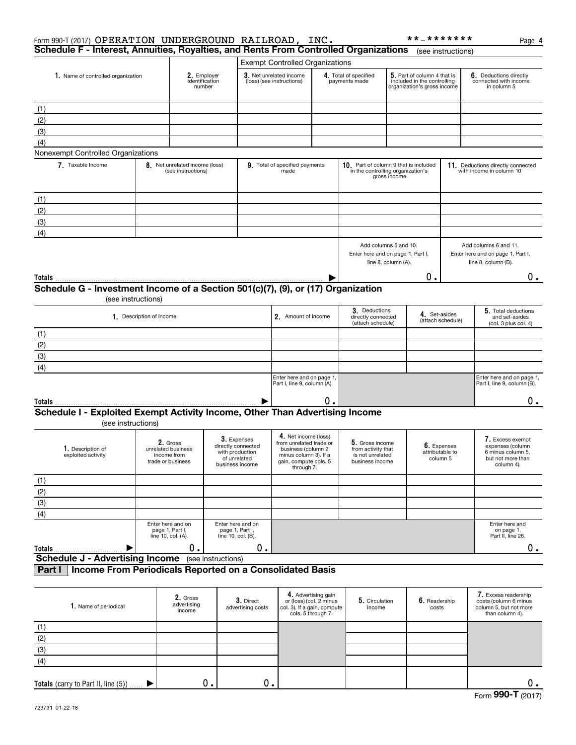Form 990-T (2017) OPERATION UNDERGROUND RAILROAD, INC. **-******* Page 4

## Schedule F - Interest, Annuities, Royalties, and Rents From Controlled Organizations (see instructions)

| | | Exempt Controlled Organizations | | | |
|---|---|---|---|---|---|
| 1. Name of controlled organization | 2. Employer identification number | 3. Net unrelated income (loss) (see instructions) | 4. Total of specified payments made | 5. Part of column 4 that is included in the controlling organization's gross income | 6. Deductions directly connected with income in column 5 |
| (1) | | | | | |
| (2) | | | | | |
| (3) | | | | | |
| (4) | | | | | |

Nonexempt Controlled Organizations

| 7. Taxable Income | 8. Net unrelated income (loss) (see instructions) | 9. Total of specified payments made | 10. Part of column 9 that is included in the controlling organization's gross income | 11. Deductions directly connected with income in column 10 |
|---|---|---|---|---|
| (1) | | | | |
| (2) | | | | |
| (3) | | | | |
| (4) | | | | |
| | | | Add columns 5 and 10. Enter here and on page 1, Part I, line 8, column (A). | Add columns 6 and 11. Enter here and on page 1, Part I, line 8, column (B). |
| **Totals** ▶ | | | 0. | 0. |

## Schedule G - Investment Income of a Section 501(c)(7), (9), or (17) Organization
(see instructions)

| 1. Description of income | 2. Amount of income | 3. Deductions directly connected (attach schedule) | 4. Set-asides (attach schedule) | 5. Total deductions and set-asides (col. 3 plus col. 4) |
|---|---|---|---|---|
| (1) | | | | |
| (2) | | | | |
| (3) | | | | |
| (4) | | | | |
| | Enter here and on page 1, Part I, line 9, column (A). | | | Enter here and on page 1, Part I, line 9, column (B). |
| **Totals** ▶ | 0. | | | 0. |

## Schedule I - Exploited Exempt Activity Income, Other Than Advertising Income
(see instructions)

| 1. Description of exploited activity | 2. Gross unrelated business income from trade or business | 3. Expenses directly connected with production of unrelated business income | 4. Net income (loss) from unrelated trade or business (column 2 minus column 3). If a gain, compute cols. 5 through 7. | 5. Gross income from activity that is not unrelated business income | 6. Expenses attributable to column 5 | 7. Excess exempt expenses (column 6 minus column 5, but not more than column 4). |
|---|---|---|---|---|---|---|
| (1) | | | | | | |
| (2) | | | | | | |
| (3) | | | | | | |
| (4) | | | | | | |
| | Enter here and on page 1, Part I, line 10, col. (A). | Enter here and on page 1, Part I, line 10, col. (B). | | | | Enter here and on page 1, Part II, line 26. |
| **Totals** ▶ | 0. | 0. | | | | 0. |

## Schedule J - Advertising Income (see instructions)

### Part I Income From Periodicals Reported on a Consolidated Basis

| 1. Name of periodical | 2. Gross advertising income | 3. Direct advertising costs | 4. Advertising gain or (loss) (col. 2 minus col. 3). If a gain, compute cols. 5 through 7. | 5. Circulation income | 6. Readership costs | 7. Excess readership costs (column 6 minus column 5, but not more than column 4). |
|---|---|---|---|---|---|---|
| (1) | | | | | | |
| (2) | | | | | | |
| (3) | | | | | | |
| (4) | | | | | | |
| **Totals** (carry to Part II, line (5)) ▶ | 0. | 0. | | | | 0. |

Form **990-T** (2017)

723731 01-22-18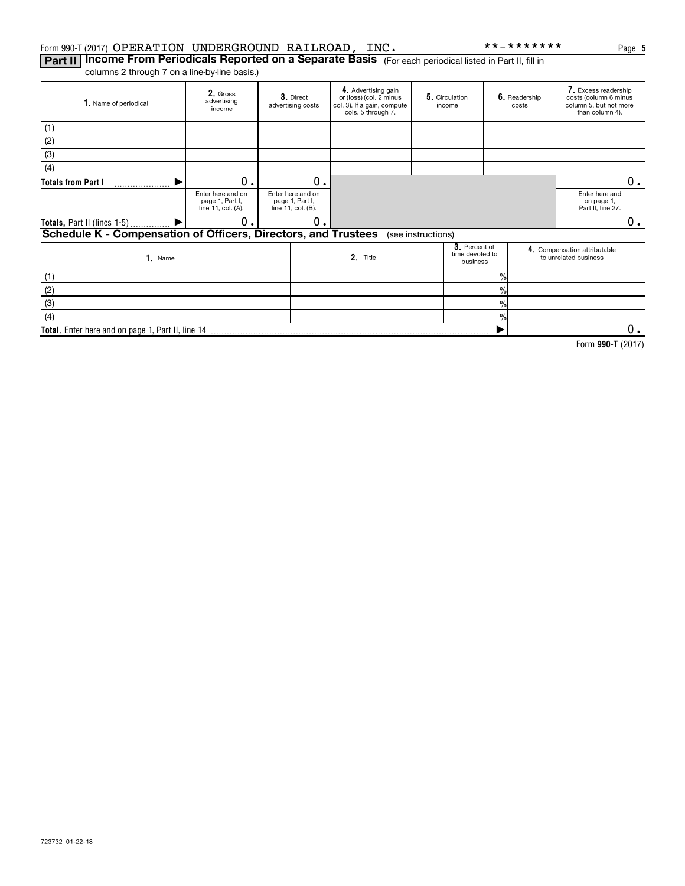Form 990-T (2017) OPERATION UNDERGROUND RAILROAD, INC. **-*******

## Part II Income From Periodicals Reported on a Separate Basis (For each periodical listed in Part II, fill in columns 2 through 7 on a line-by-line basis.)

| 1. Name of periodical | 2. Gross advertising income | 3. Direct advertising costs | 4. Advertising gain or (loss) (col. 2 minus col. 3). If a gain, compute cols. 5 through 7. | 5. Circulation income | 6. Readership costs | 7. Excess readership costs (column 6 minus column 5, but not more than column 4). |
|---|---|---|---|---|---|---|
| (1) | | | | | | |
| (2) | | | | | | |
| (3) | | | | | | |
| (4) | | | | | | |
| Totals from Part I | 0. | 0. | | | | 0. |
| | Enter here and on page 1, Part I, line 11, col. (A). | Enter here and on page 1, Part I, line 11, col. (B). | | | | Enter here and on page 1, Part II, line 27. |
| Totals, Part II (lines 1-5) | 0. | 0. | | | | 0. |

## Schedule K - Compensation of Officers, Directors, and Trustees (see instructions)

| 1. Name | 2. Title | 3. Percent of time devoted to business | 4. Compensation attributable to unrelated business |
|---|---|---|---|
| (1) | | % | |
| (2) | | % | |
| (3) | | % | |
| (4) | | % | |
| Total. Enter here and on page 1, Part II, line 14 | | | 0. |

Form 990-T (2017)

723732 01-22-18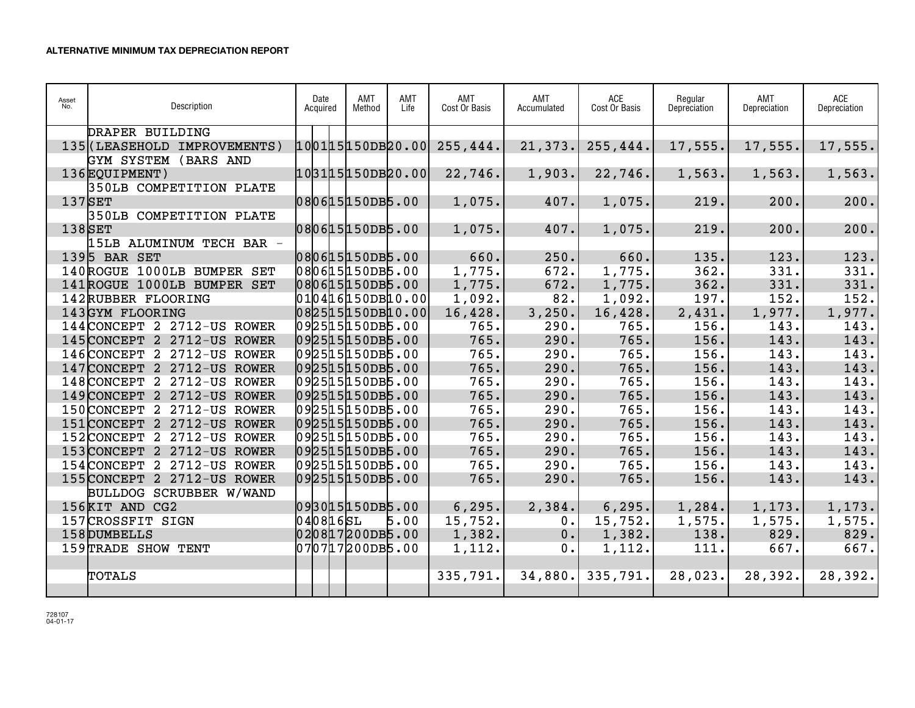**ALTERNATIVE MINIMUM TAX DEPRECIATION REPORT**

| Asset No. | Description | Date Acquired | AMT Method | AMT Life | AMT Cost Or Basis | AMT Accumulated | ACE Cost Or Basis | Regular Depreciation | AMT Depreciation | ACE Depreciation |
|---|---|---|---|---|---|---|---|---|---|---|
| 135 | DRAPER BUILDING (LEASEHOLD IMPROVEMENTS) | 100115 | 150DB | 20.00 | 255,444. | 21,373. | 255,444. | 17,555. | 17,555. | 17,555. |
| 136 | GYM SYSTEM (BARS AND EQUIPMENT) | 103115 | 150DB | 20.00 | 22,746. | 1,903. | 22,746. | 1,563. | 1,563. | 1,563. |
| 137 | 350LB COMPETITION PLATE SET | 080615 | 150DB | 5.00 | 1,075. | 407. | 1,075. | 219. | 200. | 200. |
| 138 | 350LB COMPETITION PLATE SET | 080615 | 150DB | 5.00 | 1,075. | 407. | 1,075. | 219. | 200. | 200. |
| 139 | 15LB ALUMINUM TECH BAR - 5 BAR SET | 080615 | 150DB | 5.00 | 660. | 250. | 660. | 135. | 123. | 123. |
| 140 | ROGUE 1000LB BUMPER SET | 080615 | 150DB | 5.00 | 1,775. | 672. | 1,775. | 362. | 331. | 331. |
| 141 | ROGUE 1000LB BUMPER SET | 080615 | 150DB | 5.00 | 1,775. | 672. | 1,775. | 362. | 331. | 331. |
| 142 | RUBBER FLOORING | 010416 | 150DB | 10.00 | 1,092. | 82. | 1,092. | 197. | 152. | 152. |
| 143 | GYM FLOORING | 082515 | 150DB | 10.00 | 16,428. | 3,250. | 16,428. | 2,431. | 1,977. | 1,977. |
| 144 | CONCEPT 2 2712-US ROWER | 092515 | 150DB | 5.00 | 765. | 290. | 765. | 156. | 143. | 143. |
| 145 | CONCEPT 2 2712-US ROWER | 092515 | 150DB | 5.00 | 765. | 290. | 765. | 156. | 143. | 143. |
| 146 | CONCEPT 2 2712-US ROWER | 092515 | 150DB | 5.00 | 765. | 290. | 765. | 156. | 143. | 143. |
| 147 | CONCEPT 2 2712-US ROWER | 092515 | 150DB | 5.00 | 765. | 290. | 765. | 156. | 143. | 143. |
| 148 | CONCEPT 2 2712-US ROWER | 092515 | 150DB | 5.00 | 765. | 290. | 765. | 156. | 143. | 143. |
| 149 | CONCEPT 2 2712-US ROWER | 092515 | 150DB | 5.00 | 765. | 290. | 765. | 156. | 143. | 143. |
| 150 | CONCEPT 2 2712-US ROWER | 092515 | 150DB | 5.00 | 765. | 290. | 765. | 156. | 143. | 143. |
| 151 | CONCEPT 2 2712-US ROWER | 092515 | 150DB | 5.00 | 765. | 290. | 765. | 156. | 143. | 143. |
| 152 | CONCEPT 2 2712-US ROWER | 092515 | 150DB | 5.00 | 765. | 290. | 765. | 156. | 143. | 143. |
| 153 | CONCEPT 2 2712-US ROWER | 092515 | 150DB | 5.00 | 765. | 290. | 765. | 156. | 143. | 143. |
| 154 | CONCEPT 2 2712-US ROWER | 092515 | 150DB | 5.00 | 765. | 290. | 765. | 156. | 143. | 143. |
| 155 | CONCEPT 2 2712-US ROWER | 092515 | 150DB | 5.00 | 765. | 290. | 765. | 156. | 143. | 143. |
| 156 | BULLDOG SCRUBBER W/WAND KIT AND CG2 | 093015 | 150DB | 5.00 | 6,295. | 2,384. | 6,295. | 1,284. | 1,173. | 1,173. |
| 157 | CROSSFIT SIGN | 040816 | SL | 5.00 | 15,752. | 0. | 15,752. | 1,575. | 1,575. | 1,575. |
| 158 | DUMBELLS | 020817 | 200DB | 5.00 | 1,382. | 0. | 1,382. | 138. | 829. | 829. |
| 159 | TRADE SHOW TENT | 070717 | 200DB | 5.00 | 1,112. | 0. | 1,112. | 111. | 667. | 667. |
| | TOTALS | | | | 335,791. | 34,880. | 335,791. | 28,023. | 28,392. | 28,392. |

728107
04-01-17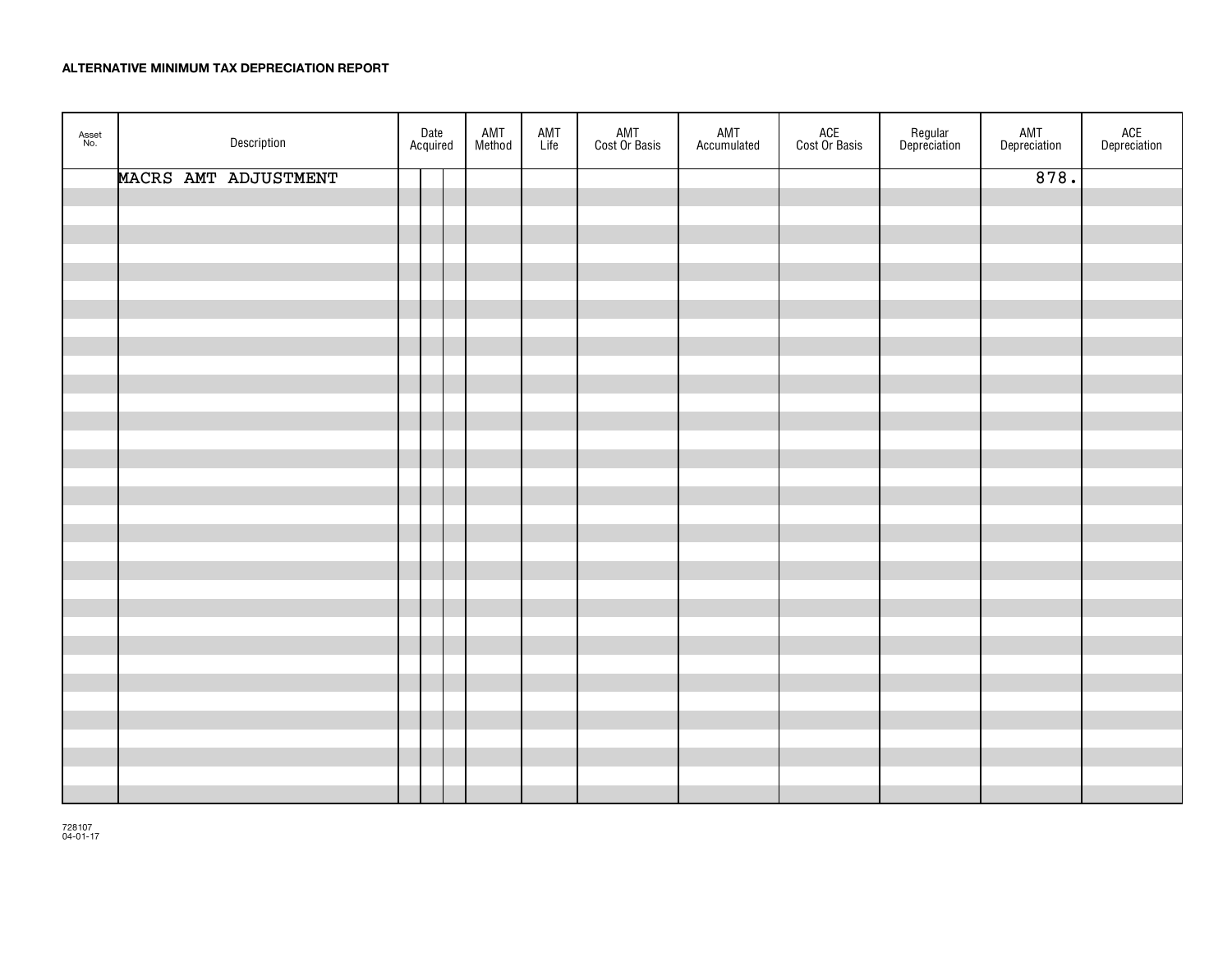**ALTERNATIVE MINIMUM TAX DEPRECIATION REPORT**

| Asset No. | Description | Date Acquired | AMT Method | AMT Life | AMT Cost Or Basis | AMT Accumulated | ACE Cost Or Basis | Regular Depreciation | AMT Depreciation | ACE Depreciation |
|---|---|---|---|---|---|---|---|---|---|---|
| | MACRS AMT ADJUSTMENT | | | | | | | | 878. | |

728107
04-01-17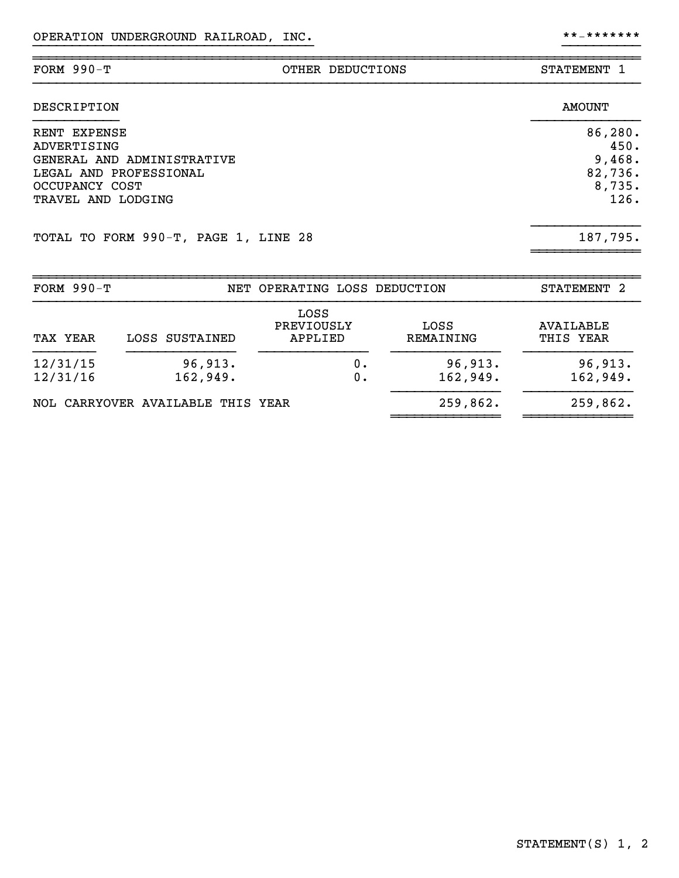OPERATION UNDERGROUND RAILROAD, INC. **-*******

| FORM 990-T | OTHER DEDUCTIONS | STATEMENT 1 |
|---|---|---|

| DESCRIPTION | AMOUNT |
|---|---|
| RENT EXPENSE | 86,280. |
| ADVERTISING | 450. |
| GENERAL AND ADMINISTRATIVE | 9,468. |
| LEGAL AND PROFESSIONAL | 82,736. |
| OCCUPANCY COST | 8,735. |
| TRAVEL AND LODGING | 126. |
| TOTAL TO FORM 990-T, PAGE 1, LINE 28 | 187,795. |

| FORM 990-T | NET OPERATING LOSS DEDUCTION | STATEMENT 2 |
|---|---|---|

| TAX YEAR | LOSS SUSTAINED | LOSS PREVIOUSLY APPLIED | LOSS REMAINING | AVAILABLE THIS YEAR |
|---|---|---|---|---|
| 12/31/15 | 96,913. | 0. | 96,913. | 96,913. |
| 12/31/16 | 162,949. | 0. | 162,949. | 162,949. |
| NOL CARRYOVER AVAILABLE THIS YEAR | | | 259,862. | 259,862. |

STATEMENT(S) 1, 2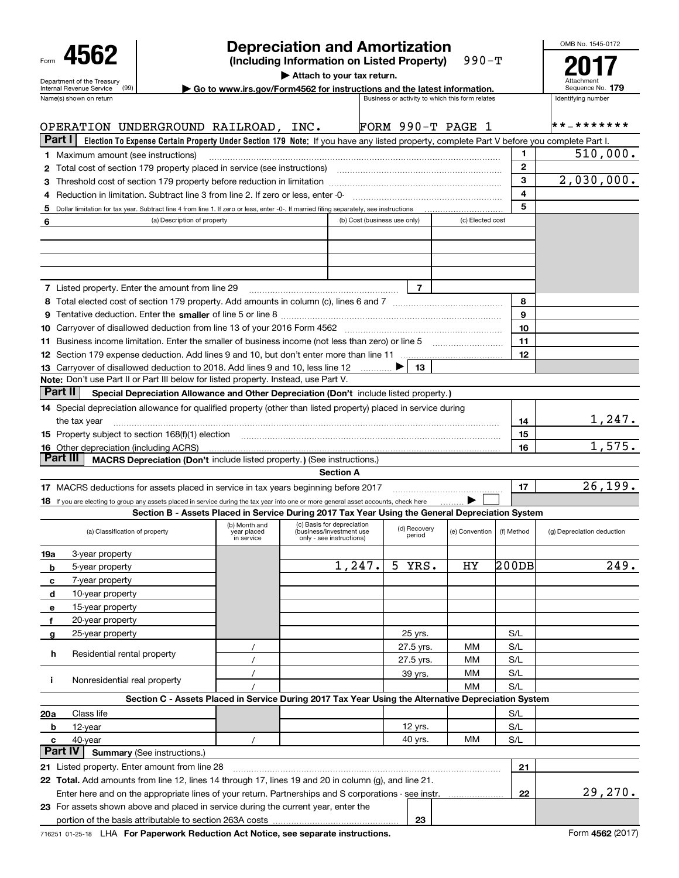Form **4562**

Department of the Treasury
Internal Revenue Service (99)

# Depreciation and Amortization

**(Including Information on Listed Property)** 990-T

▶ Attach to your tax return.

▶ Go to www.irs.gov/Form4562 for instructions and the latest information.

OMB No. 1545-0172

**2017**

Attachment Sequence No. **179**

| Name(s) shown on return | Business or activity to which this form relates | Identifying number |
|---|---|---|
| OPERATION UNDERGROUND RAILROAD, INC. | FORM 990-T PAGE 1 | **-******* |

**Part I** **Election To Expense Certain Property Under Section 179 Note:** If you have any listed property, complete Part V before you complete Part I.

| | | | |
|---|---|---|---|
| **1** Maximum amount (see instructions) | | 1 | 510,000. |
| **2** Total cost of section 179 property placed in service (see instructions) | | 2 | |
| **3** Threshold cost of section 179 property before reduction in limitation | | 3 | 2,030,000. |
| **4** Reduction in limitation. Subtract line 3 from line 2. If zero or less, enter -0- | | 4 | |
| **5** Dollar limitation for tax year. Subtract line 4 from line 1. If zero or less, enter -0-. If married filing separately, see instructions | | 5 | |

| 6 (a) Description of property | (b) Cost (business use only) | (c) Elected cost |
|---|---|---|
| | | |
| | | |
| | | |
| | | |

| | | | | |
|---|---|---|---|---|
| **7** Listed property. Enter the amount from line 29 | 7 | | | |
| **8** Total elected cost of section 179 property. Add amounts in column (c), lines 6 and 7 | | | 8 | |
| **9** Tentative deduction. Enter the **smaller** of line 5 or line 8 | | | 9 | |
| **10** Carryover of disallowed deduction from line 13 of your 2016 Form 4562 | | | 10 | |
| **11** Business income limitation. Enter the smaller of business income (not less than zero) or line 5 | | | 11 | |
| **12** Section 179 expense deduction. Add lines 9 and 10, but don't enter more than line 11 | | | 12 | |
| **13** Carryover of disallowed deduction to 2018. Add lines 9 and 10, less line 12 ▶ | 13 | | | |

**Note:** Don't use Part II or Part III below for listed property. Instead, use Part V.

**Part II** **Special Depreciation Allowance and Other Depreciation (Don't** include listed property.**)**

| | | |
|---|---|---|
| **14** Special depreciation allowance for qualified property (other than listed property) placed in service during the tax year | 14 | 1,247. |
| **15** Property subject to section 168(f)(1) election | 15 | |
| **16** Other depreciation (including ACRS) | 16 | 1,575. |

**Part III** **MACRS Depreciation (Don't** include listed property.**)** (See instructions.)

**Section A**

| | | |
|---|---|---|
| **17** MACRS deductions for assets placed in service in tax years beginning before 2017 | 17 | 26,199. |
| **18** If you are electing to group any assets placed in service during the tax year into one or more general asset accounts, check here ▶ ☐ | | |

**Section B - Assets Placed in Service During 2017 Tax Year Using the General Depreciation System**

| (a) Classification of property | (b) Month and year placed in service | (c) Basis for depreciation (business/investment use only - see instructions) | (d) Recovery period | (e) Convention | (f) Method | (g) Depreciation deduction |
|---|---|---|---|---|---|---|
| **19a** 3-year property | | | | | | |
| **b** 5-year property | | 1,247. | 5 YRS. | HY | 200DB | 249. |
| **c** 7-year property | | | | | | |
| **d** 10-year property | | | | | | |
| **e** 15-year property | | | | | | |
| **f** 20-year property | | | | | | |
| **g** 25-year property | | | 25 yrs. | | S/L | |
| **h** Residential rental property | / | | 27.5 yrs. | MM | S/L | |
| | / | | 27.5 yrs. | MM | S/L | |
| **i** Nonresidential real property | / | | 39 yrs. | MM | S/L | |
| | / | | | MM | S/L | |

**Section C - Assets Placed in Service During 2017 Tax Year Using the Alternative Depreciation System**

| (a) Classification of property | (b) Month and year placed in service | (c) Basis for depreciation | (d) Recovery period | (e) Convention | (f) Method | (g) Depreciation deduction |
|---|---|---|---|---|---|---|
| **20a** Class life | | | | | S/L | |
| **b** 12-year | | | 12 yrs. | | S/L | |
| **c** 40-year | / | | 40 yrs. | MM | S/L | |

**Part IV** **Summary** (See instructions.)

| | | | | |
|---|---|---|---|---|
| **21** Listed property. Enter amount from line 28 | | | 21 | |
| **22 Total.** Add amounts from line 12, lines 14 through 17, lines 19 and 20 in column (g), and line 21. Enter here and on the appropriate lines of your return. Partnerships and S corporations - see instr. | | | 22 | 29,270. |
| **23** For assets shown above and placed in service during the current year, enter the portion of the basis attributable to section 263A costs | 23 | | | |

716251 01-25-18 LHA **For Paperwork Reduction Act Notice, see separate instructions.** Form **4562** (2017)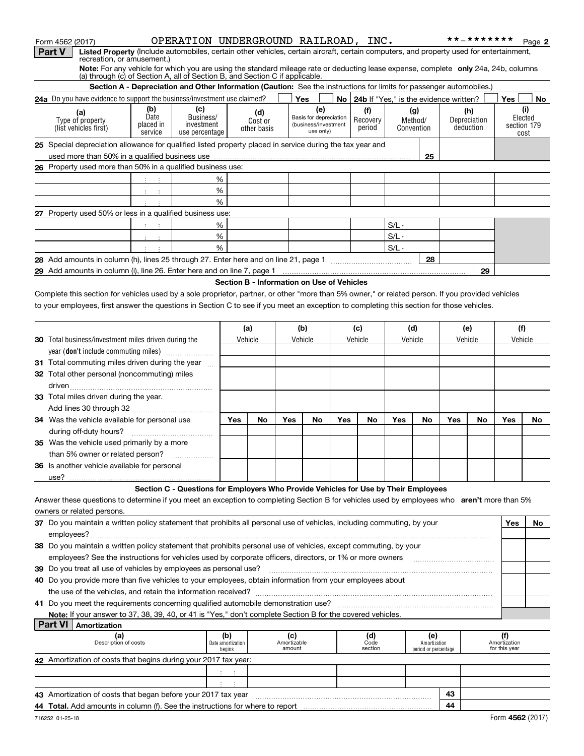Form 4562 (2017) OPERATION UNDERGROUND RAILROAD, INC. **-******* Page 2

**Part V** **Listed Property** (Include automobiles, certain other vehicles, certain aircraft, certain computers, and property used for entertainment, recreation, or amusement.)

**Note:** For any vehicle for which you are using the standard mileage rate or deducting lease expense, complete **only** 24a, 24b, columns (a) through (c) of Section A, all of Section B, and Section C if applicable.

### Section A - Depreciation and Other Information (Caution: See the instructions for limits for passenger automobiles.)

**24a** Do you have evidence to support the business/investment use claimed? Yes No **24b** If "Yes," is the evidence written? Yes No

| (a) Type of property (list vehicles first) | (b) Date placed in service | (c) Business/ investment use percentage | (d) Cost or other basis | (e) Basis for depreciation (business/investment use only) | (f) Recovery period | (g) Method/ Convention | (h) Depreciation deduction | (i) Elected section 179 cost |
|---|---|---|---|---|---|---|---|---|
| **25** Special depreciation allowance for qualified listed property placed in service during the tax year and used more than 50% in a qualified business use | | | | | | 25 | | |
| **26** Property used more than 50% in a qualified business use: | | | | | | | | |
| | | % | | | | | | |
| | | % | | | | | | |
| | | % | | | | | | |
| **27** Property used 50% or less in a qualified business use: | | | | | | | | |
| | | % | | | | S/L - | | |
| | | % | | | | S/L - | | |
| | | % | | | | S/L - | | |
| **28** Add amounts in column (h), lines 25 through 27. Enter here and on line 21, page 1 | | | | | | 28 | | |
| **29** Add amounts in column (i), line 26. Enter here and on line 7, page 1 | | | | | | | 29 | |

### Section B - Information on Use of Vehicles

Complete this section for vehicles used by a sole proprietor, partner, or other "more than 5% owner," or related person. If you provided vehicles to your employees, first answer the questions in Section C to see if you meet an exception to completing this section for those vehicles.

| | (a) Vehicle | | (b) Vehicle | | (c) Vehicle | | (d) Vehicle | | (e) Vehicle | | (f) Vehicle | |
|---|---|---|---|---|---|---|---|---|---|---|---|---|
| **30** Total business/investment miles driven during the year (**don't** include commuting miles) | | | | | | | | | | | | |
| **31** Total commuting miles driven during the year | | | | | | | | | | | | |
| **32** Total other personal (noncommuting) miles driven | | | | | | | | | | | | |
| **33** Total miles driven during the year. Add lines 30 through 32 | | | | | | | | | | | | |
| | Yes | No | Yes | No | Yes | No | Yes | No | Yes | No | Yes | No |
| **34** Was the vehicle available for personal use during off-duty hours? | | | | | | | | | | | | |
| **35** Was the vehicle used primarily by a more than 5% owner or related person? | | | | | | | | | | | | |
| **36** Is another vehicle available for personal use? | | | | | | | | | | | | |

### Section C - Questions for Employers Who Provide Vehicles for Use by Their Employees

Answer these questions to determine if you meet an exception to completing Section B for vehicles used by employees who **aren't** more than 5% owners or related persons.

| | Yes | No |
|---|---|---|
| **37** Do you maintain a written policy statement that prohibits all personal use of vehicles, including commuting, by your employees? | | |
| **38** Do you maintain a written policy statement that prohibits personal use of vehicles, except commuting, by your employees? See the instructions for vehicles used by corporate officers, directors, or 1% or more owners | | |
| **39** Do you treat all use of vehicles by employees as personal use? | | |
| **40** Do you provide more than five vehicles to your employees, obtain information from your employees about the use of the vehicles, and retain the information received? | | |
| **41** Do you meet the requirements concerning qualified automobile demonstration use? | | |

**Note:** If your answer to 37, 38, 39, 40, or 41 is "Yes," don't complete Section B for the covered vehicles.

**Part VI** **Amortization**

| (a) Description of costs | (b) Date amortization begins | (c) Amortizable amount | (d) Code section | (e) Amortization period or percentage | (f) Amortization for this year |
|---|---|---|---|---|---|
| **42** Amortization of costs that begins during your 2017 tax year: | | | | | |
| | | | | | |
| | | | | | |
| **43** Amortization of costs that began before your 2017 tax year | | | | 43 | |
| **44** **Total.** Add amounts in column (f). See the instructions for where to report | | | | 44 | |

716252 01-25-18 Form **4562** (2017)